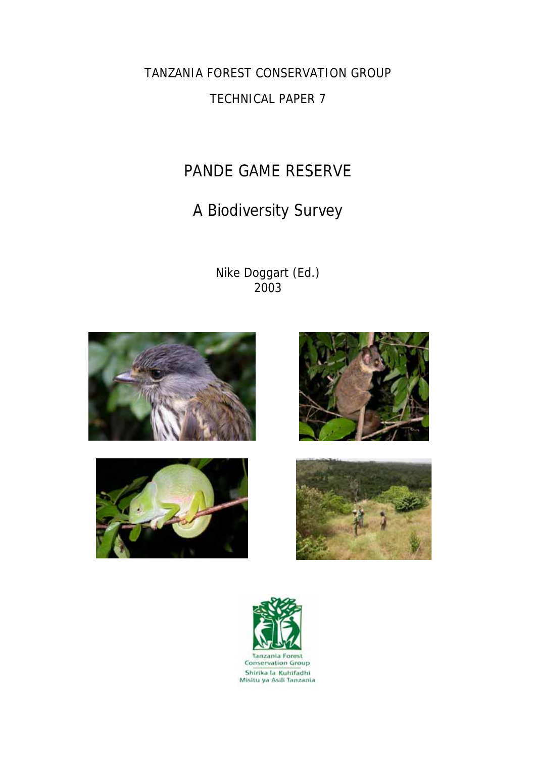TANZANIA FOREST CONSERVATION GROUP

TECHNICAL PAPER 7

# PANDE GAME RESERVE

## A Biodiversity Survey

Nike Doggart (Ed.)
2003

Tanzania Forest Conservation Group

Shirika la Kuhifadhi Misitu ya Asili Tanzania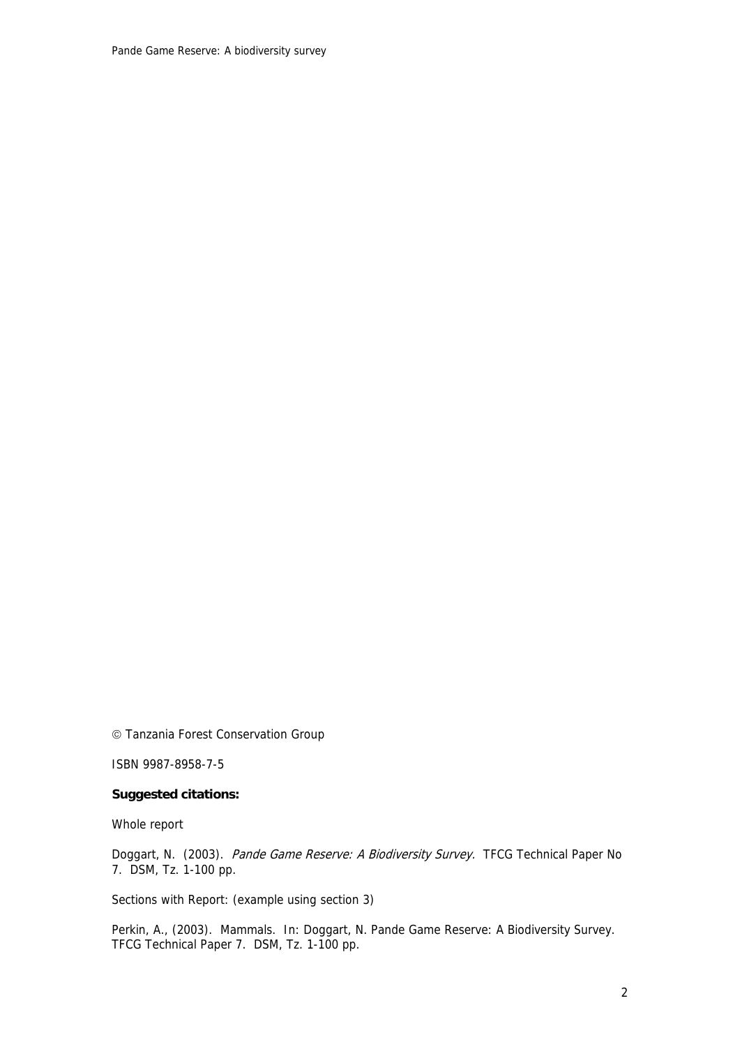© Tanzania Forest Conservation Group

ISBN 9987-8958-7-5

**Suggested citations:**

Whole report

Doggart, N. (2003). *Pande Game Reserve: A Biodiversity Survey.* TFCG Technical Paper No 7. DSM, Tz. 1-100 pp.

Sections with Report: (example using section 3)

Perkin, A., (2003). Mammals. In: Doggart, N. Pande Game Reserve: A Biodiversity Survey. TFCG Technical Paper 7. DSM, Tz. 1-100 pp.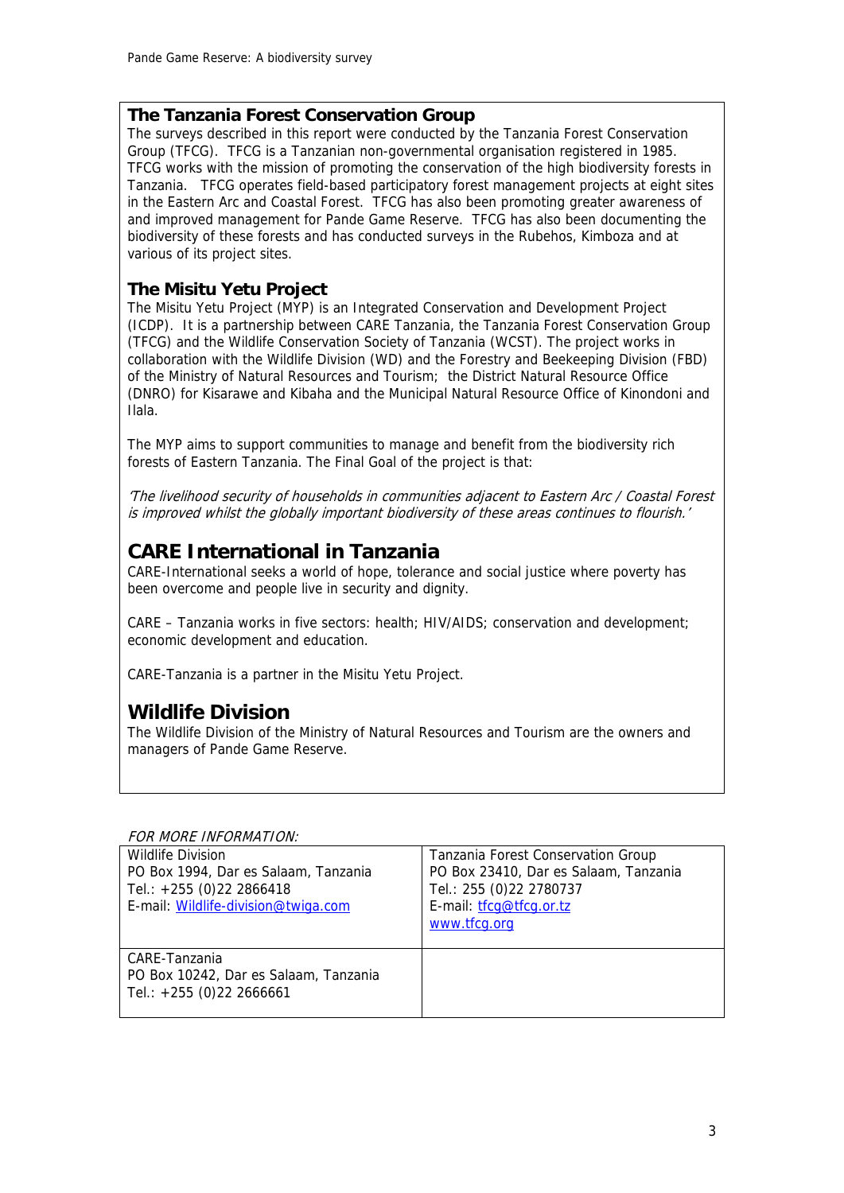## The Tanzania Forest Conservation Group

The surveys described in this report were conducted by the Tanzania Forest Conservation Group (TFCG). TFCG is a Tanzanian non-governmental organisation registered in 1985. TFCG works with the mission of promoting the conservation of the high biodiversity forests in Tanzania. TFCG operates field-based participatory forest management projects at eight sites in the Eastern Arc and Coastal Forest. TFCG has also been promoting greater awareness of and improved management for Pande Game Reserve. TFCG has also been documenting the biodiversity of these forests and has conducted surveys in the Rubehos, Kimboza and at various of its project sites.

## The Misitu Yetu Project

The Misitu Yetu Project (MYP) is an Integrated Conservation and Development Project (ICDP). It is a partnership between CARE Tanzania, the Tanzania Forest Conservation Group (TFCG) and the Wildlife Conservation Society of Tanzania (WCST). The project works in collaboration with the Wildlife Division (WD) and the Forestry and Beekeeping Division (FBD) of the Ministry of Natural Resources and Tourism; the District Natural Resource Office (DNRO) for Kisarawe and Kibaha and the Municipal Natural Resource Office of Kinondoni and Ilala.

The MYP aims to support communities to manage and benefit from the biodiversity rich forests of Eastern Tanzania. The Final Goal of the project is that:

*'The livelihood security of households in communities adjacent to Eastern Arc / Coastal Forest is improved whilst the globally important biodiversity of these areas continues to flourish.'*

# CARE International in Tanzania

CARE-International seeks a world of hope, tolerance and social justice where poverty has been overcome and people live in security and dignity.

CARE – Tanzania works in five sectors: health; HIV/AIDS; conservation and development; economic development and education.

CARE-Tanzania is a partner in the Misitu Yetu Project.

# Wildlife Division

The Wildlife Division of the Ministry of Natural Resources and Tourism are the owners and managers of Pande Game Reserve.

*FOR MORE INFORMATION:*

| | |
|---|---|
| Wildlife Division<br>PO Box 1994, Dar es Salaam, Tanzania<br>Tel.: +255 (0)22 2866418<br>E-mail: Wildlife-division@twiga.com | Tanzania Forest Conservation Group<br>PO Box 23410, Dar es Salaam, Tanzania<br>Tel.: 255 (0)22 2780737<br>E-mail: tfcg@tfcg.or.tz<br>www.tfcg.org |
| CARE-Tanzania<br>PO Box 10242, Dar es Salaam, Tanzania<br>Tel.: +255 (0)22 2666661 | |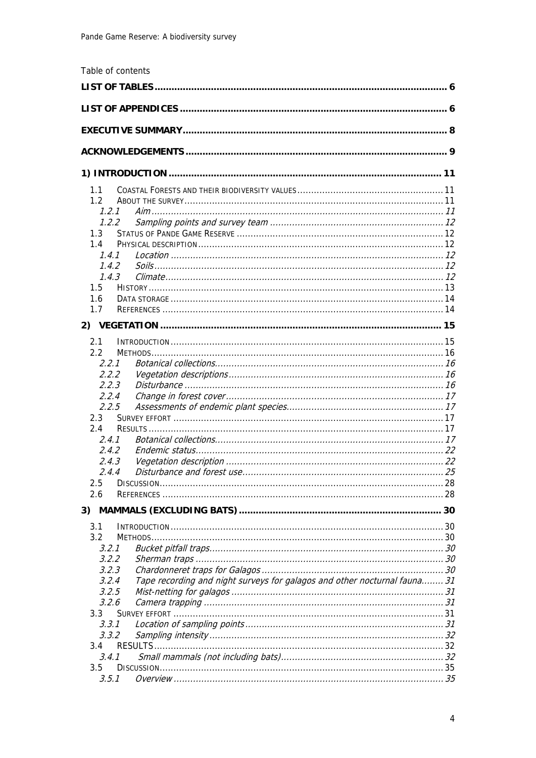Table of contents

**LIST OF TABLES** ........................................................................................................ 6

**LIST OF APPENDICES** ................................................................................................. 6

**EXECUTIVE SUMMARY** ................................................................................................. 8

**ACKNOWLEDGEMENTS** ................................................................................................ 9

**1) INTRODUCTION** ..................................................................................................... 11

- 1.1 COASTAL FORESTS AND THEIR BIODIVERSITY VALUES .................................................... 11
- 1.2 ABOUT THE SURVEY ................................................................................................ 11
  - *1.2.1 Aim* ......................................................................................................... 11
  - *1.2.2 Sampling points and survey team* ................................................................. 12
- 1.3 STATUS OF PANDE GAME RESERVE ............................................................................ 12
- 1.4 PHYSICAL DESCRIPTION ............................................................................................ 12
  - *1.4.1 Location* ................................................................................................... 12
  - *1.4.2 Soils* ........................................................................................................ 12
  - *1.4.3 Climate* .................................................................................................... 12
- 1.5 HISTORY ................................................................................................................ 13
- 1.6 DATA STORAGE ....................................................................................................... 14
- 1.7 REFERENCES .......................................................................................................... 14

**2) VEGETATION** ........................................................................................................ 15

- 2.1 INTRODUCTION ....................................................................................................... 15
- 2.2 METHODS .............................................................................................................. 16
  - *2.2.1 Botanical collections* .................................................................................... 16
  - *2.2.2 Vegetation descriptions* ................................................................................ 16
  - *2.2.3 Disturbance* ............................................................................................... 16
  - *2.2.4 Change in forest cover* ................................................................................. 17
  - *2.2.5 Assessments of endemic plant species* ............................................................ 17
- 2.3 SURVEY EFFORT ...................................................................................................... 17
- 2.4 RESULTS ................................................................................................................ 17
  - *2.4.1 Botanical collections* .................................................................................... 17
  - *2.4.2 Endemic status* ........................................................................................... 22
  - *2.4.3 Vegetation description* ................................................................................. 22
  - *2.4.4 Disturbance and forest use* ........................................................................... 25
- 2.5 DISCUSSION ........................................................................................................... 28
- 2.6 REFERENCES .......................................................................................................... 28

**3) MAMMALS (EXCLUDING BATS)** ................................................................................. 30

- 3.1 INTRODUCTION ....................................................................................................... 30
- 3.2 METHODS .............................................................................................................. 30
  - *3.2.1 Bucket pitfall traps* ...................................................................................... 30
  - *3.2.2 Sherman traps* ........................................................................................... 30
  - *3.2.3 Chardonneret traps for Galagos* .................................................................... 30
  - *3.2.4 Tape recording and night surveys for galagos and other nocturnal fauna* ............. 31
  - *3.2.5 Mist-netting for galagos* ............................................................................... 31
  - *3.2.6 Camera trapping* ......................................................................................... 31
- 3.3 SURVEY EFFORT ...................................................................................................... 31
  - *3.3.1 Location of sampling points* .......................................................................... 31
  - *3.3.2 Sampling intensity* ...................................................................................... 32
- 3.4 RESULTS ................................................................................................................ 32
  - *3.4.1 Small mammals (not including bats)* ............................................................... 32
- 3.5 DISCUSSION ........................................................................................................... 35
  - *3.5.1 Overview* .................................................................................................. 35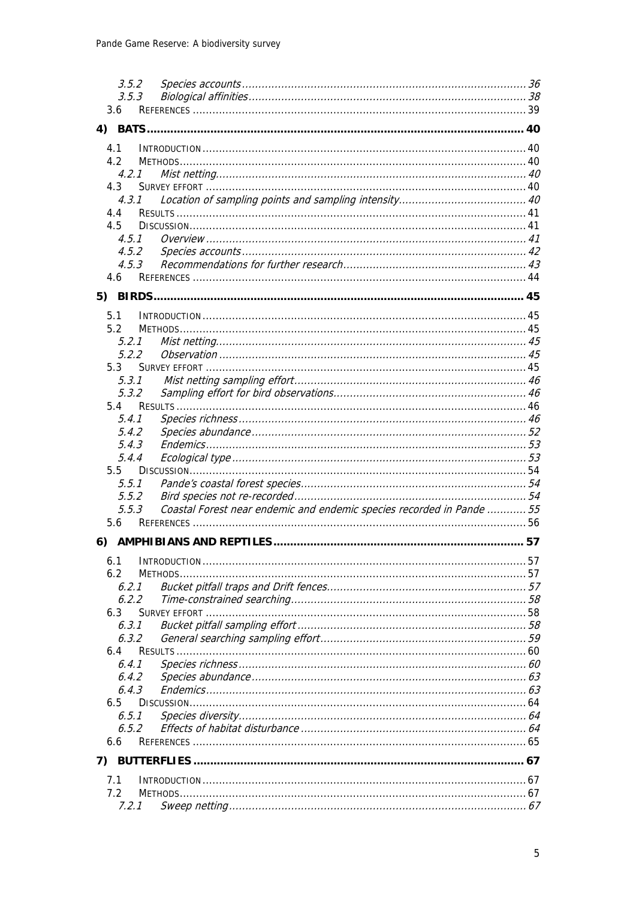3.5.2 *Species accounts* ...................................................................................... 36
3.5.3 *Biological affinities* .................................................................................... 38
3.6 REFERENCES ..................................................................................................... 39

**4) BATS** ............................................................................................................. **40**

4.1 INTRODUCTION .................................................................................................. 40
4.2 METHODS ........................................................................................................... 40
4.2.1 *Mist netting* ............................................................................................. 40
4.3 SURVEY EFFORT ................................................................................................. 40
4.3.1 *Location of sampling points and sampling intensity* ...................................... 40
4.4 RESULTS ............................................................................................................ 41
4.5 DISCUSSION ....................................................................................................... 41
4.5.1 *Overview* ................................................................................................. 41
4.5.2 *Species accounts* ...................................................................................... 42
4.5.3 *Recommendations for further research* ........................................................ 43
4.6 REFERENCES ..................................................................................................... 44

**5) BIRDS** ............................................................................................................ **45**

5.1 INTRODUCTION .................................................................................................. 45
5.2 METHODS ........................................................................................................... 45
5.2.1 *Mist netting* ............................................................................................. 45
5.2.2 *Observation* ............................................................................................. 45
5.3 SURVEY EFFORT ................................................................................................. 45
5.3.1 *Mist netting sampling effort* ....................................................................... 46
5.3.2 *Sampling effort for bird observations* ........................................................... 46
5.4 RESULTS ............................................................................................................ 46
5.4.1 *Species richness* ....................................................................................... 46
5.4.2 *Species abundance* ................................................................................... 52
5.4.3 *Endemics* ................................................................................................. 53
5.4.4 *Ecological type* ......................................................................................... 53
5.5 DISCUSSION ....................................................................................................... 54
5.5.1 *Pande's coastal forest species* .................................................................... 54
5.5.2 *Bird species not re-recorded* ...................................................................... 54
5.5.3 *Coastal Forest near endemic and endemic species recorded in Pande* ............ 55
5.6 REFERENCES ..................................................................................................... 56

**6) AMPHIBIANS AND REPTILES** .......................................................................... **57**

6.1 INTRODUCTION .................................................................................................. 57
6.2 METHODS ........................................................................................................... 57
6.2.1 *Bucket pitfall traps and Drift fences* ............................................................ 57
6.2.2 *Time-constrained searching* ....................................................................... 58
6.3 SURVEY EFFORT ................................................................................................. 58
6.3.1 *Bucket pitfall sampling effort* ..................................................................... 58
6.3.2 *General searching sampling effort* ............................................................... 59
6.4 RESULTS ............................................................................................................ 60
6.4.1 *Species richness* ....................................................................................... 60
6.4.2 *Species abundance* ................................................................................... 63
6.4.3 *Endemics* ................................................................................................. 63
6.5 DISCUSSION ....................................................................................................... 64
6.5.1 *Species diversity* ....................................................................................... 64
6.5.2 *Effects of habitat disturbance* .................................................................... 64
6.6 REFERENCES ..................................................................................................... 65

**7) BUTTERFLIES** .................................................................................................. **67**

7.1 INTRODUCTION .................................................................................................. 67
7.2 METHODS ........................................................................................................... 67
7.2.1 *Sweep netting* .......................................................................................... 67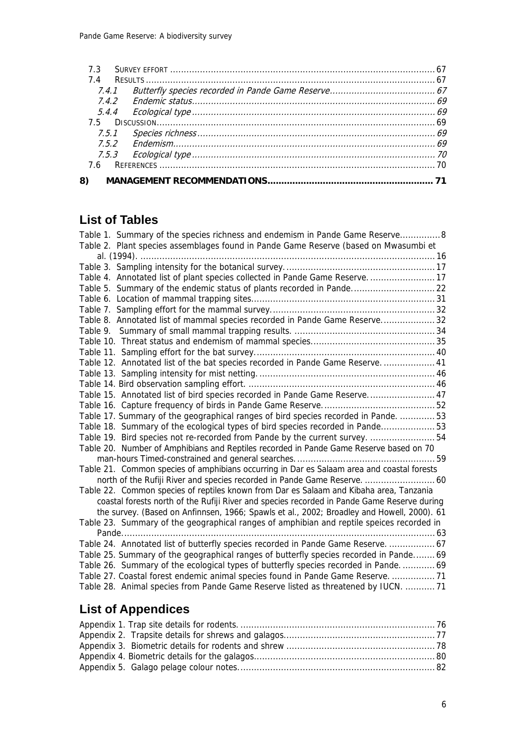7.3 SURVEY EFFORT ........................................................................................................ 67
7.4 RESULTS .................................................................................................................. 67
*7.4.1 Butterfly species recorded in Pande Game Reserve........................................ 67*
*7.4.2 Endemic status.............................................................................................. 69*
*5.4.4 Ecological type ............................................................................................. 69*
7.5 DISCUSSION............................................................................................................. 69
*7.5.1 Species richness ............................................................................................ 69*
*7.5.2 Endemism...................................................................................................... 69*
*7.5.3 Ecological type ............................................................................................. 70*
7.6 REFERENCES ............................................................................................................ 70

**8) MANAGEMENT RECOMMENDATIONS............................................................ 71**

## List of Tables

Table 1. Summary of the species richness and endemism in Pande Game Reserve...............8
Table 2. Plant species assemblages found in Pande Game Reserve (based on Mwasumbi et al. (1994). ........................................................................................................... 16
Table 3. Sampling intensity for the botanical survey....................................................... 17
Table 4. Annotated list of plant species collected in Pande Game Reserve. ........................ 17
Table 5. Summary of the endemic status of plants recorded in Pande. ............................... 22
Table 6. Location of mammal trapping sites................................................................... 31
Table 7. Sampling effort for the mammal survey............................................................ 32
Table 8. Annotated list of mammal species recorded in Pande Game Reserve.................... 32
Table 9. Summary of small mammal trapping results. .................................................... 34
Table 10. Threat status and endemism of mammal species............................................. 35
Table 11. Sampling effort for the bat survey.................................................................. 40
Table 12. Annotated list of the bat species recorded in Pande Game Reserve. ................... 41
Table 13. Sampling intensity for mist netting................................................................. 46
Table 14. Bird observation sampling effort. .................................................................... 46
Table 15. Annotated list of bird species recorded in Pande Game Reserve......................... 47
Table 16. Capture frequency of birds in Pande Game Reserve.......................................... 52
Table 17. Summary of the geographical ranges of bird species recorded in Pande. ............. 53
Table 18. Summary of the ecological types of bird species recorded in Pande.................... 53
Table 19. Bird species not re-recorded from Pande by the current survey. ........................ 54
Table 20. Number of Amphibians and Reptiles recorded in Pande Game Reserve based on 70 man-hours Timed-constrained and general searches. .................................................. 59
Table 21. Common species of amphibians occurring in Dar es Salaam area and coastal forests north of the Rufiji River and species recorded in Pande Game Reserve. .......................... 60
Table 22. Common species of reptiles known from Dar es Salaam and Kibaha area, Tanzania coastal forests north of the Rufiji River and species recorded in Pande Game Reserve during the survey. (Based on Anfinnsen, 1966; Spawls et al., 2002; Broadley and Howell, 2000). 61
Table 23. Summary of the geographical ranges of amphibian and reptile speices recorded in Pande................................................................................................................... 63
Table 24. Annotated list of butterfly species recorded in Pande Game Reserve. ................. 67
Table 25. Summary of the geographical ranges of butterfly species recorded in Pande........ 69
Table 26. Summary of the ecological types of butterfly species recorded in Pande. ............ 69
Table 27. Coastal forest endemic animal species found in Pande Game Reserve. ................ 71
Table 28. Animal species from Pande Game Reserve listed as threatened by IUCN. ........... 71

## List of Appendices

Appendix 1. Trap site details for rodents. ....................................................................... 76
Appendix 2. Trapsite details for shrews and galagos....................................................... 77
Appendix 3. Biometric details for rodents and shrew ...................................................... 78
Appendix 4. Biometric details for the galagos................................................................. 80
Appendix 5. Galago pelage colour notes........................................................................ 82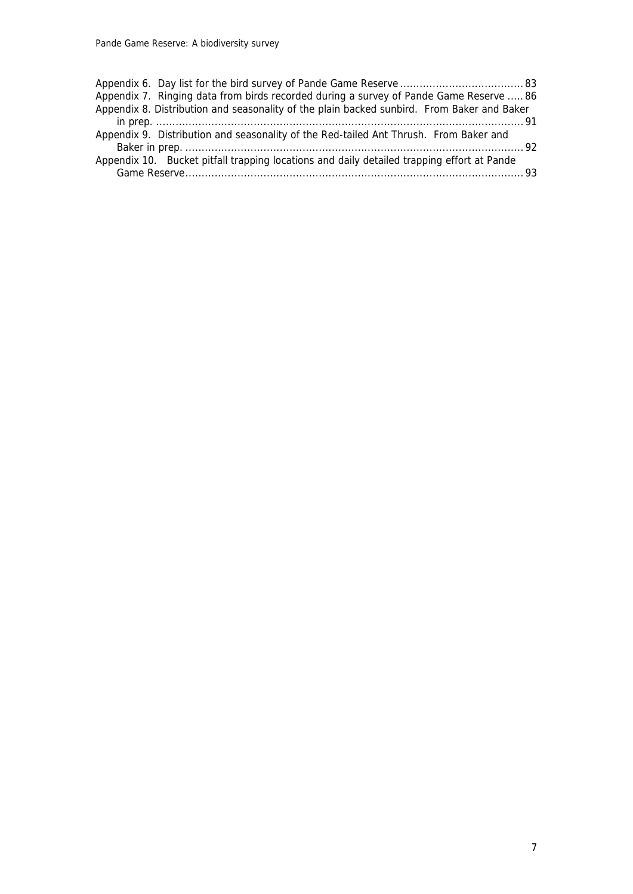Appendix 6. Day list for the bird survey of Pande Game Reserve ..................................... 83

Appendix 7. Ringing data from birds recorded during a survey of Pande Game Reserve ..... 86

Appendix 8. Distribution and seasonality of the plain backed sunbird. From Baker and Baker in prep. ................................................................................................................ 91

Appendix 9. Distribution and seasonality of the Red-tailed Ant Thrush. From Baker and Baker in prep. ....................................................................................................... 92

Appendix 10. Bucket pitfall trapping locations and daily detailed trapping effort at Pande Game Reserve...................................................................................................... 93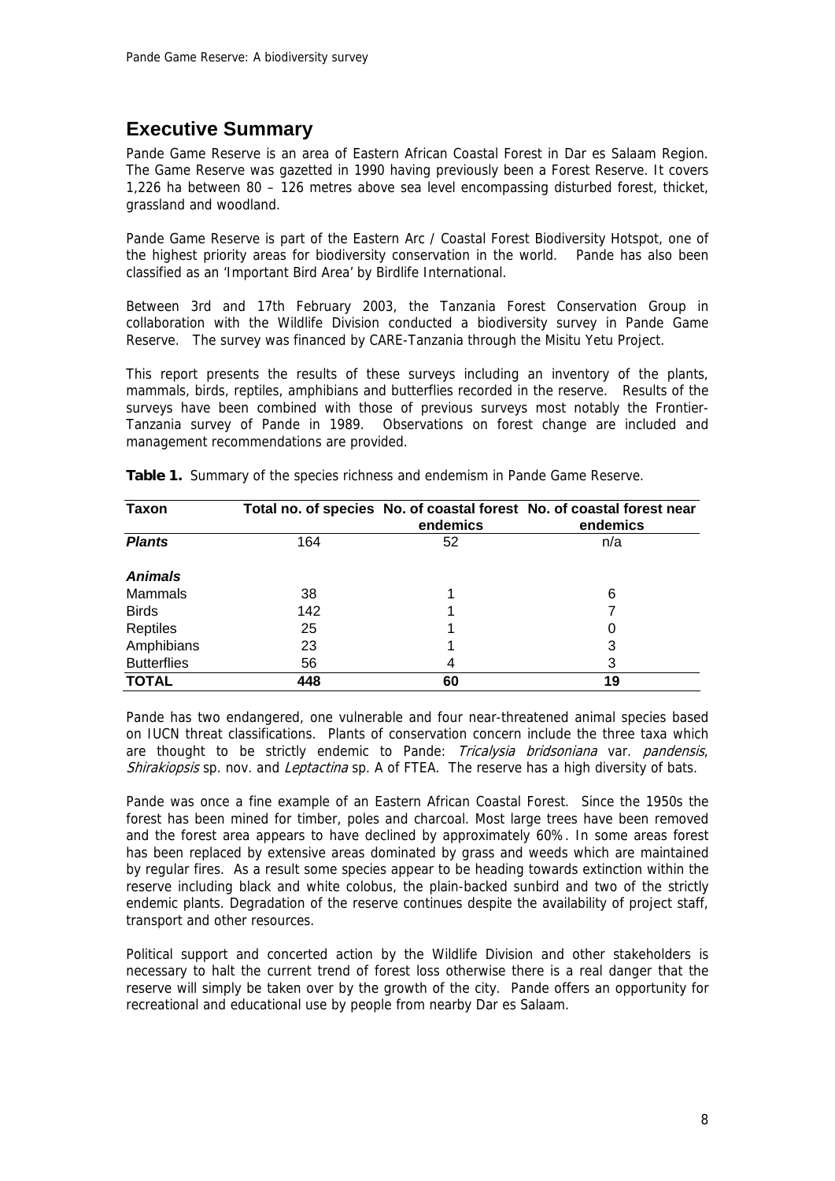## Executive Summary

Pande Game Reserve is an area of Eastern African Coastal Forest in Dar es Salaam Region. The Game Reserve was gazetted in 1990 having previously been a Forest Reserve. It covers 1,226 ha between 80 – 126 metres above sea level encompassing disturbed forest, thicket, grassland and woodland.

Pande Game Reserve is part of the Eastern Arc / Coastal Forest Biodiversity Hotspot, one of the highest priority areas for biodiversity conservation in the world. Pande has also been classified as an 'Important Bird Area' by Birdlife International.

Between 3rd and 17th February 2003, the Tanzania Forest Conservation Group in collaboration with the Wildlife Division conducted a biodiversity survey in Pande Game Reserve. The survey was financed by CARE-Tanzania through the Misitu Yetu Project.

This report presents the results of these surveys including an inventory of the plants, mammals, birds, reptiles, amphibians and butterflies recorded in the reserve. Results of the surveys have been combined with those of previous surveys most notably the Frontier-Tanzania survey of Pande in 1989. Observations on forest change are included and management recommendations are provided.

**Table 1.** Summary of the species richness and endemism in Pande Game Reserve.

| Taxon | Total no. of species | No. of coastal forest endemics | No. of coastal forest near endemics |
|---|---|---|---|
| ***Plants*** | 164 | 52 | n/a |
| ***Animals*** | | | |
| Mammals | 38 | 1 | 6 |
| Birds | 142 | 1 | 7 |
| Reptiles | 25 | 1 | 0 |
| Amphibians | 23 | 1 | 3 |
| Butterflies | 56 | 4 | 3 |
| **TOTAL** | **448** | **60** | **19** |

Pande has two endangered, one vulnerable and four near-threatened animal species based on IUCN threat classifications. Plants of conservation concern include the three taxa which are thought to be strictly endemic to Pande: *Tricalysia bridsoniana* var. *pandensis*, *Shirakiopsis* sp. nov. and *Leptactina* sp. A of FTEA. The reserve has a high diversity of bats.

Pande was once a fine example of an Eastern African Coastal Forest. Since the 1950s the forest has been mined for timber, poles and charcoal. Most large trees have been removed and the forest area appears to have declined by approximately 60%. In some areas forest has been replaced by extensive areas dominated by grass and weeds which are maintained by regular fires. As a result some species appear to be heading towards extinction within the reserve including black and white colobus, the plain-backed sunbird and two of the strictly endemic plants. Degradation of the reserve continues despite the availability of project staff, transport and other resources.

Political support and concerted action by the Wildlife Division and other stakeholders is necessary to halt the current trend of forest loss otherwise there is a real danger that the reserve will simply be taken over by the growth of the city. Pande offers an opportunity for recreational and educational use by people from nearby Dar es Salaam.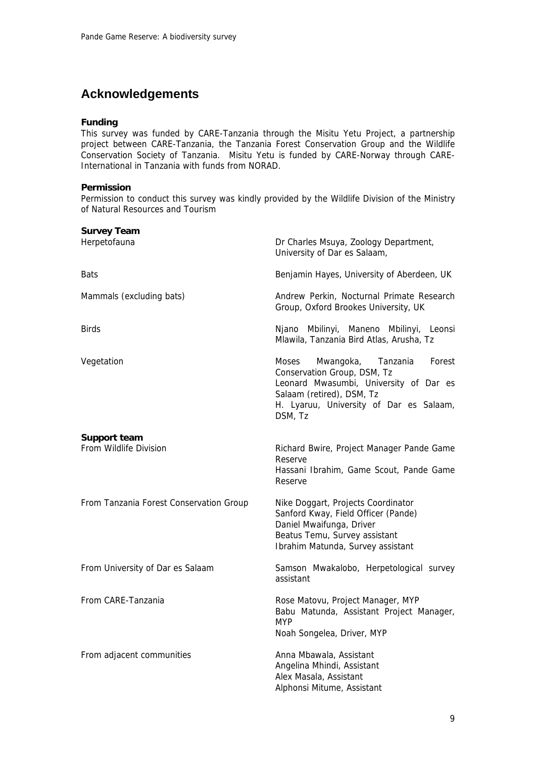## Acknowledgements

**Funding**

This survey was funded by CARE-Tanzania through the Misitu Yetu Project, a partnership project between CARE-Tanzania, the Tanzania Forest Conservation Group and the Wildlife Conservation Society of Tanzania. Misitu Yetu is funded by CARE-Norway through CARE-International in Tanzania with funds from NORAD.

**Permission**

Permission to conduct this survey was kindly provided by the Wildlife Division of the Ministry of Natural Resources and Tourism

**Survey Team**

| | |
|---|---|
| Herpetofauna | Dr Charles Msuya, Zoology Department, University of Dar es Salaam, |
| Bats | Benjamin Hayes, University of Aberdeen, UK |
| Mammals (excluding bats) | Andrew Perkin, Nocturnal Primate Research Group, Oxford Brookes University, UK |
| Birds | Njano Mbilinyi, Maneno Mbilinyi, Leonsi Mlawila, Tanzania Bird Atlas, Arusha, Tz |
| Vegetation | Moses Mwangoka, Tanzania Forest Conservation Group, DSM, Tz<br>Leonard Mwasumbi, University of Dar es Salaam (retired), DSM, Tz<br>H. Lyaruu, University of Dar es Salaam, DSM, Tz |

**Support team**

| | |
|---|---|
| From Wildlife Division | Richard Bwire, Project Manager Pande Game Reserve<br>Hassani Ibrahim, Game Scout, Pande Game Reserve |
| From Tanzania Forest Conservation Group | Nike Doggart, Projects Coordinator<br>Sanford Kway, Field Officer (Pande)<br>Daniel Mwaifunga, Driver<br>Beatus Temu, Survey assistant<br>Ibrahim Matunda, Survey assistant |
| From University of Dar es Salaam | Samson Mwakalobo, Herpetological survey assistant |
| From CARE-Tanzania | Rose Matovu, Project Manager, MYP<br>Babu Matunda, Assistant Project Manager, MYP<br>Noah Songelea, Driver, MYP |
| From adjacent communities | Anna Mbawala, Assistant<br>Angelina Mhindi, Assistant<br>Alex Masala, Assistant<br>Alphonsi Mitume, Assistant |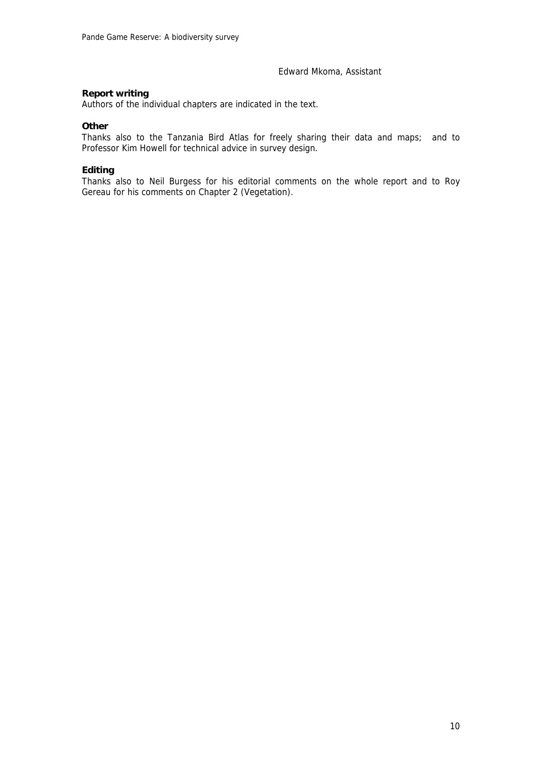Edward Mkoma, Assistant

**Report writing**

Authors of the individual chapters are indicated in the text.

**Other**

Thanks also to the Tanzania Bird Atlas for freely sharing their data and maps; and to Professor Kim Howell for technical advice in survey design.

**Editing**

Thanks also to Neil Burgess for his editorial comments on the whole report and to Roy Gereau for his comments on Chapter 2 (Vegetation).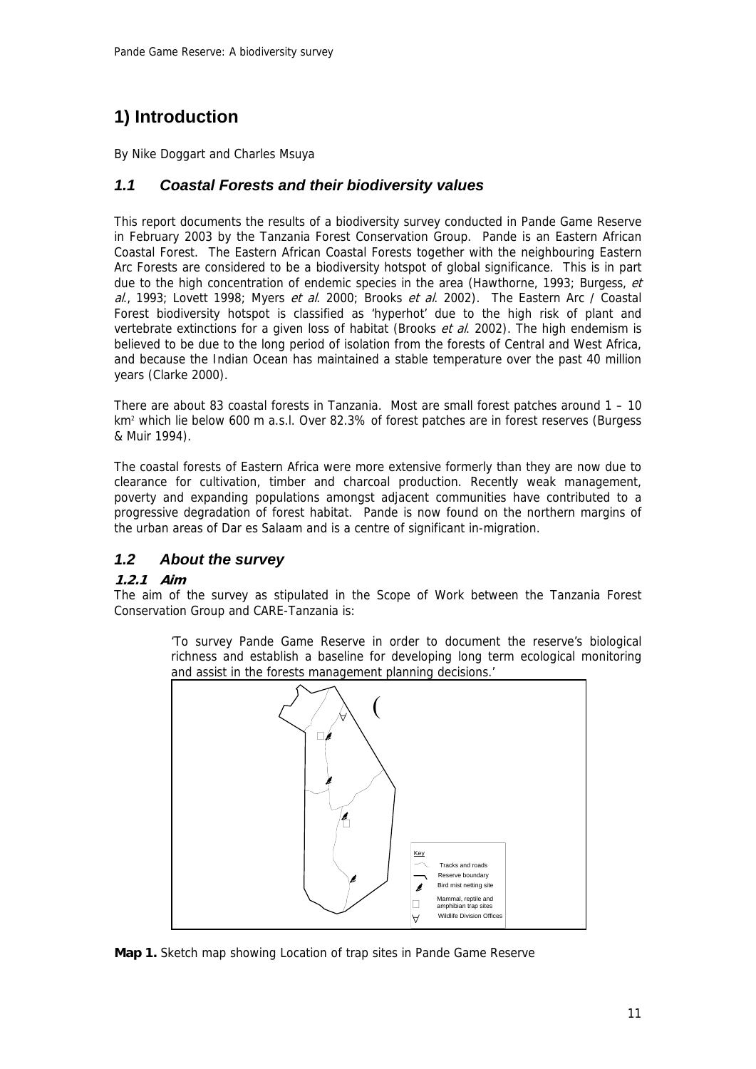# 1) Introduction

By Nike Doggart and Charles Msuya

## 1.1 Coastal Forests and their biodiversity values

This report documents the results of a biodiversity survey conducted in Pande Game Reserve in February 2003 by the Tanzania Forest Conservation Group. Pande is an Eastern African Coastal Forest. The Eastern African Coastal Forests together with the neighbouring Eastern Arc Forests are considered to be a biodiversity hotspot of global significance. This is in part due to the high concentration of endemic species in the area (Hawthorne, 1993; Burgess, *et al.*, 1993; Lovett 1998; Myers *et al.* 2000; Brooks *et al.* 2002). The Eastern Arc / Coastal Forest biodiversity hotspot is classified as 'hyperhot' due to the high risk of plant and vertebrate extinctions for a given loss of habitat (Brooks *et al.* 2002). The high endemism is believed to be due to the long period of isolation from the forests of Central and West Africa, and because the Indian Ocean has maintained a stable temperature over the past 40 million years (Clarke 2000).

There are about 83 coastal forests in Tanzania. Most are small forest patches around 1 – 10 $km^2$ which lie below 600 m a.s.l. Over 82.3% of forest patches are in forest reserves (Burgess & Muir 1994).

The coastal forests of Eastern Africa were more extensive formerly than they are now due to clearance for cultivation, timber and charcoal production. Recently weak management, poverty and expanding populations amongst adjacent communities have contributed to a progressive degradation of forest habitat. Pande is now found on the northern margins of the urban areas of Dar es Salaam and is a centre of significant in-migration.

## 1.2 About the survey

### 1.2.1 Aim

The aim of the survey as stipulated in the Scope of Work between the Tanzania Forest Conservation Group and CARE-Tanzania is:

> 'To survey Pande Game Reserve in order to document the reserve's biological richness and establish a baseline for developing long term ecological monitoring and assist in the forests management planning decisions.'

Key
- Tracks and roads
- Reserve boundary
- Bird mist netting site
- Mammal, reptile and amphibian trap sites
- Wildlife Division Offices

**Map 1.** Sketch map showing Location of trap sites in Pande Game Reserve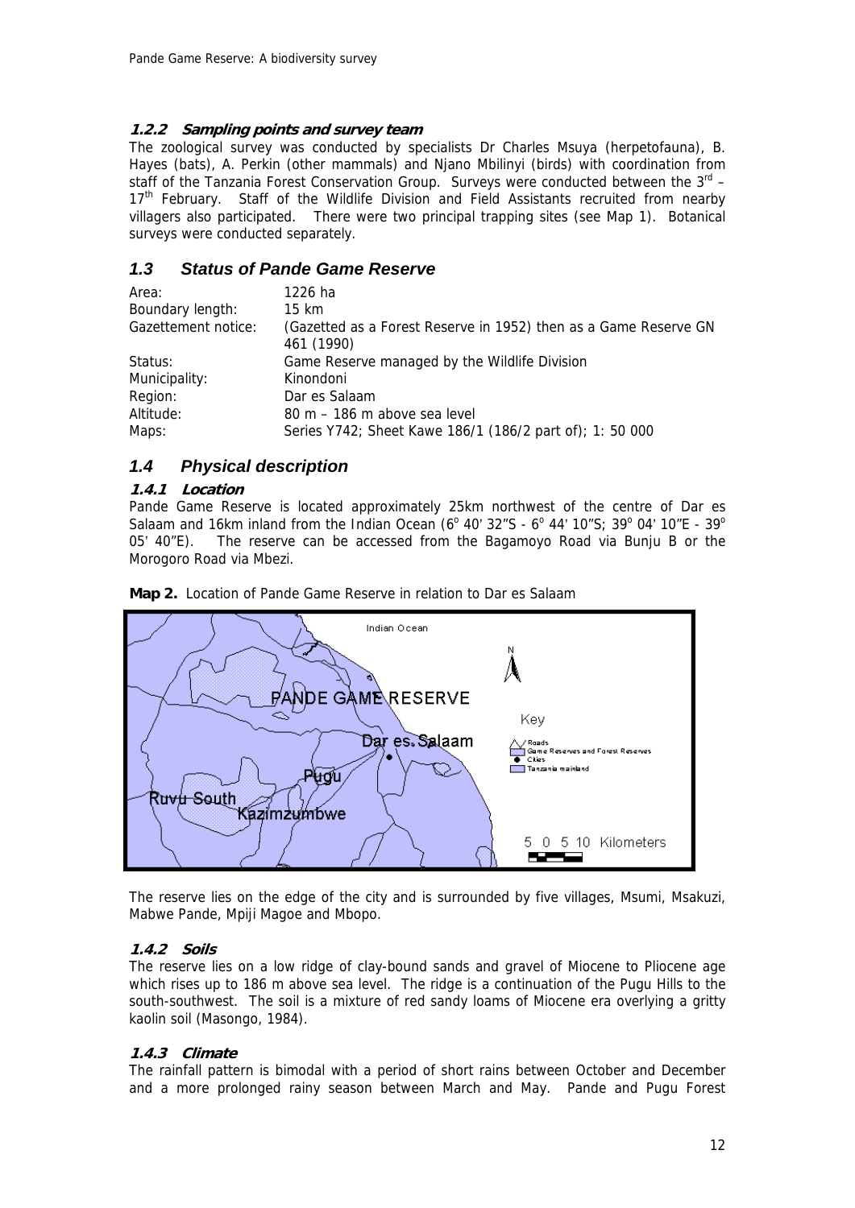#### 1.2.2 Sampling points and survey team

The zoological survey was conducted by specialists Dr Charles Msuya (herpetofauna), B. Hayes (bats), A. Perkin (other mammals) and Njano Mbilinyi (birds) with coordination from staff of the Tanzania Forest Conservation Group. Surveys were conducted between the 3rd – 17th February. Staff of the Wildlife Division and Field Assistants recruited from nearby villagers also participated. There were two principal trapping sites (see Map 1). Botanical surveys were conducted separately.

## 1.3 Status of Pande Game Reserve

| | |
|---|---|
| Area: | 1226 ha |
| Boundary length: | 15 km |
| Gazettement notice: | (Gazetted as a Forest Reserve in 1952) then as a Game Reserve GN 461 (1990) |
| Status: | Game Reserve managed by the Wildlife Division |
| Municipality: | Kinondoni |
| Region: | Dar es Salaam |
| Altitude: | 80 m – 186 m above sea level |
| Maps: | Series Y742; Sheet Kawe 186/1 (186/2 part of); 1: 50 000 |

## 1.4 Physical description

#### 1.4.1 Location

Pande Game Reserve is located approximately 25km northwest of the centre of Dar es Salaam and 16km inland from the Indian Ocean (6° 40' 32"S - 6° 44' 10"S; 39° 04' 10"E - 39° 05' 40"E). The reserve can be accessed from the Bagamoyo Road via Bunju B or the Morogoro Road via Mbezi.

**Map 2.** Location of Pande Game Reserve in relation to Dar es Salaam

The reserve lies on the edge of the city and is surrounded by five villages, Msumi, Msakuzi, Mabwe Pande, Mpiji Magoe and Mbopo.

#### 1.4.2 Soils

The reserve lies on a low ridge of clay-bound sands and gravel of Miocene to Pliocene age which rises up to 186 m above sea level. The ridge is a continuation of the Pugu Hills to the south-southwest. The soil is a mixture of red sandy loams of Miocene era overlying a gritty kaolin soil (Masongo, 1984).

#### 1.4.3 Climate

The rainfall pattern is bimodal with a period of short rains between October and December and a more prolonged rainy season between March and May. Pande and Pugu Forest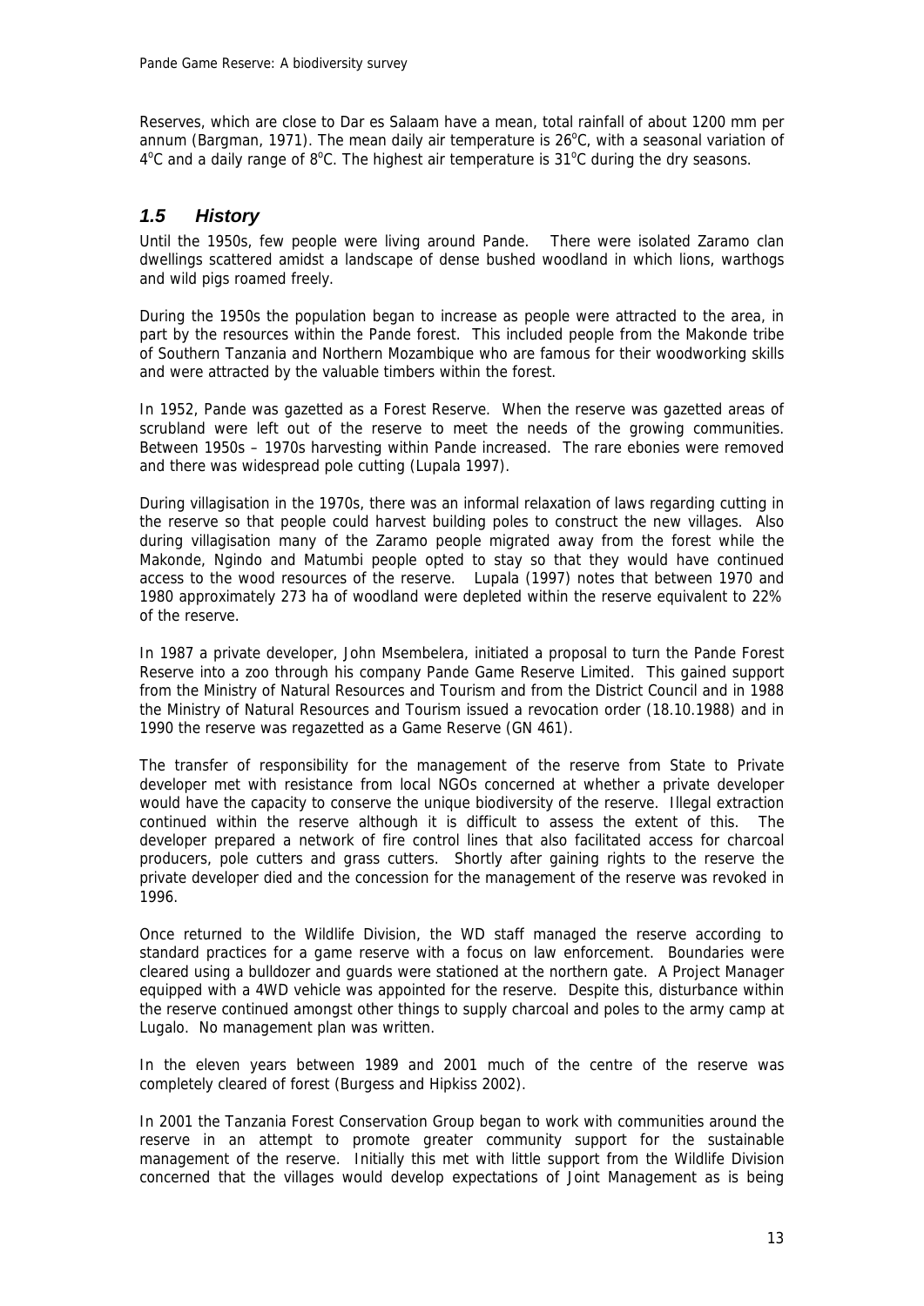Reserves, which are close to Dar es Salaam have a mean, total rainfall of about 1200 mm per annum (Bargman, 1971). The mean daily air temperature is 26°C, with a seasonal variation of 4°C and a daily range of 8°C. The highest air temperature is 31°C during the dry seasons.

## *1.5 History*

Until the 1950s, few people were living around Pande. There were isolated Zaramo clan dwellings scattered amidst a landscape of dense bushed woodland in which lions, warthogs and wild pigs roamed freely.

During the 1950s the population began to increase as people were attracted to the area, in part by the resources within the Pande forest. This included people from the Makonde tribe of Southern Tanzania and Northern Mozambique who are famous for their woodworking skills and were attracted by the valuable timbers within the forest.

In 1952, Pande was gazetted as a Forest Reserve. When the reserve was gazetted areas of scrubland were left out of the reserve to meet the needs of the growing communities. Between 1950s – 1970s harvesting within Pande increased. The rare ebonies were removed and there was widespread pole cutting (Lupala 1997).

During villagisation in the 1970s, there was an informal relaxation of laws regarding cutting in the reserve so that people could harvest building poles to construct the new villages. Also during villagisation many of the Zaramo people migrated away from the forest while the Makonde, Ngindo and Matumbi people opted to stay so that they would have continued access to the wood resources of the reserve. Lupala (1997) notes that between 1970 and 1980 approximately 273 ha of woodland were depleted within the reserve equivalent to 22% of the reserve.

In 1987 a private developer, John Msembelera, initiated a proposal to turn the Pande Forest Reserve into a zoo through his company Pande Game Reserve Limited. This gained support from the Ministry of Natural Resources and Tourism and from the District Council and in 1988 the Ministry of Natural Resources and Tourism issued a revocation order (18.10.1988) and in 1990 the reserve was regazetted as a Game Reserve (GN 461).

The transfer of responsibility for the management of the reserve from State to Private developer met with resistance from local NGOs concerned at whether a private developer would have the capacity to conserve the unique biodiversity of the reserve. Illegal extraction continued within the reserve although it is difficult to assess the extent of this. The developer prepared a network of fire control lines that also facilitated access for charcoal producers, pole cutters and grass cutters. Shortly after gaining rights to the reserve the private developer died and the concession for the management of the reserve was revoked in 1996.

Once returned to the Wildlife Division, the WD staff managed the reserve according to standard practices for a game reserve with a focus on law enforcement. Boundaries were cleared using a bulldozer and guards were stationed at the northern gate. A Project Manager equipped with a 4WD vehicle was appointed for the reserve. Despite this, disturbance within the reserve continued amongst other things to supply charcoal and poles to the army camp at Lugalo. No management plan was written.

In the eleven years between 1989 and 2001 much of the centre of the reserve was completely cleared of forest (Burgess and Hipkiss 2002).

In 2001 the Tanzania Forest Conservation Group began to work with communities around the reserve in an attempt to promote greater community support for the sustainable management of the reserve. Initially this met with little support from the Wildlife Division concerned that the villages would develop expectations of Joint Management as is being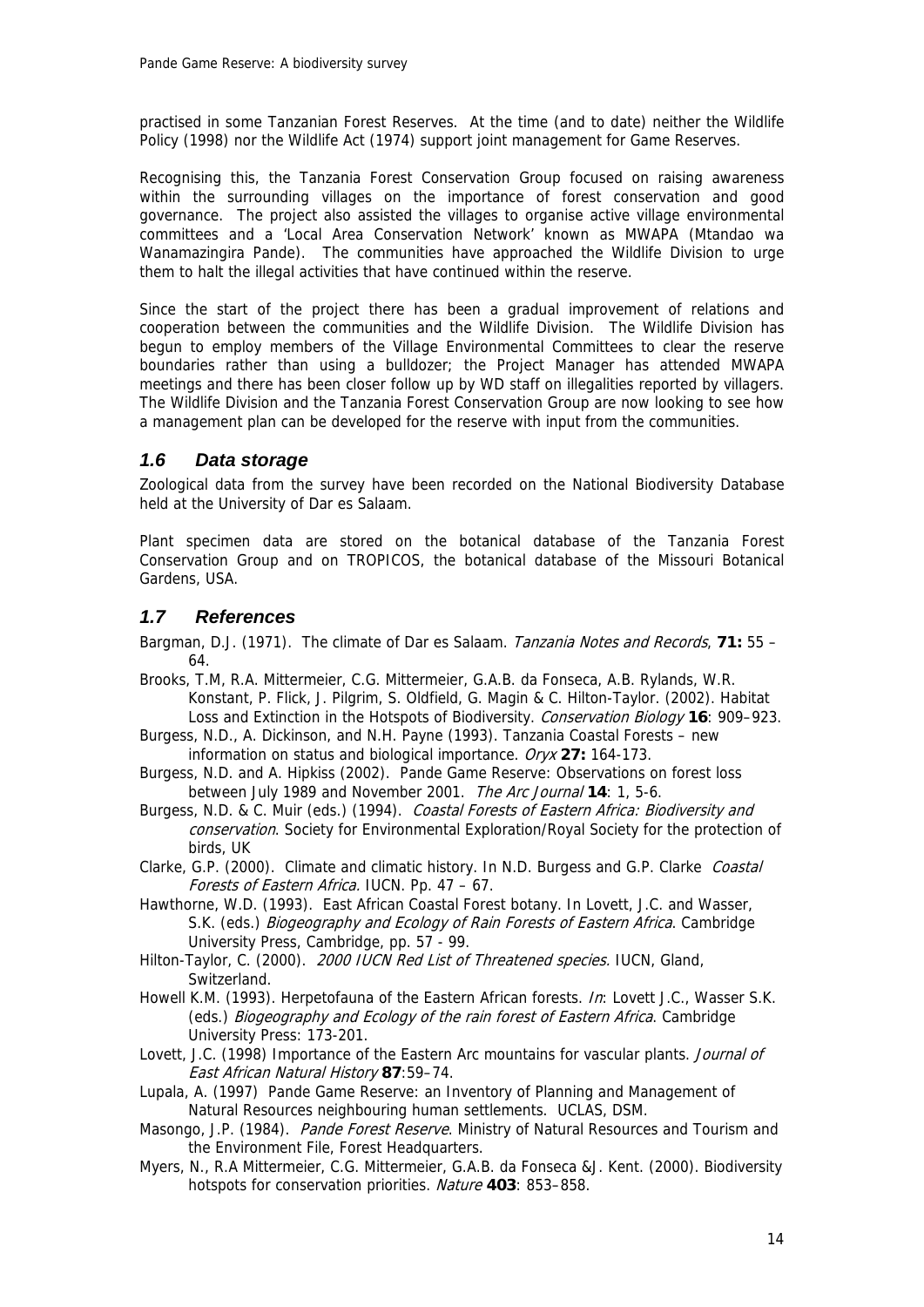practised in some Tanzanian Forest Reserves. At the time (and to date) neither the Wildlife Policy (1998) nor the Wildlife Act (1974) support joint management for Game Reserves.

Recognising this, the Tanzania Forest Conservation Group focused on raising awareness within the surrounding villages on the importance of forest conservation and good governance. The project also assisted the villages to organise active village environmental committees and a 'Local Area Conservation Network' known as MWAPA (Mtandao wa Wanamazingira Pande). The communities have approached the Wildlife Division to urge them to halt the illegal activities that have continued within the reserve.

Since the start of the project there has been a gradual improvement of relations and cooperation between the communities and the Wildlife Division. The Wildlife Division has begun to employ members of the Village Environmental Committees to clear the reserve boundaries rather than using a bulldozer; the Project Manager has attended MWAPA meetings and there has been closer follow up by WD staff on illegalities reported by villagers. The Wildlife Division and the Tanzania Forest Conservation Group are now looking to see how a management plan can be developed for the reserve with input from the communities.

## *1.6 Data storage*

Zoological data from the survey have been recorded on the National Biodiversity Database held at the University of Dar es Salaam.

Plant specimen data are stored on the botanical database of the Tanzania Forest Conservation Group and on TROPICOS, the botanical database of the Missouri Botanical Gardens, USA.

## *1.7 References*

Bargman, D.J. (1971). The climate of Dar es Salaam. *Tanzania Notes and Records*, **71:** 55 – 64.

Brooks, T.M, R.A. Mittermeier, C.G. Mittermeier, G.A.B. da Fonseca, A.B. Rylands, W.R. Konstant, P. Flick, J. Pilgrim, S. Oldfield, G. Magin & C. Hilton-Taylor. (2002). Habitat Loss and Extinction in the Hotspots of Biodiversity. *Conservation Biology* **16**: 909–923.

Burgess, N.D., A. Dickinson, and N.H. Payne (1993). Tanzania Coastal Forests – new information on status and biological importance. *Oryx* **27:** 164-173.

Burgess, N.D. and A. Hipkiss (2002). Pande Game Reserve: Observations on forest loss between July 1989 and November 2001. *The Arc Journal* **14**: 1, 5-6.

Burgess, N.D. & C. Muir (eds.) (1994). *Coastal Forests of Eastern Africa: Biodiversity and conservation*. Society for Environmental Exploration/Royal Society for the protection of birds, UK

Clarke, G.P. (2000). Climate and climatic history. In N.D. Burgess and G.P. Clarke *Coastal Forests of Eastern Africa.* IUCN. Pp. 47 – 67.

Hawthorne, W.D. (1993). East African Coastal Forest botany. In Lovett, J.C. and Wasser, S.K. (eds.) *Biogeography and Ecology of Rain Forests of Eastern Africa*. Cambridge University Press, Cambridge, pp. 57 - 99.

Hilton-Taylor, C. (2000). *2000 IUCN Red List of Threatened species.* IUCN, Gland, Switzerland.

Howell K.M. (1993). Herpetofauna of the Eastern African forests. *In*: Lovett J.C., Wasser S.K. (eds.) *Biogeography and Ecology of the rain forest of Eastern Africa*. Cambridge University Press: 173-201.

Lovett, J.C. (1998) Importance of the Eastern Arc mountains for vascular plants. *Journal of East African Natural History* **87**:59–74.

Lupala, A. (1997) Pande Game Reserve: an Inventory of Planning and Management of Natural Resources neighbouring human settlements. UCLAS, DSM.

Masongo, J.P. (1984). *Pande Forest Reserve*. Ministry of Natural Resources and Tourism and the Environment File, Forest Headquarters.

Myers, N., R.A Mittermeier, C.G. Mittermeier, G.A.B. da Fonseca &J. Kent. (2000). Biodiversity hotspots for conservation priorities. *Nature* **403**: 853–858.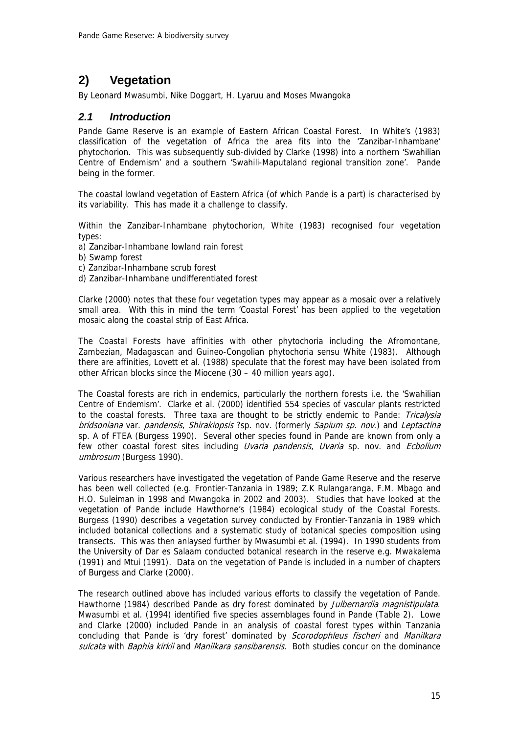# 2) Vegetation

By Leonard Mwasumbi, Nike Doggart, H. Lyaruu and Moses Mwangoka

## 2.1 Introduction

Pande Game Reserve is an example of Eastern African Coastal Forest. In White's (1983) classification of the vegetation of Africa the area fits into the 'Zanzibar-Inhambane' phytochorion. This was subsequently sub-divided by Clarke (1998) into a northern 'Swahilian Centre of Endemism' and a southern 'Swahili-Maputaland regional transition zone'. Pande being in the former.

The coastal lowland vegetation of Eastern Africa (of which Pande is a part) is characterised by its variability. This has made it a challenge to classify.

Within the Zanzibar-Inhambane phytochorion, White (1983) recognised four vegetation types:

a) Zanzibar-Inhambane lowland rain forest
b) Swamp forest
c) Zanzibar-Inhambane scrub forest
d) Zanzibar-Inhambane undifferentiated forest

Clarke (2000) notes that these four vegetation types may appear as a mosaic over a relatively small area. With this in mind the term 'Coastal Forest' has been applied to the vegetation mosaic along the coastal strip of East Africa.

The Coastal Forests have affinities with other phytochoria including the Afromontane, Zambezian, Madagascan and Guineo-Congolian phytochoria sensu White (1983). Although there are affinities, Lovett et al. (1988) speculate that the forest may have been isolated from other African blocks since the Miocene (30 – 40 million years ago).

The Coastal forests are rich in endemics, particularly the northern forests i.e. the 'Swahilian Centre of Endemism'. Clarke et al. (2000) identified 554 species of vascular plants restricted to the coastal forests. Three taxa are thought to be strictly endemic to Pande: *Tricalysia bridsoniana* var. *pandensis*, *Shirakiopsis* ?sp. nov. (formerly *Sapium sp. nov.*) and *Leptactina* sp. A of FTEA (Burgess 1990). Several other species found in Pande are known from only a few other coastal forest sites including *Uvaria pandensis*, *Uvaria* sp. nov. and *Ecbolium umbrosum* (Burgess 1990).

Various researchers have investigated the vegetation of Pande Game Reserve and the reserve has been well collected (e.g. Frontier-Tanzania in 1989; Z.K Rulangaranga, F.M. Mbago and H.O. Suleiman in 1998 and Mwangoka in 2002 and 2003). Studies that have looked at the vegetation of Pande include Hawthorne's (1984) ecological study of the Coastal Forests. Burgess (1990) describes a vegetation survey conducted by Frontier-Tanzania in 1989 which included botanical collections and a systematic study of botanical species composition using transects. This was then anlaysed further by Mwasumbi et al. (1994). In 1990 students from the University of Dar es Salaam conducted botanical research in the reserve e.g. Mwakalema (1991) and Mtui (1991). Data on the vegetation of Pande is included in a number of chapters of Burgess and Clarke (2000).

The research outlined above has included various efforts to classify the vegetation of Pande. Hawthorne (1984) described Pande as dry forest dominated by *Julbernardia magnistipulata*. Mwasumbi et al. (1994) identified five species assemblages found in Pande (Table 2). Lowe and Clarke (2000) included Pande in an analysis of coastal forest types within Tanzania concluding that Pande is 'dry forest' dominated by *Scorodophleus fischeri* and *Manilkara sulcata* with *Baphia kirkii* and *Manilkara sansibarensis*. Both studies concur on the dominance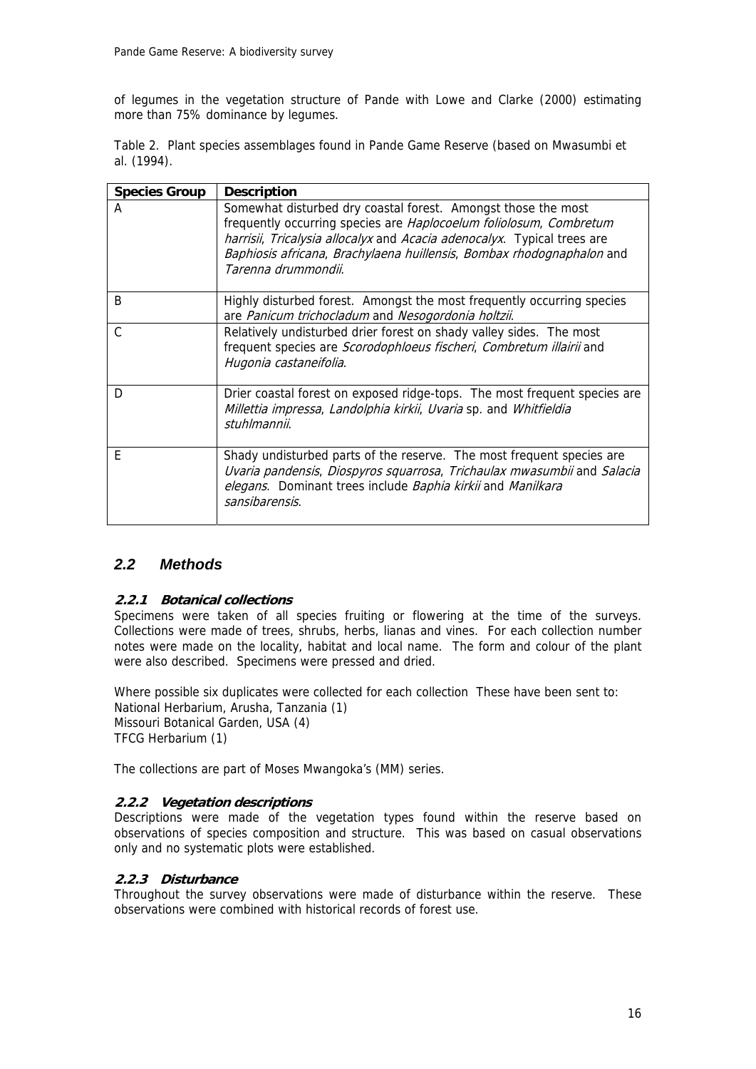of legumes in the vegetation structure of Pande with Lowe and Clarke (2000) estimating more than 75% dominance by legumes.

Table 2. Plant species assemblages found in Pande Game Reserve (based on Mwasumbi et al. (1994).

| **Species Group** | **Description** |
|---|---|
| A | Somewhat disturbed dry coastal forest. Amongst those the most frequently occurring species are *Haplocoelum foliolosum*, *Combretum harrisii*, *Tricalysia allocalyx* and *Acacia adenocalyx*. Typical trees are *Baphiosis africana*, *Brachylaena huillensis*, *Bombax rhodognaphalon* and *Tarenna drummondii*. |
| B | Highly disturbed forest. Amongst the most frequently occurring species are *Panicum trichocladum* and *Nesogordonia holtzii*. |
| C | Relatively undisturbed drier forest on shady valley sides. The most frequent species are *Scorodophloeus fischeri*, *Combretum illairii* and *Hugonia castaneifolia*. |
| D | Drier coastal forest on exposed ridge-tops. The most frequent species are *Millettia impressa*, *Landolphia kirkii*, *Uvaria* sp. and *Whitfieldia stuhlmannii*. |
| E | Shady undisturbed parts of the reserve. The most frequent species are *Uvaria pandensis*, *Diospyros squarrosa*, *Trichaulax mwasumbii* and *Salacia elegans*. Dominant trees include *Baphia kirkii* and *Manilkara sansibarensis*. |

## *2.2 Methods*

### *2.2.1 Botanical collections*

Specimens were taken of all species fruiting or flowering at the time of the surveys. Collections were made of trees, shrubs, herbs, lianas and vines. For each collection number notes were made on the locality, habitat and local name. The form and colour of the plant were also described. Specimens were pressed and dried.

Where possible six duplicates were collected for each collection These have been sent to:
National Herbarium, Arusha, Tanzania (1)
Missouri Botanical Garden, USA (4)
TFCG Herbarium (1)

The collections are part of Moses Mwangoka's (MM) series.

### *2.2.2 Vegetation descriptions*

Descriptions were made of the vegetation types found within the reserve based on observations of species composition and structure. This was based on casual observations only and no systematic plots were established.

### *2.2.3 Disturbance*

Throughout the survey observations were made of disturbance within the reserve. These observations were combined with historical records of forest use.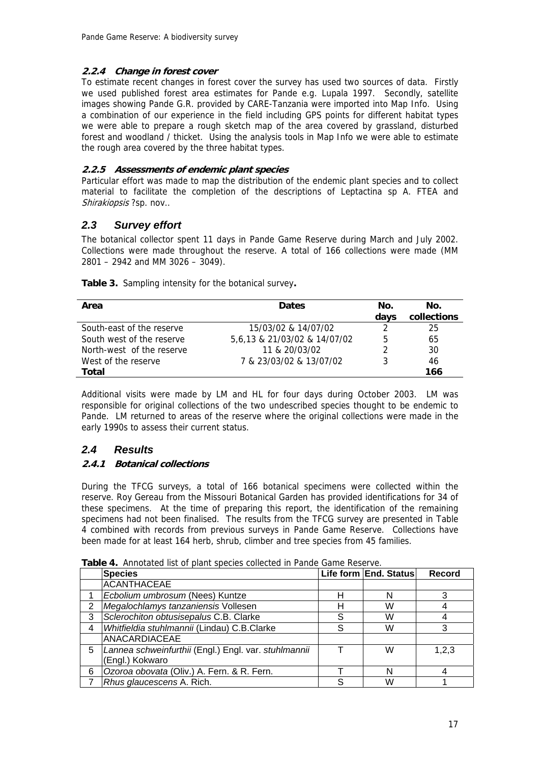#### *2.2.4 Change in forest cover*

To estimate recent changes in forest cover the survey has used two sources of data. Firstly we used published forest area estimates for Pande e.g. Lupala 1997. Secondly, satellite images showing Pande G.R. provided by CARE-Tanzania were imported into Map Info. Using a combination of our experience in the field including GPS points for different habitat types we were able to prepare a rough sketch map of the area covered by grassland, disturbed forest and woodland / thicket. Using the analysis tools in Map Info we were able to estimate the rough area covered by the three habitat types.

#### *2.2.5 Assessments of endemic plant species*

Particular effort was made to map the distribution of the endemic plant species and to collect material to facilitate the completion of the descriptions of Leptactina sp A. FTEA and *Shirakiopsis* ?sp. nov..

### *2.3 Survey effort*

The botanical collector spent 11 days in Pande Game Reserve during March and July 2002. Collections were made throughout the reserve. A total of 166 collections were made (MM 2801 – 2942 and MM 3026 – 3049).

**Table 3.** Sampling intensity for the botanical survey**.**

| Area | Dates | No. days | No. collections |
|---|---|---|---|
| South-east of the reserve | 15/03/02 & 14/07/02 | 2 | 25 |
| South west of the reserve | 5,6,13 & 21/03/02 & 14/07/02 | 5 | 65 |
| North-west of the reserve | 11 & 20/03/02 | 2 | 30 |
| West of the reserve | 7 & 23/03/02 & 13/07/02 | 3 | 46 |
| **Total** | | | **166** |

Additional visits were made by LM and HL for four days during October 2003. LM was responsible for original collections of the two undescribed species thought to be endemic to Pande. LM returned to areas of the reserve where the original collections were made in the early 1990s to assess their current status.

### *2.4 Results*

#### *2.4.1 Botanical collections*

During the TFCG surveys, a total of 166 botanical specimens were collected within the reserve. Roy Gereau from the Missouri Botanical Garden has provided identifications for 34 of these specimens. At the time of preparing this report, the identification of the remaining specimens had not been finalised. The results from the TFCG survey are presented in Table 4 combined with records from previous surveys in Pande Game Reserve. Collections have been made for at least 164 herb, shrub, climber and tree species from 45 families.

**Table 4.** Annotated list of plant species collected in Pande Game Reserve.

| | Species | Life form | End. Status | Record |
|---|---|---|---|---|
| | ACANTHACEAE | | | |
| 1 | *Ecbolium umbrosum* (Nees) Kuntze | H | N | 3 |
| 2 | *Megalochlamys tanzaniensis* Vollesen | H | W | 4 |
| 3 | *Sclerochiton obtusisepalus* C.B. Clarke | S | W | 4 |
| 4 | *Whitfieldia stuhlmannii* (Lindau) C.B.Clarke | S | W | 3 |
| | ANACARDIACEAE | | | |
| 5 | *Lannea schweinfurthii* (Engl.) Engl. var. *stuhlmannii* (Engl.) Kokwaro | T | W | 1,2,3 |
| 6 | *Ozoroa obovata* (Oliv.) A. Fern. & R. Fern. | T | N | 4 |
| 7 | *Rhus glaucescens* A. Rich. | S | W | 1 |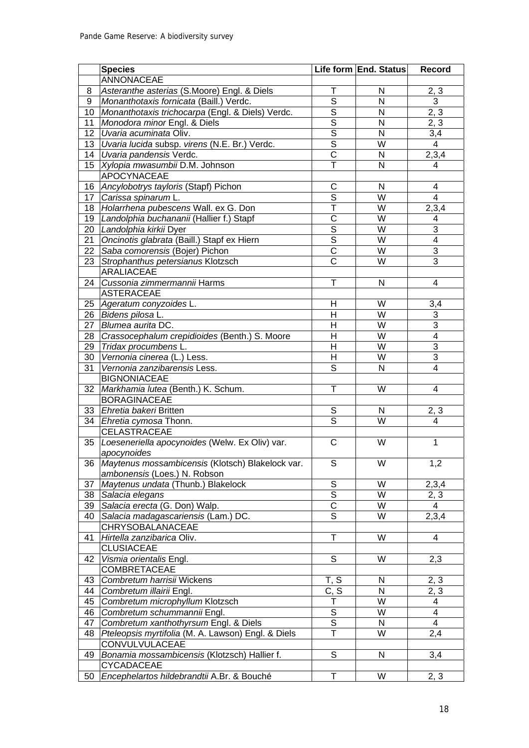|  | Species | Life form | End. Status | Record |
|---|---|---|---|---|
|  | ANNONACEAE |  |  |  |
| 8 | *Asteranthe asterias* (S.Moore) Engl. & Diels | T | N | 2, 3 |
| 9 | *Monanthotaxis fornicata* (Baill.) Verdc. | S | N | 3 |
| 10 | *Monanthotaxis trichocarpa* (Engl. & Diels) Verdc. | S | N | 2, 3 |
| 11 | *Monodora minor* Engl. & Diels | S | N | 2, 3 |
| 12 | *Uvaria acuminata* Oliv. | S | N | 3,4 |
| 13 | *Uvaria lucida* subsp. *virens* (N.E. Br.) Verdc. | S | W | 4 |
| 14 | *Uvaria pandensis* Verdc. | C | N | 2,3,4 |
| 15 | *Xylopia mwasumbii* D.M. Johnson | T | N | 4 |
|  | APOCYNACEAE |  |  |  |
| 16 | *Ancylobotrys tayloris* (Stapf) Pichon | C | N | 4 |
| 17 | *Carissa spinarum* L. | S | W | 4 |
| 18 | *Holarrhena pubescens* Wall. ex G. Don | T | W | 2,3,4 |
| 19 | *Landolphia buchananii* (Hallier f.) Stapf | C | W | 4 |
| 20 | *Landolphia kirkii* Dyer | S | W | 3 |
| 21 | *Oncinotis glabrata* (Baill.) Stapf ex Hiern | S | W | 4 |
| 22 | *Saba comorensis* (Bojer) Pichon | C | W | 3 |
| 23 | *Strophanthus petersianus* Klotzsch | C | W | 3 |
|  | ARALIACEAE |  |  |  |
| 24 | *Cussonia zimmermannii* Harms | T | N | 4 |
|  | ASTERACEAE |  |  |  |
| 25 | *Ageratum conyzoides* L. | H | W | 3,4 |
| 26 | *Bidens pilosa* L. | H | W | 3 |
| 27 | *Blumea aurita* DC. | H | W | 3 |
| 28 | *Crassocephalum crepidioides* (Benth.) S. Moore | H | W | 4 |
| 29 | *Tridax procumbens* L. | H | W | 3 |
| 30 | *Vernonia cinerea* (L.) Less. | H | W | 3 |
| 31 | *Vernonia zanzibarensis* Less. | S | N | 4 |
|  | BIGNONIACEAE |  |  |  |
| 32 | *Markhamia lutea* (Benth.) K. Schum. | T | W | 4 |
|  | BORAGINACEAE |  |  |  |
| 33 | *Ehretia bakeri* Britten | S | N | 2, 3 |
| 34 | *Ehretia cymosa* Thonn. | S | W | 4 |
|  | CELASTRACEAE |  |  |  |
| 35 | *Loeseneriella apocynoides* (Welw. Ex Oliv) var. *apocynoides* | C | W | 1 |
| 36 | *Maytenus mossambicensis* (Klotsch) Blakelock var. *ambonensis* (Loes.) N. Robson | S | W | 1,2 |
| 37 | *Maytenus undata* (Thunb.) Blakelock | S | W | 2,3,4 |
| 38 | *Salacia elegans* | S | W | 2, 3 |
| 39 | *Salacia erecta* (G. Don) Walp. | C | W | 4 |
| 40 | *Salacia madagascariensis* (Lam.) DC. | S | W | 2,3,4 |
|  | CHRYSOBALANACEAE |  |  |  |
| 41 | *Hirtella zanzibarica* Oliv. | T | W | 4 |
|  | CLUSIACEAE |  |  |  |
| 42 | *Vismia orientalis* Engl. | S | W | 2,3 |
|  | COMBRETACEAE |  |  |  |
| 43 | *Combretum harrisii* Wickens | T, S | N | 2, 3 |
| 44 | *Combretum illairii* Engl. | C, S | N | 2, 3 |
| 45 | *Combretum microphyllum* Klotzsch | T | W | 4 |
| 46 | *Combretum schummannii* Engl. | S | W | 4 |
| 47 | *Combretum xanthothyrsum* Engl. & Diels | S | N | 4 |
| 48 | *Pteleopsis myrtifolia* (M. A. Lawson) Engl. & Diels | T | W | 2,4 |
|  | CONVULVULACEAE |  |  |  |
| 49 | *Bonamia mossambicensis* (Klotzsch) Hallier f. | S | N | 3,4 |
|  | CYCADACEAE |  |  |  |
| 50 | *Encephelartos hildebrandtii* A.Br. & Bouché | T | W | 2, 3 |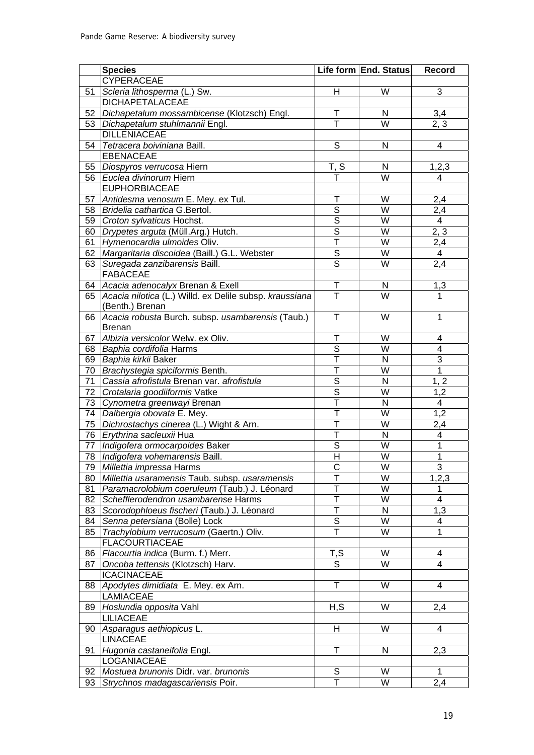| | Species | Life form | End. Status | Record |
|---|---|---|---|---|
| | CYPERACEAE | | | |
| 51 | *Scleria lithosperma* (L.) Sw. | H | W | 3 |
| | DICHAPETALACEAE | | | |
| 52 | *Dichapetalum mossambicense* (Klotzsch) Engl. | T | N | 3,4 |
| 53 | *Dichapetalum stuhlmannii* Engl. | T | W | 2, 3 |
| | DILLENIACEAE | | | |
| 54 | *Tetracera boiviniana* Baill. | S | N | 4 |
| | EBENACEAE | | | |
| 55 | *Diospyros verrucosa* Hiern | T, S | N | 1,2,3 |
| 56 | *Euclea divinorum* Hiern | T | W | 4 |
| | EUPHORBIACEAE | | | |
| 57 | *Antidesma venosum* E. Mey. ex Tul. | T | W | 2,4 |
| 58 | *Bridelia cathartica* G.Bertol. | S | W | 2,4 |
| 59 | *Croton sylvaticus* Hochst. | S | W | 4 |
| 60 | *Drypetes arguta* (Müll.Arg.) Hutch. | S | W | 2, 3 |
| 61 | *Hymenocardia ulmoides* Oliv. | T | W | 2,4 |
| 62 | *Margaritaria discoidea* (Baill.) G.L. Webster | S | W | 4 |
| 63 | *Suregada zanzibarensis* Baill. | S | W | 2,4 |
| | FABACEAE | | | |
| 64 | *Acacia adenocalyx* Brenan & Exell | T | N | 1,3 |
| 65 | *Acacia nilotica* (L.) Willd. ex Delile subsp. *kraussiana* (Benth.) Brenan | T | W | 1 |
| 66 | *Acacia robusta* Burch. subsp. *usambarensis* (Taub.) Brenan | T | W | 1 |
| 67 | *Albizia versicolor* Welw. ex Oliv. | T | W | 4 |
| 68 | *Baphia cordifolia* Harms | S | W | 4 |
| 69 | *Baphia kirkii* Baker | T | N | 3 |
| 70 | *Brachystegia spiciformis* Benth. | T | W | 1 |
| 71 | *Cassia afrofistula* Brenan var. *afrofistula* | S | N | 1, 2 |
| 72 | *Crotalaria goodiiformis* Vatke | S | W | 1,2 |
| 73 | *Cynometra greenwayi* Brenan | T | N | 4 |
| 74 | *Dalbergia obovata* E. Mey. | T | W | 1,2 |
| 75 | *Dichrostachys cinerea* (L.) Wight & Arn. | T | W | 2,4 |
| 76 | *Erythrina sacleuxii* Hua | T | N | 4 |
| 77 | *Indigofera ormocarpoides* Baker | S | W | 1 |
| 78 | *Indigofera vohemarensis* Baill. | H | W | 1 |
| 79 | *Millettia impressa* Harms | C | W | 3 |
| 80 | *Millettia usaramensis* Taub. subsp. *usaramensis* | T | W | 1,2,3 |
| 81 | *Paramacrolobium coeruleum* (Taub.) J. Léonard | T | W | 1 |
| 82 | *Schefflerodendron usambarense* Harms | T | W | 4 |
| 83 | *Scorodophloeus fischeri* (Taub.) J. Léonard | T | N | 1,3 |
| 84 | *Senna petersiana* (Bolle) Lock | S | W | 4 |
| 85 | *Trachylobium verrucosum* (Gaertn.) Oliv. | T | W | 1 |
| | FLACOURTIACEAE | | | |
| 86 | *Flacourtia indica* (Burm. f.) Merr. | T,S | W | 4 |
| 87 | *Oncoba tettensis* (Klotzsch) Harv. | S | W | 4 |
| | ICACINACEAE | | | |
| 88 | *Apodytes dimidiata* E. Mey. ex Arn. | T | W | 4 |
| | LAMIACEAE | | | |
| 89 | *Hoslundia opposita* Vahl | H,S | W | 2,4 |
| | LILIACEAE | | | |
| 90 | *Asparagus aethiopicus* L. | H | W | 4 |
| | LINACEAE | | | |
| 91 | *Hugonia castaneifolia* Engl. | T | N | 2,3 |
| | LOGANIACEAE | | | |
| 92 | *Mostuea brunonis* Didr. var. *brunonis* | S | W | 1 |
| 93 | *Strychnos madagascariensis* Poir. | T | W | 2,4 |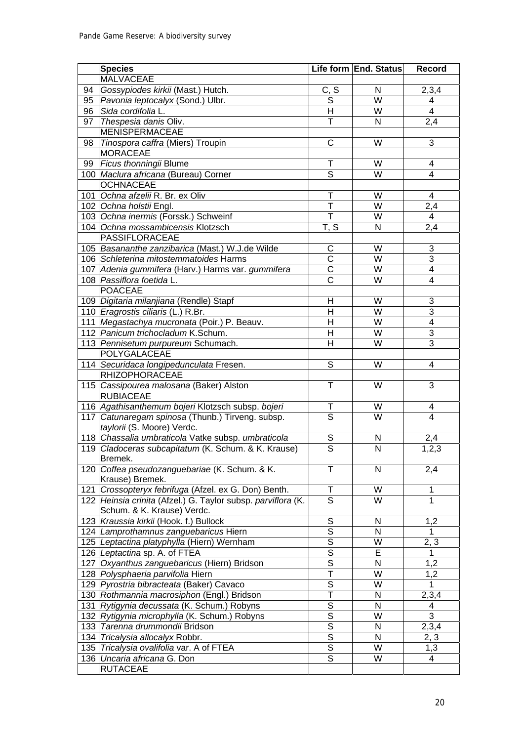| | Species | Life form | End. Status | Record |
|---|---|---|---|---|
| | MALVACEAE | | | |
| 94 | *Gossypiodes kirkii* (Mast.) Hutch. | C, S | N | 2,3,4 |
| 95 | *Pavonia leptocalyx* (Sond.) Ulbr. | S | W | 4 |
| 96 | *Sida cordifolia* L. | H | W | 4 |
| 97 | *Thespesia danis* Oliv. | T | N | 2,4 |
| | MENISPERMACEAE | | | |
| 98 | *Tinospora caffra* (Miers) Troupin | C | W | 3 |
| | MORACEAE | | | |
| 99 | *Ficus thonningii* Blume | T | W | 4 |
| 100 | *Maclura africana* (Bureau) Corner | S | W | 4 |
| | OCHNACEAE | | | |
| 101 | *Ochna afzelii* R. Br. ex Oliv | T | W | 4 |
| 102 | *Ochna holstii* Engl. | T | W | 2,4 |
| 103 | *Ochna inermis* (Forssk.) Schweinf | T | W | 4 |
| 104 | *Ochna mossambicensis* Klotzsch | T, S | N | 2,4 |
| | PASSIFLORACEAE | | | |
| 105 | *Basananthe zanzibarica* (Mast.) W.J.de Wilde | C | W | 3 |
| 106 | *Schleterina mitostemmatoides* Harms | C | W | 3 |
| 107 | *Adenia gummifera* (Harv.) Harms var. *gummifera* | C | W | 4 |
| 108 | *Passiflora foetida* L. | C | W | 4 |
| | POACEAE | | | |
| 109 | *Digitaria milanjiana* (Rendle) Stapf | H | W | 3 |
| 110 | *Eragrostis ciliaris* (L.) R.Br. | H | W | 3 |
| 111 | *Megastachya mucronata* (Poir.) P. Beauv. | H | W | 4 |
| 112 | *Panicum trichocladum* K.Schum. | H | W | 3 |
| 113 | *Pennisetum purpureum* Schumach. | H | W | 3 |
| | POLYGALACEAE | | | |
| 114 | *Securidaca longipedunculata* Fresen. | S | W | 4 |
| | RHIZOPHORACEAE | | | |
| 115 | *Cassipourea malosana* (Baker) Alston | T | W | 3 |
| | RUBIACEAE | | | |
| 116 | *Agathisanthemum bojeri* Klotzsch subsp. *bojeri* | T | W | 4 |
| 117 | *Catunaregam spinosa* (Thunb.) Tirveng. subsp. *taylorii* (S. Moore) Verdc. | S | W | 4 |
| 118 | *Chassalia umbraticola* Vatke subsp. *umbraticola* | S | N | 2,4 |
| 119 | *Cladoceras subcapitatum* (K. Schum. & K. Krause) Bremek. | S | N | 1,2,3 |
| 120 | *Coffea pseudozanguebariae* (K. Schum. & K. Krause) Bremek. | T | N | 2,4 |
| 121 | *Crossopteryx febrifuga* (Afzel. ex G. Don) Benth. | T | W | 1 |
| 122 | *Heinsia crinita* (Afzel.) G. Taylor subsp. *parviflora* (K. Schum. & K. Krause) Verdc. | S | W | 1 |
| 123 | *Kraussia kirkii* (Hook. f.) Bullock | S | N | 1,2 |
| 124 | *Lamprothamnus zanguebaricus* Hiern | S | N | 1 |
| 125 | *Leptactina platyphylla* (Hiern) Wernham | S | W | 2, 3 |
| 126 | *Leptactina* sp. A. of FTEA | S | E | 1 |
| 127 | *Oxyanthus zanguebaricus* (Hiern) Bridson | S | N | 1,2 |
| 128 | *Polysphaeria parvifolia* Hiern | T | W | 1,2 |
| 129 | *Pyrostria bibracteata* (Baker) Cavaco | S | W | 1 |
| 130 | *Rothmannia macrosiphon* (Engl.) Bridson | T | N | 2,3,4 |
| 131 | *Rytigynia decussata* (K. Schum.) Robyns | S | N | 4 |
| 132 | *Rytigynia microphylla* (K. Schum.) Robyns | S | W | 3 |
| 133 | *Tarenna drummondii* Bridson | S | N | 2,3,4 |
| 134 | *Tricalysia allocalyx* Robbr. | S | N | 2, 3 |
| 135 | *Tricalysia ovalifolia* var. A of FTEA | S | W | 1,3 |
| 136 | *Uncaria africana* G. Don | S | W | 4 |
| | RUTACEAE | | | |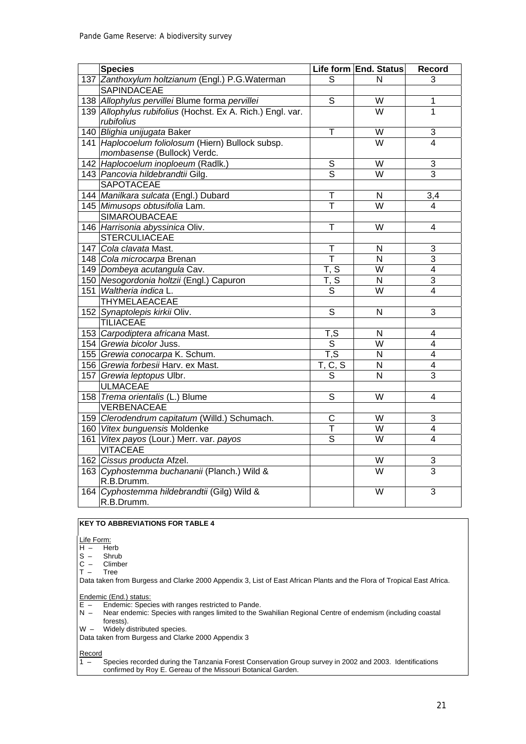| | Species | Life form | End. Status | Record |
|---|---|---|---|---|
| 137 | *Zanthoxylum holtzianum* (Engl.) P.G.Waterman | S | N | 3 |
| | SAPINDACEAE | | | |
| 138 | *Allophylus pervillei* Blume forma *pervillei* | S | W | 1 |
| 139 | *Allophylus rubifolius* (Hochst. Ex A. Rich.) Engl. var. *rubifolius* | | W | 1 |
| 140 | *Blighia unijugata* Baker | T | W | 3 |
| 141 | *Haplocoelum foliolosum* (Hiern) Bullock subsp. *mombasense* (Bullock) Verdc. | | W | 4 |
| 142 | *Haplocoelum inoploeum* (Radlk.) | S | W | 3 |
| 143 | *Pancovia hildebrandtii* Gilg. | S | W | 3 |
| | SAPOTACEAE | | | |
| 144 | *Manilkara sulcata* (Engl.) Dubard | T | N | 3,4 |
| 145 | *Mimusops obtusifolia* Lam. | T | W | 4 |
| | SIMAROUBACEAE | | | |
| 146 | *Harrisonia abyssinica* Oliv. | T | W | 4 |
| | STERCULIACEAE | | | |
| 147 | *Cola clavata* Mast. | T | N | 3 |
| 148 | *Cola microcarpa* Brenan | T | N | 3 |
| 149 | *Dombeya acutangula* Cav. | T, S | W | 4 |
| 150 | *Nesogordonia holtzii* (Engl.) Capuron | T, S | N | 3 |
| 151 | *Waltheria indica* L. | S | W | 4 |
| | THYMELAEACEAE | | | |
| 152 | *Synaptolepis kirkii* Oliv. | S | N | 3 |
| | TILIACEAE | | | |
| 153 | *Carpodiptera africana* Mast. | T,S | N | 4 |
| 154 | *Grewia bicolor* Juss. | S | W | 4 |
| 155 | *Grewia conocarpa* K. Schum. | T,S | N | 4 |
| 156 | *Grewia forbesii* Harv. ex Mast. | T, C, S | N | 4 |
| 157 | *Grewia leptopus* Ulbr. | S | N | 3 |
| | ULMACEAE | | | |
| 158 | *Trema orientalis* (L.) Blume | S | W | 4 |
| | VERBENACEAE | | | |
| 159 | *Clerodendrum capitatum* (Willd.) Schumach. | C | W | 3 |
| 160 | *Vitex bunguensis* Moldenke | T | W | 4 |
| 161 | *Vitex payos* (Lour.) Merr. var. *payos* | S | W | 4 |
| | VITACEAE | | | |
| 162 | *Cissus producta* Afzel. | | W | 3 |
| 163 | *Cyphostemma buchananii* (Planch.) Wild & R.B.Drumm. | | W | 3 |
| 164 | *Cyphostemma hildebrandtii* (Gilg) Wild & R.B.Drumm. | | W | 3 |

**KEY TO ABBREVIATIONS FOR TABLE 4**

Life Form:
H – Herb
S – Shrub
C – Climber
T – Tree

Data taken from Burgess and Clarke 2000 Appendix 3, List of East African Plants and the Flora of Tropical East Africa.

Endemic (End.) status:
E – Endemic: Species with ranges restricted to Pande.
N – Near endemic: Species with ranges limited to the Swahilian Regional Centre of endemism (including coastal forests).
W – Widely distributed species.

Data taken from Burgess and Clarke 2000 Appendix 3

Record
1 – Species recorded during the Tanzania Forest Conservation Group survey in 2002 and 2003. Identifications confirmed by Roy E. Gereau of the Missouri Botanical Garden.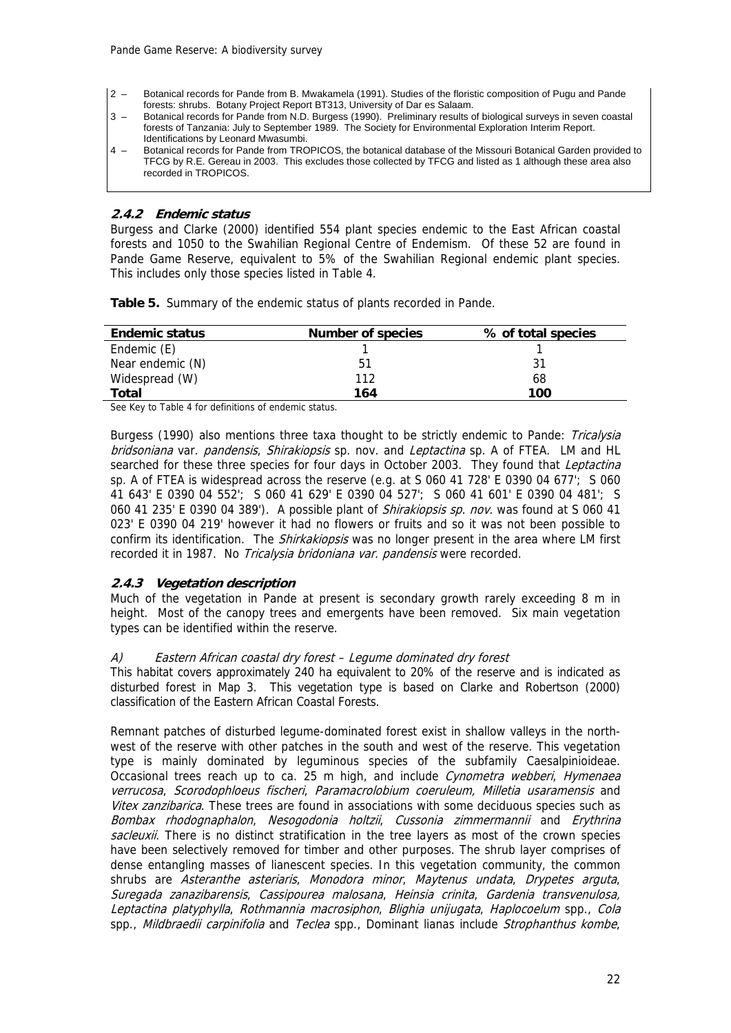2 – Botanical records for Pande from B. Mwakamela (1991). Studies of the floristic composition of Pugu and Pande forests: shrubs. Botany Project Report BT313, University of Dar es Salaam.
3 – Botanical records for Pande from N.D. Burgess (1990). Preliminary results of biological surveys in seven coastal forests of Tanzania: July to September 1989. The Society for Environmental Exploration Interim Report. Identifications by Leonard Mwasumbi.
4 – Botanical records for Pande from TROPICOS, the botanical database of the Missouri Botanical Garden provided to TFCG by R.E. Gereau in 2003. This excludes those collected by TFCG and listed as 1 although these area also recorded in TROPICOS.

### *2.4.2 Endemic status*

Burgess and Clarke (2000) identified 554 plant species endemic to the East African coastal forests and 1050 to the Swahilian Regional Centre of Endemism. Of these 52 are found in Pande Game Reserve, equivalent to 5% of the Swahilian Regional endemic plant species. This includes only those species listed in Table 4.

**Table 5.** Summary of the endemic status of plants recorded in Pande.

| Endemic status | Number of species | % of total species |
|---|---|---|
| Endemic (E) | 1 | 1 |
| Near endemic (N) | 51 | 31 |
| Widespread (W) | 112 | 68 |
| **Total** | **164** | **100** |

See Key to Table 4 for definitions of endemic status.

Burgess (1990) also mentions three taxa thought to be strictly endemic to Pande: *Tricalysia bridsoniana* var. *pandensis*, *Shirakiopsis* sp. nov. and *Leptactina* sp. A of FTEA. LM and HL searched for these three species for four days in October 2003. They found that *Leptactina* sp. A of FTEA is widespread across the reserve (e.g. at S 060 41 728' E 0390 04 677'; S 060 41 643' E 0390 04 552'; S 060 41 629' E 0390 04 527'; S 060 41 601' E 0390 04 481'; S 060 41 235' E 0390 04 389'). A possible plant of *Shirakiopsis sp. nov.* was found at S 060 41 023' E 0390 04 219' however it had no flowers or fruits and so it was not been possible to confirm its identification. The *Shirkakiopsis* was no longer present in the area where LM first recorded it in 1987. No *Tricalysia bridoniana var. pandensis* were recorded.

### *2.4.3 Vegetation description*

Much of the vegetation in Pande at present is secondary growth rarely exceeding 8 m in height. Most of the canopy trees and emergents have been removed. Six main vegetation types can be identified within the reserve.

*A) Eastern African coastal dry forest – Legume dominated dry forest*

This habitat covers approximately 240 ha equivalent to 20% of the reserve and is indicated as disturbed forest in Map 3. This vegetation type is based on Clarke and Robertson (2000) classification of the Eastern African Coastal Forests.

Remnant patches of disturbed legume-dominated forest exist in shallow valleys in the north-west of the reserve with other patches in the south and west of the reserve. This vegetation type is mainly dominated by leguminous species of the subfamily Caesalpinioideae. Occasional trees reach up to ca. 25 m high, and include *Cynometra webberi*, *Hymenaea verrucosa*, *Scorodophloeus fischeri*, *Paramacrolobium coeruleum, Milletia usaramensis* and *Vitex zanzibarica*. These trees are found in associations with some deciduous species such as *Bombax rhodognaphalon*, *Nesogodonia holtzii*, *Cussonia zimmermannii* and *Erythrina sacleuxii*. There is no distinct stratification in the tree layers as most of the crown species have been selectively removed for timber and other purposes. The shrub layer comprises of dense entangling masses of lianescent species. In this vegetation community, the common shrubs are *Asteranthe asteriaris*, *Monodora minor*, *Maytenus undata*, *Drypetes arguta*, *Suregada zanazibarensis*, *Cassipourea malosana*, *Heinsia crinita*, *Gardenia transvenulosa, Leptactina platyphylla*, *Rothmannia macrosiphon*, *Blighia unijugata*, *Haplocoelum* spp., *Cola* spp., *Mildbraedii carpinifolia* and *Teclea* spp., Dominant lianas include *Strophanthus kombe*,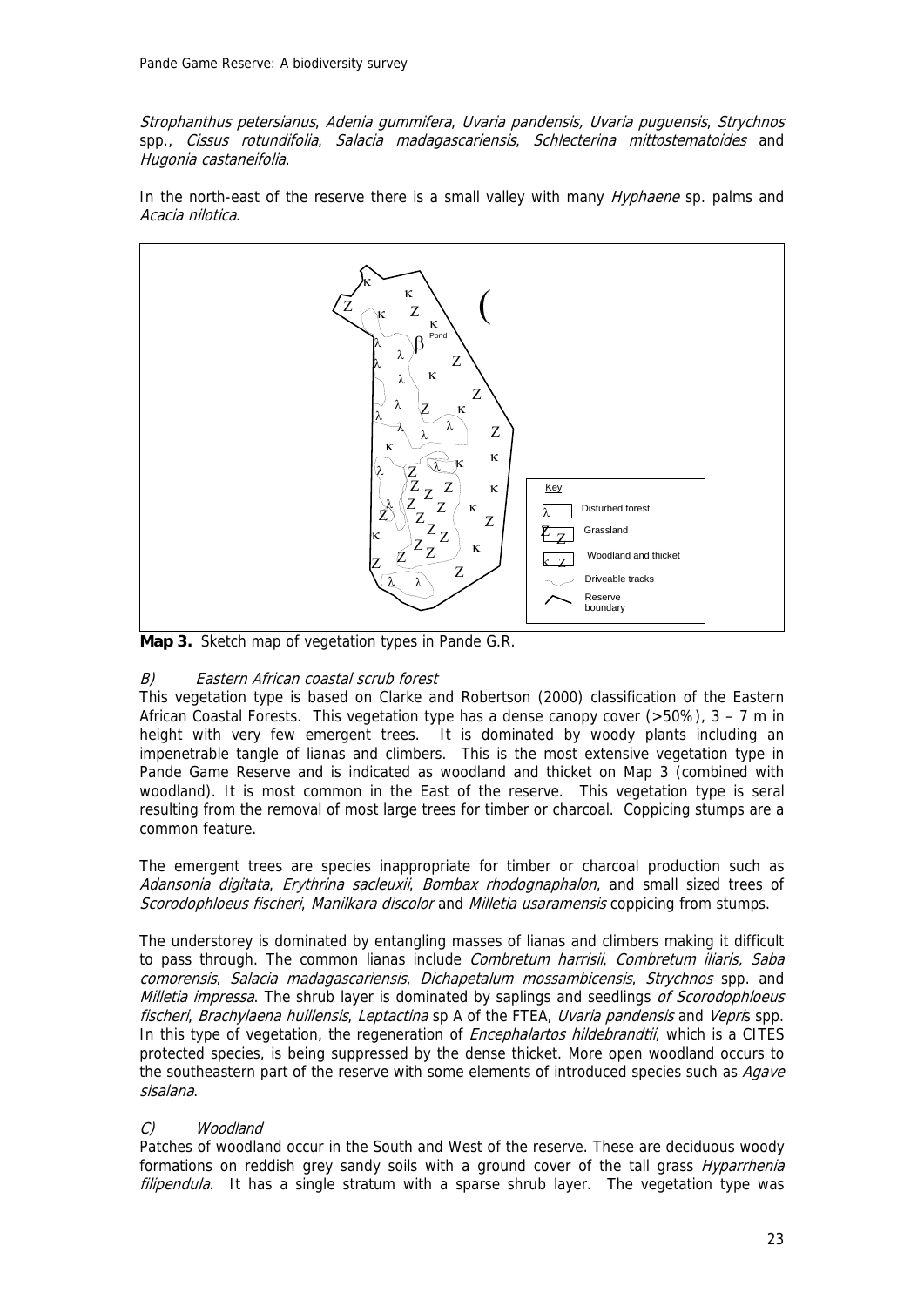*Strophanthus petersianus*, *Adenia gummifera*, *Uvaria pandensis, Uvaria puguensis*, *Strychnos* spp., *Cissus rotundifolia*, *Salacia madagascariensis*, *Schlecterina mittostematoides* and *Hugonia castaneifolia*.

In the north-east of the reserve there is a small valley with many *Hyphaene* sp. palms and *Acacia nilotica*.

**Map 3.** Sketch map of vegetation types in Pande G.R.

### *B) Eastern African coastal scrub forest*

This vegetation type is based on Clarke and Robertson (2000) classification of the Eastern African Coastal Forests. This vegetation type has a dense canopy cover (>50%), 3 – 7 m in height with very few emergent trees. It is dominated by woody plants including an impenetrable tangle of lianas and climbers. This is the most extensive vegetation type in Pande Game Reserve and is indicated as woodland and thicket on Map 3 (combined with woodland). It is most common in the East of the reserve. This vegetation type is seral resulting from the removal of most large trees for timber or charcoal. Coppicing stumps are a common feature.

The emergent trees are species inappropriate for timber or charcoal production such as *Adansonia digitata*, *Erythrina sacleuxii*, *Bombax rhodognaphalon*, and small sized trees of *Scorodophloeus fischeri*, *Manilkara discolor* and *Milletia usaramensis* coppicing from stumps.

The understorey is dominated by entangling masses of lianas and climbers making it difficult to pass through. The common lianas include *Combretum harrisii*, *Combretum iliaris, Saba comorensis*, *Salacia madagascariensis*, *Dichapetalum mossambicensis*, *Strychnos* spp. and *Milletia impressa*. The shrub layer is dominated by saplings and seedlings *of Scorodophloeus fischeri*, *Brachylaena huillensis*, *Leptactina* sp A of the FTEA, *Uvaria pandensis* and *Vepris* spp. In this type of vegetation, the regeneration of *Encephalartos hildebrandtii*, which is a CITES protected species, is being suppressed by the dense thicket. More open woodland occurs to the southeastern part of the reserve with some elements of introduced species such as *Agave sisalana*.

### *C) Woodland*

Patches of woodland occur in the South and West of the reserve. These are deciduous woody formations on reddish grey sandy soils with a ground cover of the tall grass *Hyparrhenia filipendula*. It has a single stratum with a sparse shrub layer. The vegetation type was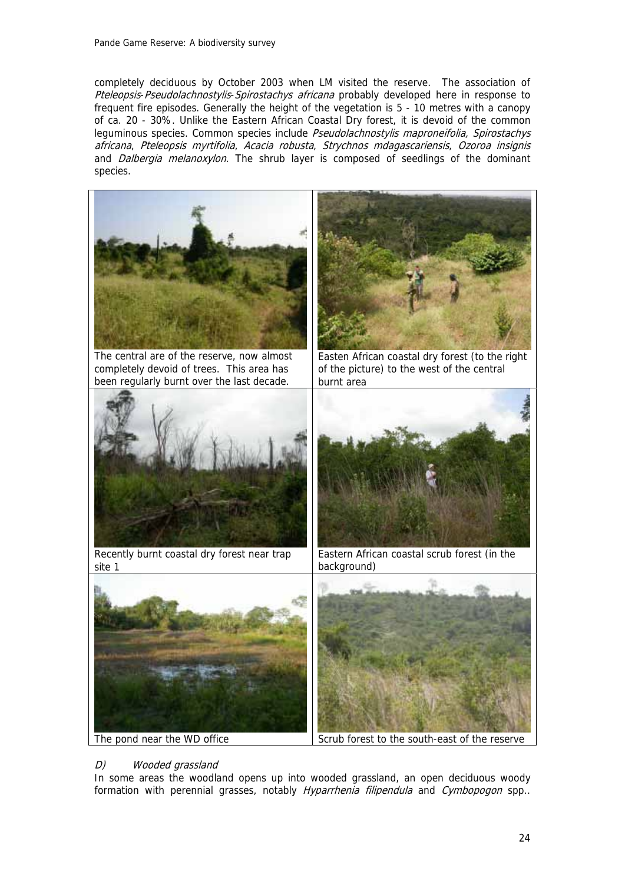completely deciduous by October 2003 when LM visited the reserve. The association of *Pteleopsis-Pseudolachnostylis-Spirostachys africana* probably developed here in response to frequent fire episodes. Generally the height of the vegetation is 5 - 10 metres with a canopy of ca. 20 - 30%. Unlike the Eastern African Coastal Dry forest, it is devoid of the common leguminous species. Common species include *Pseudolachnostylis maproneifolia, Spirostachys africana*, *Pteleopsis myrtifolia*, *Acacia robusta*, *Strychnos mdagascariensis*, *Ozoroa insignis* and *Dalbergia melanoxylon*. The shrub layer is composed of seedlings of the dominant species.

The central are of the reserve, now almost completely devoid of trees. This area has been regularly burnt over the last decade.

Easten African coastal dry forest (to the right of the picture) to the west of the central burnt area

Recently burnt coastal dry forest near trap site 1

Eastern African coastal scrub forest (in the background)

The pond near the WD office

Scrub forest to the south-east of the reserve

### D) *Wooded grassland*

In some areas the woodland opens up into wooded grassland, an open deciduous woody formation with perennial grasses, notably *Hyparrhenia filipendula* and *Cymbopogon* spp..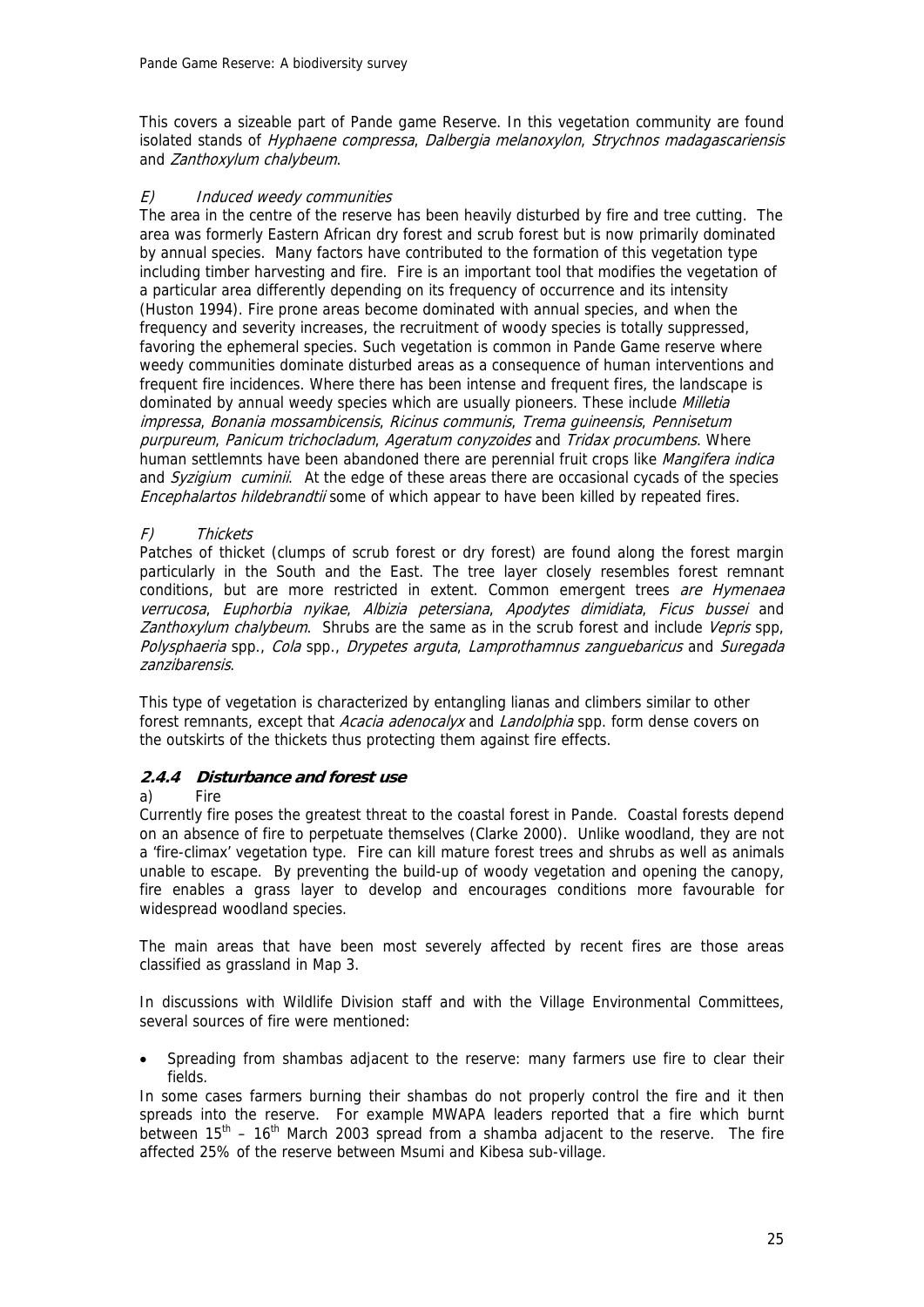This covers a sizeable part of Pande game Reserve. In this vegetation community are found isolated stands of *Hyphaene compressa*, *Dalbergia melanoxylon*, *Strychnos madagascariensis* and *Zanthoxylum chalybeum*.

*E) Induced weedy communities*

The area in the centre of the reserve has been heavily disturbed by fire and tree cutting. The area was formerly Eastern African dry forest and scrub forest but is now primarily dominated by annual species. Many factors have contributed to the formation of this vegetation type including timber harvesting and fire. Fire is an important tool that modifies the vegetation of a particular area differently depending on its frequency of occurrence and its intensity (Huston 1994). Fire prone areas become dominated with annual species, and when the frequency and severity increases, the recruitment of woody species is totally suppressed, favoring the ephemeral species. Such vegetation is common in Pande Game reserve where weedy communities dominate disturbed areas as a consequence of human interventions and frequent fire incidences. Where there has been intense and frequent fires, the landscape is dominated by annual weedy species which are usually pioneers. These include *Milletia impressa*, *Bonania mossambicensis*, *Ricinus communis*, *Trema guineensis*, *Pennisetum purpureum*, *Panicum trichocladum*, *Ageratum conyzoides* and *Tridax procumbens*. Where human settlemnts have been abandoned there are perennial fruit crops like *Mangifera indica* and *Syzigium cuminii*. At the edge of these areas there are occasional cycads of the species *Encephalartos hildebrandtii* some of which appear to have been killed by repeated fires.

*F) Thickets*

Patches of thicket (clumps of scrub forest or dry forest) are found along the forest margin particularly in the South and the East. The tree layer closely resembles forest remnant conditions, but are more restricted in extent. Common emergent trees *are Hymenaea verrucosa*, *Euphorbia nyikae*, *Albizia petersiana*, *Apodytes dimidiata*, *Ficus bussei* and *Zanthoxylum chalybeum*. Shrubs are the same as in the scrub forest and include *Vepris* spp, *Polysphaeria* spp., *Cola* spp., *Drypetes arguta*, *Lamprothamnus zanguebaricus* and *Suregada zanzibarensis*.

This type of vegetation is characterized by entangling lianas and climbers similar to other forest remnants, except that *Acacia adenocalyx* and *Landolphia* spp. form dense covers on the outskirts of the thickets thus protecting them against fire effects.

### 2.4.4 Disturbance and forest use

a) Fire

Currently fire poses the greatest threat to the coastal forest in Pande. Coastal forests depend on an absence of fire to perpetuate themselves (Clarke 2000). Unlike woodland, they are not a 'fire-climax' vegetation type. Fire can kill mature forest trees and shrubs as well as animals unable to escape. By preventing the build-up of woody vegetation and opening the canopy, fire enables a grass layer to develop and encourages conditions more favourable for widespread woodland species.

The main areas that have been most severely affected by recent fires are those areas classified as grassland in Map 3.

In discussions with Wildlife Division staff and with the Village Environmental Committees, several sources of fire were mentioned:

- Spreading from shambas adjacent to the reserve: many farmers use fire to clear their fields.

In some cases farmers burning their shambas do not properly control the fire and it then spreads into the reserve. For example MWAPA leaders reported that a fire which burnt between 15th – 16th March 2003 spread from a shamba adjacent to the reserve. The fire affected 25% of the reserve between Msumi and Kibesa sub-village.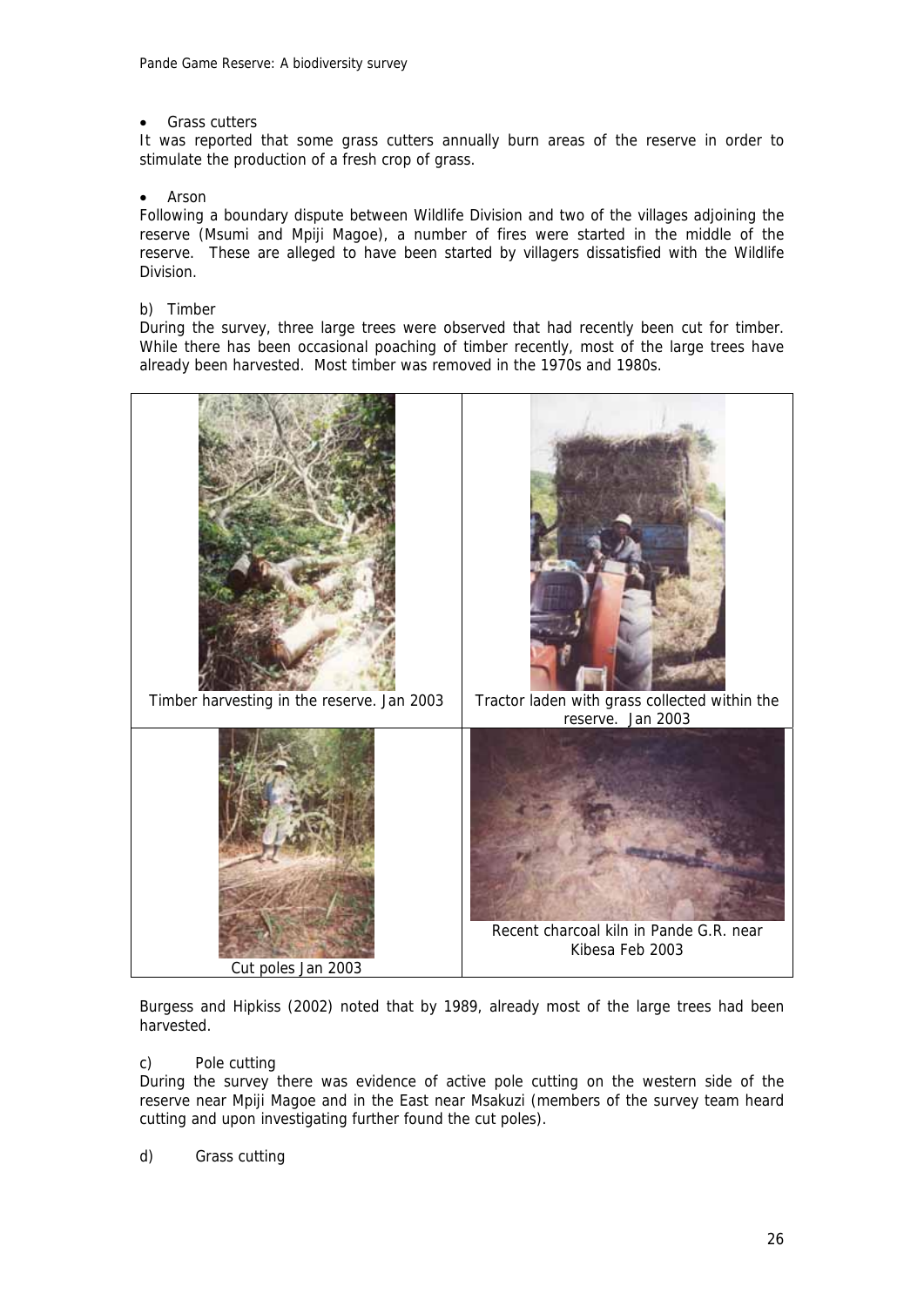- Grass cutters

It was reported that some grass cutters annually burn areas of the reserve in order to stimulate the production of a fresh crop of grass.

- Arson

Following a boundary dispute between Wildlife Division and two of the villages adjoining the reserve (Msumi and Mpiji Magoe), a number of fires were started in the middle of the reserve. These are alleged to have been started by villagers dissatisfied with the Wildlife Division.

b) Timber

During the survey, three large trees were observed that had recently been cut for timber. While there has been occasional poaching of timber recently, most of the large trees have already been harvested. Most timber was removed in the 1970s and 1980s.

Timber harvesting in the reserve. Jan 2003

Tractor laden with grass collected within the reserve. Jan 2003

Cut poles Jan 2003

Recent charcoal kiln in Pande G.R. near Kibesa Feb 2003

Burgess and Hipkiss (2002) noted that by 1989, already most of the large trees had been harvested.

c) Pole cutting

During the survey there was evidence of active pole cutting on the western side of the reserve near Mpiji Magoe and in the East near Msakuzi (members of the survey team heard cutting and upon investigating further found the cut poles).

d) Grass cutting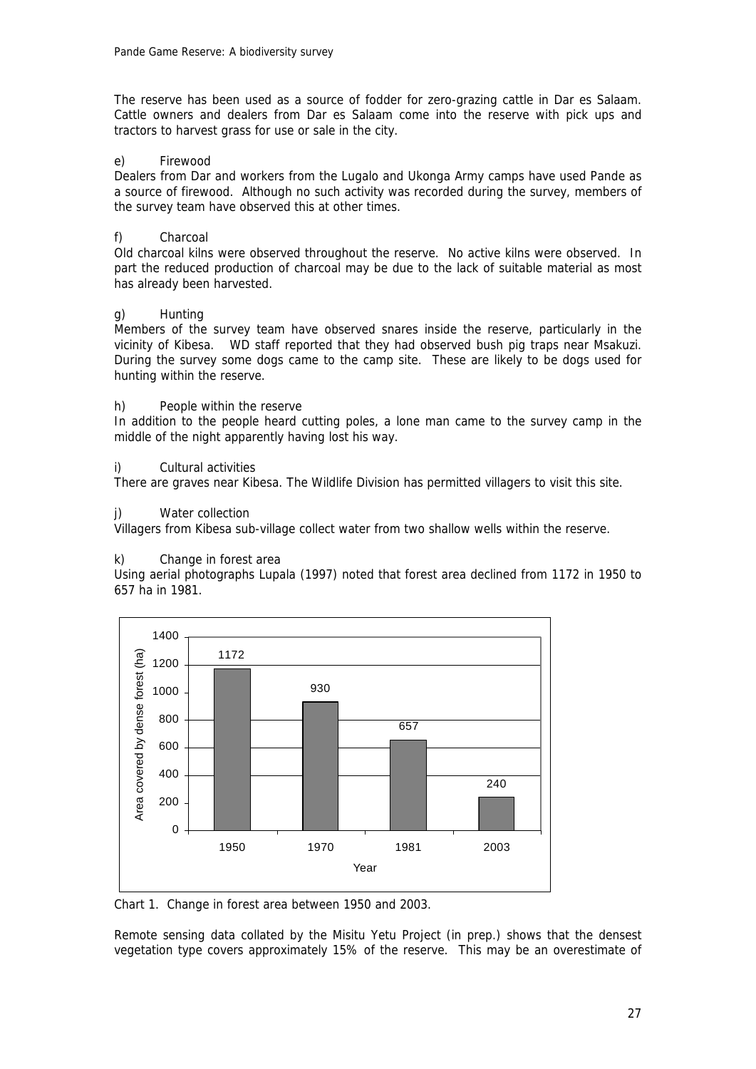The reserve has been used as a source of fodder for zero-grazing cattle in Dar es Salaam. Cattle owners and dealers from Dar es Salaam come into the reserve with pick ups and tractors to harvest grass for use or sale in the city.

e) Firewood

Dealers from Dar and workers from the Lugalo and Ukonga Army camps have used Pande as a source of firewood. Although no such activity was recorded during the survey, members of the survey team have observed this at other times.

f) Charcoal

Old charcoal kilns were observed throughout the reserve. No active kilns were observed. In part the reduced production of charcoal may be due to the lack of suitable material as most has already been harvested.

g) Hunting

Members of the survey team have observed snares inside the reserve, particularly in the vicinity of Kibesa. WD staff reported that they had observed bush pig traps near Msakuzi. During the survey some dogs came to the camp site. These are likely to be dogs used for hunting within the reserve.

h) People within the reserve

In addition to the people heard cutting poles, a lone man came to the survey camp in the middle of the night apparently having lost his way.

i) Cultural activities

There are graves near Kibesa. The Wildlife Division has permitted villagers to visit this site.

j) Water collection

Villagers from Kibesa sub-village collect water from two shallow wells within the reserve.

k) Change in forest area

Using aerial photographs Lupala (1997) noted that forest area declined from 1172 in 1950 to 657 ha in 1981.

| Year | Area covered by dense forest (ha) |
| --- | --- |
| 1950 | 1172 |
| 1970 | 930 |
| 1981 | 657 |
| 2003 | 240 |

Chart 1. Change in forest area between 1950 and 2003.

Remote sensing data collated by the Misitu Yetu Project (in prep.) shows that the densest vegetation type covers approximately 15% of the reserve. This may be an overestimate of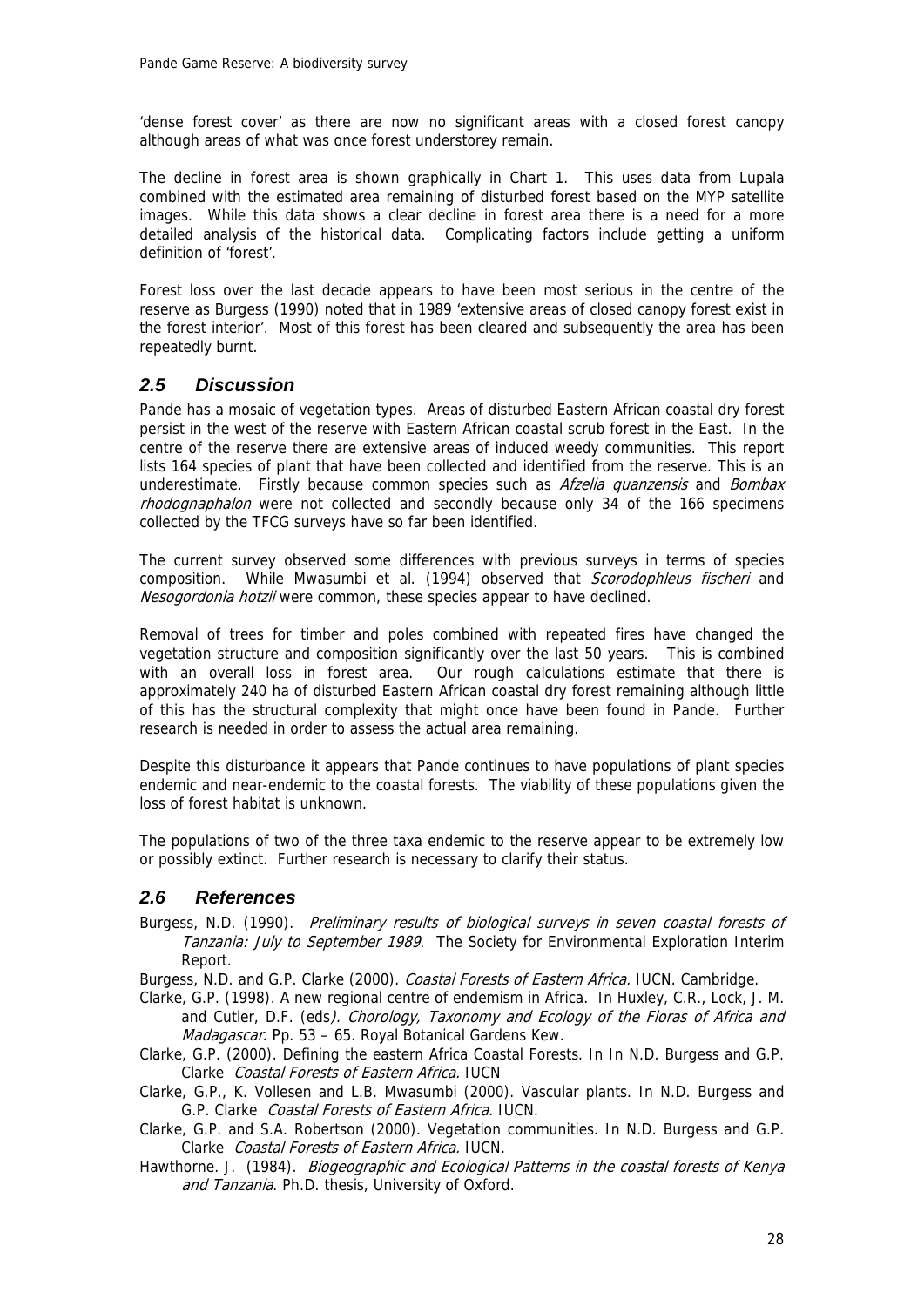'dense forest cover' as there are now no significant areas with a closed forest canopy although areas of what was once forest understorey remain.

The decline in forest area is shown graphically in Chart 1. This uses data from Lupala combined with the estimated area remaining of disturbed forest based on the MYP satellite images. While this data shows a clear decline in forest area there is a need for a more detailed analysis of the historical data. Complicating factors include getting a uniform definition of 'forest'.

Forest loss over the last decade appears to have been most serious in the centre of the reserve as Burgess (1990) noted that in 1989 'extensive areas of closed canopy forest exist in the forest interior'. Most of this forest has been cleared and subsequently the area has been repeatedly burnt.

## 2.5 Discussion

Pande has a mosaic of vegetation types. Areas of disturbed Eastern African coastal dry forest persist in the west of the reserve with Eastern African coastal scrub forest in the East. In the centre of the reserve there are extensive areas of induced weedy communities. This report lists 164 species of plant that have been collected and identified from the reserve. This is an underestimate. Firstly because common species such as *Afzelia quanzensis* and *Bombax rhodognaphalon* were not collected and secondly because only 34 of the 166 specimens collected by the TFCG surveys have so far been identified.

The current survey observed some differences with previous surveys in terms of species composition. While Mwasumbi et al. (1994) observed that *Scorodophleus fischeri* and *Nesogordonia hotzii* were common, these species appear to have declined.

Removal of trees for timber and poles combined with repeated fires have changed the vegetation structure and composition significantly over the last 50 years. This is combined with an overall loss in forest area. Our rough calculations estimate that there is approximately 240 ha of disturbed Eastern African coastal dry forest remaining although little of this has the structural complexity that might once have been found in Pande. Further research is needed in order to assess the actual area remaining.

Despite this disturbance it appears that Pande continues to have populations of plant species endemic and near-endemic to the coastal forests. The viability of these populations given the loss of forest habitat is unknown.

The populations of two of the three taxa endemic to the reserve appear to be extremely low or possibly extinct. Further research is necessary to clarify their status.

## 2.6 References

Burgess, N.D. (1990). *Preliminary results of biological surveys in seven coastal forests of Tanzania: July to September 1989*. The Society for Environmental Exploration Interim Report.

Burgess, N.D. and G.P. Clarke (2000). *Coastal Forests of Eastern Africa.* IUCN. Cambridge.

Clarke, G.P. (1998). A new regional centre of endemism in Africa. In Huxley, C.R., Lock, J. M. and Cutler, D.F. (eds*). Chorology, Taxonomy and Ecology of the Floras of Africa and Madagascar*. Pp. 53 – 65. Royal Botanical Gardens Kew.

Clarke, G.P. (2000). Defining the eastern Africa Coastal Forests. In In N.D. Burgess and G.P. Clarke *Coastal Forests of Eastern Africa.* IUCN

Clarke, G.P., K. Vollesen and L.B. Mwasumbi (2000). Vascular plants. In N.D. Burgess and G.P. Clarke *Coastal Forests of Eastern Africa.* IUCN.

Clarke, G.P. and S.A. Robertson (2000). Vegetation communities. In N.D. Burgess and G.P. Clarke *Coastal Forests of Eastern Africa.* IUCN.

Hawthorne. J. (1984). *Biogeographic and Ecological Patterns in the coastal forests of Kenya and Tanzania*. Ph.D. thesis, University of Oxford.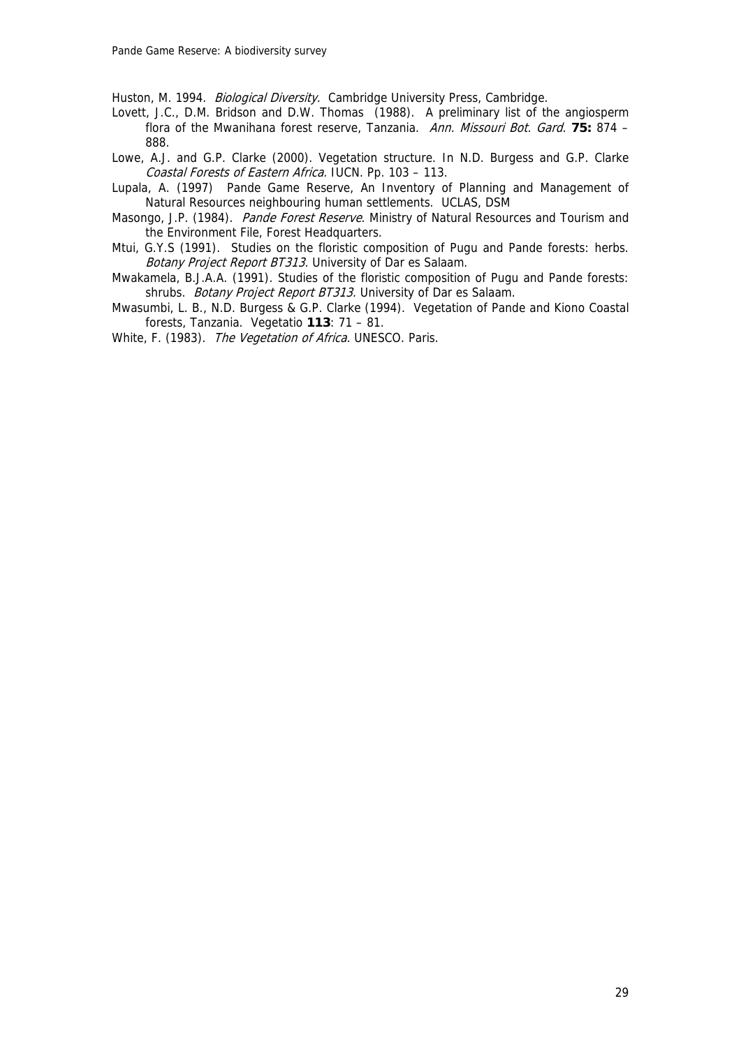Huston, M. 1994. *Biological Diversity.* Cambridge University Press, Cambridge.

Lovett, J.C., D.M. Bridson and D.W. Thomas (1988). A preliminary list of the angiosperm flora of the Mwanihana forest reserve, Tanzania. *Ann. Missouri Bot. Gard.* **75:** 874 – 888.

Lowe, A.J. and G.P. Clarke (2000). Vegetation structure. In N.D. Burgess and G.P. Clarke *Coastal Forests of Eastern Africa.* IUCN. Pp. 103 – 113.

Lupala, A. (1997) Pande Game Reserve, An Inventory of Planning and Management of Natural Resources neighbouring human settlements. UCLAS, DSM

Masongo, J.P. (1984). *Pande Forest Reserve*. Ministry of Natural Resources and Tourism and the Environment File, Forest Headquarters.

Mtui, G.Y.S (1991). Studies on the floristic composition of Pugu and Pande forests: herbs. *Botany Project Report BT313.* University of Dar es Salaam.

Mwakamela, B.J.A.A. (1991). Studies of the floristic composition of Pugu and Pande forests: shrubs. *Botany Project Report BT313.* University of Dar es Salaam.

Mwasumbi, L. B., N.D. Burgess & G.P. Clarke (1994). Vegetation of Pande and Kiono Coastal forests, Tanzania. Vegetatio **113**: 71 – 81.

White, F. (1983). *The Vegetation of Africa.* UNESCO. Paris.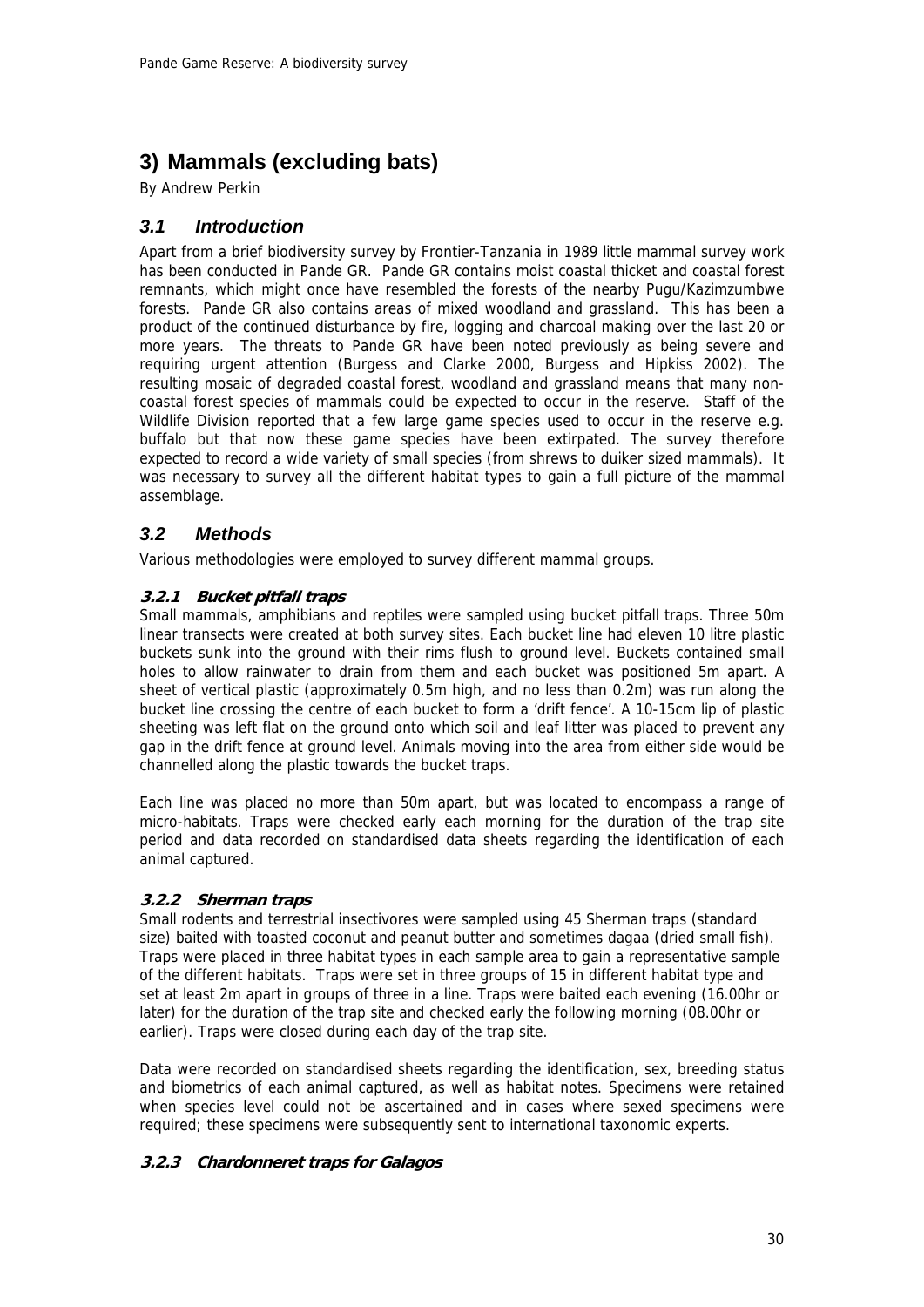# 3) Mammals (excluding bats)

By Andrew Perkin

## 3.1 Introduction

Apart from a brief biodiversity survey by Frontier-Tanzania in 1989 little mammal survey work has been conducted in Pande GR. Pande GR contains moist coastal thicket and coastal forest remnants, which might once have resembled the forests of the nearby Pugu/Kazimzumbwe forests. Pande GR also contains areas of mixed woodland and grassland. This has been a product of the continued disturbance by fire, logging and charcoal making over the last 20 or more years. The threats to Pande GR have been noted previously as being severe and requiring urgent attention (Burgess and Clarke 2000, Burgess and Hipkiss 2002). The resulting mosaic of degraded coastal forest, woodland and grassland means that many non-coastal forest species of mammals could be expected to occur in the reserve. Staff of the Wildlife Division reported that a few large game species used to occur in the reserve e.g. buffalo but that now these game species have been extirpated. The survey therefore expected to record a wide variety of small species (from shrews to duiker sized mammals). It was necessary to survey all the different habitat types to gain a full picture of the mammal assemblage.

## 3.2 Methods

Various methodologies were employed to survey different mammal groups.

### 3.2.1 Bucket pitfall traps

Small mammals, amphibians and reptiles were sampled using bucket pitfall traps. Three 50m linear transects were created at both survey sites. Each bucket line had eleven 10 litre plastic buckets sunk into the ground with their rims flush to ground level. Buckets contained small holes to allow rainwater to drain from them and each bucket was positioned 5m apart. A sheet of vertical plastic (approximately 0.5m high, and no less than 0.2m) was run along the bucket line crossing the centre of each bucket to form a 'drift fence'. A 10-15cm lip of plastic sheeting was left flat on the ground onto which soil and leaf litter was placed to prevent any gap in the drift fence at ground level. Animals moving into the area from either side would be channelled along the plastic towards the bucket traps.

Each line was placed no more than 50m apart, but was located to encompass a range of micro-habitats. Traps were checked early each morning for the duration of the trap site period and data recorded on standardised data sheets regarding the identification of each animal captured.

### 3.2.2 Sherman traps

Small rodents and terrestrial insectivores were sampled using 45 Sherman traps (standard size) baited with toasted coconut and peanut butter and sometimes dagaa (dried small fish). Traps were placed in three habitat types in each sample area to gain a representative sample of the different habitats. Traps were set in three groups of 15 in different habitat type and set at least 2m apart in groups of three in a line. Traps were baited each evening (16.00hr or later) for the duration of the trap site and checked early the following morning (08.00hr or earlier). Traps were closed during each day of the trap site.

Data were recorded on standardised sheets regarding the identification, sex, breeding status and biometrics of each animal captured, as well as habitat notes. Specimens were retained when species level could not be ascertained and in cases where sexed specimens were required; these specimens were subsequently sent to international taxonomic experts.

### 3.2.3 Chardonneret traps for Galagos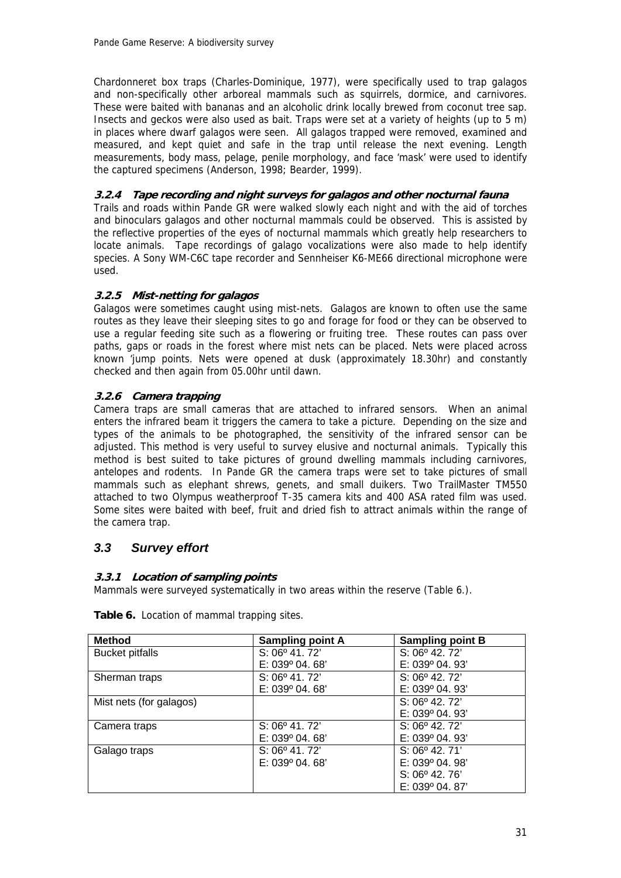Chardonneret box traps (Charles-Dominique, 1977), were specifically used to trap galagos and non-specifically other arboreal mammals such as squirrels, dormice, and carnivores. These were baited with bananas and an alcoholic drink locally brewed from coconut tree sap. Insects and geckos were also used as bait. Traps were set at a variety of heights (up to 5 m) in places where dwarf galagos were seen. All galagos trapped were removed, examined and measured, and kept quiet and safe in the trap until release the next evening. Length measurements, body mass, pelage, penile morphology, and face 'mask' were used to identify the captured specimens (Anderson, 1998; Bearder, 1999).

#### *3.2.4 Tape recording and night surveys for galagos and other nocturnal fauna*

Trails and roads within Pande GR were walked slowly each night and with the aid of torches and binoculars galagos and other nocturnal mammals could be observed. This is assisted by the reflective properties of the eyes of nocturnal mammals which greatly help researchers to locate animals. Tape recordings of galago vocalizations were also made to help identify species. A Sony WM-C6C tape recorder and Sennheiser K6-ME66 directional microphone were used.

#### *3.2.5 Mist-netting for galagos*

Galagos were sometimes caught using mist-nets. Galagos are known to often use the same routes as they leave their sleeping sites to go and forage for food or they can be observed to use a regular feeding site such as a flowering or fruiting tree. These routes can pass over paths, gaps or roads in the forest where mist nets can be placed. Nets were placed across known 'jump points. Nets were opened at dusk (approximately 18.30hr) and constantly checked and then again from 05.00hr until dawn.

#### *3.2.6 Camera trapping*

Camera traps are small cameras that are attached to infrared sensors. When an animal enters the infrared beam it triggers the camera to take a picture. Depending on the size and types of the animals to be photographed, the sensitivity of the infrared sensor can be adjusted. This method is very useful to survey elusive and nocturnal animals. Typically this method is best suited to take pictures of ground dwelling mammals including carnivores, antelopes and rodents. In Pande GR the camera traps were set to take pictures of small mammals such as elephant shrews, genets, and small duikers. Two TrailMaster TM550 attached to two Olympus weatherproof T-35 camera kits and 400 ASA rated film was used. Some sites were baited with beef, fruit and dried fish to attract animals within the range of the camera trap.

## *3.3 Survey effort*

#### *3.3.1 Location of sampling points*

Mammals were surveyed systematically in two areas within the reserve (Table 6.).

**Table 6.** Location of mammal trapping sites.

| Method | Sampling point A | Sampling point B |
|---|---|---|
| Bucket pitfalls | S: 06º 41. 72'<br>E: 039º 04. 68' | S: 06º 42. 72'<br>E: 039º 04. 93' |
| Sherman traps | S: 06º 41. 72'<br>E: 039º 04. 68' | S: 06º 42. 72'<br>E: 039º 04. 93' |
| Mist nets (for galagos) | | S: 06º 42. 72'<br>E: 039º 04. 93' |
| Camera traps | S: 06º 41. 72'<br>E: 039º 04. 68' | S: 06º 42. 72'<br>E: 039º 04. 93' |
| Galago traps | S: 06º 41. 72'<br>E: 039º 04. 68' | S: 06º 42. 71'<br>E: 039º 04. 98'<br>S: 06º 42. 76'<br>E: 039º 04. 87' |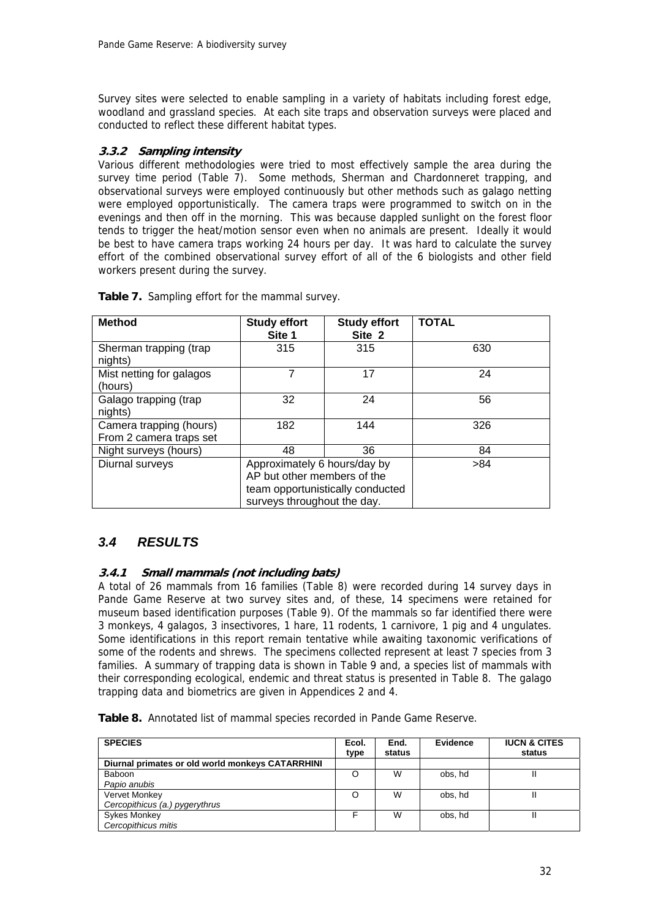Survey sites were selected to enable sampling in a variety of habitats including forest edge, woodland and grassland species. At each site traps and observation surveys were placed and conducted to reflect these different habitat types.

### 3.3.2 Sampling intensity

Various different methodologies were tried to most effectively sample the area during the survey time period (Table 7). Some methods, Sherman and Chardonneret trapping, and observational surveys were employed continuously but other methods such as galago netting were employed opportunistically. The camera traps were programmed to switch on in the evenings and then off in the morning. This was because dappled sunlight on the forest floor tends to trigger the heat/motion sensor even when no animals are present. Ideally it would be best to have camera traps working 24 hours per day. It was hard to calculate the survey effort of the combined observational survey effort of all of the 6 biologists and other field workers present during the survey.

**Table 7.** Sampling effort for the mammal survey.

| Method | Study effort Site 1 | Study effort Site 2 | TOTAL |
|---|---|---|---|
| Sherman trapping (trap nights) | 315 | 315 | 630 |
| Mist netting for galagos (hours) | 7 | 17 | 24 |
| Galago trapping (trap nights) | 32 | 24 | 56 |
| Camera trapping (hours) From 2 camera traps set | 182 | 144 | 326 |
| Night surveys (hours) | 48 | 36 | 84 |
| Diurnal surveys | Approximately 6 hours/day by AP but other members of the team opportunistically conducted surveys throughout the day. | | >84 |

## 3.4 RESULTS

### 3.4.1 Small mammals (not including bats)

A total of 26 mammals from 16 families (Table 8) were recorded during 14 survey days in Pande Game Reserve at two survey sites and, of these, 14 specimens were retained for museum based identification purposes (Table 9). Of the mammals so far identified there were 3 monkeys, 4 galagos, 3 insectivores, 1 hare, 11 rodents, 1 carnivore, 1 pig and 4 ungulates. Some identifications in this report remain tentative while awaiting taxonomic verifications of some of the rodents and shrews. The specimens collected represent at least 7 species from 3 families. A summary of trapping data is shown in Table 9 and, a species list of mammals with their corresponding ecological, endemic and threat status is presented in Table 8. The galago trapping data and biometrics are given in Appendices 2 and 4.

**Table 8.** Annotated list of mammal species recorded in Pande Game Reserve.

| SPECIES | Ecol. type | End. status | Evidence | IUCN & CITES status |
|---|---|---|---|---|
| **Diurnal primates or old world monkeys CATARRHINI** | | | | |
| Baboon *Papio anubis* | O | W | obs, hd | II |
| Vervet Monkey *Cercopithicus (a.) pygerythrus* | O | W | obs, hd | II |
| Sykes Monkey *Cercopithicus mitis* | F | W | obs, hd | II |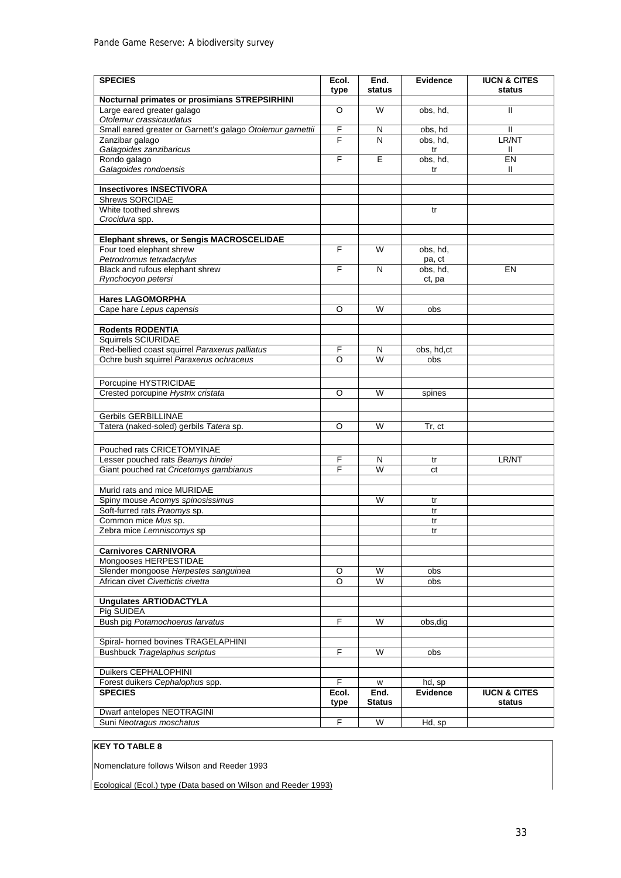| SPECIES | Ecol. type | End. status | Evidence | IUCN & CITES status |
|---|---|---|---|---|
| **Nocturnal primates or prosimians STREPSIRHINI** | | | | |
| Large eared greater galago *Otolemur crassicaudatus* | O | W | obs, hd, | II |
| Small eared greater or Garnett's galago *Otolemur garnettii* | F | N | obs, hd | II |
| Zanzibar galago *Galagoides zanzibaricus* | F | N | obs, hd, tr | LR/NT II |
| Rondo galago *Galagoides rondoensis* | F | E | obs, hd, tr | EN II |
| | | | | |
| **Insectivores INSECTIVORA** | | | | |
| Shrews SORCIDAE | | | | |
| White toothed shrews *Crocidura* spp. | | | tr | |
| | | | | |
| **Elephant shrews, or Sengis MACROSCELIDAE** | | | | |
| Four toed elephant shrew *Petrodromus tetradactylus* | F | W | obs, hd, pa, ct | |
| Black and rufous elephant shrew *Rynchocyon petersi* | F | N | obs, hd, ct, pa | EN |
| | | | | |
| **Hares LAGOMORPHA** | | | | |
| Cape hare *Lepus capensis* | O | W | obs | |
| | | | | |
| **Rodents RODENTIA** | | | | |
| Squirrels SCIURIDAE | | | | |
| Red-bellied coast squirrel *Paraxerus palliatus* | F | N | obs, hd,ct | |
| Ochre bush squirrel *Paraxerus ochraceus* | O | W | obs | |
| | | | | |
| Porcupine HYSTRICIDAE | | | | |
| Crested porcupine *Hystrix cristata* | O | W | spines | |
| | | | | |
| Gerbils GERBILLINAE | | | | |
| Tatera (naked-soled) gerbils *Tatera* sp. | O | W | Tr, ct | |
| | | | | |
| Pouched rats CRICETOMYINAE | | | | |
| Lesser pouched rats *Beamys hindei* | F | N | tr | LR/NT |
| Giant pouched rat *Cricetomys gambianus* | F | W | ct | |
| | | | | |
| Murid rats and mice MURIDAE | | | | |
| Spiny mouse *Acomys spinosissimus* | | W | tr | |
| Soft-furred rats *Praomys* sp. | | | tr | |
| Common mice *Mus* sp. | | | tr | |
| Zebra mice *Lemniscomys* sp | | | tr | |
| | | | | |
| **Carnivores CARNIVORA** | | | | |
| Mongooses HERPESTIDAE | | | | |
| Slender mongoose *Herpestes sanguinea* | O | W | obs | |
| African civet *Civettictis civetta* | O | W | obs | |
| | | | | |
| **Ungulates ARTIODACTYLA** | | | | |
| Pig SUIDEA | | | | |
| Bush pig *Potamochoerus larvatus* | F | W | obs,dig | |
| | | | | |
| Spiral- horned bovines TRAGELAPHINI | | | | |
| Bushbuck *Tragelaphus scriptus* | F | W | obs | |
| | | | | |
| Duikers CEPHALOPHINI | | | | |
| Forest duikers *Cephalophus* spp. | F | w | hd, sp | |
| **SPECIES** | **Ecol. type** | **End. Status** | **Evidence** | **IUCN & CITES status** |
| Dwarf antelopes NEOTRAGINI | | | | |
| Suni *Neotragus moschatus* | F | W | Hd, sp | |

**KEY TO TABLE 8**

Nomenclature follows Wilson and Reeder 1993

Ecological (Ecol.) type (Data based on Wilson and Reeder 1993)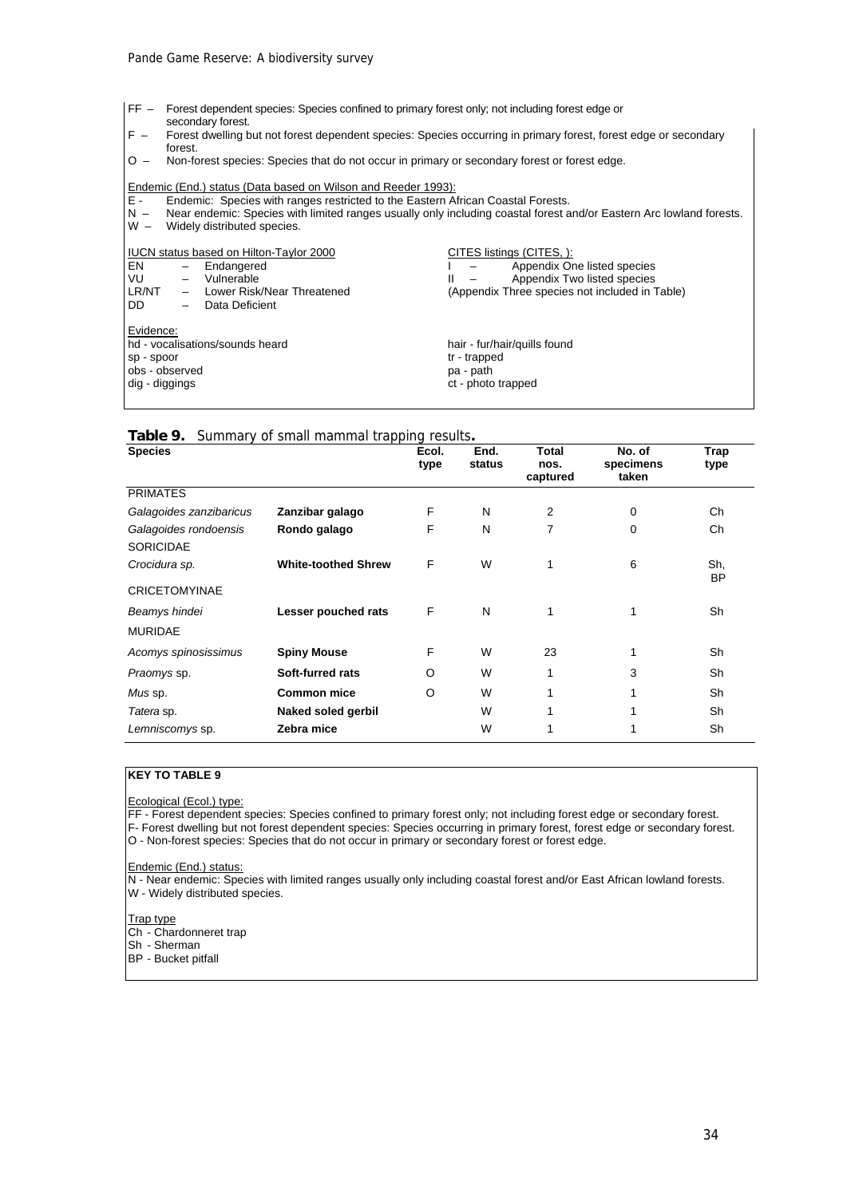FF – Forest dependent species: Species confined to primary forest only; not including forest edge or secondary forest.
F – Forest dwelling but not forest dependent species: Species occurring in primary forest, forest edge or secondary forest.
O – Non-forest species: Species that do not occur in primary or secondary forest or forest edge.

Endemic (End.) status (Data based on Wilson and Reeder 1993):
E - Endemic: Species with ranges restricted to the Eastern African Coastal Forests.
N – Near endemic: Species with limited ranges usually only including coastal forest and/or Eastern Arc lowland forests.
W – Widely distributed species.

IUCN status based on Hilton-Taylor 2000
EN – Endangered
VU – Vulnerable
LR/NT – Lower Risk/Near Threatened
DD – Data Deficient

CITES listings (CITES, ):
I – Appendix One listed species
II – Appendix Two listed species
(Appendix Three species not included in Table)

Evidence:
hd - vocalisations/sounds heard
sp - spoor
obs - observed
dig - diggings
hair - fur/hair/quills found
tr - trapped
pa - path
ct - photo trapped

**Table 9.** Summary of small mammal trapping results**.**

| Species | | Ecol. type | End. status | Total nos. captured | No. of specimens taken | Trap type |
|---|---|---|---|---|---|---|
| PRIMATES | | | | | | |
| *Galagoides zanzibaricus* | **Zanzibar galago** | F | N | 2 | 0 | Ch |
| *Galagoides rondoensis* | **Rondo galago** | F | N | 7 | 0 | Ch |
| SORICIDAE | | | | | | |
| *Crocidura sp.* | **White-toothed Shrew** | F | W | 1 | 6 | Sh, BP |
| CRICETOMYINAE | | | | | | |
| *Beamys hindei* | **Lesser pouched rats** | F | N | 1 | 1 | Sh |
| MURIDAE | | | | | | |
| *Acomys spinosissimus* | **Spiny Mouse** | F | W | 23 | 1 | Sh |
| *Praomys* sp. | **Soft-furred rats** | O | W | 1 | 3 | Sh |
| *Mus* sp. | **Common mice** | O | W | 1 | 1 | Sh |
| *Tatera* sp. | **Naked soled gerbil** | | W | 1 | 1 | Sh |
| *Lemniscomys* sp. | **Zebra mice** | | W | 1 | 1 | Sh |

**KEY TO TABLE 9**

Ecological (Ecol.) type:
FF - Forest dependent species: Species confined to primary forest only; not including forest edge or secondary forest.
F- Forest dwelling but not forest dependent species: Species occurring in primary forest, forest edge or secondary forest.
O - Non-forest species: Species that do not occur in primary or secondary forest or forest edge.

Endemic (End.) status:
N - Near endemic: Species with limited ranges usually only including coastal forest and/or East African lowland forests.
W - Widely distributed species.

Trap type
Ch - Chardonneret trap
Sh - Sherman
BP - Bucket pitfall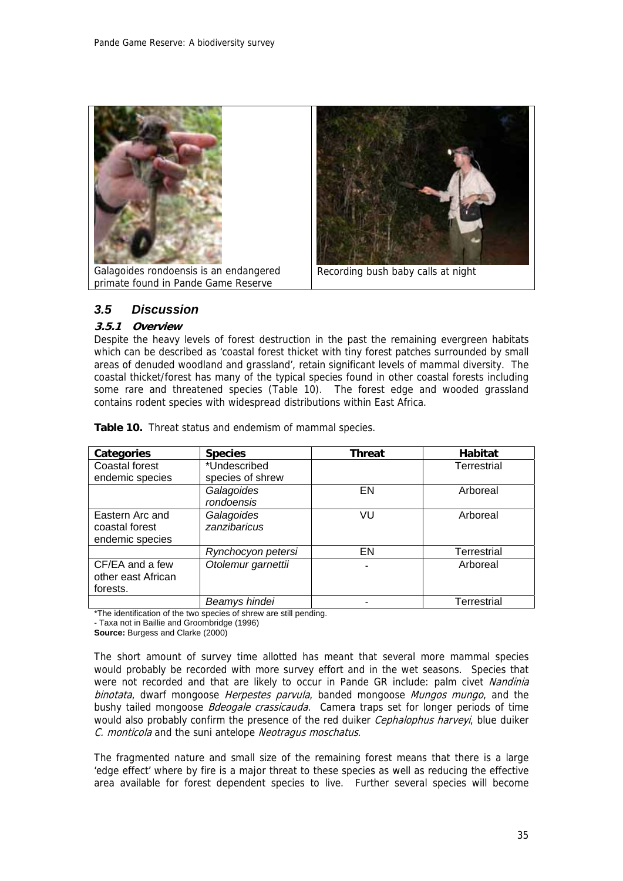Galagoides rondoensis is an endangered primate found in Pande Game Reserve

Recording bush baby calls at night

## 3.5 Discussion

### 3.5.1 Overview

Despite the heavy levels of forest destruction in the past the remaining evergreen habitats which can be described as 'coastal forest thicket with tiny forest patches surrounded by small areas of denuded woodland and grassland', retain significant levels of mammal diversity. The coastal thicket/forest has many of the typical species found in other coastal forests including some rare and threatened species (Table 10). The forest edge and wooded grassland contains rodent species with widespread distributions within East Africa.

**Table 10.** Threat status and endemism of mammal species.

| Categories | Species | Threat | Habitat |
|---|---|---|---|
| Coastal forest endemic species | *Undescribed species of shrew | | Terrestrial |
| | *Galagoides rondoensis* | EN | Arboreal |
| Eastern Arc and coastal forest endemic species | *Galagoides zanzibaricus* | VU | Arboreal |
| | *Rynchocyon petersi* | EN | Terrestrial |
| CF/EA and a few other east African forests. | *Otolemur garnettii* | - | Arboreal |
| | *Beamys hindei* | - | Terrestrial |

*The identification of the two species of shrew are still pending.
- Taxa not in Baillie and Groombridge (1996)
**Source:** Burgess and Clarke (2000)

The short amount of survey time allotted has meant that several more mammal species would probably be recorded with more survey effort and in the wet seasons. Species that were not recorded and that are likely to occur in Pande GR include: palm civet *Nandinia binotata*, dwarf mongoose *Herpestes parvula*, banded mongoose *Mungos mungo*, and the bushy tailed mongoose *Bdeogale crassicauda.* Camera traps set for longer periods of time would also probably confirm the presence of the red duiker *Cephalophus harveyi*, blue duiker *C. monticola* and the suni antelope *Neotragus moschatus*.

The fragmented nature and small size of the remaining forest means that there is a large 'edge effect' where by fire is a major threat to these species as well as reducing the effective area available for forest dependent species to live. Further several species will become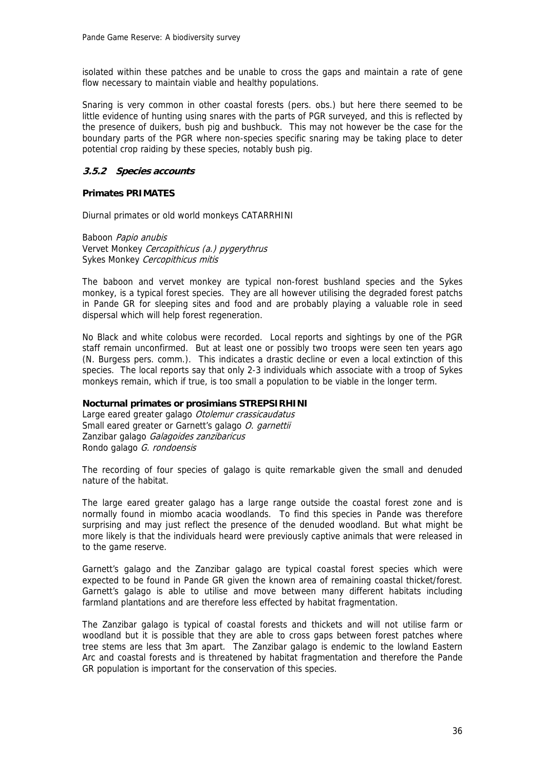isolated within these patches and be unable to cross the gaps and maintain a rate of gene flow necessary to maintain viable and healthy populations.

Snaring is very common in other coastal forests (pers. obs.) but here there seemed to be little evidence of hunting using snares with the parts of PGR surveyed, and this is reflected by the presence of duikers, bush pig and bushbuck. This may not however be the case for the boundary parts of the PGR where non-species specific snaring may be taking place to deter potential crop raiding by these species, notably bush pig.

### *3.5.2 Species accounts*

**Primates PRIMATES**

Diurnal primates or old world monkeys CATARRHINI

Baboon *Papio anubis*
Vervet Monkey *Cercopithicus (a.) pygerythrus*
Sykes Monkey *Cercopithicus mitis*

The baboon and vervet monkey are typical non-forest bushland species and the Sykes monkey, is a typical forest species. They are all however utilising the degraded forest patchs in Pande GR for sleeping sites and food and are probably playing a valuable role in seed dispersal which will help forest regeneration.

No Black and white colobus were recorded. Local reports and sightings by one of the PGR staff remain unconfirmed. But at least one or possibly two troops were seen ten years ago (N. Burgess pers. comm.). This indicates a drastic decline or even a local extinction of this species. The local reports say that only 2-3 individuals which associate with a troop of Sykes monkeys remain, which if true, is too small a population to be viable in the longer term.

**Nocturnal primates or prosimians STREPSIRHINI**

Large eared greater galago *Otolemur crassicaudatus*
Small eared greater or Garnett's galago *O. garnettii*
Zanzibar galago *Galagoides zanzibaricus*
Rondo galago *G. rondoensis*

The recording of four species of galago is quite remarkable given the small and denuded nature of the habitat.

The large eared greater galago has a large range outside the coastal forest zone and is normally found in miombo acacia woodlands. To find this species in Pande was therefore surprising and may just reflect the presence of the denuded woodland. But what might be more likely is that the individuals heard were previously captive animals that were released in to the game reserve.

Garnett's galago and the Zanzibar galago are typical coastal forest species which were expected to be found in Pande GR given the known area of remaining coastal thicket/forest. Garnett's galago is able to utilise and move between many different habitats including farmland plantations and are therefore less effected by habitat fragmentation.

The Zanzibar galago is typical of coastal forests and thickets and will not utilise farm or woodland but it is possible that they are able to cross gaps between forest patches where tree stems are less that 3m apart. The Zanzibar galago is endemic to the lowland Eastern Arc and coastal forests and is threatened by habitat fragmentation and therefore the Pande GR population is important for the conservation of this species.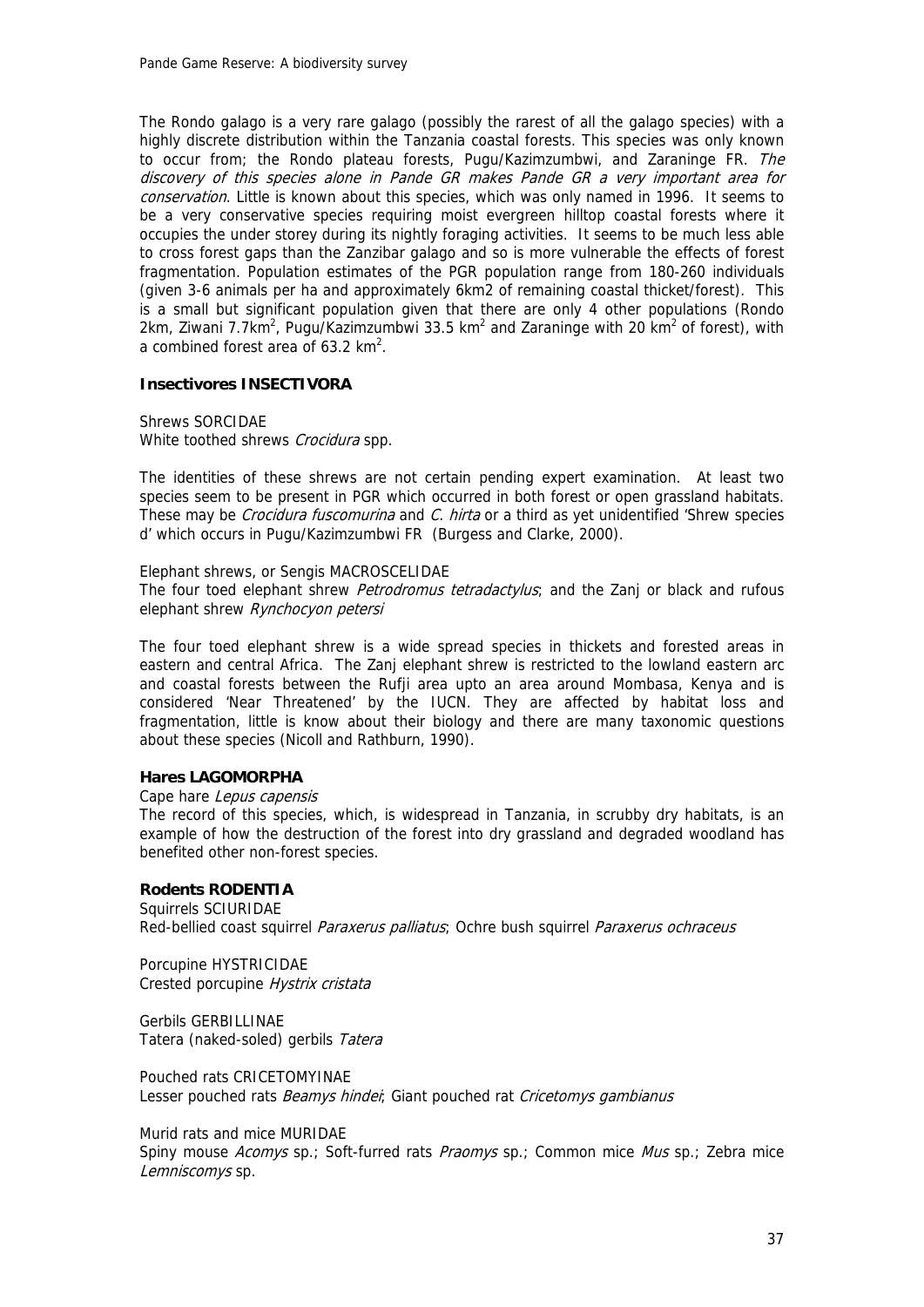The Rondo galago is a very rare galago (possibly the rarest of all the galago species) with a highly discrete distribution within the Tanzania coastal forests. This species was only known to occur from; the Rondo plateau forests, Pugu/Kazimzumbwi, and Zaraninge FR. *The discovery of this species alone in Pande GR makes Pande GR a very important area for conservation*. Little is known about this species, which was only named in 1996. It seems to be a very conservative species requiring moist evergreen hilltop coastal forests where it occupies the under storey during its nightly foraging activities. It seems to be much less able to cross forest gaps than the Zanzibar galago and so is more vulnerable the effects of forest fragmentation. Population estimates of the PGR population range from 180-260 individuals (given 3-6 animals per ha and approximately 6km2 of remaining coastal thicket/forest). This is a small but significant population given that there are only 4 other populations (Rondo 2km, Ziwani 7.7km$^2$, Pugu/Kazimzumbwi 33.5 km$^2$ and Zaraninge with 20 km$^2$ of forest), with a combined forest area of 63.2 km$^2$.

### Insectivores INSECTIVORA

Shrews SORCIDAE
White toothed shrews *Crocidura* spp.

The identities of these shrews are not certain pending expert examination. At least two species seem to be present in PGR which occurred in both forest or open grassland habitats. These may be *Crocidura fuscomurina* and *C. hirta* or a third as yet unidentified 'Shrew species d' which occurs in Pugu/Kazimzumbwi FR (Burgess and Clarke, 2000).

Elephant shrews, or Sengis MACROSCELIDAE
The four toed elephant shrew *Petrodromus tetradactylus*; and the Zanj or black and rufous elephant shrew *Rynchocyon petersi*

The four toed elephant shrew is a wide spread species in thickets and forested areas in eastern and central Africa. The Zanj elephant shrew is restricted to the lowland eastern arc and coastal forests between the Rufji area upto an area around Mombasa, Kenya and is considered 'Near Threatened' by the IUCN. They are affected by habitat loss and fragmentation, little is know about their biology and there are many taxonomic questions about these species (Nicoll and Rathburn, 1990).

### Hares LAGOMORPHA

Cape hare *Lepus capensis*
The record of this species, which, is widespread in Tanzania, in scrubby dry habitats, is an example of how the destruction of the forest into dry grassland and degraded woodland has benefited other non-forest species.

### Rodents RODENTIA

Squirrels SCIURIDAE
Red-bellied coast squirrel *Paraxerus palliatus*; Ochre bush squirrel *Paraxerus ochraceus*

Porcupine HYSTRICIDAE
Crested porcupine *Hystrix cristata*

Gerbils GERBILLINAE
Tatera (naked-soled) gerbils *Tatera*

Pouched rats CRICETOMYINAE
Lesser pouched rats *Beamys hindei*; Giant pouched rat *Cricetomys gambianus*

Murid rats and mice MURIDAE
Spiny mouse *Acomys* sp.; Soft-furred rats *Praomys* sp.; Common mice *Mus* sp.; Zebra mice *Lemniscomys* sp.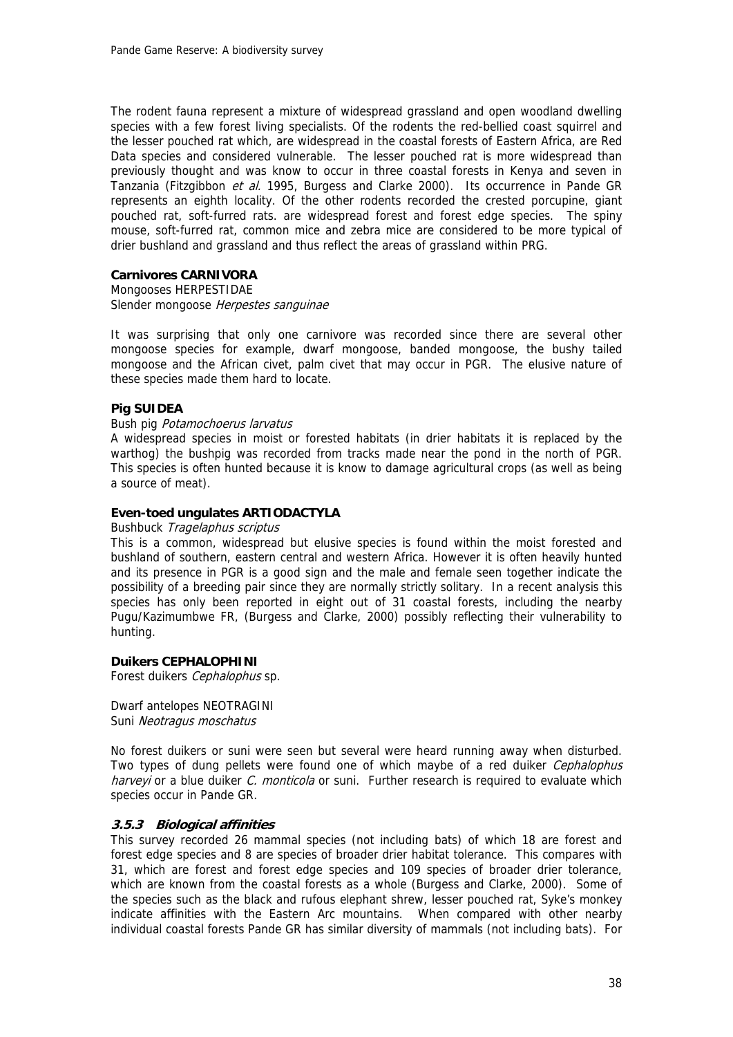The rodent fauna represent a mixture of widespread grassland and open woodland dwelling species with a few forest living specialists. Of the rodents the red-bellied coast squirrel and the lesser pouched rat which, are widespread in the coastal forests of Eastern Africa, are Red Data species and considered vulnerable. The lesser pouched rat is more widespread than previously thought and was know to occur in three coastal forests in Kenya and seven in Tanzania (Fitzgibbon *et al.* 1995, Burgess and Clarke 2000). Its occurrence in Pande GR represents an eighth locality. Of the other rodents recorded the crested porcupine, giant pouched rat, soft-furred rats. are widespread forest and forest edge species. The spiny mouse, soft-furred rat, common mice and zebra mice are considered to be more typical of drier bushland and grassland and thus reflect the areas of grassland within PRG.

**Carnivores CARNIVORA**

Mongooses HERPESTIDAE
Slender mongoose *Herpestes sanguinae*

It was surprising that only one carnivore was recorded since there are several other mongoose species for example, dwarf mongoose, banded mongoose, the bushy tailed mongoose and the African civet, palm civet that may occur in PGR. The elusive nature of these species made them hard to locate.

**Pig SUIDEA**

Bush pig *Potamochoerus larvatus*
A widespread species in moist or forested habitats (in drier habitats it is replaced by the warthog) the bushpig was recorded from tracks made near the pond in the north of PGR. This species is often hunted because it is know to damage agricultural crops (as well as being a source of meat).

**Even-toed ungulates ARTIODACTYLA**

Bushbuck *Tragelaphus scriptus*
This is a common, widespread but elusive species is found within the moist forested and bushland of southern, eastern central and western Africa. However it is often heavily hunted and its presence in PGR is a good sign and the male and female seen together indicate the possibility of a breeding pair since they are normally strictly solitary. In a recent analysis this species has only been reported in eight out of 31 coastal forests, including the nearby Pugu/Kazimumbwe FR, (Burgess and Clarke, 2000) possibly reflecting their vulnerability to hunting.

**Duikers CEPHALOPHINI**

Forest duikers *Cephalophus* sp.

Dwarf antelopes NEOTRAGINI
Suni *Neotragus moschatus*

No forest duikers or suni were seen but several were heard running away when disturbed. Two types of dung pellets were found one of which maybe of a red duiker *Cephalophus harveyi* or a blue duiker *C. monticola* or suni. Further research is required to evaluate which species occur in Pande GR.

### *3.5.3 Biological affinities*

This survey recorded 26 mammal species (not including bats) of which 18 are forest and forest edge species and 8 are species of broader drier habitat tolerance. This compares with 31, which are forest and forest edge species and 109 species of broader drier tolerance, which are known from the coastal forests as a whole (Burgess and Clarke, 2000). Some of the species such as the black and rufous elephant shrew, lesser pouched rat, Syke's monkey indicate affinities with the Eastern Arc mountains. When compared with other nearby individual coastal forests Pande GR has similar diversity of mammals (not including bats). For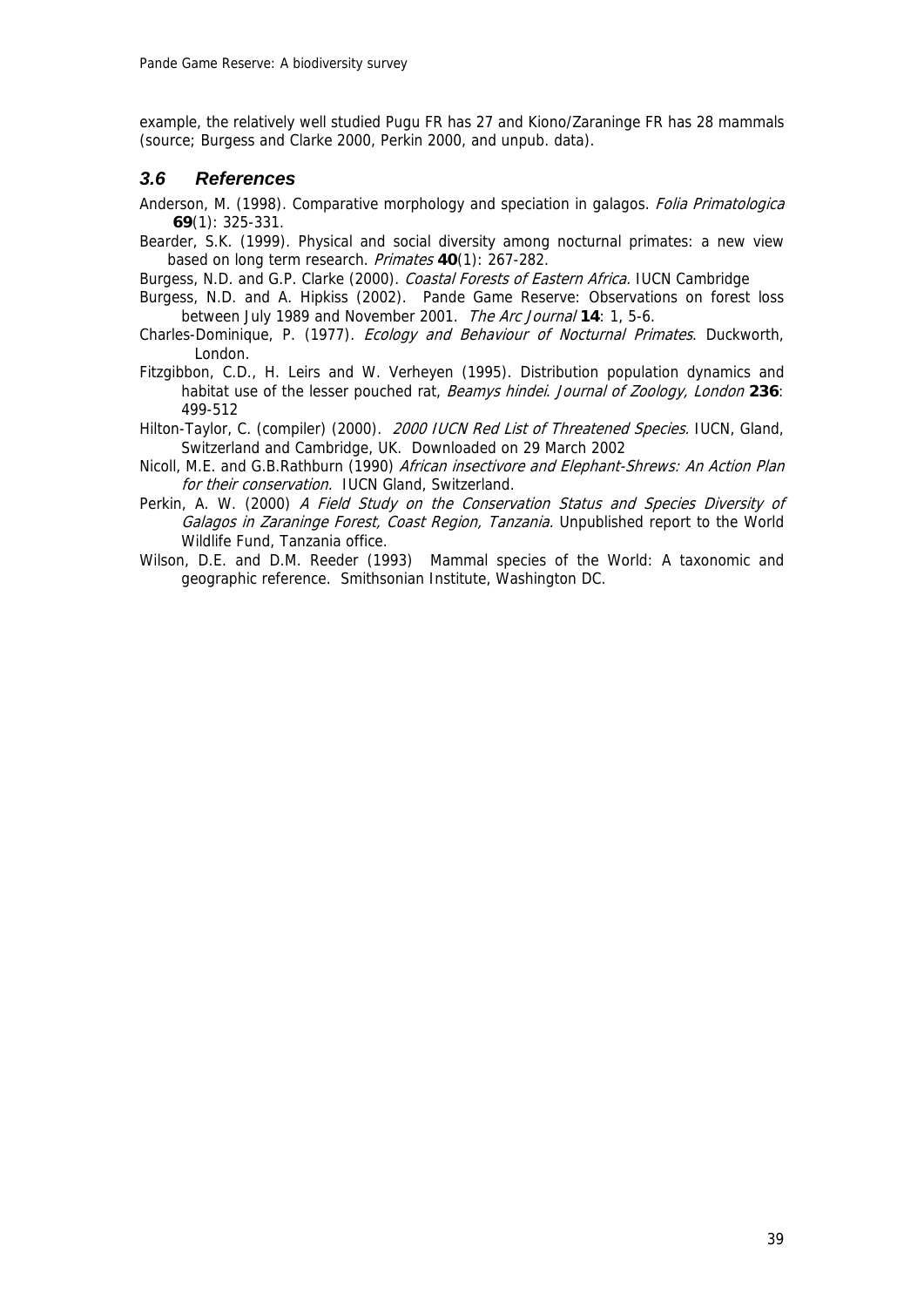example, the relatively well studied Pugu FR has 27 and Kiono/Zaraninge FR has 28 mammals (source; Burgess and Clarke 2000, Perkin 2000, and unpub. data).

### *3.6 References*

Anderson, M. (1998). Comparative morphology and speciation in galagos. *Folia Primatologica* **69**(1): 325-331.

Bearder, S.K. (1999). Physical and social diversity among nocturnal primates: a new view based on long term research. *Primates* **40**(1): 267-282.

Burgess, N.D. and G.P. Clarke (2000). *Coastal Forests of Eastern Africa.* IUCN Cambridge

Burgess, N.D. and A. Hipkiss (2002). Pande Game Reserve: Observations on forest loss between July 1989 and November 2001. *The Arc Journal* **14**: 1, 5-6.

Charles-Dominique, P. (1977). *Ecology and Behaviour of Nocturnal Primates*. Duckworth, London.

Fitzgibbon, C.D., H. Leirs and W. Verheyen (1995). Distribution population dynamics and habitat use of the lesser pouched rat, *Beamys hindei*. *Journal of Zoology, London* **236**: 499-512

Hilton-Taylor, C. (compiler) (2000). *2000 IUCN Red List of Threatened Species.* IUCN, Gland, Switzerland and Cambridge, UK. Downloaded on 29 March 2002

Nicoll, M.E. and G.B.Rathburn (1990) *African insectivore and Elephant-Shrews: An Action Plan for their conservation.* IUCN Gland, Switzerland.

Perkin, A. W. (2000) *A Field Study on the Conservation Status and Species Diversity of Galagos in Zaraninge Forest, Coast Region, Tanzania.* Unpublished report to the World Wildlife Fund, Tanzania office.

Wilson, D.E. and D.M. Reeder (1993) Mammal species of the World: A taxonomic and geographic reference. Smithsonian Institute, Washington DC.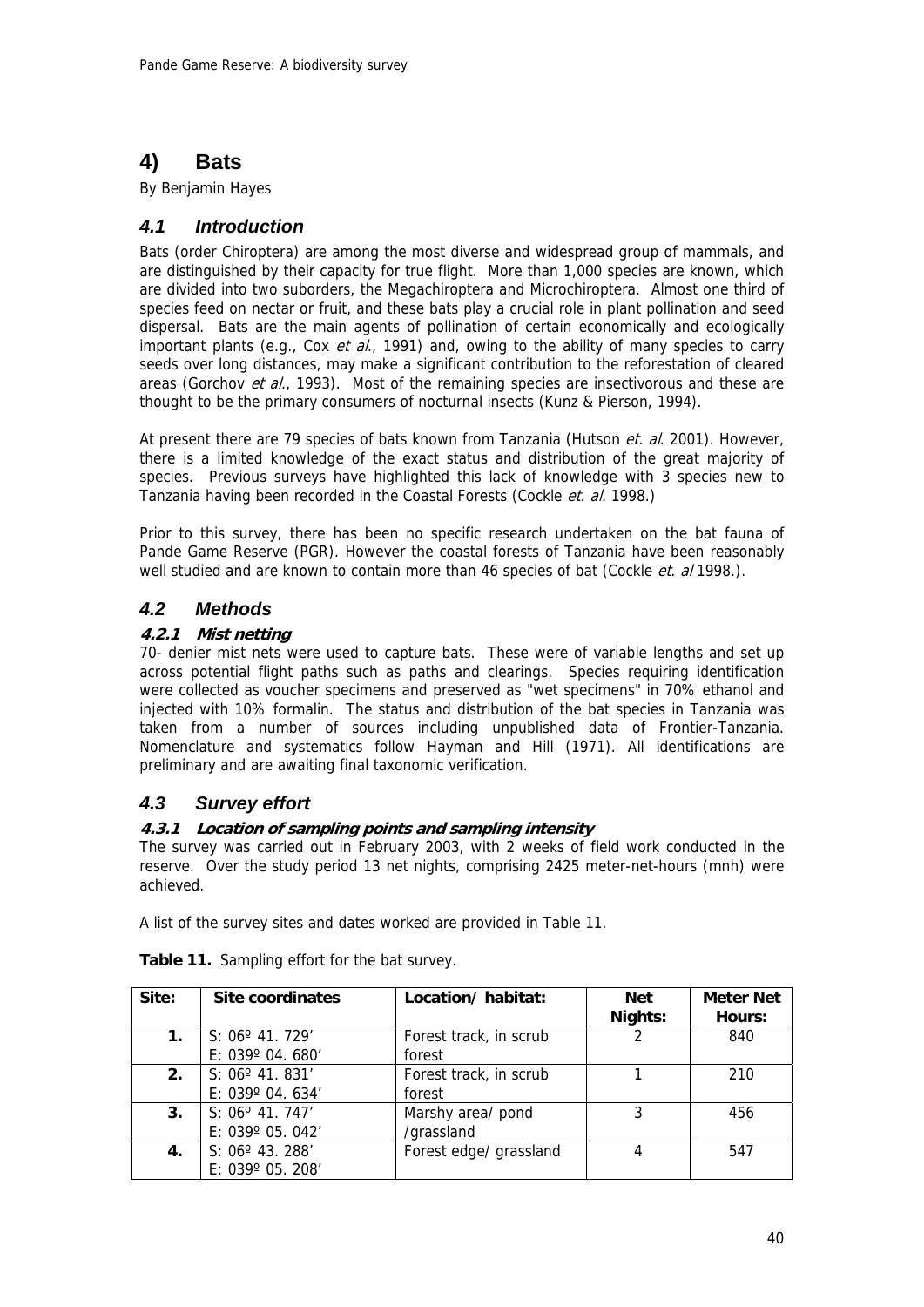# 4) Bats

By Benjamin Hayes

## 4.1 Introduction

Bats (order Chiroptera) are among the most diverse and widespread group of mammals, and are distinguished by their capacity for true flight. More than 1,000 species are known, which are divided into two suborders, the Megachiroptera and Microchiroptera. Almost one third of species feed on nectar or fruit, and these bats play a crucial role in plant pollination and seed dispersal. Bats are the main agents of pollination of certain economically and ecologically important plants (e.g., Cox *et al*., 1991) and, owing to the ability of many species to carry seeds over long distances, may make a significant contribution to the reforestation of cleared areas (Gorchov *et al*., 1993). Most of the remaining species are insectivorous and these are thought to be the primary consumers of nocturnal insects (Kunz & Pierson, 1994).

At present there are 79 species of bats known from Tanzania (Hutson *et. al*. 2001). However, there is a limited knowledge of the exact status and distribution of the great majority of species. Previous surveys have highlighted this lack of knowledge with 3 species new to Tanzania having been recorded in the Coastal Forests (Cockle *et. al.* 1998.)

Prior to this survey, there has been no specific research undertaken on the bat fauna of Pande Game Reserve (PGR). However the coastal forests of Tanzania have been reasonably well studied and are known to contain more than 46 species of bat (Cockle *et. al* 1998.).

## 4.2 Methods

### 4.2.1 Mist netting

70- denier mist nets were used to capture bats. These were of variable lengths and set up across potential flight paths such as paths and clearings. Species requiring identification were collected as voucher specimens and preserved as "wet specimens" in 70% ethanol and injected with 10% formalin. The status and distribution of the bat species in Tanzania was taken from a number of sources including unpublished data of Frontier-Tanzania. Nomenclature and systematics follow Hayman and Hill (1971). All identifications are preliminary and are awaiting final taxonomic verification.

## 4.3 Survey effort

### 4.3.1 Location of sampling points and sampling intensity

The survey was carried out in February 2003, with 2 weeks of field work conducted in the reserve. Over the study period 13 net nights, comprising 2425 meter-net-hours (mnh) were achieved.

A list of the survey sites and dates worked are provided in Table 11.

**Table 11.** Sampling effort for the bat survey.

| Site: | Site coordinates | Location/ habitat: | Net Nights: | Meter Net Hours: |
|---|---|---|---|---|
| 1. | S: 06º 41. 729' E: 039º 04. 680' | Forest track, in scrub forest | 2 | 840 |
| 2. | S: 06º 41. 831' E: 039º 04. 634' | Forest track, in scrub forest | 1 | 210 |
| 3. | S: 06º 41. 747' E: 039º 05. 042' | Marshy area/ pond /grassland | 3 | 456 |
| 4. | S: 06º 43. 288' E: 039º 05. 208' | Forest edge/ grassland | 4 | 547 |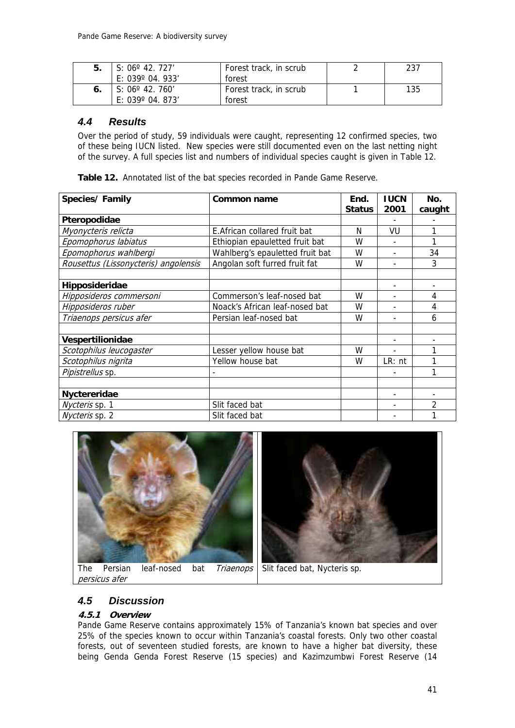| **5.** | S: 06º 42. 727' E: 039º 04. 933' | Forest track, in scrub forest | 2 | 237 |
|---|---|---|---|---|
| **6.** | S: 06º 42. 760' E: 039º 04. 873' | Forest track, in scrub forest | 1 | 135 |

### *4.4 Results*

Over the period of study, 59 individuals were caught, representing 12 confirmed species, two of these being IUCN listed. New species were still documented even on the last netting night of the survey. A full species list and numbers of individual species caught is given in Table 12.

**Table 12.** Annotated list of the bat species recorded in Pande Game Reserve.

| Species/ Family | Common name | End. Status | IUCN 2001 | No. caught |
|---|---|---|---|---|
| **Pteropodidae** | | | - | - |
| *Myonycteris relicta* | E.African collared fruit bat | N | VU | 1 |
| *Epomophorus labiatus* | Ethiopian epauletted fruit bat | W | - | 1 |
| *Epomophorus wahlbergi* | Wahlberg's epauletted fruit bat | W | - | 34 |
| *Rousettus (Lissonycteris) angolensis* | Angolan soft furred fruit fat | W | - | 3 |
| | | | | |
| **Hipposideridae** | | | - | - |
| *Hipposideros commersoni* | Commerson's leaf-nosed bat | W | - | 4 |
| *Hipposideros ruber* | Noack's African leaf-nosed bat | W | - | 4 |
| *Triaenops persicus afer* | Persian leaf-nosed bat | W | - | 6 |
| | | | | |
| **Vespertilionidae** | | | - | - |
| *Scotophilus leucogaster* | Lesser yellow house bat | W | - | 1 |
| *Scotophilus nigrita* | Yellow house bat | W | LR: nt | 1 |
| *Pipistrellus* sp. | - | | - | 1 |
| | | | | |
| **Nyctereridae** | | | - | - |
| *Nycteris* sp. 1 | Slit faced bat | | - | 2 |
| *Nycteris* sp. 2 | Slit faced bat | | - | 1 |

The Persian leaf-nosed bat *Triaenops persicus afer*

Slit faced bat, Nycteris sp.

### *4.5 Discussion*

#### ***4.5.1 Overview***

Pande Game Reserve contains approximately 15% of Tanzania's known bat species and over 25% of the species known to occur within Tanzania's coastal forests. Only two other coastal forests, out of seventeen studied forests, are known to have a higher bat diversity, these being Genda Genda Forest Reserve (15 species) and Kazimzumbwi Forest Reserve (14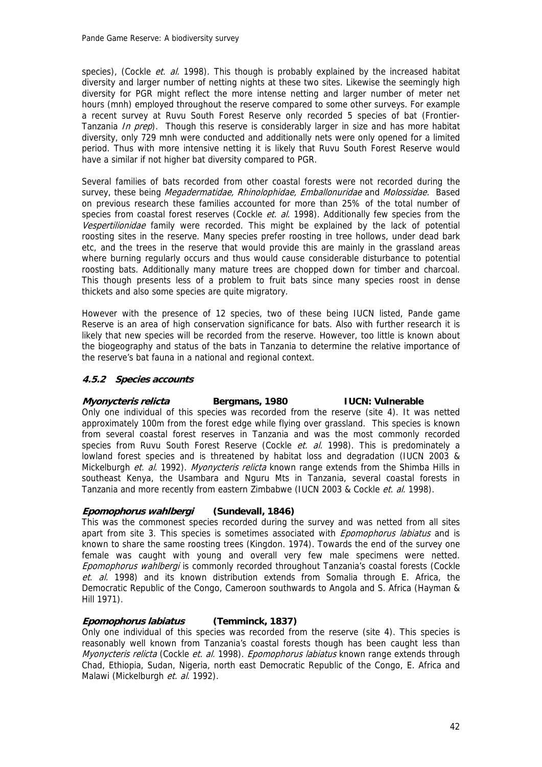species), (Cockle *et. al.* 1998). This though is probably explained by the increased habitat diversity and larger number of netting nights at these two sites. Likewise the seemingly high diversity for PGR might reflect the more intense netting and larger number of meter net hours (mnh) employed throughout the reserve compared to some other surveys. For example a recent survey at Ruvu South Forest Reserve only recorded 5 species of bat (Frontier-Tanzania *In prep*). Though this reserve is considerably larger in size and has more habitat diversity, only 729 mnh were conducted and additionally nets were only opened for a limited period. Thus with more intensive netting it is likely that Ruvu South Forest Reserve would have a similar if not higher bat diversity compared to PGR.

Several families of bats recorded from other coastal forests were not recorded during the survey, these being *Megadermatidae, Rhinolophidae, Emballonuridae* and *Molossidae.* Based on previous research these families accounted for more than 25% of the total number of species from coastal forest reserves (Cockle *et. al.* 1998). Additionally few species from the *Vespertilionidae* family were recorded. This might be explained by the lack of potential roosting sites in the reserve. Many species prefer roosting in tree hollows, under dead bark etc, and the trees in the reserve that would provide this are mainly in the grassland areas where burning regularly occurs and thus would cause considerable disturbance to potential roosting bats. Additionally many mature trees are chopped down for timber and charcoal. This though presents less of a problem to fruit bats since many species roost in dense thickets and also some species are quite migratory.

However with the presence of 12 species, two of these being IUCN listed, Pande game Reserve is an area of high conservation significance for bats. Also with further research it is likely that new species will be recorded from the reserve. However, too little is known about the biogeography and status of the bats in Tanzania to determine the relative importance of the reserve's bat fauna in a national and regional context.

### 4.5.2 Species accounts

***Myonycteris relicta*** **Bergmans, 1980** **IUCN: Vulnerable**

Only one individual of this species was recorded from the reserve (site 4). It was netted approximately 100m from the forest edge while flying over grassland. This species is known from several coastal forest reserves in Tanzania and was the most commonly recorded species from Ruvu South Forest Reserve (Cockle *et. al.* 1998). This is predominately a lowland forest species and is threatened by habitat loss and degradation (IUCN 2003 & Mickelburgh *et. al.* 1992). *Myonycteris relicta* known range extends from the Shimba Hills in southeast Kenya, the Usambara and Nguru Mts in Tanzania, several coastal forests in Tanzania and more recently from eastern Zimbabwe (IUCN 2003 & Cockle *et. al.* 1998).

***Epomophorus wahlbergi*** **(Sundevall, 1846)**

This was the commonest species recorded during the survey and was netted from all sites apart from site 3. This species is sometimes associated with *Epomophorus labiatus* and is known to share the same roosting trees (Kingdon. 1974). Towards the end of the survey one female was caught with young and overall very few male specimens were netted. *Epomophorus wahlbergi* is commonly recorded throughout Tanzania's coastal forests (Cockle *et. al.* 1998) and its known distribution extends from Somalia through E. Africa, the Democratic Republic of the Congo, Cameroon southwards to Angola and S. Africa (Hayman & Hill 1971).

***Epomophorus labiatus*** **(Temminck, 1837)**

Only one individual of this species was recorded from the reserve (site 4). This species is reasonably well known from Tanzania's coastal forests though has been caught less than *Myonycteris relicta* (Cockle *et. al.* 1998). *Epomophorus labiatus* known range extends through Chad, Ethiopia, Sudan, Nigeria, north east Democratic Republic of the Congo, E. Africa and Malawi (Mickelburgh *et. al.* 1992).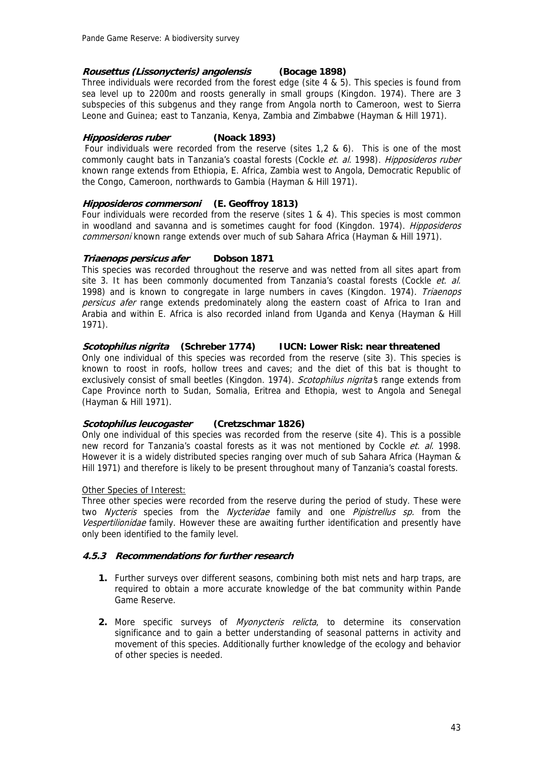***Rousettus (Lissonycteris) angolensis*** **(Bocage 1898)**
Three individuals were recorded from the forest edge (site 4 & 5). This species is found from sea level up to 2200m and roosts generally in small groups (Kingdon. 1974). There are 3 subspecies of this subgenus and they range from Angola north to Cameroon, west to Sierra Leone and Guinea; east to Tanzania, Kenya, Zambia and Zimbabwe (Hayman & Hill 1971).

***Hipposideros ruber*** **(Noack 1893)**
Four individuals were recorded from the reserve (sites 1,2 & 6). This is one of the most commonly caught bats in Tanzania's coastal forests (Cockle *et. al.* 1998). *Hipposideros ruber* known range extends from Ethiopia, E. Africa, Zambia west to Angola, Democratic Republic of the Congo, Cameroon, northwards to Gambia (Hayman & Hill 1971).

***Hipposideros commersoni*** **(E. Geoffroy 1813)**
Four individuals were recorded from the reserve (sites 1 & 4). This species is most common in woodland and savanna and is sometimes caught for food (Kingdon. 1974). *Hipposideros commersoni* known range extends over much of sub Sahara Africa (Hayman & Hill 1971).

***Triaenops persicus afer*** **Dobson 1871**
This species was recorded throughout the reserve and was netted from all sites apart from site 3. It has been commonly documented from Tanzania's coastal forests (Cockle *et. al.* 1998) and is known to congregate in large numbers in caves (Kingdon. 1974). *Triaenops persicus afer* range extends predominately along the eastern coast of Africa to Iran and Arabia and within E. Africa is also recorded inland from Uganda and Kenya (Hayman & Hill 1971).

***Scotophilus nigrita*** **(Schreber 1774) IUCN: Lower Risk: near threatened**
Only one individual of this species was recorded from the reserve (site 3). This species is known to roost in roofs, hollow trees and caves; and the diet of this bat is thought to exclusively consist of small beetles (Kingdon. 1974). *Scotophilus nigrita*'s range extends from Cape Province north to Sudan, Somalia, Eritrea and Ethopia, west to Angola and Senegal (Hayman & Hill 1971).

***Scotophilus leucogaster*** **(Cretzschmar 1826)**
Only one individual of this species was recorded from the reserve (site 4). This is a possible new record for Tanzania's coastal forests as it was not mentioned by Cockle *et. al.* 1998. However it is a widely distributed species ranging over much of sub Sahara Africa (Hayman & Hill 1971) and therefore is likely to be present throughout many of Tanzania's coastal forests.

<u>Other Species of Interest:</u>
Three other species were recorded from the reserve during the period of study. These were two *Nycteris* species from the *Nycteridae* family and one *Pipistrellus sp.* from the *Vespertilionidae* family. However these are awaiting further identification and presently have only been identified to the family level.

#### *4.5.3 Recommendations for further research*

1. Further surveys over different seasons, combining both mist nets and harp traps, are required to obtain a more accurate knowledge of the bat community within Pande Game Reserve.

2. More specific surveys of *Myonycteris relicta*, to determine its conservation significance and to gain a better understanding of seasonal patterns in activity and movement of this species. Additionally further knowledge of the ecology and behavior of other species is needed.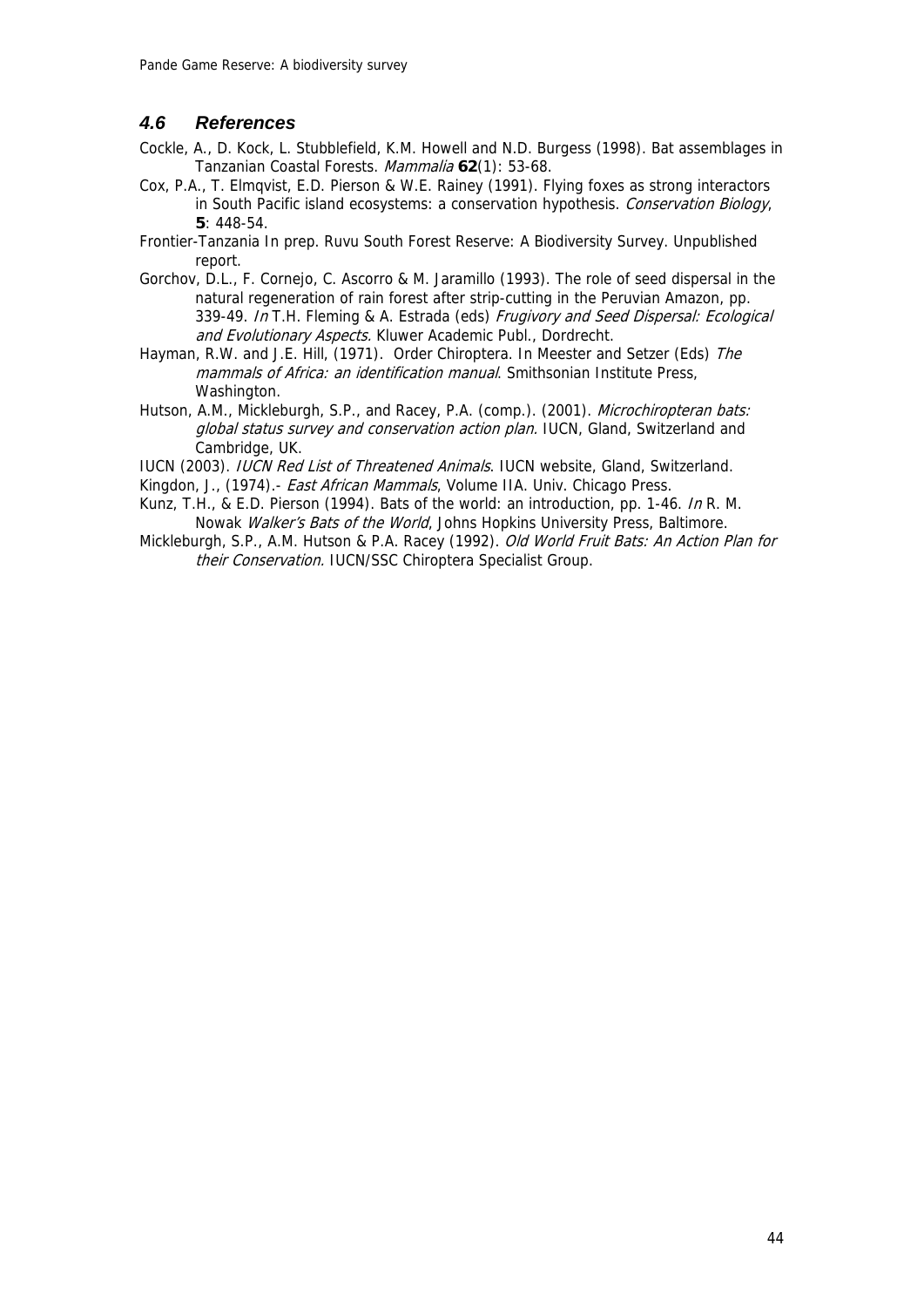## 4.6 References

Cockle, A., D. Kock, L. Stubblefield, K.M. Howell and N.D. Burgess (1998). Bat assemblages in Tanzanian Coastal Forests. *Mammalia* **62**(1): 53-68.

Cox, P.A., T. Elmqvist, E.D. Pierson & W.E. Rainey (1991). Flying foxes as strong interactors in South Pacific island ecosystems: a conservation hypothesis. *Conservation Biology*, **5**: 448-54.

Frontier-Tanzania In prep. Ruvu South Forest Reserve: A Biodiversity Survey. Unpublished report.

Gorchov, D.L., F. Cornejo, C. Ascorro & M. Jaramillo (1993). The role of seed dispersal in the natural regeneration of rain forest after strip-cutting in the Peruvian Amazon, pp. 339-49. *In* T.H. Fleming & A. Estrada (eds) *Frugivory and Seed Dispersal: Ecological and Evolutionary Aspects.* Kluwer Academic Publ., Dordrecht.

Hayman, R.W. and J.E. Hill, (1971). Order Chiroptera. In Meester and Setzer (Eds) *The mammals of Africa: an identification manual*. Smithsonian Institute Press, Washington.

Hutson, A.M., Mickleburgh, S.P., and Racey, P.A. (comp.). (2001). *Microchiropteran bats: global status survey and conservation action plan.* IUCN, Gland, Switzerland and Cambridge, UK.

IUCN (2003). *IUCN Red List of Threatened Animals*. IUCN website, Gland, Switzerland.

Kingdon, J., (1974).- *East African Mammals*, Volume IIA. Univ. Chicago Press.

Kunz, T.H., & E.D. Pierson (1994). Bats of the world: an introduction, pp. 1-46. *In* R. M. Nowak *Walker's Bats of the World*, Johns Hopkins University Press, Baltimore.

Mickleburgh, S.P., A.M. Hutson & P.A. Racey (1992). *Old World Fruit Bats: An Action Plan for their Conservation.* IUCN/SSC Chiroptera Specialist Group.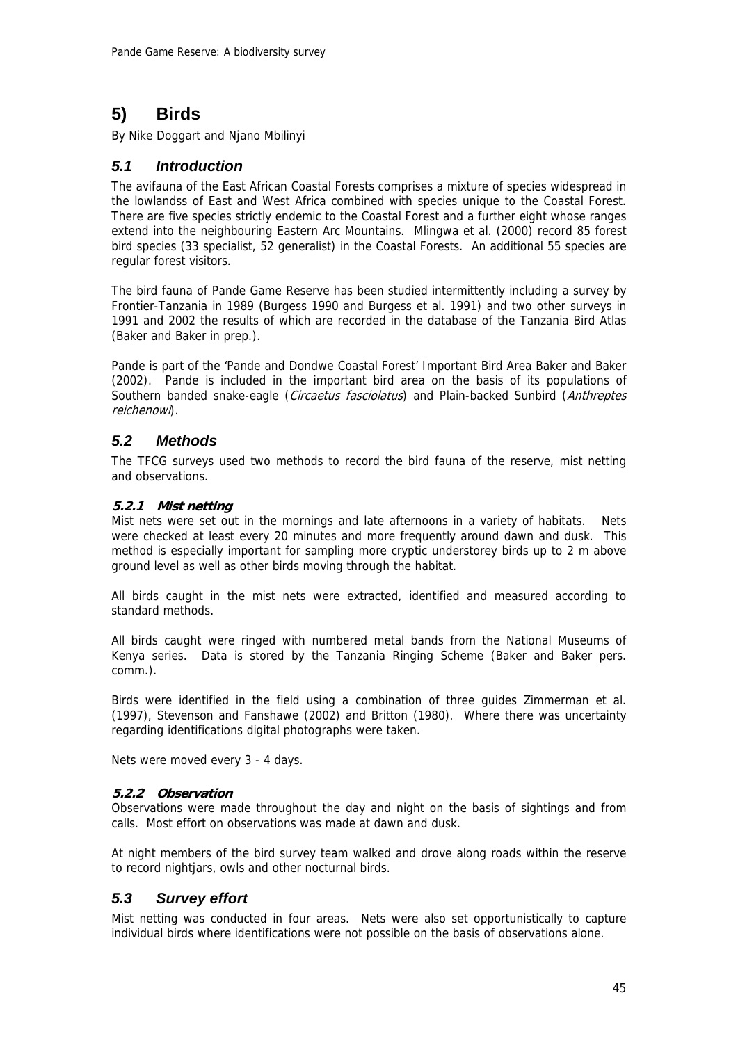# 5) Birds

By Nike Doggart and Njano Mbilinyi

## 5.1 Introduction

The avifauna of the East African Coastal Forests comprises a mixture of species widespread in the lowlandss of East and West Africa combined with species unique to the Coastal Forest. There are five species strictly endemic to the Coastal Forest and a further eight whose ranges extend into the neighbouring Eastern Arc Mountains. Mlingwa et al. (2000) record 85 forest bird species (33 specialist, 52 generalist) in the Coastal Forests. An additional 55 species are regular forest visitors.

The bird fauna of Pande Game Reserve has been studied intermittently including a survey by Frontier-Tanzania in 1989 (Burgess 1990 and Burgess et al. 1991) and two other surveys in 1991 and 2002 the results of which are recorded in the database of the Tanzania Bird Atlas (Baker and Baker in prep.).

Pande is part of the 'Pande and Dondwe Coastal Forest' Important Bird Area Baker and Baker (2002). Pande is included in the important bird area on the basis of its populations of Southern banded snake-eagle (*Circaetus fasciolatus*) and Plain-backed Sunbird (*Anthreptes reichenowi*).

## 5.2 Methods

The TFCG surveys used two methods to record the bird fauna of the reserve, mist netting and observations.

### 5.2.1 Mist netting

Mist nets were set out in the mornings and late afternoons in a variety of habitats. Nets were checked at least every 20 minutes and more frequently around dawn and dusk. This method is especially important for sampling more cryptic understorey birds up to 2 m above ground level as well as other birds moving through the habitat.

All birds caught in the mist nets were extracted, identified and measured according to standard methods.

All birds caught were ringed with numbered metal bands from the National Museums of Kenya series. Data is stored by the Tanzania Ringing Scheme (Baker and Baker pers. comm.).

Birds were identified in the field using a combination of three guides Zimmerman et al. (1997), Stevenson and Fanshawe (2002) and Britton (1980). Where there was uncertainty regarding identifications digital photographs were taken.

Nets were moved every 3 - 4 days.

### 5.2.2 Observation

Observations were made throughout the day and night on the basis of sightings and from calls. Most effort on observations was made at dawn and dusk.

At night members of the bird survey team walked and drove along roads within the reserve to record nightjars, owls and other nocturnal birds.

## 5.3 Survey effort

Mist netting was conducted in four areas. Nets were also set opportunistically to capture individual birds where identifications were not possible on the basis of observations alone.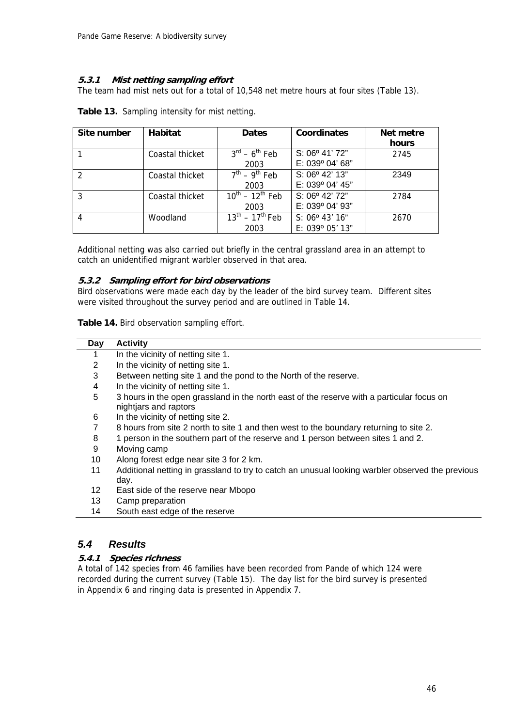#### 5.3.1 Mist netting sampling effort

The team had mist nets out for a total of 10,548 net metre hours at four sites (Table 13).

**Table 13.** Sampling intensity for mist netting.

| Site number | Habitat | Dates | Coordinates | Net metre hours |
|---|---|---|---|---|
| 1 | Coastal thicket | 3rd – 6th Feb 2003 | S: 06º 41' 72"<br>E: 039º 04' 68" | 2745 |
| 2 | Coastal thicket | 7th – 9th Feb 2003 | S: 06º 42' 13"<br>E: 039º 04' 45" | 2349 |
| 3 | Coastal thicket | 10th – 12th Feb 2003 | S: 06º 42' 72"<br>E: 039º 04' 93" | 2784 |
| 4 | Woodland | 13th – 17th Feb 2003 | S: 06º 43' 16"<br>E: 039º 05' 13" | 2670 |

Additional netting was also carried out briefly in the central grassland area in an attempt to catch an unidentified migrant warbler observed in that area.

#### 5.3.2 Sampling effort for bird observations

Bird observations were made each day by the leader of the bird survey team. Different sites were visited throughout the survey period and are outlined in Table 14.

**Table 14.** Bird observation sampling effort.

| Day | Activity |
|---|---|
| 1 | In the vicinity of netting site 1. |
| 2 | In the vicinity of netting site 1. |
| 3 | Between netting site 1 and the pond to the North of the reserve. |
| 4 | In the vicinity of netting site 1. |
| 5 | 3 hours in the open grassland in the north east of the reserve with a particular focus on nightjars and raptors |
| 6 | In the vicinity of netting site 2. |
| 7 | 8 hours from site 2 north to site 1 and then west to the boundary returning to site 2. |
| 8 | 1 person in the southern part of the reserve and 1 person between sites 1 and 2. |
| 9 | Moving camp |
| 10 | Along forest edge near site 3 for 2 km. |
| 11 | Additional netting in grassland to try to catch an unusual looking warbler observed the previous day. |
| 12 | East side of the reserve near Mbopo |
| 13 | Camp preparation |
| 14 | South east edge of the reserve |

### 5.4 Results

#### 5.4.1 Species richness

A total of 142 species from 46 families have been recorded from Pande of which 124 were recorded during the current survey (Table 15). The day list for the bird survey is presented in Appendix 6 and ringing data is presented in Appendix 7.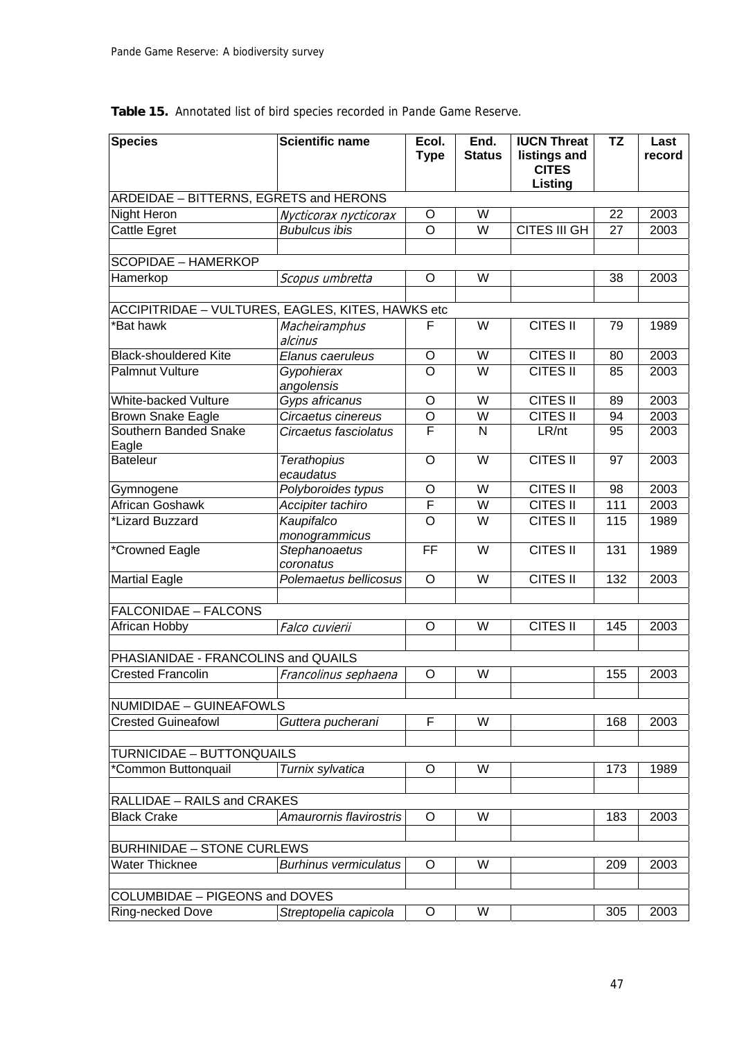**Table 15.** Annotated list of bird species recorded in Pande Game Reserve.

| Species | Scientific name | Ecol. Type | End. Status | IUCN Threat listings and CITES Listing | TZ | Last record |
|---|---|---|---|---|---|---|
| ARDEIDAE – BITTERNS, EGRETS and HERONS | | | | | | |
| Night Heron | *Nycticorax nycticorax* | O | W | | 22 | 2003 |
| Cattle Egret | *Bubulcus ibis* | O | W | CITES III GH | 27 | 2003 |
| | | | | | | |
| SCOPIDAE – HAMERKOP | | | | | | |
| Hamerkop | *Scopus umbretta* | O | W | | 38 | 2003 |
| | | | | | | |
| ACCIPITRIDAE – VULTURES, EAGLES, KITES, HAWKS etc | | | | | | |
| *Bat hawk | *Macheiramphus alcinus* | F | W | CITES II | 79 | 1989 |
| Black-shouldered Kite | *Elanus caeruleus* | O | W | CITES II | 80 | 2003 |
| Palmnut Vulture | *Gypohierax angolensis* | O | W | CITES II | 85 | 2003 |
| White-backed Vulture | *Gyps africanus* | O | W | CITES II | 89 | 2003 |
| Brown Snake Eagle | *Circaetus cinereus* | O | W | CITES II | 94 | 2003 |
| Southern Banded Snake Eagle | *Circaetus fasciolatus* | F | N | LR/nt | 95 | 2003 |
| Bateleur | *Terathopius ecaudatus* | O | W | CITES II | 97 | 2003 |
| Gymnogene | *Polyboroides typus* | O | W | CITES II | 98 | 2003 |
| African Goshawk | *Accipiter tachiro* | F | W | CITES II | 111 | 2003 |
| *Lizard Buzzard | *Kaupifalco monogrammicus* | O | W | CITES II | 115 | 1989 |
| *Crowned Eagle | *Stephanoaetus coronatus* | FF | W | CITES II | 131 | 1989 |
| Martial Eagle | *Polemaetus bellicosus* | O | W | CITES II | 132 | 2003 |
| | | | | | | |
| FALCONIDAE – FALCONS | | | | | | |
| African Hobby | *Falco cuvierii* | O | W | CITES II | 145 | 2003 |
| | | | | | | |
| PHASIANIDAE - FRANCOLINS and QUAILS | | | | | | |
| Crested Francolin | *Francolinus sephaena* | O | W | | 155 | 2003 |
| | | | | | | |
| NUMIDIDAE – GUINEAFOWLS | | | | | | |
| Crested Guineafowl | *Guttera pucherani* | F | W | | 168 | 2003 |
| | | | | | | |
| TURNICIDAE – BUTTONQUAILS | | | | | | |
| *Common Buttonquail | *Turnix sylvatica* | O | W | | 173 | 1989 |
| | | | | | | |
| RALLIDAE – RAILS and CRAKES | | | | | | |
| Black Crake | *Amaurornis flavirostris* | O | W | | 183 | 2003 |
| | | | | | | |
| BURHINIDAE – STONE CURLEWS | | | | | | |
| Water Thicknee | *Burhinus vermiculatus* | O | W | | 209 | 2003 |
| | | | | | | |
| COLUMBIDAE – PIGEONS and DOVES | | | | | | |
| Ring-necked Dove | *Streptopelia capicola* | O | W | | 305 | 2003 |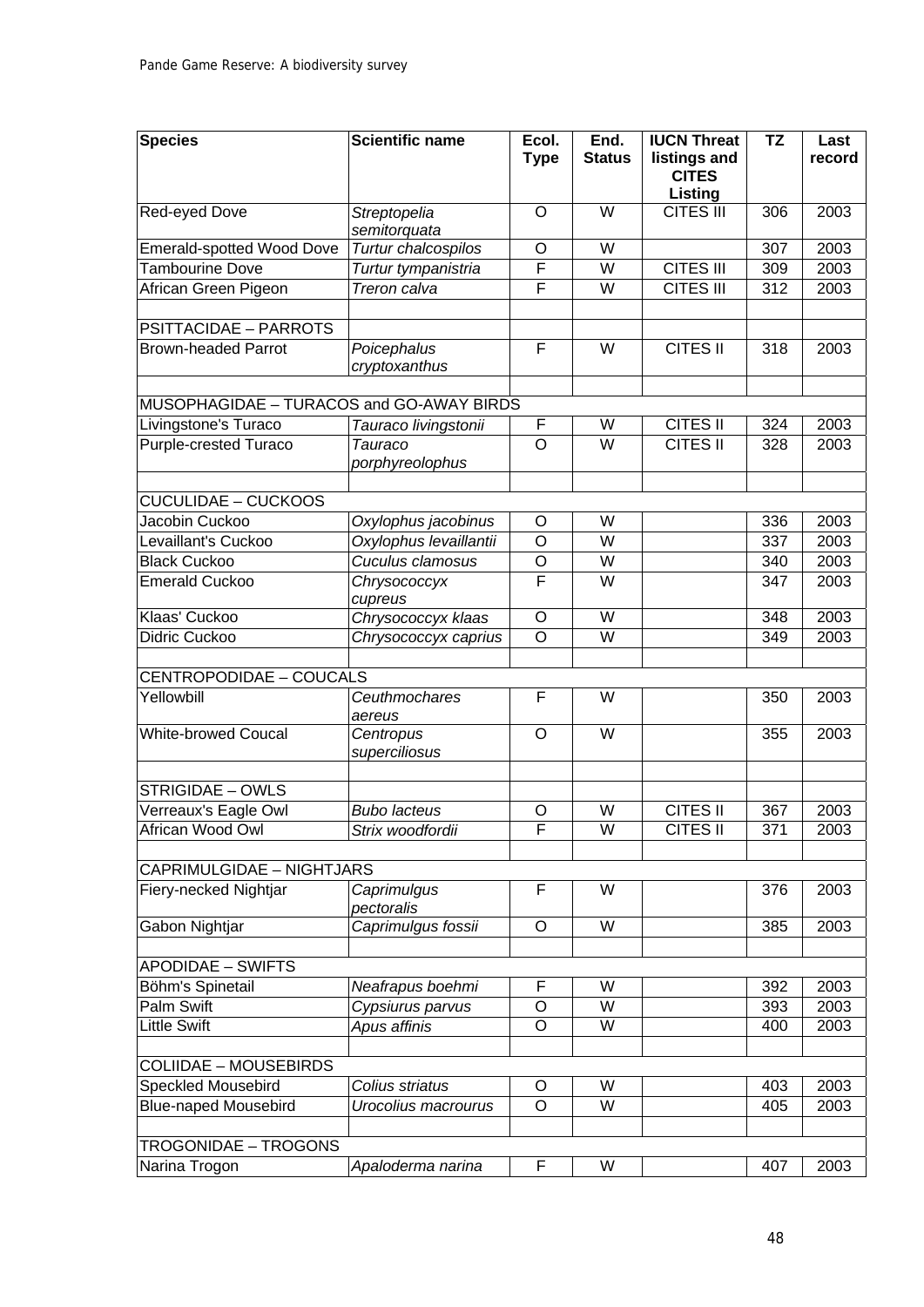| Species | Scientific name | Ecol. Type | End. Status | IUCN Threat listings and CITES Listing | TZ | Last record |
|---|---|---|---|---|---|---|
| Red-eyed Dove | *Streptopelia semitorquata* | O | W | CITES III | 306 | 2003 |
| Emerald-spotted Wood Dove | *Turtur chalcospilos* | O | W | | 307 | 2003 |
| Tambourine Dove | *Turtur tympanistria* | F | W | CITES III | 309 | 2003 |
| African Green Pigeon | *Treron calva* | F | W | CITES III | 312 | 2003 |
| | | | | | | |
| PSITTACIDAE – PARROTS | | | | | | |
| Brown-headed Parrot | *Poicephalus cryptoxanthus* | F | W | CITES II | 318 | 2003 |
| | | | | | | |
| MUSOPHAGIDAE – TURACOS and GO-AWAY BIRDS | | | | | | |
| Livingstone's Turaco | *Tauraco livingstonii* | F | W | CITES II | 324 | 2003 |
| Purple-crested Turaco | *Tauraco porphyreolophus* | O | W | CITES II | 328 | 2003 |
| | | | | | | |
| CUCULIDAE – CUCKOOS | | | | | | |
| Jacobin Cuckoo | *Oxylophus jacobinus* | O | W | | 336 | 2003 |
| Levaillant's Cuckoo | *Oxylophus levaillantii* | O | W | | 337 | 2003 |
| Black Cuckoo | *Cuculus clamosus* | O | W | | 340 | 2003 |
| Emerald Cuckoo | *Chrysococcyx cupreus* | F | W | | 347 | 2003 |
| Klaas' Cuckoo | *Chrysococcyx klaas* | O | W | | 348 | 2003 |
| Didric Cuckoo | *Chrysococcyx caprius* | O | W | | 349 | 2003 |
| | | | | | | |
| CENTROPODIDAE – COUCALS | | | | | | |
| Yellowbill | *Ceuthmochares aereus* | F | W | | 350 | 2003 |
| White-browed Coucal | *Centropus superciliosus* | O | W | | 355 | 2003 |
| | | | | | | |
| STRIGIDAE – OWLS | | | | | | |
| Verreaux's Eagle Owl | *Bubo lacteus* | O | W | CITES II | 367 | 2003 |
| African Wood Owl | *Strix woodfordii* | F | W | CITES II | 371 | 2003 |
| | | | | | | |
| CAPRIMULGIDAE – NIGHTJARS | | | | | | |
| Fiery-necked Nightjar | *Caprimulgus pectoralis* | F | W | | 376 | 2003 |
| Gabon Nightjar | *Caprimulgus fossii* | O | W | | 385 | 2003 |
| | | | | | | |
| APODIDAE – SWIFTS | | | | | | |
| Böhm's Spinetail | *Neafrapus boehmi* | F | W | | 392 | 2003 |
| Palm Swift | *Cypsiurus parvus* | O | W | | 393 | 2003 |
| Little Swift | *Apus affinis* | O | W | | 400 | 2003 |
| | | | | | | |
| COLIIDAE – MOUSEBIRDS | | | | | | |
| Speckled Mousebird | *Colius striatus* | O | W | | 403 | 2003 |
| Blue-naped Mousebird | *Urocolius macrourus* | O | W | | 405 | 2003 |
| | | | | | | |
| TROGONIDAE – TROGONS | | | | | | |
| Narina Trogon | *Apaloderma narina* | F | W | | 407 | 2003 |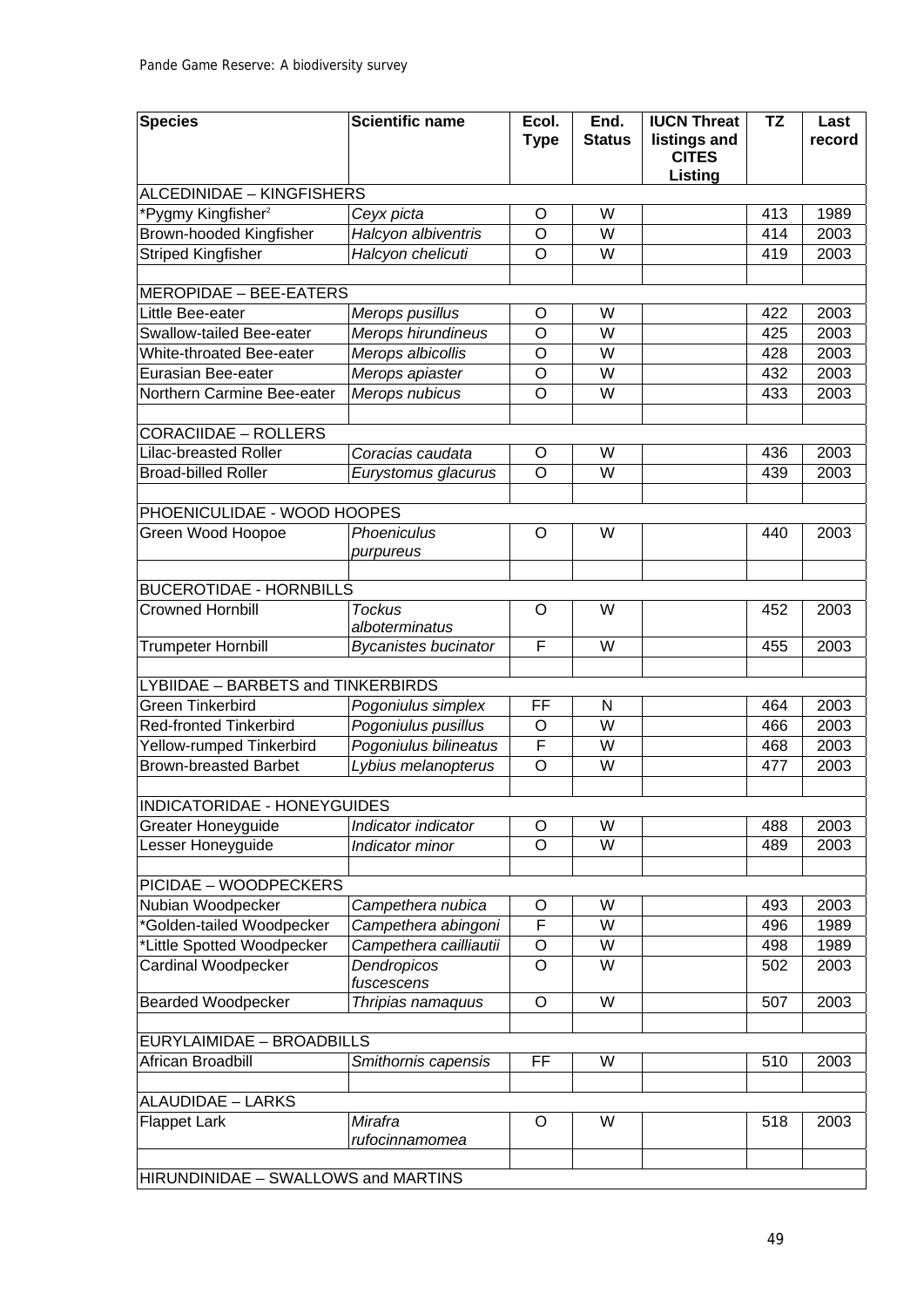| Species | Scientific name | Ecol. Type | End. Status | IUCN Threat listings and CITES Listing | TZ | Last record |
|---|---|---|---|---|---|---|
| ALCEDINIDAE – KINGFISHERS | | | | | | |
| *Pygmy Kingfisher[2] | *Ceyx picta* | O | W | | 413 | 1989 |
| Brown-hooded Kingfisher | *Halcyon albiventris* | O | W | | 414 | 2003 |
| Striped Kingfisher | *Halcyon chelicuti* | O | W | | 419 | 2003 |
| | | | | | | |
| MEROPIDAE – BEE-EATERS | | | | | | |
| Little Bee-eater | *Merops pusillus* | O | W | | 422 | 2003 |
| Swallow-tailed Bee-eater | *Merops hirundineus* | O | W | | 425 | 2003 |
| White-throated Bee-eater | *Merops albicollis* | O | W | | 428 | 2003 |
| Eurasian Bee-eater | *Merops apiaster* | O | W | | 432 | 2003 |
| Northern Carmine Bee-eater | *Merops nubicus* | O | W | | 433 | 2003 |
| | | | | | | |
| CORACIIDAE – ROLLERS | | | | | | |
| Lilac-breasted Roller | *Coracias caudata* | O | W | | 436 | 2003 |
| Broad-billed Roller | *Eurystomus glacurus* | O | W | | 439 | 2003 |
| | | | | | | |
| PHOENICULIDAE - WOOD HOOPES | | | | | | |
| Green Wood Hoopoe | *Phoeniculus purpureus* | O | W | | 440 | 2003 |
| | | | | | | |
| BUCEROTIDAE - HORNBILLS | | | | | | |
| Crowned Hornbill | *Tockus alboterminatus* | O | W | | 452 | 2003 |
| Trumpeter Hornbill | *Bycanistes bucinator* | F | W | | 455 | 2003 |
| | | | | | | |
| LYBIIDAE – BARBETS and TINKERBIRDS | | | | | | |
| Green Tinkerbird | *Pogoniulus simplex* | FF | N | | 464 | 2003 |
| Red-fronted Tinkerbird | *Pogoniulus pusillus* | O | W | | 466 | 2003 |
| Yellow-rumped Tinkerbird | *Pogoniulus bilineatus* | F | W | | 468 | 2003 |
| Brown-breasted Barbet | *Lybius melanopterus* | O | W | | 477 | 2003 |
| | | | | | | |
| INDICATORIDAE - HONEYGUIDES | | | | | | |
| Greater Honeyguide | *Indicator indicator* | O | W | | 488 | 2003 |
| Lesser Honeyguide | *Indicator minor* | O | W | | 489 | 2003 |
| | | | | | | |
| PICIDAE – WOODPECKERS | | | | | | |
| Nubian Woodpecker | *Campethera nubica* | O | W | | 493 | 2003 |
| *Golden-tailed Woodpecker | *Campethera abingoni* | F | W | | 496 | 1989 |
| *Little Spotted Woodpecker | *Campethera cailliautii* | O | W | | 498 | 1989 |
| Cardinal Woodpecker | *Dendropicos fuscescens* | O | W | | 502 | 2003 |
| Bearded Woodpecker | *Thripias namaquus* | O | W | | 507 | 2003 |
| | | | | | | |
| EURYLAIMIDAE – BROADBILLS | | | | | | |
| African Broadbill | *Smithornis capensis* | FF | W | | 510 | 2003 |
| | | | | | | |
| ALAUDIDAE – LARKS | | | | | | |
| Flappet Lark | *Mirafra rufocinnamomea* | O | W | | 518 | 2003 |
| | | | | | | |
| HIRUNDINIDAE – SWALLOWS and MARTINS | | | | | | |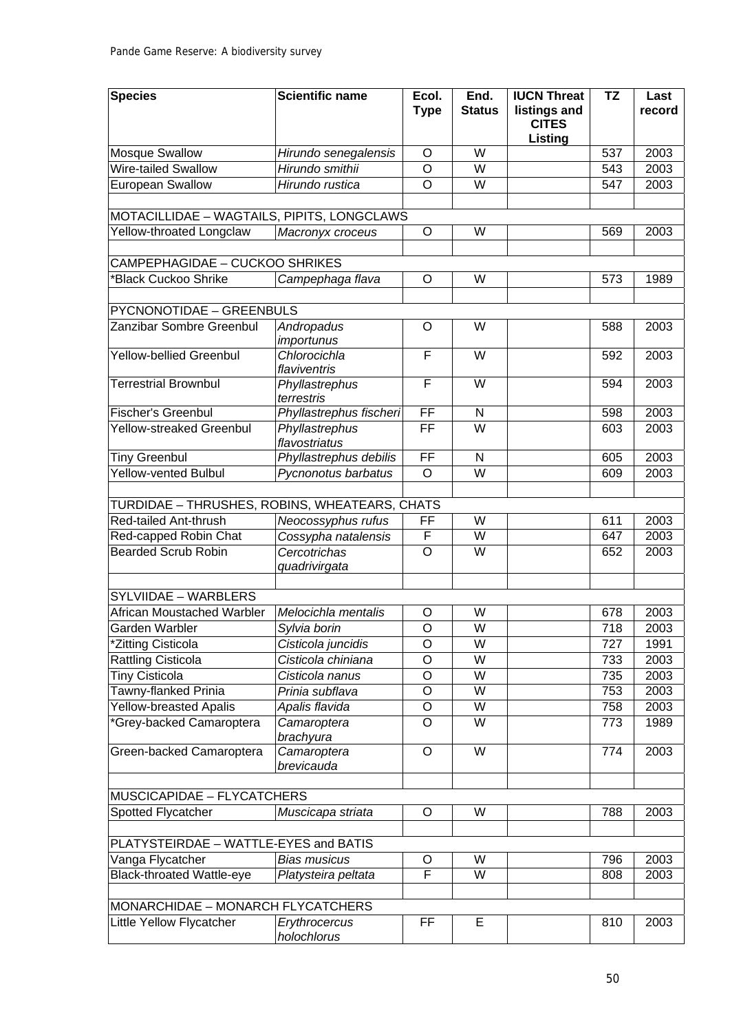| Species | Scientific name | Ecol. Type | End. Status | IUCN Threat listings and CITES Listing | TZ | Last record |
|---|---|---|---|---|---|---|
| Mosque Swallow | *Hirundo senegalensis* | O | W | | 537 | 2003 |
| Wire-tailed Swallow | *Hirundo smithii* | O | W | | 543 | 2003 |
| European Swallow | *Hirundo rustica* | O | W | | 547 | 2003 |
| | | | | | | |
| MOTACILLIDAE – WAGTAILS, PIPITS, LONGCLAWS | | | | | | |
| Yellow-throated Longclaw | *Macronyx croceus* | O | W | | 569 | 2003 |
| | | | | | | |
| CAMPEPHAGIDAE – CUCKOO SHRIKES | | | | | | |
| *Black Cuckoo Shrike | *Campephaga flava* | O | W | | 573 | 1989 |
| | | | | | | |
| PYCNONOTIDAE – GREENBULS | | | | | | |
| Zanzibar Sombre Greenbul | *Andropadus importunus* | O | W | | 588 | 2003 |
| Yellow-bellied Greenbul | *Chlorocichla flaviventris* | F | W | | 592 | 2003 |
| Terrestrial Brownbul | *Phyllastrephus terrestris* | F | W | | 594 | 2003 |
| Fischer's Greenbul | *Phyllastrephus fischeri* | FF | N | | 598 | 2003 |
| Yellow-streaked Greenbul | *Phyllastrephus flavostriatus* | FF | W | | 603 | 2003 |
| Tiny Greenbul | *Phyllastrephus debilis* | FF | N | | 605 | 2003 |
| Yellow-vented Bulbul | *Pycnonotus barbatus* | O | W | | 609 | 2003 |
| | | | | | | |
| TURDIDAE – THRUSHES, ROBINS, WHEATEARS, CHATS | | | | | | |
| Red-tailed Ant-thrush | *Neocossyphus rufus* | FF | W | | 611 | 2003 |
| Red-capped Robin Chat | *Cossypha natalensis* | F | W | | 647 | 2003 |
| Bearded Scrub Robin | *Cercotrichas quadrivirgata* | O | W | | 652 | 2003 |
| | | | | | | |
| SYLVIIDAE – WARBLERS | | | | | | |
| African Moustached Warbler | *Melocichla mentalis* | O | W | | 678 | 2003 |
| Garden Warbler | *Sylvia borin* | O | W | | 718 | 2003 |
| *Zitting Cisticola | *Cisticola juncidis* | O | W | | 727 | 1991 |
| Rattling Cisticola | *Cisticola chiniana* | O | W | | 733 | 2003 |
| Tiny Cisticola | *Cisticola nanus* | O | W | | 735 | 2003 |
| Tawny-flanked Prinia | *Prinia subflava* | O | W | | 753 | 2003 |
| Yellow-breasted Apalis | *Apalis flavida* | O | W | | 758 | 2003 |
| *Grey-backed Camaroptera | *Camaroptera brachyura* | O | W | | 773 | 1989 |
| Green-backed Camaroptera | *Camaroptera brevicauda* | O | W | | 774 | 2003 |
| | | | | | | |
| MUSCICAPIDAE – FLYCATCHERS | | | | | | |
| Spotted Flycatcher | *Muscicapa striata* | O | W | | 788 | 2003 |
| | | | | | | |
| PLATYSTEIRDAE – WATTLE-EYES and BATIS | | | | | | |
| Vanga Flycatcher | *Bias musicus* | O | W | | 796 | 2003 |
| Black-throated Wattle-eye | *Platysteira peltata* | F | W | | 808 | 2003 |
| | | | | | | |
| MONARCHIDAE – MONARCH FLYCATCHERS | | | | | | |
| Little Yellow Flycatcher | *Erythrocercus holochlorus* | FF | E | | 810 | 2003 |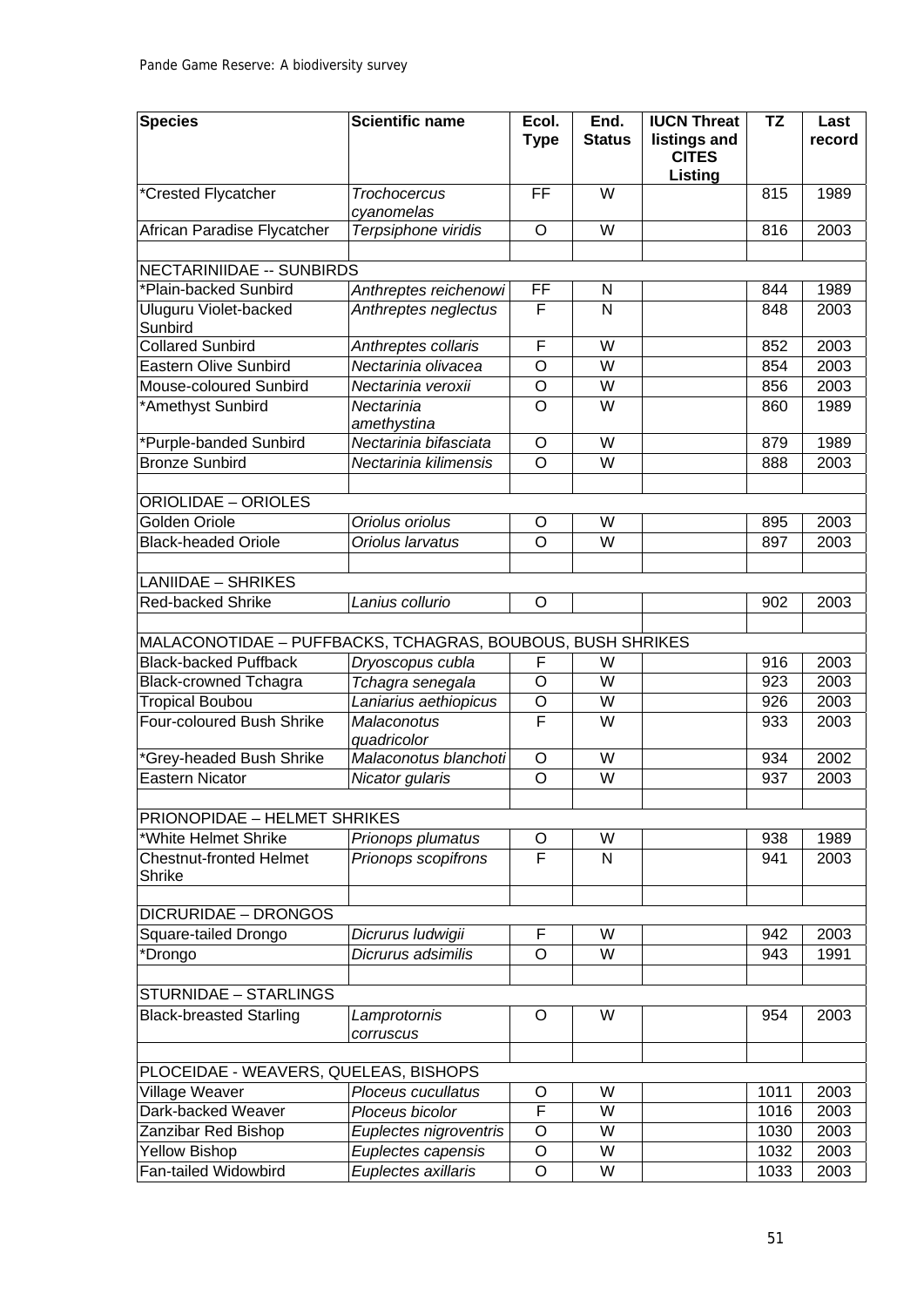| Species | Scientific name | Ecol. Type | End. Status | IUCN Threat listings and CITES Listing | TZ | Last record |
|---|---|---|---|---|---|---|
| *Crested Flycatcher | *Trochocercus cyanomelas* | FF | W | | 815 | 1989 |
| African Paradise Flycatcher | *Terpsiphone viridis* | O | W | | 816 | 2003 |
| | | | | | | |
| NECTARINIIDAE -- SUNBIRDS | | | | | | |
| *Plain-backed Sunbird | *Anthreptes reichenowi* | FF | N | | 844 | 1989 |
| Uluguru Violet-backed Sunbird | *Anthreptes neglectus* | F | N | | 848 | 2003 |
| Collared Sunbird | *Anthreptes collaris* | F | W | | 852 | 2003 |
| Eastern Olive Sunbird | *Nectarinia olivacea* | O | W | | 854 | 2003 |
| Mouse-coloured Sunbird | *Nectarinia veroxii* | O | W | | 856 | 2003 |
| *Amethyst Sunbird | *Nectarinia amethystina* | O | W | | 860 | 1989 |
| *Purple-banded Sunbird | *Nectarinia bifasciata* | O | W | | 879 | 1989 |
| Bronze Sunbird | *Nectarinia kilimensis* | O | W | | 888 | 2003 |
| | | | | | | |
| ORIOLIDAE – ORIOLES | | | | | | |
| Golden Oriole | *Oriolus oriolus* | O | W | | 895 | 2003 |
| Black-headed Oriole | *Oriolus larvatus* | O | W | | 897 | 2003 |
| | | | | | | |
| LANIIDAE – SHRIKES | | | | | | |
| Red-backed Shrike | *Lanius collurio* | O | | | 902 | 2003 |
| | | | | | | |
| MALACONOTIDAE – PUFFBACKS, TCHAGRAS, BOUBOUS, BUSH SHRIKES | | | | | | |
| Black-backed Puffback | *Dryoscopus cubla* | F | W | | 916 | 2003 |
| Black-crowned Tchagra | *Tchagra senegala* | O | W | | 923 | 2003 |
| Tropical Boubou | *Laniarius aethiopicus* | O | W | | 926 | 2003 |
| Four-coloured Bush Shrike | *Malaconotus quadricolor* | F | W | | 933 | 2003 |
| *Grey-headed Bush Shrike | *Malaconotus blanchoti* | O | W | | 934 | 2002 |
| Eastern Nicator | *Nicator gularis* | O | W | | 937 | 2003 |
| | | | | | | |
| PRIONOPIDAE – HELMET SHRIKES | | | | | | |
| *White Helmet Shrike | *Prionops plumatus* | O | W | | 938 | 1989 |
| Chestnut-fronted Helmet Shrike | *Prionops scopifrons* | F | N | | 941 | 2003 |
| | | | | | | |
| DICRURIDAE – DRONGOS | | | | | | |
| Square-tailed Drongo | *Dicrurus ludwigii* | F | W | | 942 | 2003 |
| *Drongo | *Dicrurus adsimilis* | O | W | | 943 | 1991 |
| | | | | | | |
| STURNIDAE – STARLINGS | | | | | | |
| Black-breasted Starling | *Lamprotornis corruscus* | O | W | | 954 | 2003 |
| | | | | | | |
| PLOCEIDAE - WEAVERS, QUELEAS, BISHOPS | | | | | | |
| Village Weaver | *Ploceus cucullatus* | O | W | | 1011 | 2003 |
| Dark-backed Weaver | *Ploceus bicolor* | F | W | | 1016 | 2003 |
| Zanzibar Red Bishop | *Euplectes nigroventris* | O | W | | 1030 | 2003 |
| Yellow Bishop | *Euplectes capensis* | O | W | | 1032 | 2003 |
| Fan-tailed Widowbird | *Euplectes axillaris* | O | W | | 1033 | 2003 |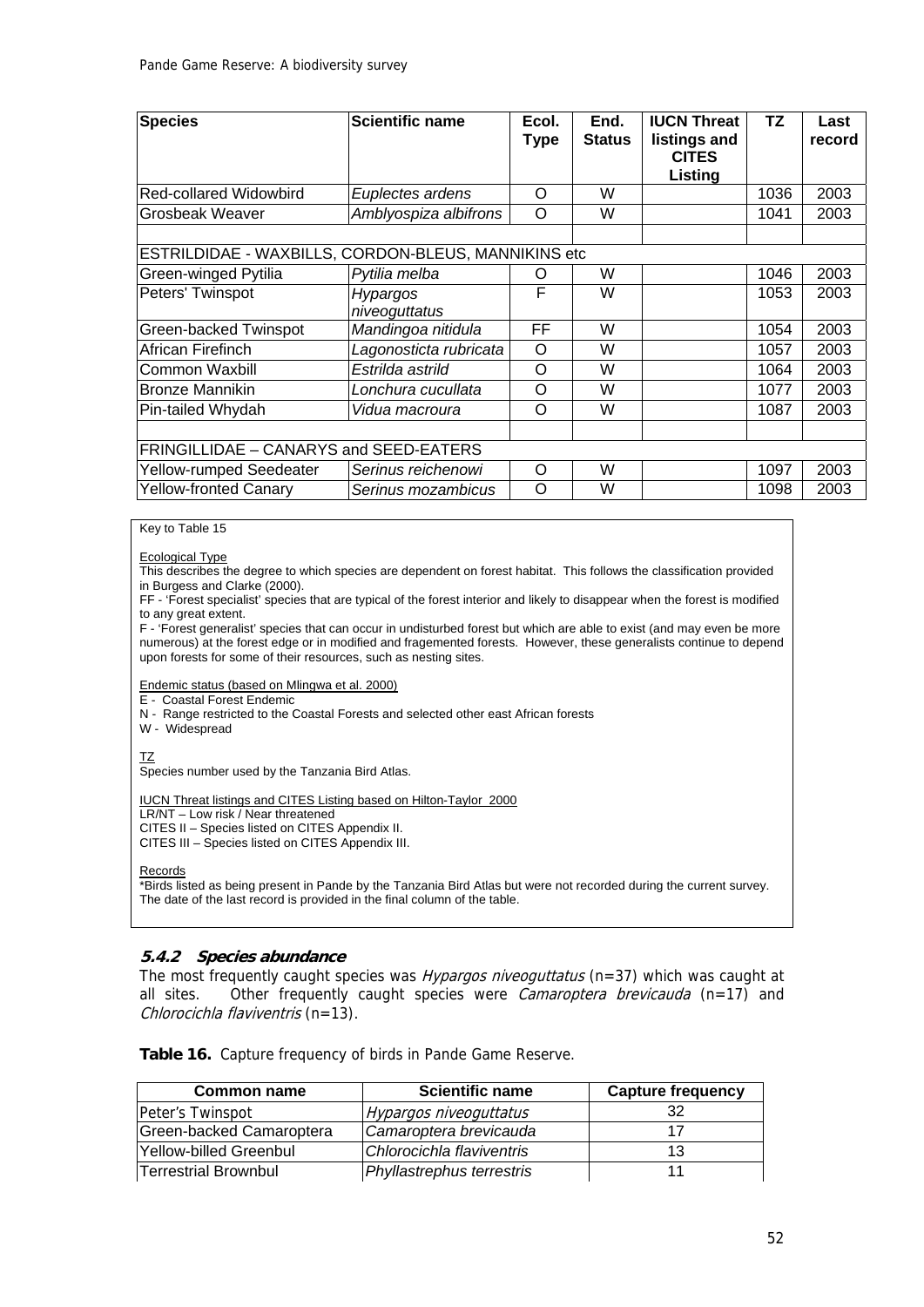| Species | Scientific name | Ecol. Type | End. Status | IUCN Threat listings and CITES Listing | TZ | Last record |
|---|---|---|---|---|---|---|
| Red-collared Widowbird | *Euplectes ardens* | O | W | | 1036 | 2003 |
| Grosbeak Weaver | *Amblyospiza albifrons* | O | W | | 1041 | 2003 |
| | | | | | | |
| ESTRILDIDAE - WAXBILLS, CORDON-BLEUS, MANNIKINS etc | | | | | | |
| Green-winged Pytilia | *Pytilia melba* | O | W | | 1046 | 2003 |
| Peters' Twinspot | *Hypargos niveoguttatus* | F | W | | 1053 | 2003 |
| Green-backed Twinspot | *Mandingoa nitidula* | FF | W | | 1054 | 2003 |
| African Firefinch | *Lagonosticta rubricata* | O | W | | 1057 | 2003 |
| Common Waxbill | *Estrilda astrild* | O | W | | 1064 | 2003 |
| Bronze Mannikin | *Lonchura cucullata* | O | W | | 1077 | 2003 |
| Pin-tailed Whydah | *Vidua macroura* | O | W | | 1087 | 2003 |
| | | | | | | |
| FRINGILLIDAE – CANARYS and SEED-EATERS | | | | | | |
| Yellow-rumped Seedeater | *Serinus reichenowi* | O | W | | 1097 | 2003 |
| Yellow-fronted Canary | *Serinus mozambicus* | O | W | | 1098 | 2003 |

Key to Table 15

Ecological Type
This describes the degree to which species are dependent on forest habitat. This follows the classification provided in Burgess and Clarke (2000).
FF - 'Forest specialist' species that are typical of the forest interior and likely to disappear when the forest is modified to any great extent.
F - 'Forest generalist' species that can occur in undisturbed forest but which are able to exist (and may even be more numerous) at the forest edge or in modified and fragemented forests. However, these generalists continue to depend upon forests for some of their resources, such as nesting sites.

Endemic status (based on Mlingwa et al. 2000)
E - Coastal Forest Endemic
N - Range restricted to the Coastal Forests and selected other east African forests
W - Widespread

TZ
Species number used by the Tanzania Bird Atlas.

IUCN Threat listings and CITES Listing based on Hilton-Taylor 2000
LR/NT – Low risk / Near threatened
CITES II – Species listed on CITES Appendix II.
CITES III – Species listed on CITES Appendix III.

Records
*Birds listed as being present in Pande by the Tanzania Bird Atlas but were not recorded during the current survey. The date of the last record is provided in the final column of the table.

### 5.4.2 Species abundance

The most frequently caught species was *Hypargos niveoguttatus* (n=37) which was caught at all sites. Other frequently caught species were *Camaroptera brevicauda* (n=17) and *Chlorocichla flaviventris* (n=13).

**Table 16.** Capture frequency of birds in Pande Game Reserve.

| Common name | Scientific name | Capture frequency |
|---|---|---|
| Peter's Twinspot | *Hypargos niveoguttatus* | 32 |
| Green-backed Camaroptera | *Camaroptera brevicauda* | 17 |
| Yellow-billed Greenbul | *Chlorocichla flaviventris* | 13 |
| Terrestrial Brownbul | *Phyllastrephus terrestris* | 11 |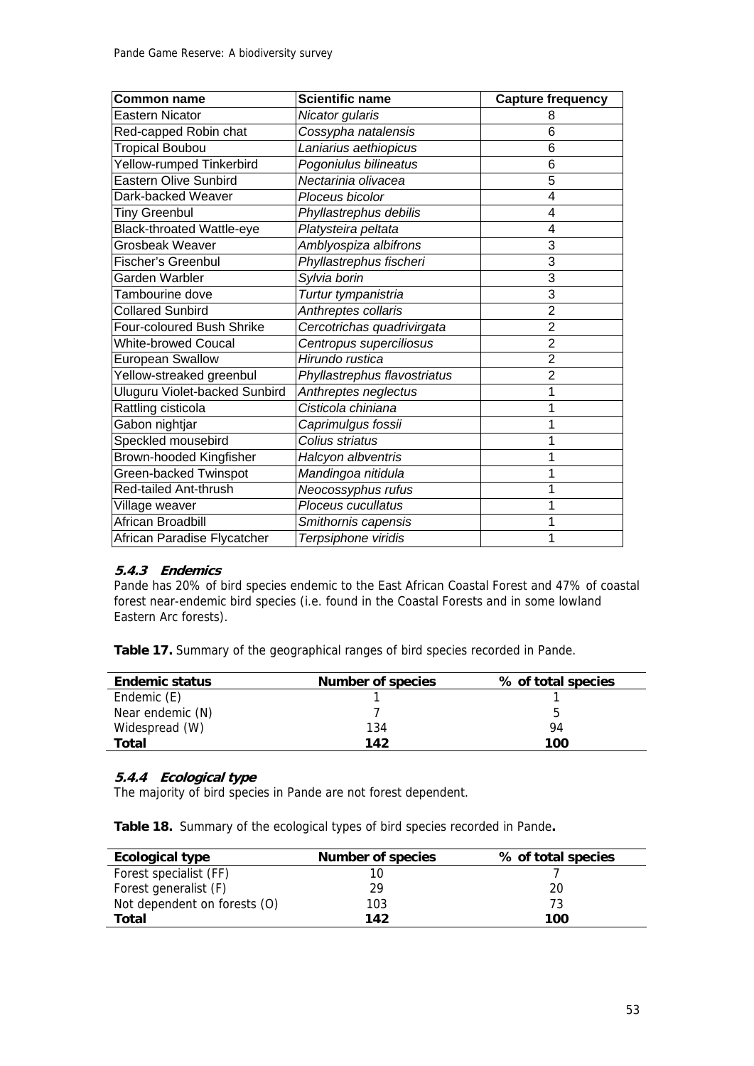| Common name | Scientific name | Capture frequency |
|---|---|---|
| Eastern Nicator | *Nicator gularis* | 8 |
| Red-capped Robin chat | *Cossypha natalensis* | 6 |
| Tropical Boubou | *Laniarius aethiopicus* | 6 |
| Yellow-rumped Tinkerbird | *Pogoniulus bilineatus* | 6 |
| Eastern Olive Sunbird | *Nectarinia olivacea* | 5 |
| Dark-backed Weaver | *Ploceus bicolor* | 4 |
| Tiny Greenbul | *Phyllastrephus debilis* | 4 |
| Black-throated Wattle-eye | *Platysteira peltata* | 4 |
| Grosbeak Weaver | *Amblyospiza albifrons* | 3 |
| Fischer's Greenbul | *Phyllastrephus fischeri* | 3 |
| Garden Warbler | *Sylvia borin* | 3 |
| Tambourine dove | *Turtur tympanistria* | 3 |
| Collared Sunbird | *Anthreptes collaris* | 2 |
| Four-coloured Bush Shrike | *Cercotrichas quadrivirgata* | 2 |
| White-browed Coucal | *Centropus superciliosus* | 2 |
| European Swallow | *Hirundo rustica* | 2 |
| Yellow-streaked greenbul | *Phyllastrephus flavostriatus* | 2 |
| Uluguru Violet-backed Sunbird | *Anthreptes neglectus* | 1 |
| Rattling cisticola | *Cisticola chiniana* | 1 |
| Gabon nightjar | *Caprimulgus fossii* | 1 |
| Speckled mousebird | *Colius striatus* | 1 |
| Brown-hooded Kingfisher | *Halcyon albventris* | 1 |
| Green-backed Twinspot | *Mandingoa nitidula* | 1 |
| Red-tailed Ant-thrush | *Neocossyphus rufus* | 1 |
| Village weaver | *Ploceus cucullatus* | 1 |
| African Broadbill | *Smithornis capensis* | 1 |
| African Paradise Flycatcher | *Terpsiphone viridis* | 1 |

### 5.4.3 *Endemics*

Pande has 20% of bird species endemic to the East African Coastal Forest and 47% of coastal forest near-endemic bird species (i.e. found in the Coastal Forests and in some lowland Eastern Arc forests).

**Table 17.** Summary of the geographical ranges of bird species recorded in Pande.

| Endemic status | Number of species | % of total species |
|---|---|---|
| Endemic (E) | 1 | 1 |
| Near endemic (N) | 7 | 5 |
| Widespread (W) | 134 | 94 |
| **Total** | **142** | **100** |

### 5.4.4 *Ecological type*

The majority of bird species in Pande are not forest dependent.

**Table 18.** Summary of the ecological types of bird species recorded in Pande**.**

| Ecological type | Number of species | % of total species |
|---|---|---|
| Forest specialist (FF) | 10 | 7 |
| Forest generalist (F) | 29 | 20 |
| Not dependent on forests (O) | 103 | 73 |
| **Total** | **142** | **100** |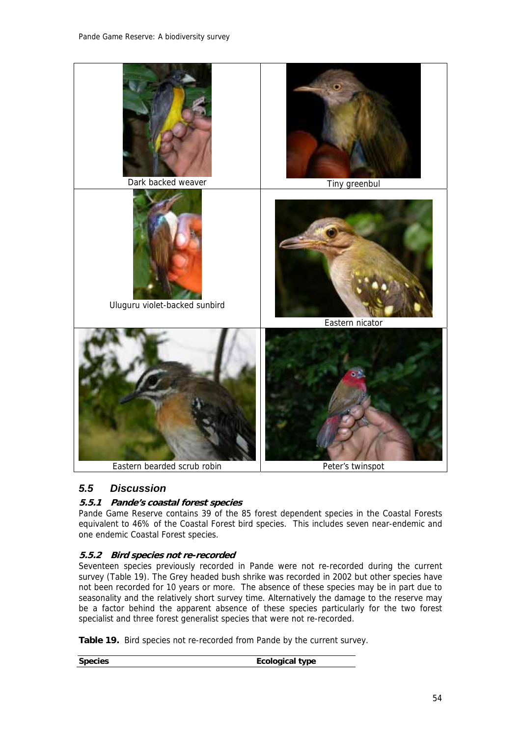Dark backed weaver

Tiny greenbul

Uluguru violet-backed sunbird

Eastern nicator

Eastern bearded scrub robin

Peter's twinspot

## 5.5 Discussion

### 5.5.1 Pande's coastal forest species

Pande Game Reserve contains 39 of the 85 forest dependent species in the Coastal Forests equivalent to 46% of the Coastal Forest bird species. This includes seven near-endemic and one endemic Coastal Forest species.

### 5.5.2 Bird species not re-recorded

Seventeen species previously recorded in Pande were not re-recorded during the current survey (Table 19). The Grey headed bush shrike was recorded in 2002 but other species have not been recorded for 10 years or more. The absence of these species may be in part due to seasonality and the relatively short survey time. Alternatively the damage to the reserve may be a factor behind the apparent absence of these species particularly for the two forest specialist and three forest generalist species that were not re-recorded.

**Table 19.** Bird species not re-recorded from Pande by the current survey.

| Species | Ecological type |
|---|---|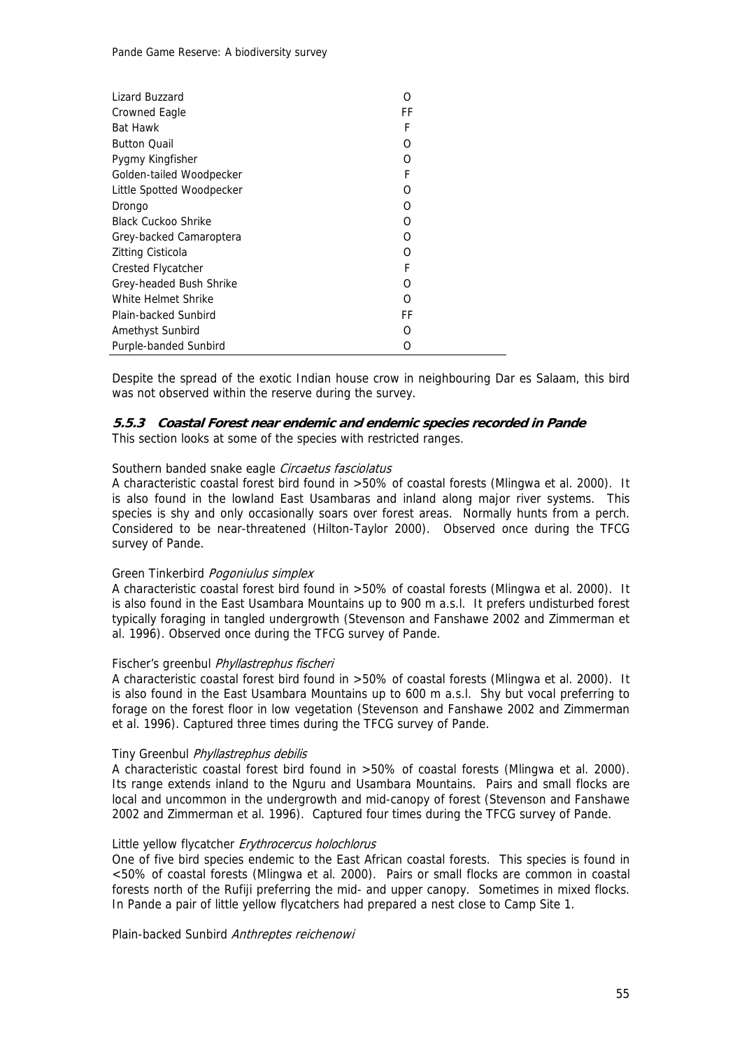| | |
|---|---|
| Lizard Buzzard | O |
| Crowned Eagle | FF |
| Bat Hawk | F |
| Button Quail | O |
| Pygmy Kingfisher | O |
| Golden-tailed Woodpecker | F |
| Little Spotted Woodpecker | O |
| Drongo | O |
| Black Cuckoo Shrike | O |
| Grey-backed Camaroptera | O |
| Zitting Cisticola | O |
| Crested Flycatcher | F |
| Grey-headed Bush Shrike | O |
| White Helmet Shrike | O |
| Plain-backed Sunbird | FF |
| Amethyst Sunbird | O |
| Purple-banded Sunbird | O |

Despite the spread of the exotic Indian house crow in neighbouring Dar es Salaam, this bird was not observed within the reserve during the survey.

### *5.5.3 Coastal Forest near endemic and endemic species recorded in Pande*

This section looks at some of the species with restricted ranges.

Southern banded snake eagle *Circaetus fasciolatus*

A characteristic coastal forest bird found in >50% of coastal forests (Mlingwa et al. 2000). It is also found in the lowland East Usambaras and inland along major river systems. This species is shy and only occasionally soars over forest areas. Normally hunts from a perch. Considered to be near-threatened (Hilton-Taylor 2000). Observed once during the TFCG survey of Pande.

Green Tinkerbird *Pogoniulus simplex*

A characteristic coastal forest bird found in >50% of coastal forests (Mlingwa et al. 2000). It is also found in the East Usambara Mountains up to 900 m a.s.l. It prefers undisturbed forest typically foraging in tangled undergrowth (Stevenson and Fanshawe 2002 and Zimmerman et al. 1996). Observed once during the TFCG survey of Pande.

Fischer's greenbul *Phyllastrephus fischeri*

A characteristic coastal forest bird found in >50% of coastal forests (Mlingwa et al. 2000). It is also found in the East Usambara Mountains up to 600 m a.s.l. Shy but vocal preferring to forage on the forest floor in low vegetation (Stevenson and Fanshawe 2002 and Zimmerman et al. 1996). Captured three times during the TFCG survey of Pande.

Tiny Greenbul *Phyllastrephus debilis*

A characteristic coastal forest bird found in >50% of coastal forests (Mlingwa et al. 2000). Its range extends inland to the Nguru and Usambara Mountains. Pairs and small flocks are local and uncommon in the undergrowth and mid-canopy of forest (Stevenson and Fanshawe 2002 and Zimmerman et al. 1996). Captured four times during the TFCG survey of Pande.

Little yellow flycatcher *Erythrocercus holochlorus*

One of five bird species endemic to the East African coastal forests. This species is found in <50% of coastal forests (Mlingwa et al. 2000). Pairs or small flocks are common in coastal forests north of the Rufiji preferring the mid- and upper canopy. Sometimes in mixed flocks. In Pande a pair of little yellow flycatchers had prepared a nest close to Camp Site 1.

Plain-backed Sunbird *Anthreptes reichenowi*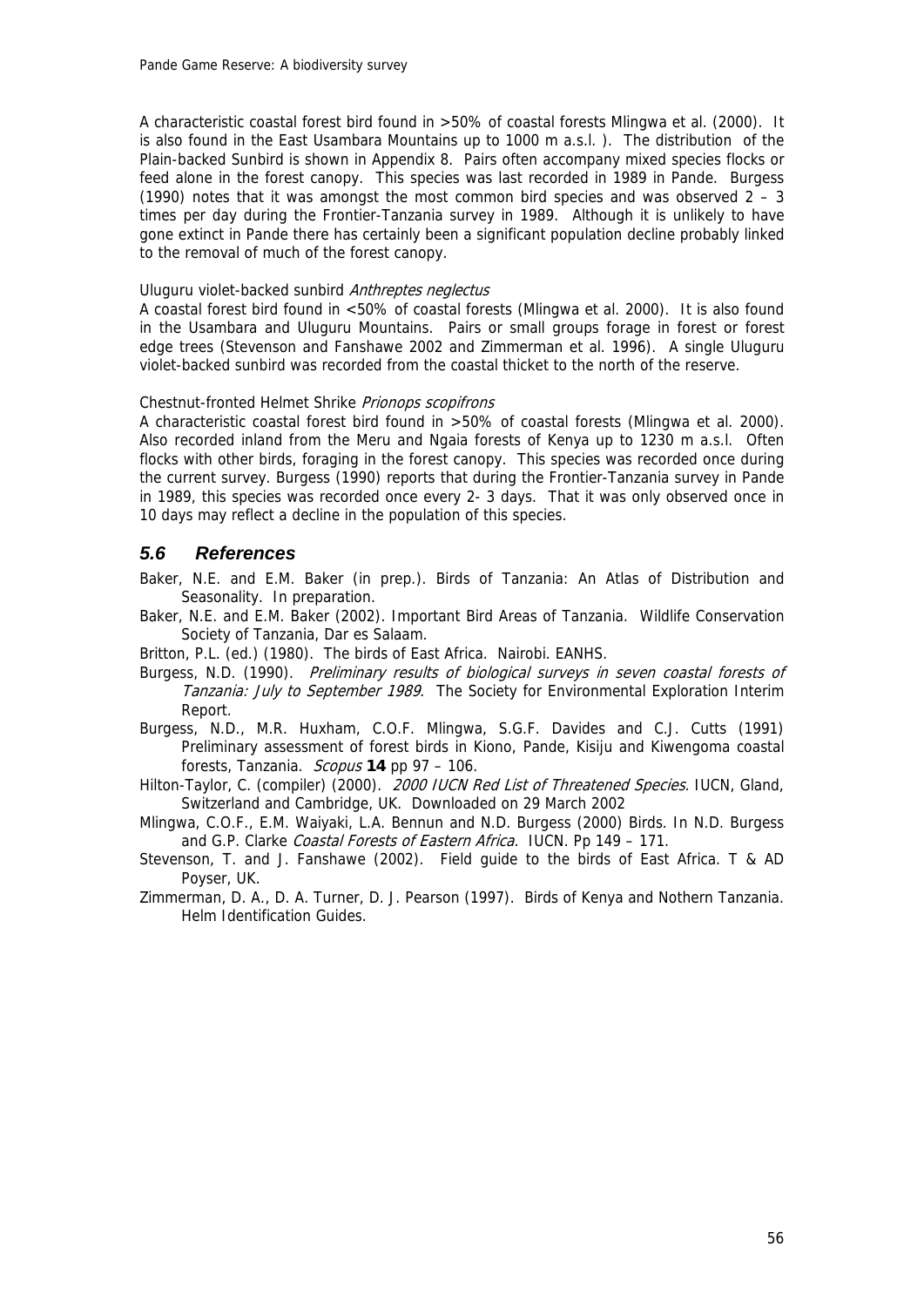A characteristic coastal forest bird found in >50% of coastal forests Mlingwa et al. (2000). It is also found in the East Usambara Mountains up to 1000 m a.s.l. ). The distribution of the Plain-backed Sunbird is shown in Appendix 8. Pairs often accompany mixed species flocks or feed alone in the forest canopy. This species was last recorded in 1989 in Pande. Burgess (1990) notes that it was amongst the most common bird species and was observed 2 – 3 times per day during the Frontier-Tanzania survey in 1989. Although it is unlikely to have gone extinct in Pande there has certainly been a significant population decline probably linked to the removal of much of the forest canopy.

Uluguru violet-backed sunbird *Anthreptes neglectus*

A coastal forest bird found in <50% of coastal forests (Mlingwa et al. 2000). It is also found in the Usambara and Uluguru Mountains. Pairs or small groups forage in forest or forest edge trees (Stevenson and Fanshawe 2002 and Zimmerman et al. 1996). A single Uluguru violet-backed sunbird was recorded from the coastal thicket to the north of the reserve.

Chestnut-fronted Helmet Shrike *Prionops scopifrons*

A characteristic coastal forest bird found in >50% of coastal forests (Mlingwa et al. 2000). Also recorded inland from the Meru and Ngaia forests of Kenya up to 1230 m a.s.l. Often flocks with other birds, foraging in the forest canopy. This species was recorded once during the current survey. Burgess (1990) reports that during the Frontier-Tanzania survey in Pande in 1989, this species was recorded once every 2- 3 days. That it was only observed once in 10 days may reflect a decline in the population of this species.

## 5.6 References

Baker, N.E. and E.M. Baker (in prep.). Birds of Tanzania: An Atlas of Distribution and Seasonality. In preparation.

Baker, N.E. and E.M. Baker (2002). Important Bird Areas of Tanzania. Wildlife Conservation Society of Tanzania, Dar es Salaam.

Britton, P.L. (ed.) (1980). The birds of East Africa. Nairobi. EANHS.

Burgess, N.D. (1990). *Preliminary results of biological surveys in seven coastal forests of Tanzania: July to September 1989*. The Society for Environmental Exploration Interim Report.

Burgess, N.D., M.R. Huxham, C.O.F. Mlingwa, S.G.F. Davides and C.J. Cutts (1991) Preliminary assessment of forest birds in Kiono, Pande, Kisiju and Kiwengoma coastal forests, Tanzania. *Scopus* **14** pp 97 – 106.

Hilton-Taylor, C. (compiler) (2000). *2000 IUCN Red List of Threatened Species.* IUCN, Gland, Switzerland and Cambridge, UK. Downloaded on 29 March 2002

Mlingwa, C.O.F., E.M. Waiyaki, L.A. Bennun and N.D. Burgess (2000) Birds. In N.D. Burgess and G.P. Clarke *Coastal Forests of Eastern Africa.* IUCN. Pp 149 – 171.

Stevenson, T. and J. Fanshawe (2002). Field guide to the birds of East Africa. T & AD Poyser, UK.

Zimmerman, D. A., D. A. Turner, D. J. Pearson (1997). Birds of Kenya and Nothern Tanzania. Helm Identification Guides.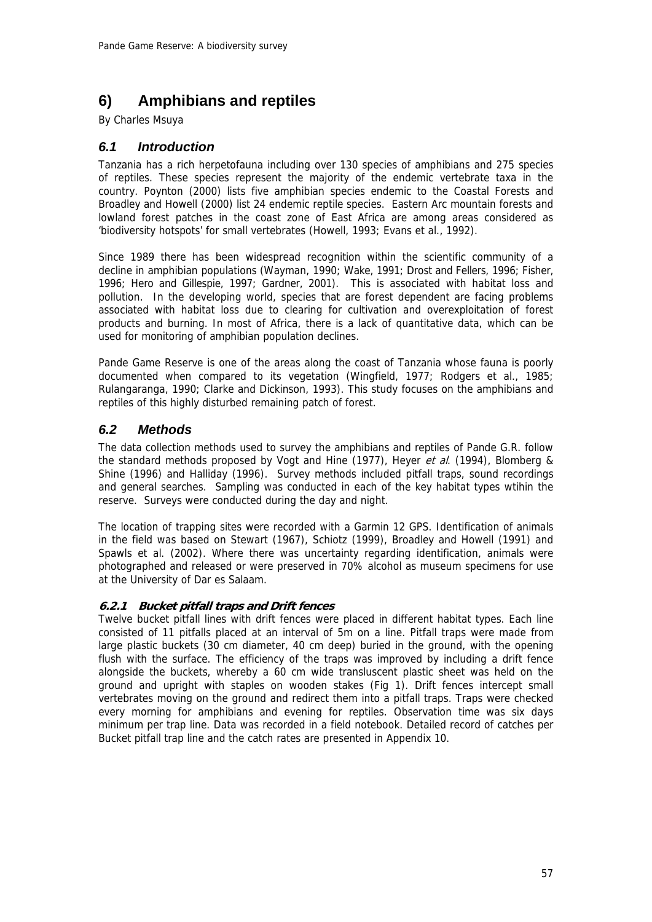# 6) Amphibians and reptiles

By Charles Msuya

## 6.1 Introduction

Tanzania has a rich herpetofauna including over 130 species of amphibians and 275 species of reptiles. These species represent the majority of the endemic vertebrate taxa in the country. Poynton (2000) lists five amphibian species endemic to the Coastal Forests and Broadley and Howell (2000) list 24 endemic reptile species. Eastern Arc mountain forests and lowland forest patches in the coast zone of East Africa are among areas considered as 'biodiversity hotspots' for small vertebrates (Howell, 1993; Evans et al., 1992).

Since 1989 there has been widespread recognition within the scientific community of a decline in amphibian populations (Wayman, 1990; Wake, 1991; Drost and Fellers, 1996; Fisher, 1996; Hero and Gillespie, 1997; Gardner, 2001). This is associated with habitat loss and pollution. In the developing world, species that are forest dependent are facing problems associated with habitat loss due to clearing for cultivation and overexploitation of forest products and burning. In most of Africa, there is a lack of quantitative data, which can be used for monitoring of amphibian population declines.

Pande Game Reserve is one of the areas along the coast of Tanzania whose fauna is poorly documented when compared to its vegetation (Wingfield, 1977; Rodgers et al., 1985; Rulangaranga, 1990; Clarke and Dickinson, 1993). This study focuses on the amphibians and reptiles of this highly disturbed remaining patch of forest.

## 6.2 Methods

The data collection methods used to survey the amphibians and reptiles of Pande G.R. follow the standard methods proposed by Vogt and Hine (1977), Heyer *et al*. (1994), Blomberg & Shine (1996) and Halliday (1996). Survey methods included pitfall traps, sound recordings and general searches. Sampling was conducted in each of the key habitat types wtihin the reserve. Surveys were conducted during the day and night.

The location of trapping sites were recorded with a Garmin 12 GPS. Identification of animals in the field was based on Stewart (1967), Schiotz (1999), Broadley and Howell (1991) and Spawls et al. (2002). Where there was uncertainty regarding identification, animals were photographed and released or were preserved in 70% alcohol as museum specimens for use at the University of Dar es Salaam.

### 6.2.1 Bucket pitfall traps and Drift fences

Twelve bucket pitfall lines with drift fences were placed in different habitat types. Each line consisted of 11 pitfalls placed at an interval of 5m on a line. Pitfall traps were made from large plastic buckets (30 cm diameter, 40 cm deep) buried in the ground, with the opening flush with the surface. The efficiency of the traps was improved by including a drift fence alongside the buckets, whereby a 60 cm wide transluscent plastic sheet was held on the ground and upright with staples on wooden stakes (Fig 1). Drift fences intercept small vertebrates moving on the ground and redirect them into a pitfall traps. Traps were checked every morning for amphibians and evening for reptiles. Observation time was six days minimum per trap line. Data was recorded in a field notebook. Detailed record of catches per Bucket pitfall trap line and the catch rates are presented in Appendix 10.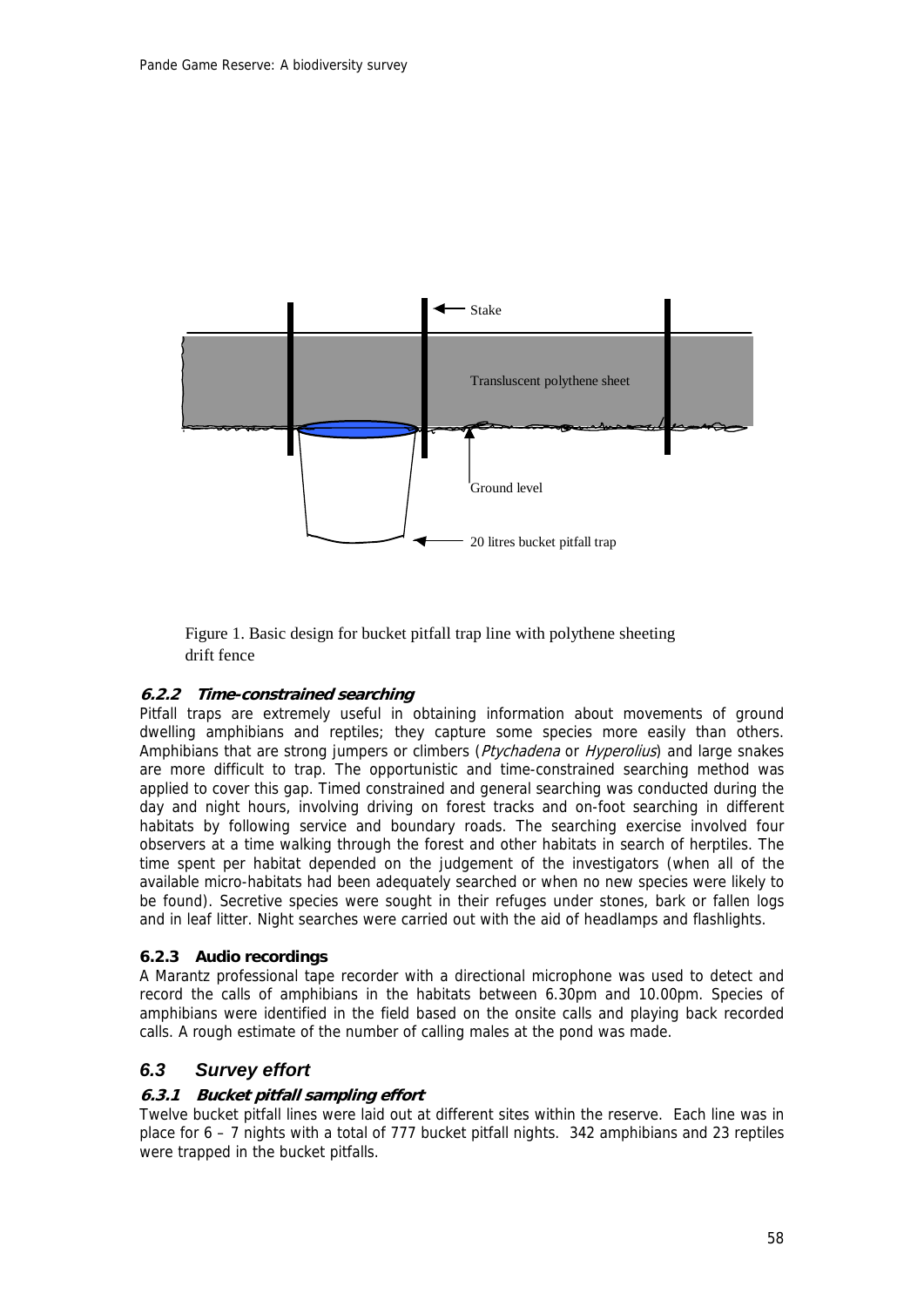Stake

Transluscent polythene sheet

Ground level

20 litres bucket pitfall trap

Figure 1. Basic design for bucket pitfall trap line with polythene sheeting drift fence

#### *6.2.2 Time-constrained searching*

Pitfall traps are extremely useful in obtaining information about movements of ground dwelling amphibians and reptiles; they capture some species more easily than others. Amphibians that are strong jumpers or climbers (*Ptychadena* or *Hyperolius*) and large snakes are more difficult to trap. The opportunistic and time-constrained searching method was applied to cover this gap. Timed constrained and general searching was conducted during the day and night hours, involving driving on forest tracks and on-foot searching in different habitats by following service and boundary roads. The searching exercise involved four observers at a time walking through the forest and other habitats in search of herptiles. The time spent per habitat depended on the judgement of the investigators (when all of the available micro-habitats had been adequately searched or when no new species were likely to be found). Secretive species were sought in their refuges under stones, bark or fallen logs and in leaf litter. Night searches were carried out with the aid of headlamps and flashlights.

#### 6.2.3 Audio recordings

A Marantz professional tape recorder with a directional microphone was used to detect and record the calls of amphibians in the habitats between 6.30pm and 10.00pm. Species of amphibians were identified in the field based on the onsite calls and playing back recorded calls. A rough estimate of the number of calling males at the pond was made.

### *6.3 Survey effort*

#### *6.3.1 Bucket pitfall sampling effort*

Twelve bucket pitfall lines were laid out at different sites within the reserve. Each line was in place for 6 – 7 nights with a total of 777 bucket pitfall nights. 342 amphibians and 23 reptiles were trapped in the bucket pitfalls.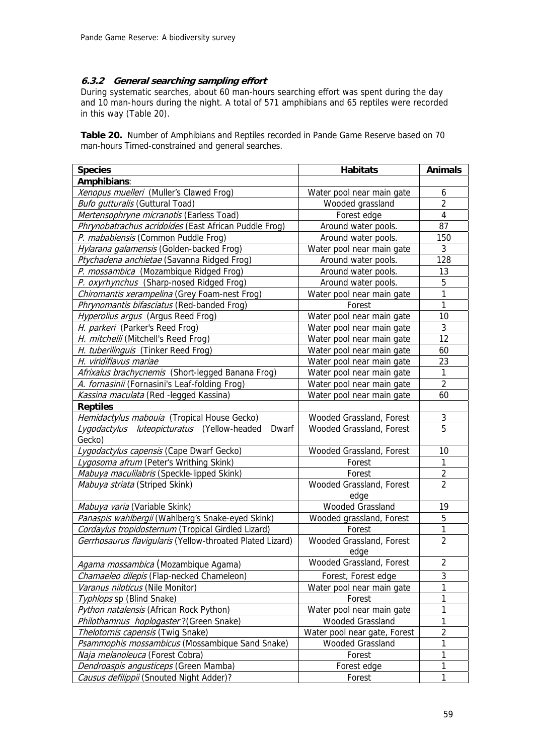### *6.3.2 General searching sampling effort*

During systematic searches, about 60 man-hours searching effort was spent during the day and 10 man-hours during the night. A total of 571 amphibians and 65 reptiles were recorded in this way (Table 20).

**Table 20.** Number of Amphibians and Reptiles recorded in Pande Game Reserve based on 70 man-hours Timed-constrained and general searches.

| Species | Habitats | Animals |
|---|---|---|
| **Amphibians**: | | |
| *Xenopus muelleri* (Muller's Clawed Frog) | Water pool near main gate | 6 |
| *Bufo gutturalis* (Guttural Toad) | Wooded grassland | 2 |
| *Mertensophryne micranotis* (Earless Toad) | Forest edge | 4 |
| *Phrynobatrachus acridoides* (East African Puddle Frog) | Around water pools. | 87 |
| *P. mababiensis* (Common Puddle Frog) | Around water pools. | 150 |
| *Hylarana galamensis* (Golden-backed Frog) | Water pool near main gate | 3 |
| *Ptychadena anchietae* (Savanna Ridged Frog) | Around water pools. | 128 |
| *P. mossambica* (Mozambique Ridged Frog) | Around water pools. | 13 |
| *P. oxyrhynchus* (Sharp-nosed Ridged Frog) | Around water pools. | 5 |
| *Chiromantis xerampelina* (Grey Foam-nest Frog) | Water pool near main gate | 1 |
| *Phrynomantis bifasciatus* (Red-banded Frog) | Forest | 1 |
| *Hyperolius argus* (Argus Reed Frog) | Water pool near main gate | 10 |
| *H. parkeri* (Parker's Reed Frog) | Water pool near main gate | 3 |
| *H. mitchelli* (Mitchell's Reed Frog) | Water pool near main gate | 12 |
| *H. tuberilinguis* (Tinker Reed Frog) | Water pool near main gate | 60 |
| *H. viridiflavus mariae* | Water pool near main gate | 23 |
| *Afrixalus brachycnemis* (Short-legged Banana Frog) | Water pool near main gate | 1 |
| *A. fornasinii* (Fornasini's Leaf-folding Frog) | Water pool near main gate | 2 |
| *Kassina maculata* (Red -legged Kassina) | Water pool near main gate | 60 |
| **Reptiles** | | |
| *Hemidactylus mabouia* (Tropical House Gecko) | Wooded Grassland, Forest | 3 |
| *Lygodactylus luteopicturatus* (Yellow-headed Dwarf Gecko) | Wooded Grassland, Forest | 5 |
| *Lygodactylus capensis* (Cape Dwarf Gecko) | Wooded Grassland, Forest | 10 |
| *Lygosoma afrum* (Peter's Writhing Skink) | Forest | 1 |
| *Mabuya maculilabris* (Speckle-lipped Skink) | Forest | 2 |
| *Mabuya striata* (Striped Skink) | Wooded Grassland, Forest edge | 2 |
| *Mabuya varia* (Variable Skink) | Wooded Grassland | 19 |
| *Panaspis wahlbergii* (Wahlberg's Snake-eyed Skink) | Wooded grassland, Forest | 5 |
| *Cordaylus tropidosternum* (Tropical Girdled Lizard) | Forest | 1 |
| *Gerrhosaurus flavigularis* (Yellow-throated Plated Lizard) | Wooded Grassland, Forest edge | 2 |
| *Agama mossambica* (Mozambique Agama) | Wooded Grassland, Forest | 2 |
| *Chamaeleo dilepis* (Flap-necked Chameleon) | Forest, Forest edge | 3 |
| *Varanus niloticus* (Nile Monitor) | Water pool near main gate | 1 |
| *Typhlops* sp (Blind Snake) | Forest | 1 |
| *Python natalensis* (African Rock Python) | Water pool near main gate | 1 |
| *Philothamnus hoplogaster* ?(Green Snake) | Wooded Grassland | 1 |
| *Thelotornis capensis* (Twig Snake) | Water pool near gate, Forest | 2 |
| *Psammophis mossambicus* (Mossambique Sand Snake) | Wooded Grassland | 1 |
| *Naja melanoleuca* (Forest Cobra) | Forest | 1 |
| *Dendroaspis angusticeps* (Green Mamba) | Forest edge | 1 |
| *Causus defilippii* (Snouted Night Adder)? | Forest | 1 |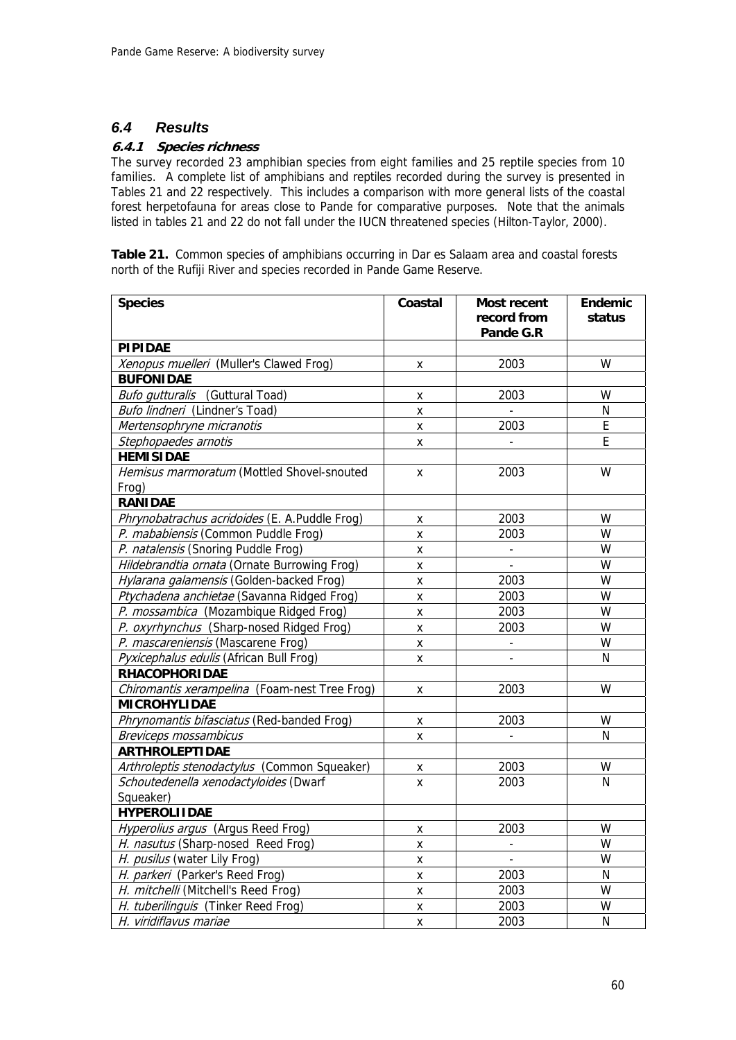## 6.4 Results

### 6.4.1 Species richness

The survey recorded 23 amphibian species from eight families and 25 reptile species from 10 families. A complete list of amphibians and reptiles recorded during the survey is presented in Tables 21 and 22 respectively. This includes a comparison with more general lists of the coastal forest herpetofauna for areas close to Pande for comparative purposes. Note that the animals listed in tables 21 and 22 do not fall under the IUCN threatened species (Hilton-Taylor, 2000).

**Table 21.** Common species of amphibians occurring in Dar es Salaam area and coastal forests north of the Rufiji River and species recorded in Pande Game Reserve.

| Species | Coastal | Most recent record from Pande G.R | Endemic status |
|---|---|---|---|
| **PIPIDAE** | | | |
| *Xenopus muelleri* (Muller's Clawed Frog) | x | 2003 | W |
| **BUFONIDAE** | | | |
| *Bufo gutturalis* (Guttural Toad) | x | 2003 | W |
| *Bufo lindneri* (Lindner's Toad) | x | - | N |
| *Mertensophryne micranotis* | x | 2003 | E |
| *Stephopaedes arnotis* | x | - | E |
| **HEMISIDAE** | | | |
| *Hemisus marmoratum* (Mottled Shovel-snouted Frog) | x | 2003 | W |
| **RANIDAE** | | | |
| *Phrynobatrachus acridoides* (E. A.Puddle Frog) | x | 2003 | W |
| *P. mababiensis* (Common Puddle Frog) | x | 2003 | W |
| *P. natalensis* (Snoring Puddle Frog) | x | - | W |
| *Hildebrandtia ornata* (Ornate Burrowing Frog) | x | - | W |
| *Hylarana galamensis* (Golden-backed Frog) | x | 2003 | W |
| *Ptychadena anchietae* (Savanna Ridged Frog) | x | 2003 | W |
| *P. mossambica* (Mozambique Ridged Frog) | x | 2003 | W |
| *P. oxyrhynchus* (Sharp-nosed Ridged Frog) | x | 2003 | W |
| *P. mascareniensis* (Mascarene Frog) | x | - | W |
| *Pyxicephalus edulis* (African Bull Frog) | x | - | N |
| **RHACOPHORIDAE** | | | |
| *Chiromantis xerampelina* (Foam-nest Tree Frog) | x | 2003 | W |
| **MICROHYLIDAE** | | | |
| *Phrynomantis bifasciatus* (Red-banded Frog) | x | 2003 | W |
| *Breviceps mossambicus* | x | - | N |
| **ARTHROLEPTIDAE** | | | |
| *Arthroleptis stenodactylus* (Common Squeaker) | x | 2003 | W |
| *Schoutedenella xenodactyloides* (Dwarf Squeaker) | x | 2003 | N |
| **HYPEROLIIDAE** | | | |
| *Hyperolius argus* (Argus Reed Frog) | x | 2003 | W |
| *H. nasutus* (Sharp-nosed Reed Frog) | x | - | W |
| *H. pusilus* (water Lily Frog) | x | - | W |
| *H. parkeri* (Parker's Reed Frog) | x | 2003 | N |
| *H. mitchelli* (Mitchell's Reed Frog) | x | 2003 | W |
| *H. tuberilinguis* (Tinker Reed Frog) | x | 2003 | W |
| *H. viridiflavus mariae* | x | 2003 | N |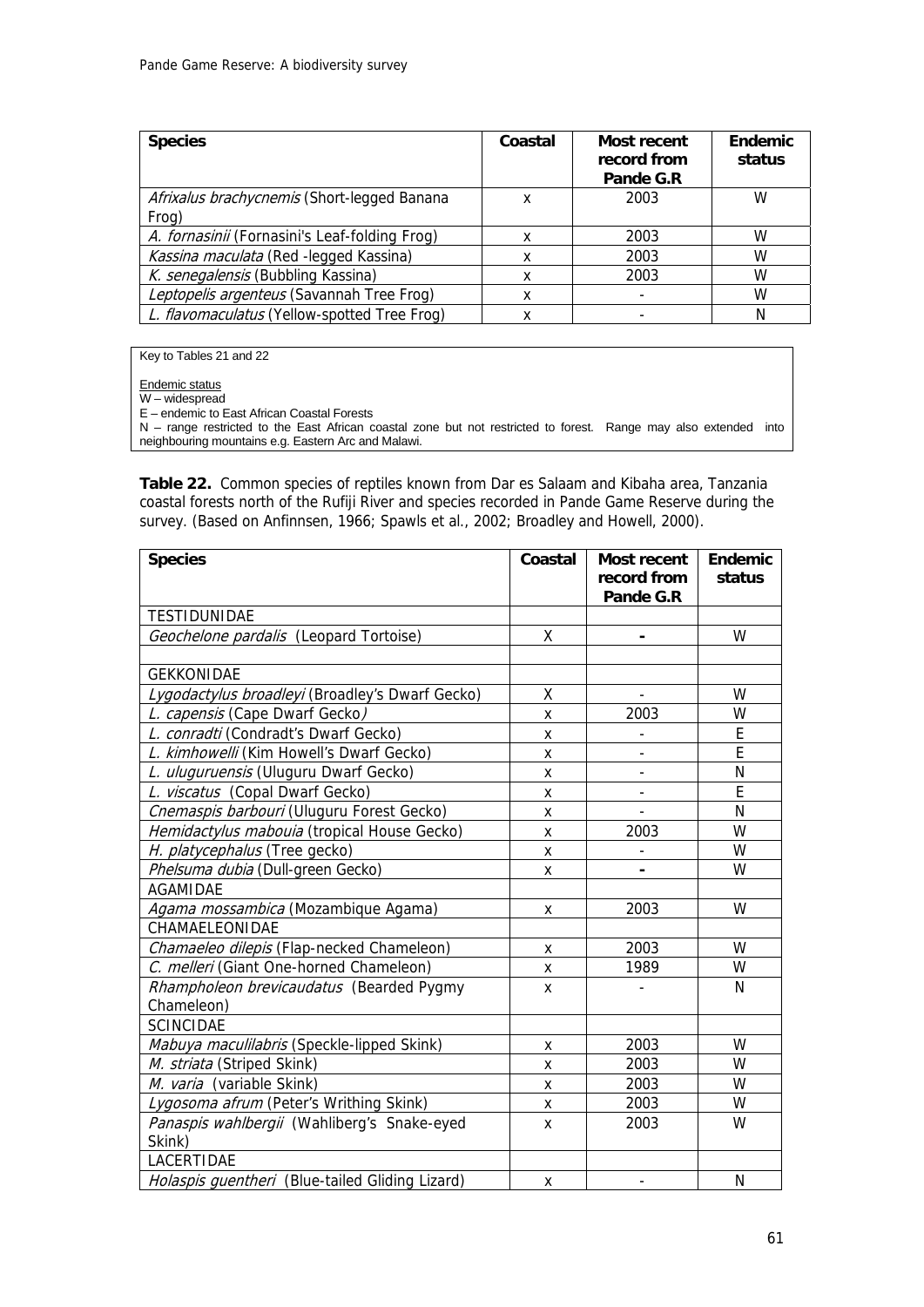| Species | Coastal | Most recent record from Pande G.R | Endemic status |
|---|---|---|---|
| *Afrixalus brachycnemis* (Short-legged Banana Frog) | x | 2003 | W |
| *A. fornasinii* (Fornasini's Leaf-folding Frog) | x | 2003 | W |
| *Kassina maculata* (Red -legged Kassina) | x | 2003 | W |
| *K. senegalensis* (Bubbling Kassina) | x | 2003 | W |
| *Leptopelis argenteus* (Savannah Tree Frog) | x | - | W |
| *L. flavomaculatus* (Yellow-spotted Tree Frog) | x | - | N |

Key to Tables 21 and 22

Endemic status
W – widespread
E – endemic to East African Coastal Forests
N – range restricted to the East African coastal zone but not restricted to forest. Range may also extended into neighbouring mountains e.g. Eastern Arc and Malawi.

**Table 22.** Common species of reptiles known from Dar es Salaam and Kibaha area, Tanzania coastal forests north of the Rufiji River and species recorded in Pande Game Reserve during the survey. (Based on Anfinnsen, 1966; Spawls et al., 2002; Broadley and Howell, 2000).

| Species | Coastal | Most recent record from Pande G.R | Endemic status |
|---|---|---|---|
| TESTIDUNIDAE | | | |
| *Geochelone pardalis* (Leopard Tortoise) | X | - | W |
| | | | |
| GEKKONIDAE | | | |
| *Lygodactylus broadleyi* (Broadley's Dwarf Gecko) | X | - | W |
| *L. capensis* (Cape Dwarf Gecko) | x | 2003 | W |
| *L. conradti* (Condradt's Dwarf Gecko) | x | - | E |
| *L. kimhowelli* (Kim Howell's Dwarf Gecko) | x | - | E |
| *L. uluguruensis* (Uluguru Dwarf Gecko) | x | - | N |
| *L. viscatus* (Copal Dwarf Gecko) | x | - | E |
| *Cnemaspis barbouri* (Uluguru Forest Gecko) | x | - | N |
| *Hemidactylus mabouia* (tropical House Gecko) | x | 2003 | W |
| *H. platycephalus* (Tree gecko) | x | - | W |
| *Phelsuma dubia* (Dull-green Gecko) | x | - | W |
| AGAMIDAE | | | |
| *Agama mossambica* (Mozambique Agama) | x | 2003 | W |
| CHAMAELEONIDAE | | | |
| *Chamaeleo dilepis* (Flap-necked Chameleon) | x | 2003 | W |
| *C. melleri* (Giant One-horned Chameleon) | x | 1989 | W |
| *Rhampholeon brevicaudatus* (Bearded Pygmy Chameleon) | x | - | N |
| SCINCIDAE | | | |
| *Mabuya maculilabris* (Speckle-lipped Skink) | x | 2003 | W |
| *M. striata* (Striped Skink) | x | 2003 | W |
| *M. varia* (variable Skink) | x | 2003 | W |
| *Lygosoma afrum* (Peter's Writhing Skink) | x | 2003 | W |
| *Panaspis wahlbergii* (Wahliberg's Snake-eyed Skink) | x | 2003 | W |
| LACERTIDAE | | | |
| *Holaspis guentheri* (Blue-tailed Gliding Lizard) | x | - | N |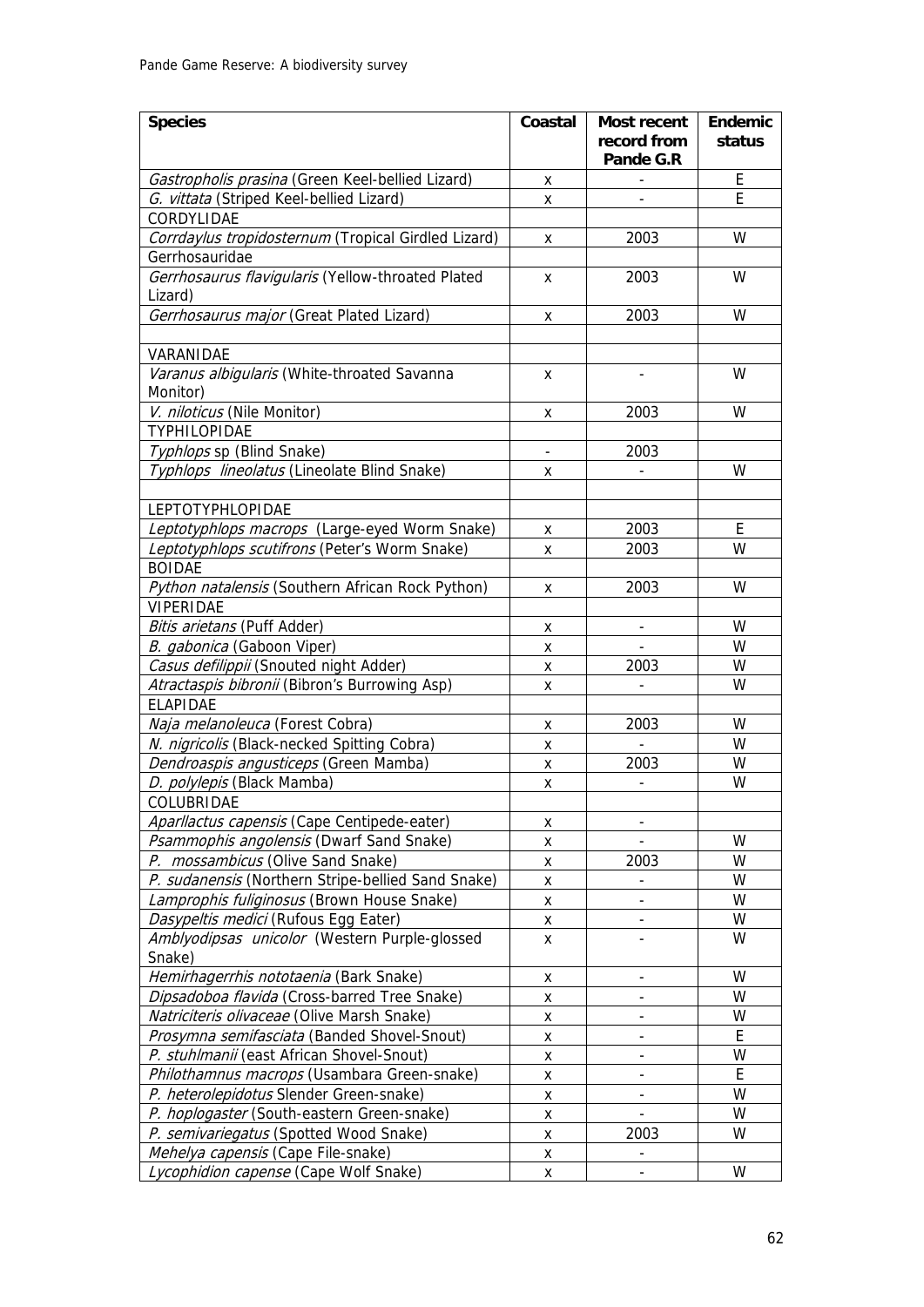| Species | Coastal | Most recent record from Pande G.R | Endemic status |
|---|---|---|---|
| *Gastropholis prasina* (Green Keel-bellied Lizard) | x | - | E |
| *G. vittata* (Striped Keel-bellied Lizard) | x | - | E |
| CORDYLIDAE | | | |
| *Corrdaylus tropidosternum* (Tropical Girdled Lizard) | x | 2003 | W |
| Gerrhosauridae | | | |
| *Gerrhosaurus flavigularis* (Yellow-throated Plated Lizard) | x | 2003 | W |
| *Gerrhosaurus major* (Great Plated Lizard) | x | 2003 | W |
| | | | |
| VARANIDAE | | | |
| *Varanus albigularis* (White-throated Savanna Monitor) | x | - | W |
| *V. niloticus* (Nile Monitor) | x | 2003 | W |
| TYPHILOPIDAE | | | |
| *Typhlops* sp (Blind Snake) | - | 2003 | |
| *Typhlops lineolatus* (Lineolate Blind Snake) | x | - | W |
| | | | |
| LEPTOTYPHLOPIDAE | | | |
| *Leptotyphlops macrops* (Large-eyed Worm Snake) | x | 2003 | E |
| *Leptotyphlops scutifrons* (Peter's Worm Snake) | x | 2003 | W |
| BOIDAE | | | |
| *Python natalensis* (Southern African Rock Python) | x | 2003 | W |
| VIPERIDAE | | | |
| *Bitis arietans* (Puff Adder) | x | - | W |
| *B. gabonica* (Gaboon Viper) | x | - | W |
| *Casus defilippii* (Snouted night Adder) | x | 2003 | W |
| *Atractaspis bibronii* (Bibron's Burrowing Asp) | x | - | W |
| ELAPIDAE | | | |
| *Naja melanoleuca* (Forest Cobra) | x | 2003 | W |
| *N. nigricolis* (Black-necked Spitting Cobra) | x | - | W |
| *Dendroaspis angusticeps* (Green Mamba) | x | 2003 | W |
| *D. polylepis* (Black Mamba) | x | - | W |
| COLUBRIDAE | | | |
| *Aparllactus capensis* (Cape Centipede-eater) | x | - | |
| *Psammophis angolensis* (Dwarf Sand Snake) | x | - | W |
| *P. mossambicus* (Olive Sand Snake) | x | 2003 | W |
| *P. sudanensis* (Northern Stripe-bellied Sand Snake) | x | - | W |
| *Lamprophis fuliginosus* (Brown House Snake) | x | - | W |
| *Dasypeltis medici* (Rufous Egg Eater) | x | - | W |
| *Amblyodipsas unicolor* (Western Purple-glossed Snake) | x | - | W |
| *Hemirhagerrhis nototaenia* (Bark Snake) | x | - | W |
| *Dipsadoboa flavida* (Cross-barred Tree Snake) | x | - | W |
| *Natriciteris olivaceae* (Olive Marsh Snake) | x | - | W |
| *Prosymna semifasciata* (Banded Shovel-Snout) | x | - | E |
| *P. stuhlmanii* (east African Shovel-Snout) | x | - | W |
| *Philothamnus macrops* (Usambara Green-snake) | x | - | E |
| *P. heterolepidotus* Slender Green-snake) | x | - | W |
| *P. hoplogaster* (South-eastern Green-snake) | x | - | W |
| *P. semivariegatus* (Spotted Wood Snake) | x | 2003 | W |
| *Mehelya capensis* (Cape File-snake) | x | - | |
| *Lycophidion capense* (Cape Wolf Snake) | x | - | W |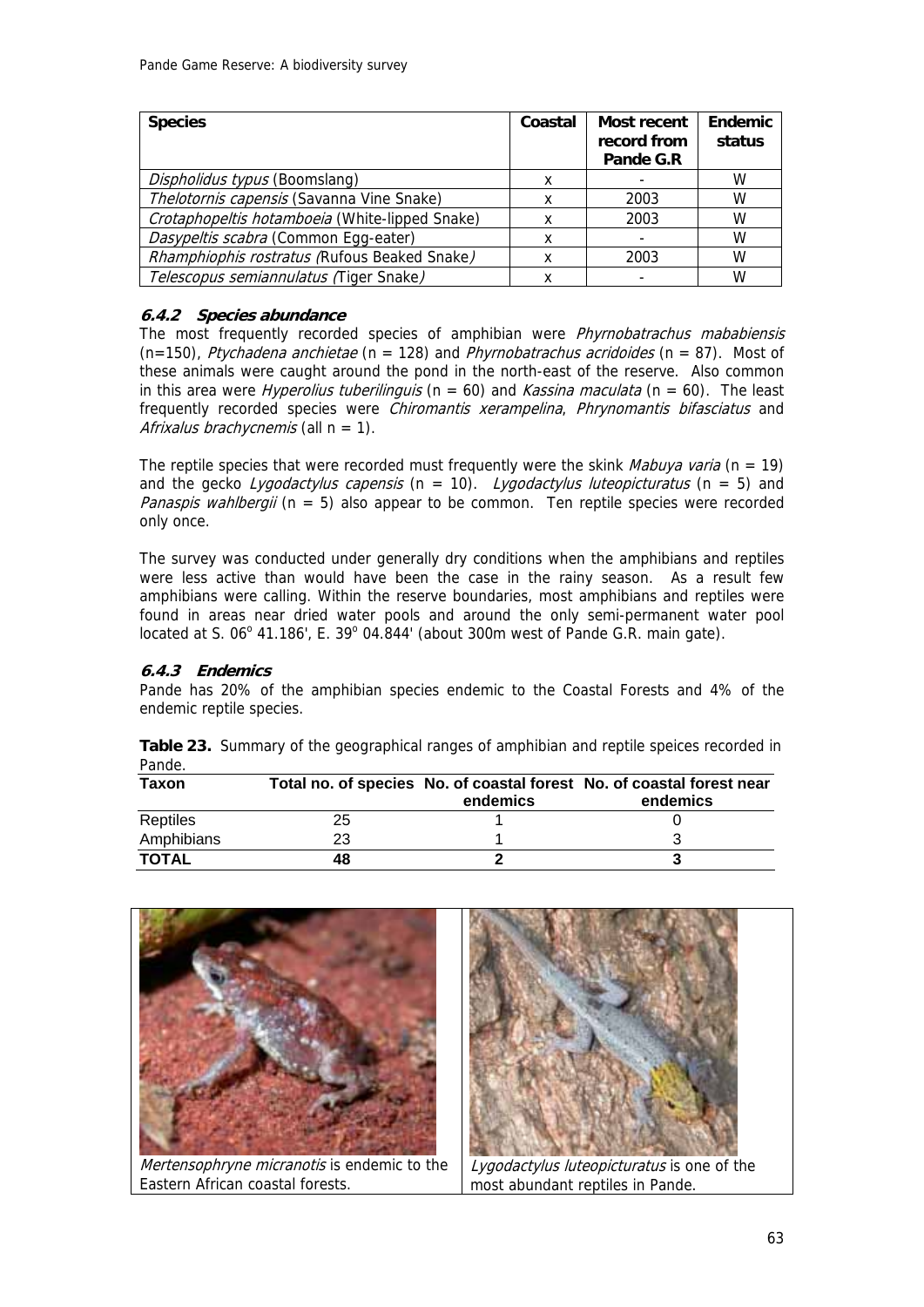| Species | Coastal | Most recent record from Pande G.R | Endemic status |
|---|---|---|---|
| *Dispholidus typus* (Boomslang) | x | - | W |
| *Thelotornis capensis* (Savanna Vine Snake) | x | 2003 | W |
| *Crotaphopeltis hotamboeia* (White-lipped Snake) | x | 2003 | W |
| *Dasypeltis scabra* (Common Egg-eater) | x | - | W |
| *Rhamphiophis rostratus (*Rufous Beaked Snake*)* | x | 2003 | W |
| *Telescopus semiannulatus (*Tiger Snake*)* | x | - | W |

### 6.4.2 Species abundance

The most frequently recorded species of amphibian were *Phyrnobatrachus mababiensis* (n=150), *Ptychadena anchietae* (n = 128) and *Phyrnobatrachus acridoides* (n = 87). Most of these animals were caught around the pond in the north-east of the reserve. Also common in this area were *Hyperolius tuberilinguis* (n = 60) and *Kassina maculata* (n = 60). The least frequently recorded species were *Chiromantis xerampelina*, *Phrynomantis bifasciatus* and *Afrixalus brachycnemis* (all n = 1).

The reptile species that were recorded must frequently were the skink *Mabuya varia* (n = 19) and the gecko *Lygodactylus capensis* (n = 10). *Lygodactylus luteopicturatus* (n = 5) and *Panaspis wahlbergii* (n = 5) also appear to be common. Ten reptile species were recorded only once.

The survey was conducted under generally dry conditions when the amphibians and reptiles were less active than would have been the case in the rainy season. As a result few amphibians were calling. Within the reserve boundaries, most amphibians and reptiles were found in areas near dried water pools and around the only semi-permanent water pool located at S. 06° 41.186', E. 39° 04.844' (about 300m west of Pande G.R. main gate).

### 6.4.3 Endemics

Pande has 20% of the amphibian species endemic to the Coastal Forests and 4% of the endemic reptile species.

**Table 23.** Summary of the geographical ranges of amphibian and reptile speices recorded in Pande.

| Taxon | Total no. of species | No. of coastal forest endemics | No. of coastal forest near endemics |
|---|---|---|---|
| Reptiles | 25 | 1 | 0 |
| Amphibians | 23 | 1 | 3 |
| **TOTAL** | **48** | **2** | **3** |

*Mertensophryne micranotis* is endemic to the Eastern African coastal forests.

*Lygodactylus luteopicturatus* is one of the most abundant reptiles in Pande.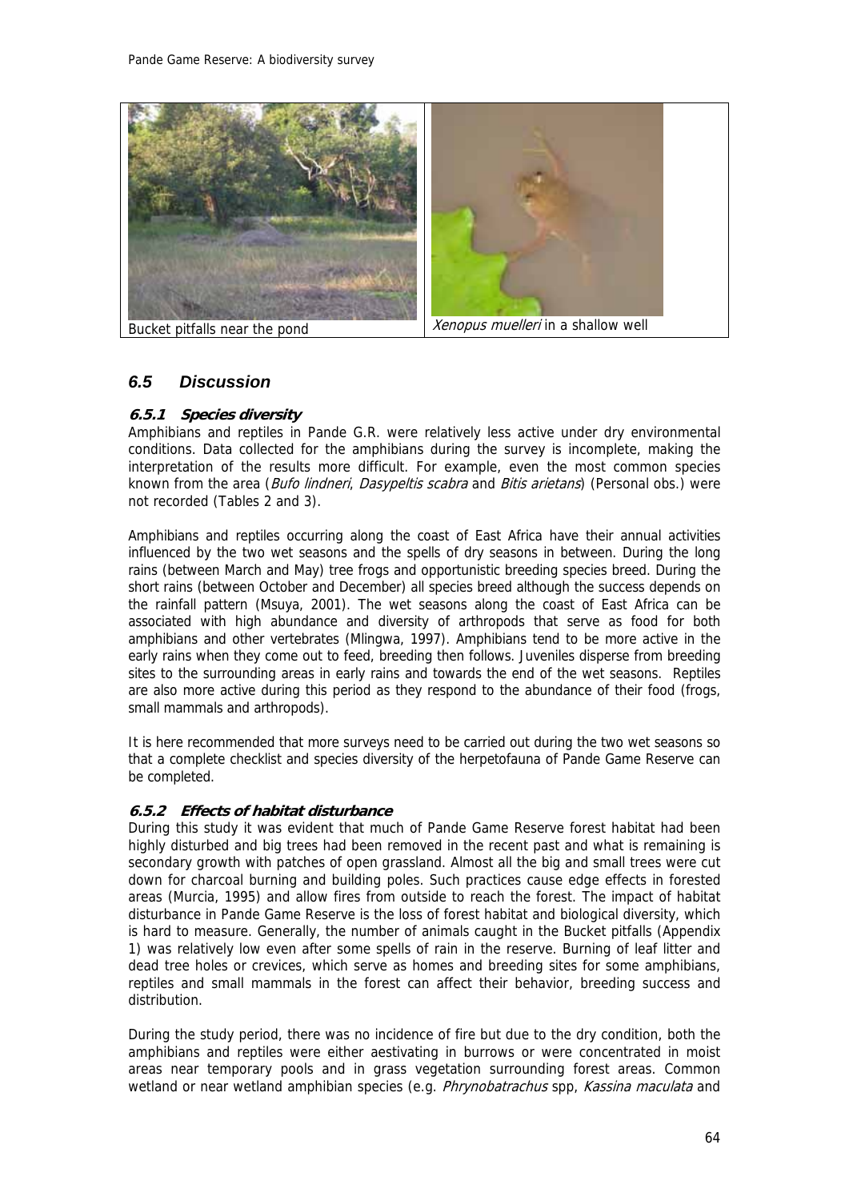Bucket pitfalls near the pond

*Xenopus muelleri* in a shallow well

## 6.5 Discussion

### 6.5.1 Species diversity

Amphibians and reptiles in Pande G.R. were relatively less active under dry environmental conditions. Data collected for the amphibians during the survey is incomplete, making the interpretation of the results more difficult. For example, even the most common species known from the area (*Bufo lindneri*, *Dasypeltis scabra* and *Bitis arietans*) (Personal obs.) were not recorded (Tables 2 and 3).

Amphibians and reptiles occurring along the coast of East Africa have their annual activities influenced by the two wet seasons and the spells of dry seasons in between. During the long rains (between March and May) tree frogs and opportunistic breeding species breed. During the short rains (between October and December) all species breed although the success depends on the rainfall pattern (Msuya, 2001). The wet seasons along the coast of East Africa can be associated with high abundance and diversity of arthropods that serve as food for both amphibians and other vertebrates (Mlingwa, 1997). Amphibians tend to be more active in the early rains when they come out to feed, breeding then follows. Juveniles disperse from breeding sites to the surrounding areas in early rains and towards the end of the wet seasons. Reptiles are also more active during this period as they respond to the abundance of their food (frogs, small mammals and arthropods).

It is here recommended that more surveys need to be carried out during the two wet seasons so that a complete checklist and species diversity of the herpetofauna of Pande Game Reserve can be completed.

### 6.5.2 Effects of habitat disturbance

During this study it was evident that much of Pande Game Reserve forest habitat had been highly disturbed and big trees had been removed in the recent past and what is remaining is secondary growth with patches of open grassland. Almost all the big and small trees were cut down for charcoal burning and building poles. Such practices cause edge effects in forested areas (Murcia, 1995) and allow fires from outside to reach the forest. The impact of habitat disturbance in Pande Game Reserve is the loss of forest habitat and biological diversity, which is hard to measure. Generally, the number of animals caught in the Bucket pitfalls (Appendix 1) was relatively low even after some spells of rain in the reserve. Burning of leaf litter and dead tree holes or crevices, which serve as homes and breeding sites for some amphibians, reptiles and small mammals in the forest can affect their behavior, breeding success and distribution.

During the study period, there was no incidence of fire but due to the dry condition, both the amphibians and reptiles were either aestivating in burrows or were concentrated in moist areas near temporary pools and in grass vegetation surrounding forest areas. Common wetland or near wetland amphibian species (e.g. *Phrynobatrachus* spp, *Kassina maculata* and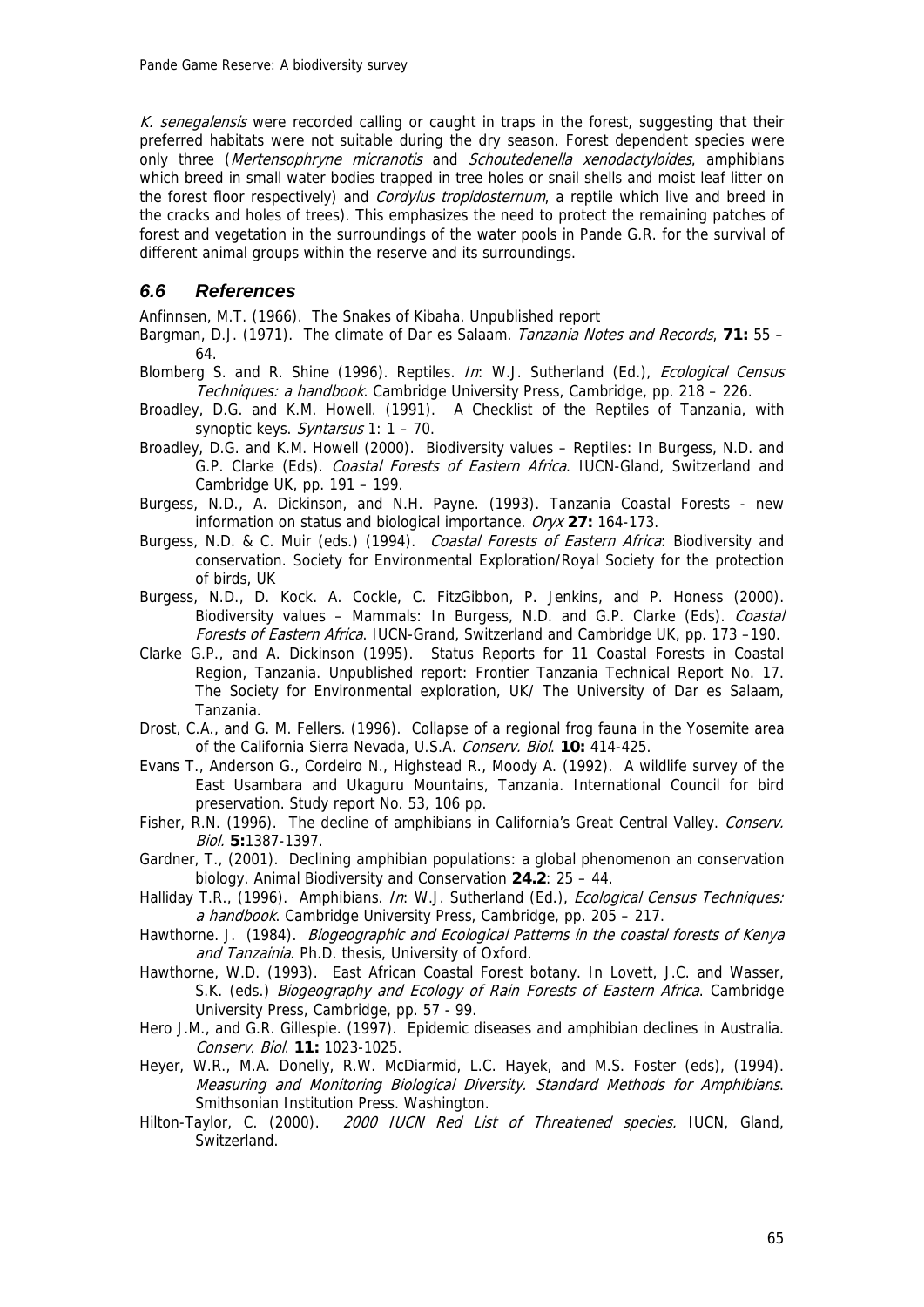*K. senegalensis* were recorded calling or caught in traps in the forest, suggesting that their preferred habitats were not suitable during the dry season. Forest dependent species were only three (*Mertensophryne micranotis* and *Schoutedenella xenodactyloides*, amphibians which breed in small water bodies trapped in tree holes or snail shells and moist leaf litter on the forest floor respectively) and *Cordylus tropidosternum*, a reptile which live and breed in the cracks and holes of trees). This emphasizes the need to protect the remaining patches of forest and vegetation in the surroundings of the water pools in Pande G.R. for the survival of different animal groups within the reserve and its surroundings.

## *6.6 References*

Anfinnsen, M.T. (1966). The Snakes of Kibaha. Unpublished report

Bargman, D.J. (1971). The climate of Dar es Salaam. *Tanzania Notes and Records*, **71:** 55 – 64.

Blomberg S. and R. Shine (1996). Reptiles. *In*: W.J. Sutherland (Ed.), *Ecological Census Techniques: a handbook*. Cambridge University Press, Cambridge, pp. 218 – 226.

Broadley, D.G. and K.M. Howell. (1991). A Checklist of the Reptiles of Tanzania, with synoptic keys. *Syntarsus* 1: 1 – 70.

Broadley, D.G. and K.M. Howell (2000). Biodiversity values – Reptiles: In Burgess, N.D. and G.P. Clarke (Eds). *Coastal Forests of Eastern Africa*. IUCN-Gland, Switzerland and Cambridge UK, pp. 191 – 199.

Burgess, N.D., A. Dickinson, and N.H. Payne. (1993). Tanzania Coastal Forests - new information on status and biological importance. *Oryx* **27:** 164-173.

Burgess, N.D. & C. Muir (eds.) (1994). *Coastal Forests of Eastern Africa*: Biodiversity and conservation. Society for Environmental Exploration/Royal Society for the protection of birds, UK

Burgess, N.D., D. Kock. A. Cockle, C. FitzGibbon, P. Jenkins, and P. Honess (2000). Biodiversity values – Mammals: In Burgess, N.D. and G.P. Clarke (Eds). *Coastal Forests of Eastern Africa*. IUCN-Grand, Switzerland and Cambridge UK, pp. 173 –190.

Clarke G.P., and A. Dickinson (1995). Status Reports for 11 Coastal Forests in Coastal Region, Tanzania. Unpublished report: Frontier Tanzania Technical Report No. 17. The Society for Environmental exploration, UK/ The University of Dar es Salaam, Tanzania.

Drost, C.A., and G. M. Fellers. (1996). Collapse of a regional frog fauna in the Yosemite area of the California Sierra Nevada, U.S.A. *Conserv. Biol*. **10:** 414-425.

Evans T., Anderson G., Cordeiro N., Highstead R., Moody A. (1992). A wildlife survey of the East Usambara and Ukaguru Mountains, Tanzania. International Council for bird preservation. Study report No. 53, 106 pp.

Fisher, R.N. (1996). The decline of amphibians in California's Great Central Valley. *Conserv. Biol*. **5:**1387-1397.

Gardner, T., (2001). Declining amphibian populations: a global phenomenon an conservation biology. Animal Biodiversity and Conservation **24.2**: 25 – 44.

Halliday T.R., (1996). Amphibians. *In*: W.J. Sutherland (Ed.), *Ecological Census Techniques: a handbook*. Cambridge University Press, Cambridge, pp. 205 – 217.

Hawthorne. J. (1984). *Biogeographic and Ecological Patterns in the coastal forests of Kenya and Tanzainia*. Ph.D. thesis, University of Oxford.

Hawthorne, W.D. (1993). East African Coastal Forest botany. In Lovett, J.C. and Wasser, S.K. (eds.) *Biogeography and Ecology of Rain Forests of Eastern Africa*. Cambridge University Press, Cambridge, pp. 57 - 99.

Hero J.M., and G.R. Gillespie. (1997). Epidemic diseases and amphibian declines in Australia. *Conserv. Biol*. **11:** 1023-1025.

Heyer, W.R., M.A. Donelly, R.W. McDiarmid, L.C. Hayek, and M.S. Foster (eds), (1994). *Measuring and Monitoring Biological Diversity. Standard Methods for Amphibians*. Smithsonian Institution Press. Washington.

Hilton-Taylor, C. (2000). *2000 IUCN Red List of Threatened species.* IUCN, Gland, Switzerland.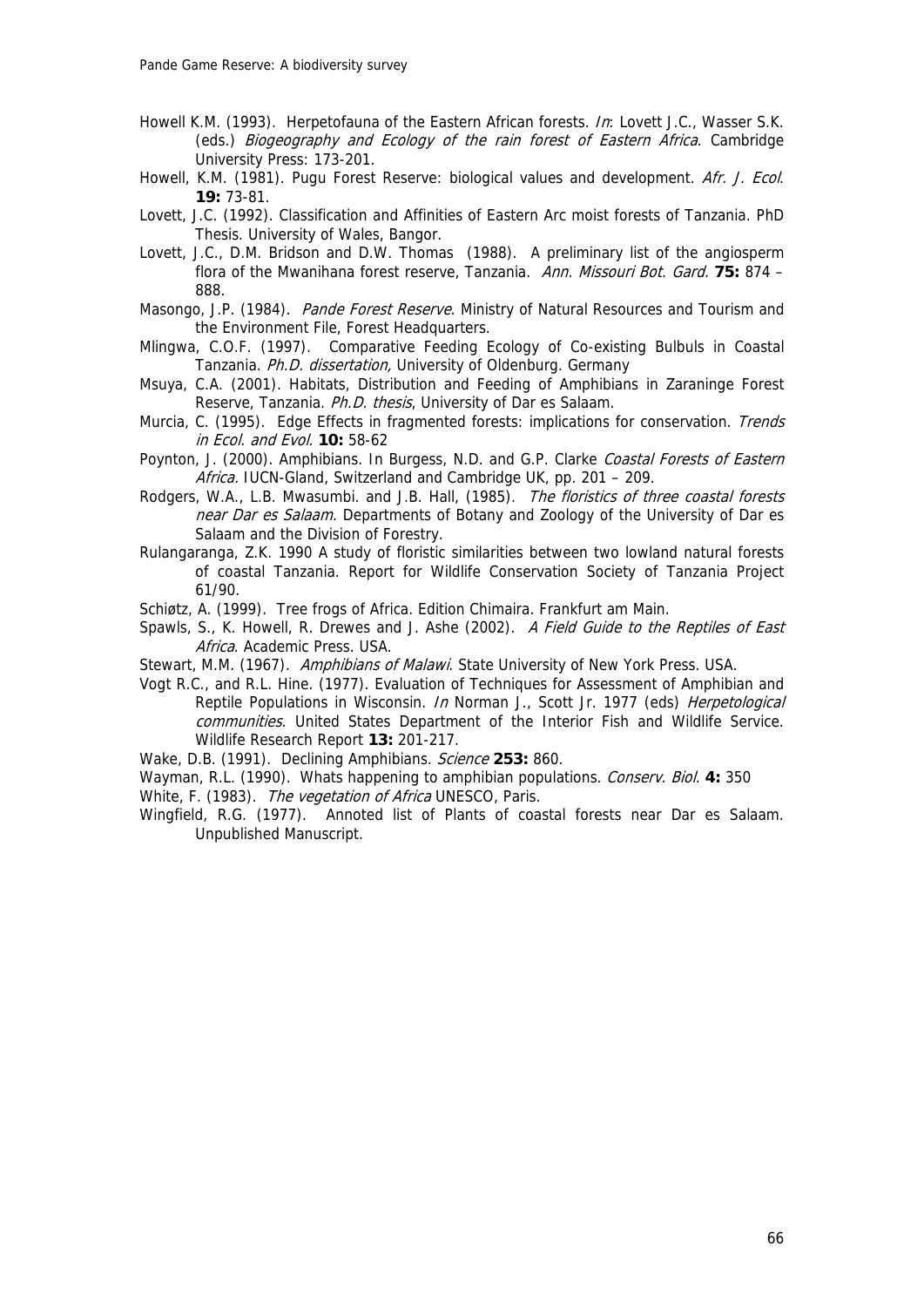Howell K.M. (1993). Herpetofauna of the Eastern African forests. *In*: Lovett J.C., Wasser S.K. (eds.) *Biogeography and Ecology of the rain forest of Eastern Africa*. Cambridge University Press: 173-201.

Howell, K.M. (1981). Pugu Forest Reserve: biological values and development. *Afr. J. Ecol*. **19:** 73-81.

Lovett, J.C. (1992). Classification and Affinities of Eastern Arc moist forests of Tanzania. PhD Thesis. University of Wales, Bangor.

Lovett, J.C., D.M. Bridson and D.W. Thomas (1988). A preliminary list of the angiosperm flora of the Mwanihana forest reserve, Tanzania. *Ann. Missouri Bot. Gard.* **75:** 874 – 888.

Masongo, J.P. (1984). *Pande Forest Reserve*. Ministry of Natural Resources and Tourism and the Environment File, Forest Headquarters.

Mlingwa, C.O.F. (1997). Comparative Feeding Ecology of Co-existing Bulbuls in Coastal Tanzania. *Ph.D. dissertation,* University of Oldenburg. Germany

Msuya, C.A. (2001). Habitats, Distribution and Feeding of Amphibians in Zaraninge Forest Reserve, Tanzania. *Ph.D. thesis*, University of Dar es Salaam.

Murcia, C. (1995). Edge Effects in fragmented forests: implications for conservation. *Trends in Ecol. and Evol.* **10:** 58-62

Poynton, J. (2000). Amphibians. In Burgess, N.D. and G.P. Clarke *Coastal Forests of Eastern Africa.* IUCN-Gland, Switzerland and Cambridge UK, pp. 201 – 209.

Rodgers, W.A., L.B. Mwasumbi. and J.B. Hall, (1985). *The floristics of three coastal forests near Dar es Salaam.* Departments of Botany and Zoology of the University of Dar es Salaam and the Division of Forestry.

Rulangaranga, Z.K. 1990 A study of floristic similarities between two lowland natural forests of coastal Tanzania. Report for Wildlife Conservation Society of Tanzania Project 61/90.

Schiøtz, A. (1999). Tree frogs of Africa. Edition Chimaira. Frankfurt am Main.

Spawls, S., K. Howell, R. Drewes and J. Ashe (2002). *A Field Guide to the Reptiles of East Africa*. Academic Press. USA.

Stewart, M.M. (1967). *Amphibians of Malawi*. State University of New York Press. USA.

Vogt R.C., and R.L. Hine. (1977). Evaluation of Techniques for Assessment of Amphibian and Reptile Populations in Wisconsin. *In* Norman J., Scott Jr. 1977 (eds) *Herpetological communities*. United States Department of the Interior Fish and Wildlife Service. Wildlife Research Report **13:** 201-217.

Wake, D.B. (1991). Declining Amphibians. *Science* **253:** 860.

Wayman, R.L. (1990). Whats happening to amphibian populations. *Conserv. Biol.* **4:** 350

White, F. (1983). *The vegetation of Africa* UNESCO, Paris.

Wingfield, R.G. (1977). Annoted list of Plants of coastal forests near Dar es Salaam. Unpublished Manuscript.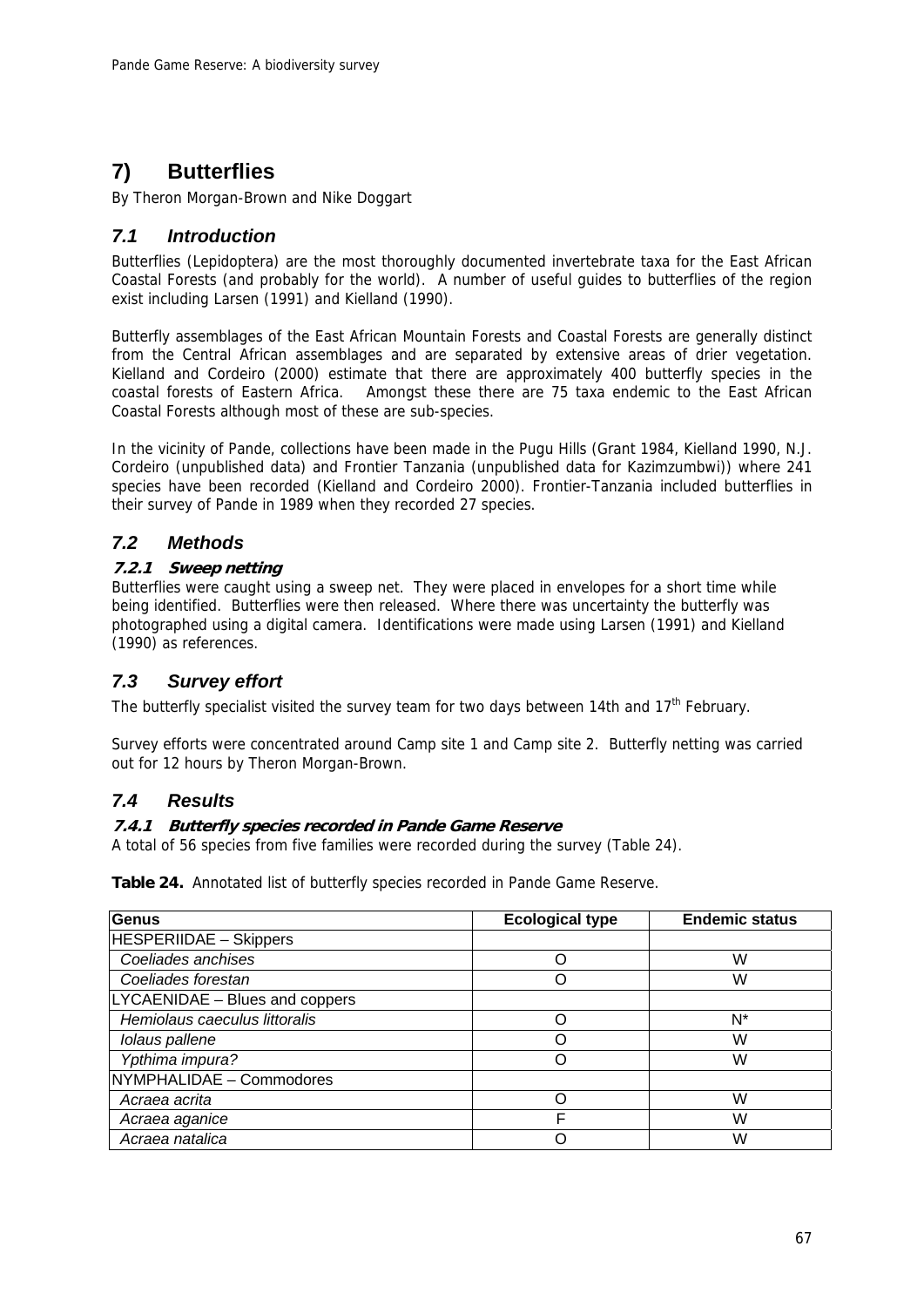# 7) Butterflies

By Theron Morgan-Brown and Nike Doggart

## 7.1 Introduction

Butterflies (Lepidoptera) are the most thoroughly documented invertebrate taxa for the East African Coastal Forests (and probably for the world). A number of useful guides to butterflies of the region exist including Larsen (1991) and Kielland (1990).

Butterfly assemblages of the East African Mountain Forests and Coastal Forests are generally distinct from the Central African assemblages and are separated by extensive areas of drier vegetation. Kielland and Cordeiro (2000) estimate that there are approximately 400 butterfly species in the coastal forests of Eastern Africa. Amongst these there are 75 taxa endemic to the East African Coastal Forests although most of these are sub-species.

In the vicinity of Pande, collections have been made in the Pugu Hills (Grant 1984, Kielland 1990, N.J. Cordeiro (unpublished data) and Frontier Tanzania (unpublished data for Kazimzumbwi)) where 241 species have been recorded (Kielland and Cordeiro 2000). Frontier-Tanzania included butterflies in their survey of Pande in 1989 when they recorded 27 species.

## 7.2 Methods

### 7.2.1 Sweep netting

Butterflies were caught using a sweep net. They were placed in envelopes for a short time while being identified. Butterflies were then released. Where there was uncertainty the butterfly was photographed using a digital camera. Identifications were made using Larsen (1991) and Kielland (1990) as references.

## 7.3 Survey effort

The butterfly specialist visited the survey team for two days between 14th and 17th February.

Survey efforts were concentrated around Camp site 1 and Camp site 2. Butterfly netting was carried out for 12 hours by Theron Morgan-Brown.

## 7.4 Results

### 7.4.1 Butterfly species recorded in Pande Game Reserve

A total of 56 species from five families were recorded during the survey (Table 24).

**Table 24.** Annotated list of butterfly species recorded in Pande Game Reserve.

| Genus | Ecological type | Endemic status |
|---|---|---|
| HESPERIIDAE – Skippers | | |
| *Coeliades anchises* | O | W |
| *Coeliades forestan* | O | W |
| LYCAENIDAE – Blues and coppers | | |
| *Hemiolaus caeculus littoralis* | O | N* |
| *Iolaus pallene* | O | W |
| *Ypthima impura?* | O | W |
| NYMPHALIDAE – Commodores | | |
| *Acraea acrita* | O | W |
| *Acraea aganice* | F | W |
| *Acraea natalica* | O | W |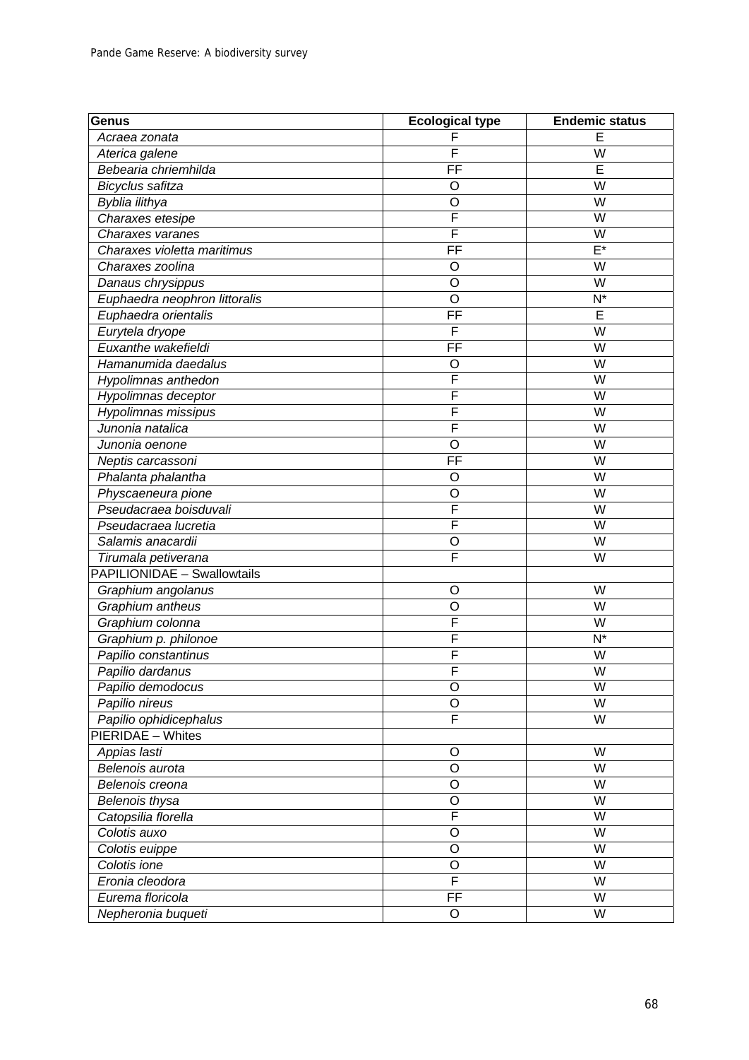| Genus | Ecological type | Endemic status |
|---|---|---|
| *Acraea zonata* | F | E |
| *Aterica galene* | F | W |
| *Bebearia chriemhilda* | FF | E |
| *Bicyclus safitza* | O | W |
| *Byblia ilithya* | O | W |
| *Charaxes etesipe* | F | W |
| *Charaxes varanes* | F | W |
| *Charaxes violetta maritimus* | FF | E* |
| *Charaxes zoolina* | O | W |
| *Danaus chrysippus* | O | W |
| *Euphaedra neophron littoralis* | O | N* |
| *Euphaedra orientalis* | FF | E |
| *Eurytela dryope* | F | W |
| *Euxanthe wakefieldi* | FF | W |
| *Hamanumida daedalus* | O | W |
| *Hypolimnas anthedon* | F | W |
| *Hypolimnas deceptor* | F | W |
| *Hypolimnas missipus* | F | W |
| *Junonia natalica* | F | W |
| *Junonia oenone* | O | W |
| *Neptis carcassoni* | FF | W |
| *Phalanta phalantha* | O | W |
| *Physcaeneura pione* | O | W |
| *Pseudacraea boisduvali* | F | W |
| *Pseudacraea lucretia* | F | W |
| *Salamis anacardii* | O | W |
| *Tirumala petiverana* | F | W |
| PAPILIONIDAE – Swallowtails | | |
| *Graphium angolanus* | O | W |
| *Graphium antheus* | O | W |
| *Graphium colonna* | F | W |
| *Graphium p. philonoe* | F | N* |
| *Papilio constantinus* | F | W |
| *Papilio dardanus* | F | W |
| *Papilio demodocus* | O | W |
| *Papilio nireus* | O | W |
| *Papilio ophidicephalus* | F | W |
| PIERIDAE – Whites | | |
| *Appias lasti* | O | W |
| *Belenois aurota* | O | W |
| *Belenois creona* | O | W |
| *Belenois thysa* | O | W |
| *Catopsilia florella* | F | W |
| *Colotis auxo* | O | W |
| *Colotis euippe* | O | W |
| *Colotis ione* | O | W |
| *Eronia cleodora* | F | W |
| *Eurema floricola* | FF | W |
| *Nepheronia buqueti* | O | W |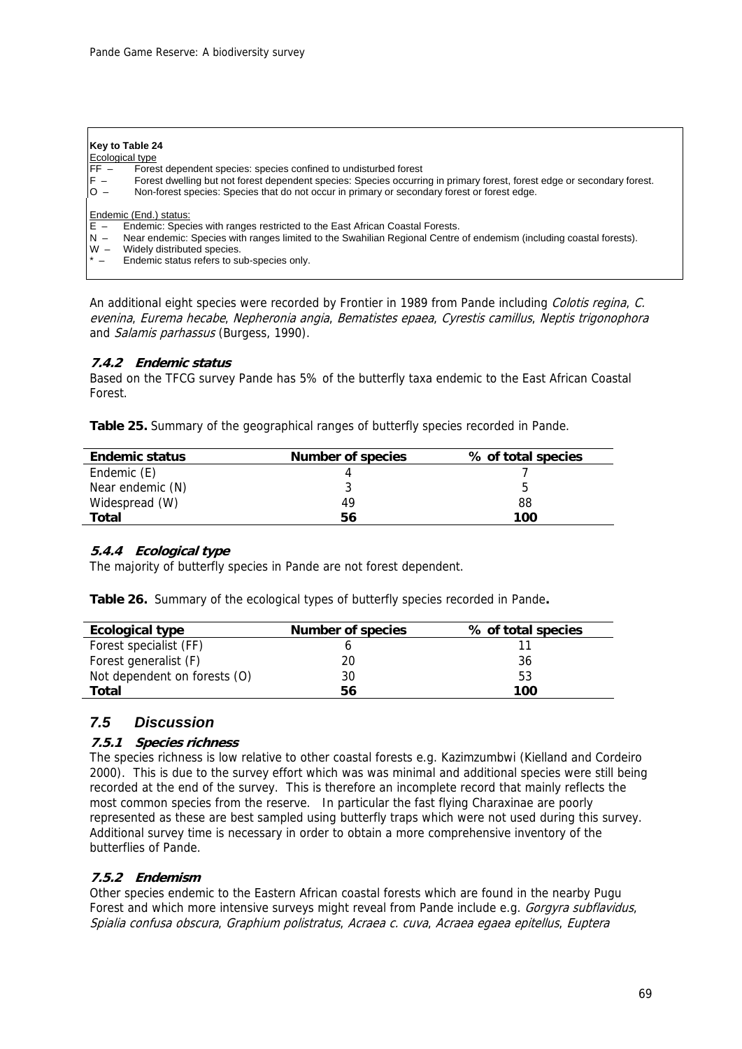**Key to Table 24**

Ecological type

FF – Forest dependent species: species confined to undisturbed forest
F – Forest dwelling but not forest dependent species: Species occurring in primary forest, forest edge or secondary forest.
O – Non-forest species: Species that do not occur in primary or secondary forest or forest edge.

Endemic (End.) status:

E – Endemic: Species with ranges restricted to the East African Coastal Forests.
N – Near endemic: Species with ranges limited to the Swahilian Regional Centre of endemism (including coastal forests).
W – Widely distributed species.
* – Endemic status refers to sub-species only.

An additional eight species were recorded by Frontier in 1989 from Pande including *Colotis regina*, *C. evenina*, *Eurema hecabe*, *Nepheronia angia*, *Bematistes epaea*, *Cyrestis camillus*, *Neptis trigonophora* and *Salamis parhassus* (Burgess, 1990).

### 7.4.2 Endemic status

Based on the TFCG survey Pande has 5% of the butterfly taxa endemic to the East African Coastal Forest.

**Table 25.** Summary of the geographical ranges of butterfly species recorded in Pande.

| Endemic status | Number of species | % of total species |
|---|---|---|
| Endemic (E) | 4 | 7 |
| Near endemic (N) | 3 | 5 |
| Widespread (W) | 49 | 88 |
| **Total** | **56** | **100** |

### 5.4.4 Ecological type

The majority of butterfly species in Pande are not forest dependent.

**Table 26.** Summary of the ecological types of butterfly species recorded in Pande**.**

| Ecological type | Number of species | % of total species |
|---|---|---|
| Forest specialist (FF) | 6 | 11 |
| Forest generalist (F) | 20 | 36 |
| Not dependent on forests (O) | 30 | 53 |
| **Total** | **56** | **100** |

## 7.5 Discussion

### 7.5.1 Species richness

The species richness is low relative to other coastal forests e.g. Kazimzumbwi (Kielland and Cordeiro 2000). This is due to the survey effort which was was minimal and additional species were still being recorded at the end of the survey. This is therefore an incomplete record that mainly reflects the most common species from the reserve. In particular the fast flying Charaxinae are poorly represented as these are best sampled using butterfly traps which were not used during this survey. Additional survey time is necessary in order to obtain a more comprehensive inventory of the butterflies of Pande.

### 7.5.2 Endemism

Other species endemic to the Eastern African coastal forests which are found in the nearby Pugu Forest and which more intensive surveys might reveal from Pande include e.g. *Gorgyra subflavidus*, *Spialia confusa obscura*, *Graphium polistratus*, *Acraea c. cuva*, *Acraea egaea epitellus*, *Euptera*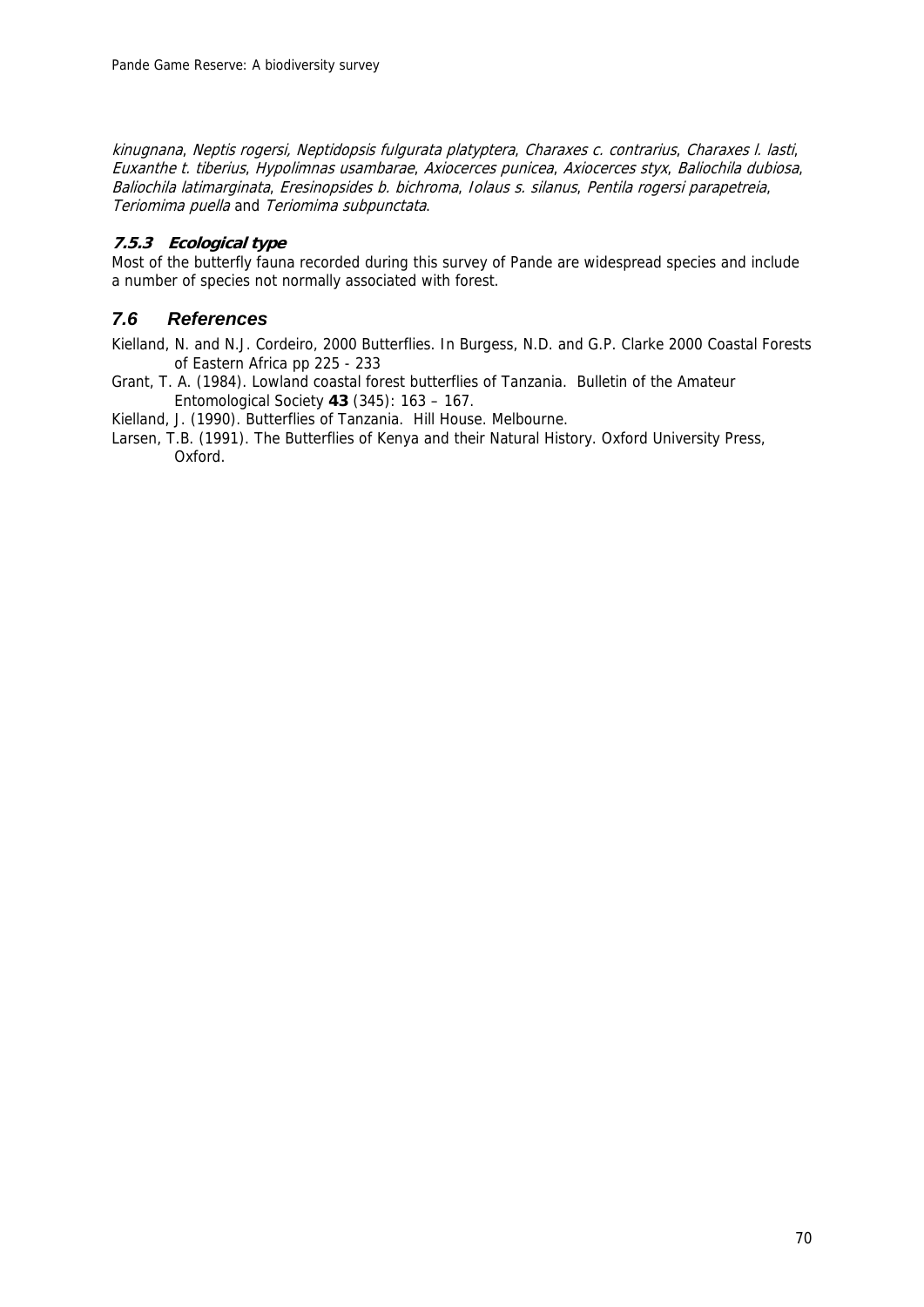*kinugnana*, *Neptis rogersi, Neptidopsis fulgurata platyptera*, *Charaxes c. contrarius*, *Charaxes l. lasti*, *Euxanthe t. tiberius*, *Hypolimnas usambarae*, *Axiocerces punicea*, *Axiocerces styx*, *Baliochila dubiosa*, *Baliochila latimarginata*, *Eresinopsides b. bichroma*, *Iolaus s. silanus*, *Pentila rogersi parapetreia*, *Teriomima puella* and *Teriomima subpunctata*.

### 7.5.3 Ecological type

Most of the butterfly fauna recorded during this survey of Pande are widespread species and include a number of species not normally associated with forest.

## 7.6 References

Kielland, N. and N.J. Cordeiro, 2000 Butterflies. In Burgess, N.D. and G.P. Clarke 2000 Coastal Forests of Eastern Africa pp 225 - 233

Grant, T. A. (1984). Lowland coastal forest butterflies of Tanzania. Bulletin of the Amateur Entomological Society **43** (345): 163 – 167.

Kielland, J. (1990). Butterflies of Tanzania. Hill House. Melbourne.

Larsen, T.B. (1991). The Butterflies of Kenya and their Natural History. Oxford University Press, Oxford.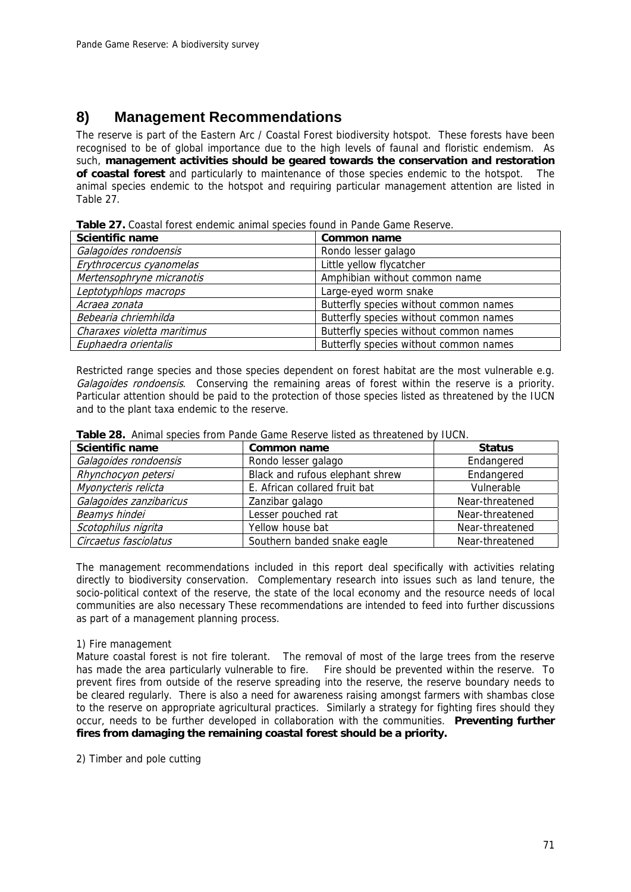## 8) Management Recommendations

The reserve is part of the Eastern Arc / Coastal Forest biodiversity hotspot. These forests have been recognised to be of global importance due to the high levels of faunal and floristic endemism. As such, **management activities should be geared towards the conservation and restoration of coastal forest** and particularly to maintenance of those species endemic to the hotspot. The animal species endemic to the hotspot and requiring particular management attention are listed in Table 27.

**Table 27.** Coastal forest endemic animal species found in Pande Game Reserve.

| Scientific name | Common name |
|---|---|
| *Galagoides rondoensis* | Rondo lesser galago |
| *Erythrocercus cyanomelas* | Little yellow flycatcher |
| *Mertensophryne micranotis* | Amphibian without common name |
| *Leptotyphlops macrops* | Large-eyed worm snake |
| *Acraea zonata* | Butterfly species without common names |
| *Bebearia chriemhilda* | Butterfly species without common names |
| *Charaxes violetta maritimus* | Butterfly species without common names |
| *Euphaedra orientalis* | Butterfly species without common names |

Restricted range species and those species dependent on forest habitat are the most vulnerable e.g. *Galagoides rondoensis*. Conserving the remaining areas of forest within the reserve is a priority. Particular attention should be paid to the protection of those species listed as threatened by the IUCN and to the plant taxa endemic to the reserve.

**Table 28.** Animal species from Pande Game Reserve listed as threatened by IUCN.

| Scientific name | Common name | Status |
|---|---|---|
| *Galagoides rondoensis* | Rondo lesser galago | Endangered |
| *Rhynchocyon petersi* | Black and rufous elephant shrew | Endangered |
| *Myonycteris relicta* | E. African collared fruit bat | Vulnerable |
| *Galagoides zanzibaricus* | Zanzibar galago | Near-threatened |
| *Beamys hindei* | Lesser pouched rat | Near-threatened |
| *Scotophilus nigrita* | Yellow house bat | Near-threatened |
| *Circaetus fasciolatus* | Southern banded snake eagle | Near-threatened |

The management recommendations included in this report deal specifically with activities relating directly to biodiversity conservation. Complementary research into issues such as land tenure, the socio-political context of the reserve, the state of the local economy and the resource needs of local communities are also necessary These recommendations are intended to feed into further discussions as part of a management planning process.

1) Fire management

Mature coastal forest is not fire tolerant. The removal of most of the large trees from the reserve has made the area particularly vulnerable to fire. Fire should be prevented within the reserve. To prevent fires from outside of the reserve spreading into the reserve, the reserve boundary needs to be cleared regularly. There is also a need for awareness raising amongst farmers with shambas close to the reserve on appropriate agricultural practices. Similarly a strategy for fighting fires should they occur, needs to be further developed in collaboration with the communities. **Preventing further fires from damaging the remaining coastal forest should be a priority.**

2) Timber and pole cutting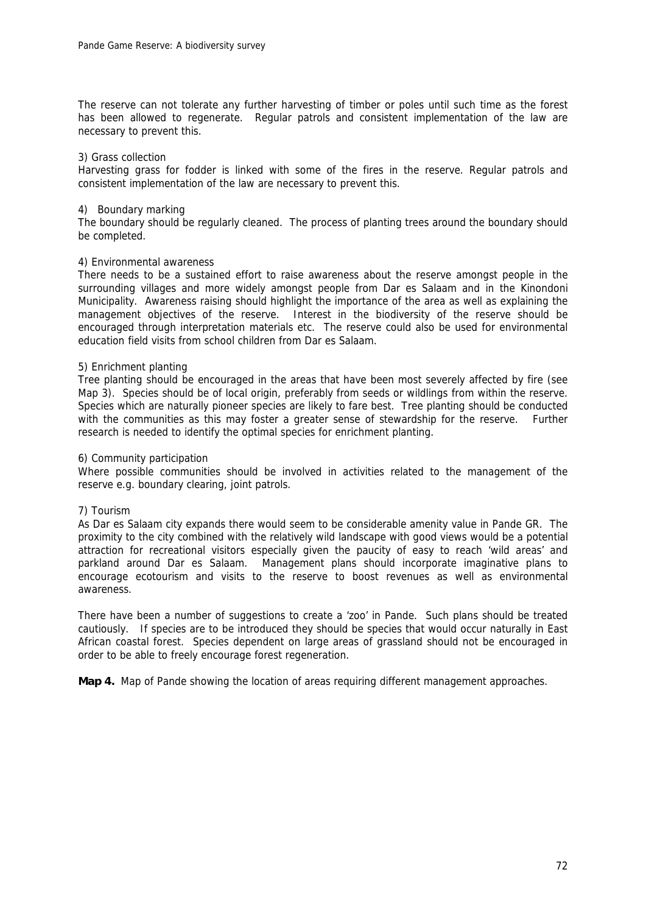The reserve can not tolerate any further harvesting of timber or poles until such time as the forest has been allowed to regenerate. Regular patrols and consistent implementation of the law are necessary to prevent this.

3) Grass collection
Harvesting grass for fodder is linked with some of the fires in the reserve. Regular patrols and consistent implementation of the law are necessary to prevent this.

4) Boundary marking
The boundary should be regularly cleaned. The process of planting trees around the boundary should be completed.

4) Environmental awareness
There needs to be a sustained effort to raise awareness about the reserve amongst people in the surrounding villages and more widely amongst people from Dar es Salaam and in the Kinondoni Municipality. Awareness raising should highlight the importance of the area as well as explaining the management objectives of the reserve. Interest in the biodiversity of the reserve should be encouraged through interpretation materials etc. The reserve could also be used for environmental education field visits from school children from Dar es Salaam.

5) Enrichment planting
Tree planting should be encouraged in the areas that have been most severely affected by fire (see Map 3). Species should be of local origin, preferably from seeds or wildlings from within the reserve. Species which are naturally pioneer species are likely to fare best. Tree planting should be conducted with the communities as this may foster a greater sense of stewardship for the reserve. Further research is needed to identify the optimal species for enrichment planting.

6) Community participation
Where possible communities should be involved in activities related to the management of the reserve e.g. boundary clearing, joint patrols.

7) Tourism
As Dar es Salaam city expands there would seem to be considerable amenity value in Pande GR. The proximity to the city combined with the relatively wild landscape with good views would be a potential attraction for recreational visitors especially given the paucity of easy to reach 'wild areas' and parkland around Dar es Salaam. Management plans should incorporate imaginative plans to encourage ecotourism and visits to the reserve to boost revenues as well as environmental awareness.

There have been a number of suggestions to create a 'zoo' in Pande. Such plans should be treated cautiously. If species are to be introduced they should be species that would occur naturally in East African coastal forest. Species dependent on large areas of grassland should not be encouraged in order to be able to freely encourage forest regeneration.

**Map 4.** Map of Pande showing the location of areas requiring different management approaches.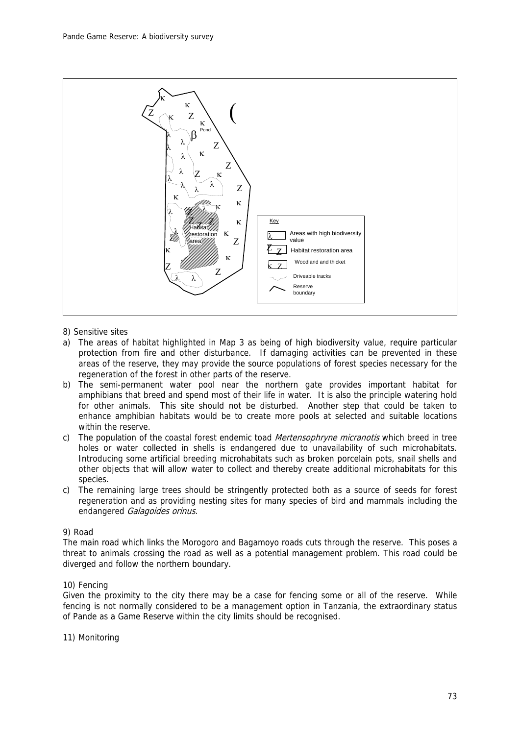8) Sensitive sites

a) The areas of habitat highlighted in Map 3 as being of high biodiversity value, require particular protection from fire and other disturbance. If damaging activities can be prevented in these areas of the reserve, they may provide the source populations of forest species necessary for the regeneration of the forest in other parts of the reserve.

b) The semi-permanent water pool near the northern gate provides important habitat for amphibians that breed and spend most of their life in water. It is also the principle watering hold for other animals. This site should not be disturbed. Another step that could be taken to enhance amphibian habitats would be to create more pools at selected and suitable locations within the reserve.

c) The population of the coastal forest endemic toad *Mertensophryne micranotis* which breed in tree holes or water collected in shells is endangered due to unavailability of such microhabitats. Introducing some artificial breeding microhabitats such as broken porcelain pots, snail shells and other objects that will allow water to collect and thereby create additional microhabitats for this species.

c) The remaining large trees should be stringently protected both as a source of seeds for forest regeneration and as providing nesting sites for many species of bird and mammals including the endangered *Galagoides orinus*.

9) Road

The main road which links the Morogoro and Bagamoyo roads cuts through the reserve. This poses a threat to animals crossing the road as well as a potential management problem. This road could be diverged and follow the northern boundary.

10) Fencing

Given the proximity to the city there may be a case for fencing some or all of the reserve. While fencing is not normally considered to be a management option in Tanzania, the extraordinary status of Pande as a Game Reserve within the city limits should be recognised.

11) Monitoring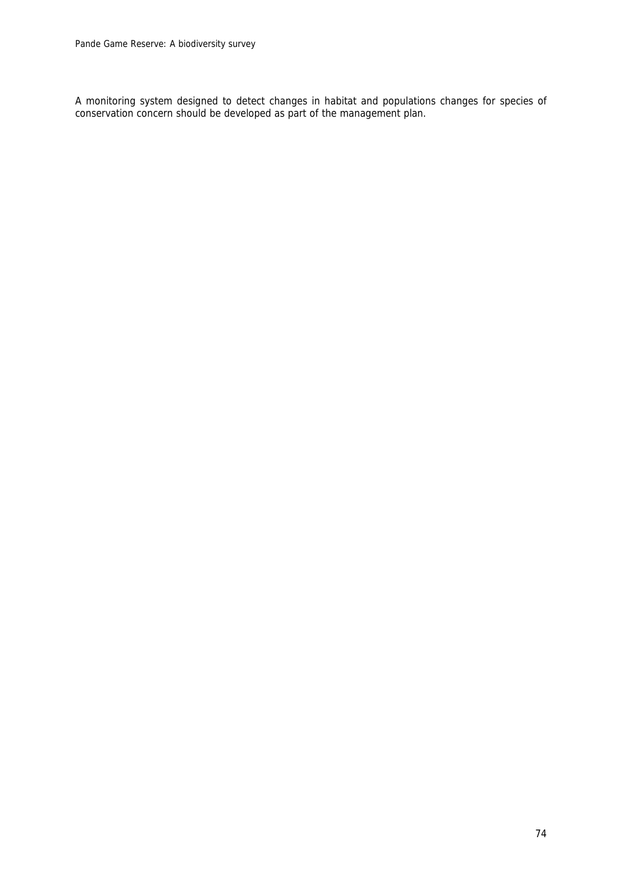A monitoring system designed to detect changes in habitat and populations changes for species of conservation concern should be developed as part of the management plan.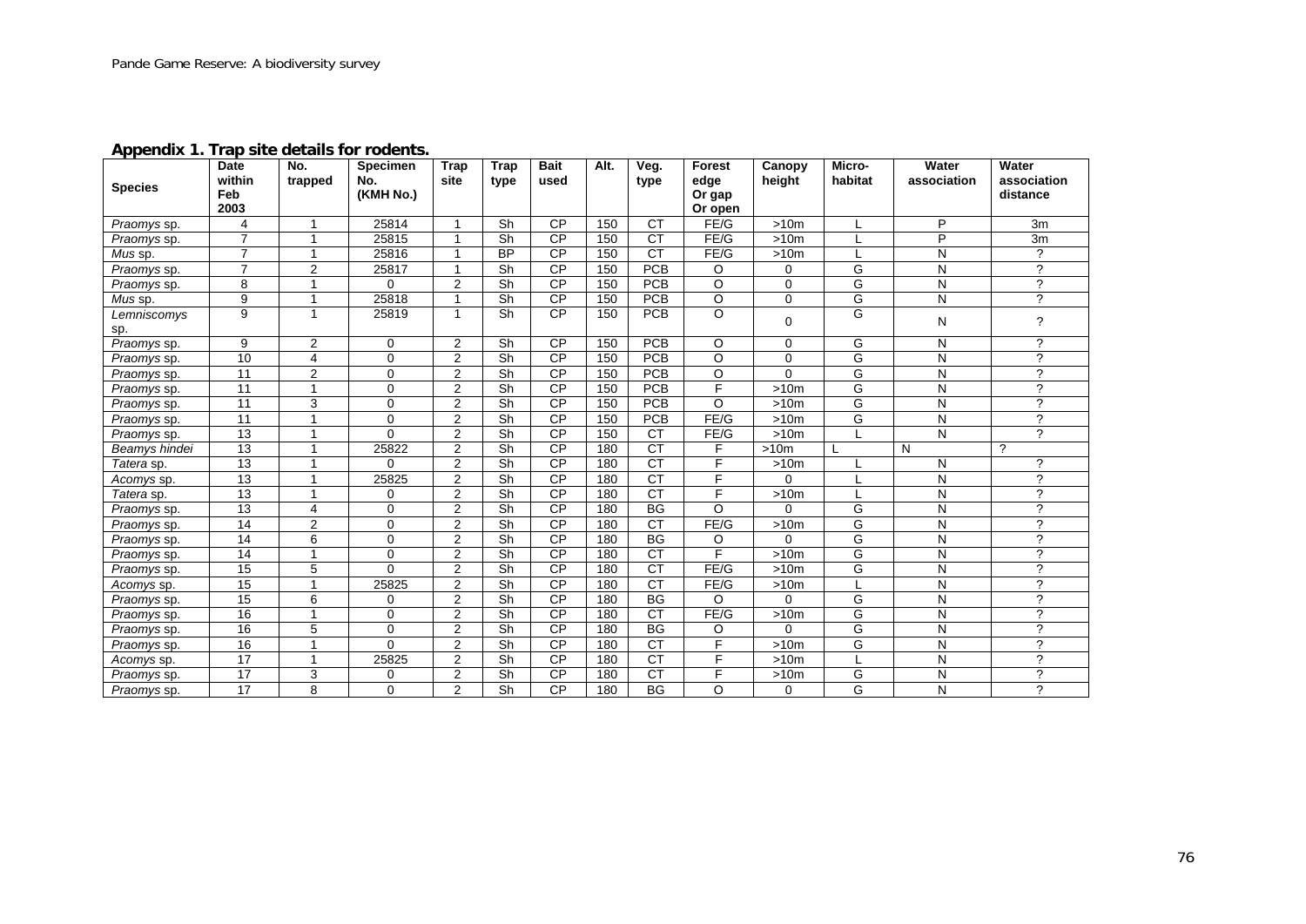## Appendix 1. Trap site details for rodents.

| Species | Date within Feb 2003 | No. trapped | Specimen No. (KMH No.) | Trap site | Trap type | Bait used | Alt. | Veg. type | Forest edge Or gap Or open | Canopy height | Micro-habitat | Water association | Water association distance |
|---|---|---|---|---|---|---|---|---|---|---|---|---|---|
| *Praomys* sp. | 4 | 1 | 25814 | 1 | Sh | CP | 150 | CT | FE/G | >10m | L | P | 3m |
| *Praomys* sp. | 7 | 1 | 25815 | 1 | Sh | CP | 150 | CT | FE/G | >10m | L | P | 3m |
| *Mus* sp. | 7 | 1 | 25816 | 1 | BP | CP | 150 | CT | FE/G | >10m | L | N | ? |
| *Praomys* sp. | 7 | 2 | 25817 | 1 | Sh | CP | 150 | PCB | O | 0 | G | N | ? |
| *Praomys* sp. | 8 | 1 | 0 | 2 | Sh | CP | 150 | PCB | O | 0 | G | N | ? |
| *Mus* sp. | 9 | 1 | 25818 | 1 | Sh | CP | 150 | PCB | O | 0 | G | N | ? |
| *Lemniscomys* sp. | 9 | 1 | 25819 | 1 | Sh | CP | 150 | PCB | O | 0 | G | N | ? |
| *Praomys* sp. | 9 | 2 | 0 | 2 | Sh | CP | 150 | PCB | O | 0 | G | N | ? |
| *Praomys* sp. | 10 | 4 | 0 | 2 | Sh | CP | 150 | PCB | O | 0 | G | N | ? |
| *Praomys* sp. | 11 | 2 | 0 | 2 | Sh | CP | 150 | PCB | O | 0 | G | N | ? |
| *Praomys* sp. | 11 | 1 | 0 | 2 | Sh | CP | 150 | PCB | F | >10m | G | N | ? |
| *Praomys* sp. | 11 | 3 | 0 | 2 | Sh | CP | 150 | PCB | O | >10m | G | N | ? |
| *Praomys* sp. | 11 | 1 | 0 | 2 | Sh | CP | 150 | PCB | FE/G | >10m | G | N | ? |
| *Praomys* sp. | 13 | 1 | 0 | 2 | Sh | CP | 150 | CT | FE/G | >10m | L | N | ? |
| *Beamys hindei* | 13 | 1 | 25822 | 2 | Sh | CP | 180 | CT | F | >10m | L | N | ? |
| *Tatera* sp. | 13 | 1 | 0 | 2 | Sh | CP | 180 | CT | F | >10m | L | N | ? |
| *Acomys* sp. | 13 | 1 | 25825 | 2 | Sh | CP | 180 | CT | F | 0 | L | N | ? |
| *Tatera* sp. | 13 | 1 | 0 | 2 | Sh | CP | 180 | CT | F | >10m | L | N | ? |
| *Praomys* sp. | 13 | 4 | 0 | 2 | Sh | CP | 180 | BG | O | 0 | G | N | ? |
| *Praomys* sp. | 14 | 2 | 0 | 2 | Sh | CP | 180 | CT | FE/G | >10m | G | N | ? |
| *Praomys* sp. | 14 | 6 | 0 | 2 | Sh | CP | 180 | BG | O | 0 | G | N | ? |
| *Praomys* sp. | 14 | 1 | 0 | 2 | Sh | CP | 180 | CT | F | >10m | G | N | ? |
| *Praomys* sp. | 15 | 5 | 0 | 2 | Sh | CP | 180 | CT | FE/G | >10m | G | N | ? |
| *Acomys* sp. | 15 | 1 | 25825 | 2 | Sh | CP | 180 | CT | FE/G | >10m | L | N | ? |
| *Praomys* sp. | 15 | 6 | 0 | 2 | Sh | CP | 180 | BG | O | 0 | G | N | ? |
| *Praomys* sp. | 16 | 1 | 0 | 2 | Sh | CP | 180 | CT | FE/G | >10m | G | N | ? |
| *Praomys* sp. | 16 | 5 | 0 | 2 | Sh | CP | 180 | BG | O | 0 | G | N | ? |
| *Praomys* sp. | 16 | 1 | 0 | 2 | Sh | CP | 180 | CT | F | >10m | G | N | ? |
| *Acomys* sp. | 17 | 1 | 25825 | 2 | Sh | CP | 180 | CT | F | >10m | L | N | ? |
| *Praomys* sp. | 17 | 3 | 0 | 2 | Sh | CP | 180 | CT | F | >10m | G | N | ? |
| *Praomys* sp. | 17 | 8 | 0 | 2 | Sh | CP | 180 | BG | O | 0 | G | N | ? |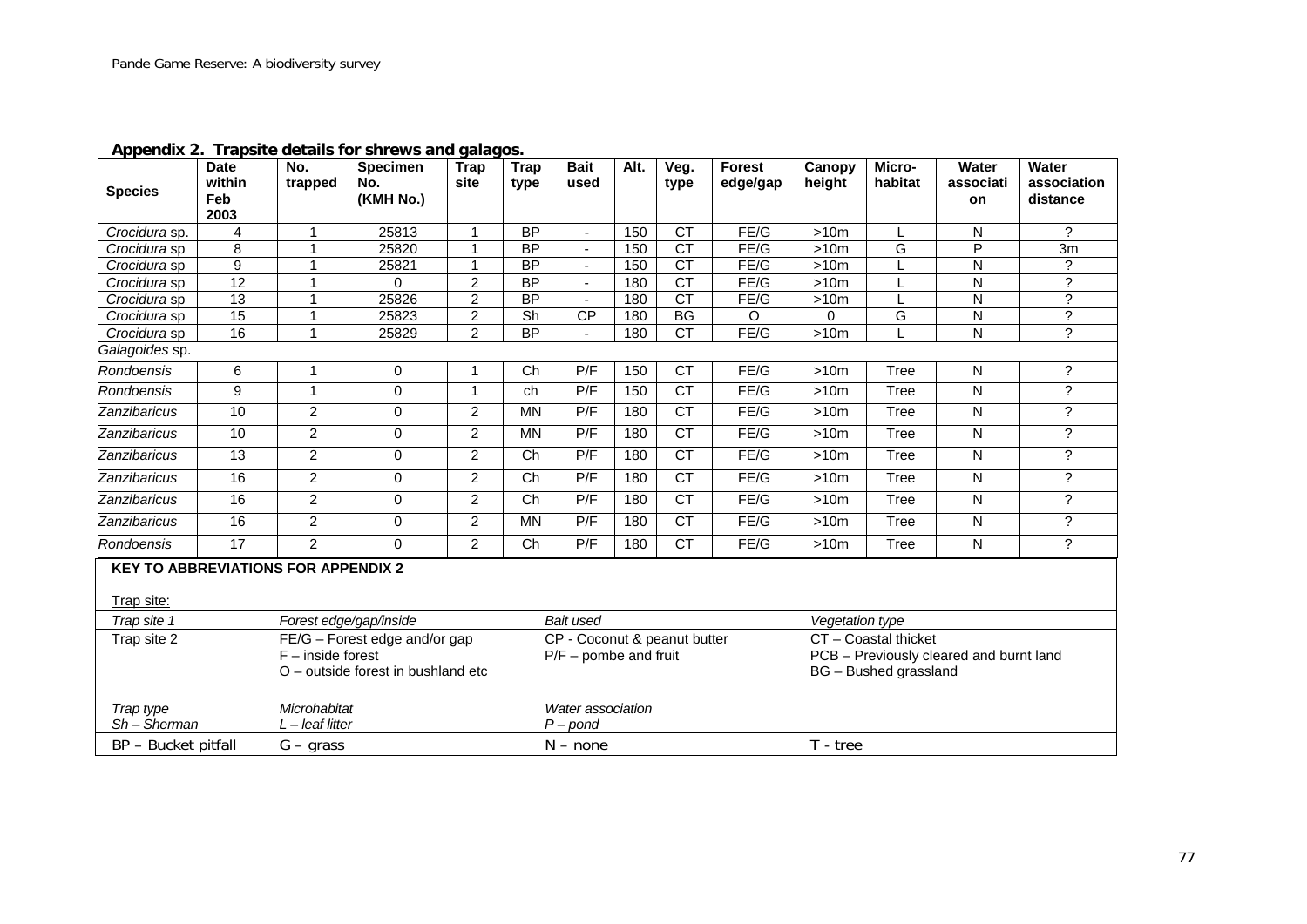## Appendix 2. Trapsite details for shrews and galagos.

| Species | Date within Feb 2003 | No. trapped | Specimen No. (KMH No.) | Trap site | Trap type | Bait used | Alt. | Veg. type | Forest edge/gap | Canopy height | Micro-habitat | Water association | Water association distance |
|---|---|---|---|---|---|---|---|---|---|---|---|---|---|
| *Crocidura* sp. | 4 | 1 | 25813 | 1 | BP | - | 150 | CT | FE/G | >10m | L | N | ? |
| *Crocidura* sp | 8 | 1 | 25820 | 1 | BP | - | 150 | CT | FE/G | >10m | G | P | 3m |
| *Crocidura* sp | 9 | 1 | 25821 | 1 | BP | - | 150 | CT | FE/G | >10m | L | N | ? |
| *Crocidura* sp | 12 | 1 | 0 | 2 | BP | - | 180 | CT | FE/G | >10m | L | N | ? |
| *Crocidura* sp | 13 | 1 | 25826 | 2 | BP | - | 180 | CT | FE/G | >10m | L | N | ? |
| *Crocidura* sp | 15 | 1 | 25823 | 2 | Sh | CP | 180 | BG | O | 0 | G | N | ? |
| *Crocidura* sp | 16 | 1 | 25829 | 2 | BP | - | 180 | CT | FE/G | >10m | L | N | ? |
| *Galagoides* sp. | | | | | | | | | | | | | |
| *Rondoensis* | 6 | 1 | 0 | 1 | Ch | P/F | 150 | CT | FE/G | >10m | Tree | N | ? |
| *Rondoensis* | 9 | 1 | 0 | 1 | ch | P/F | 150 | CT | FE/G | >10m | Tree | N | ? |
| *Zanzibaricus* | 10 | 2 | 0 | 2 | MN | P/F | 180 | CT | FE/G | >10m | Tree | N | ? |
| *Zanzibaricus* | 10 | 2 | 0 | 2 | MN | P/F | 180 | CT | FE/G | >10m | Tree | N | ? |
| *Zanzibaricus* | 13 | 2 | 0 | 2 | Ch | P/F | 180 | CT | FE/G | >10m | Tree | N | ? |
| *Zanzibaricus* | 16 | 2 | 0 | 2 | Ch | P/F | 180 | CT | FE/G | >10m | Tree | N | ? |
| *Zanzibaricus* | 16 | 2 | 0 | 2 | Ch | P/F | 180 | CT | FE/G | >10m | Tree | N | ? |
| *Zanzibaricus* | 16 | 2 | 0 | 2 | MN | P/F | 180 | CT | FE/G | >10m | Tree | N | ? |
| *Rondoensis* | 17 | 2 | 0 | 2 | Ch | P/F | 180 | CT | FE/G | >10m | Tree | N | ? |

**KEY TO ABBREVIATIONS FOR APPENDIX 2**

| Trap site: | | | |
|---|---|---|---|
| *Trap site 1* | *Forest edge/gap/inside* | *Bait used* | *Vegetation type* |
| Trap site 2 | FE/G – Forest edge and/or gap<br>F – inside forest<br>O – outside forest in bushland etc | CP - Coconut & peanut butter<br>P/F – pombe and fruit | CT – Coastal thicket<br>PCB – Previously cleared and burnt land<br>BG – Bushed grassland |
| *Trap type*<br>*Sh – Sherman* | *Microhabitat*<br>*L – leaf litter* | *Water association*<br>*P – pond* | |
| BP – Bucket pitfall | G – grass | N – none | T - tree |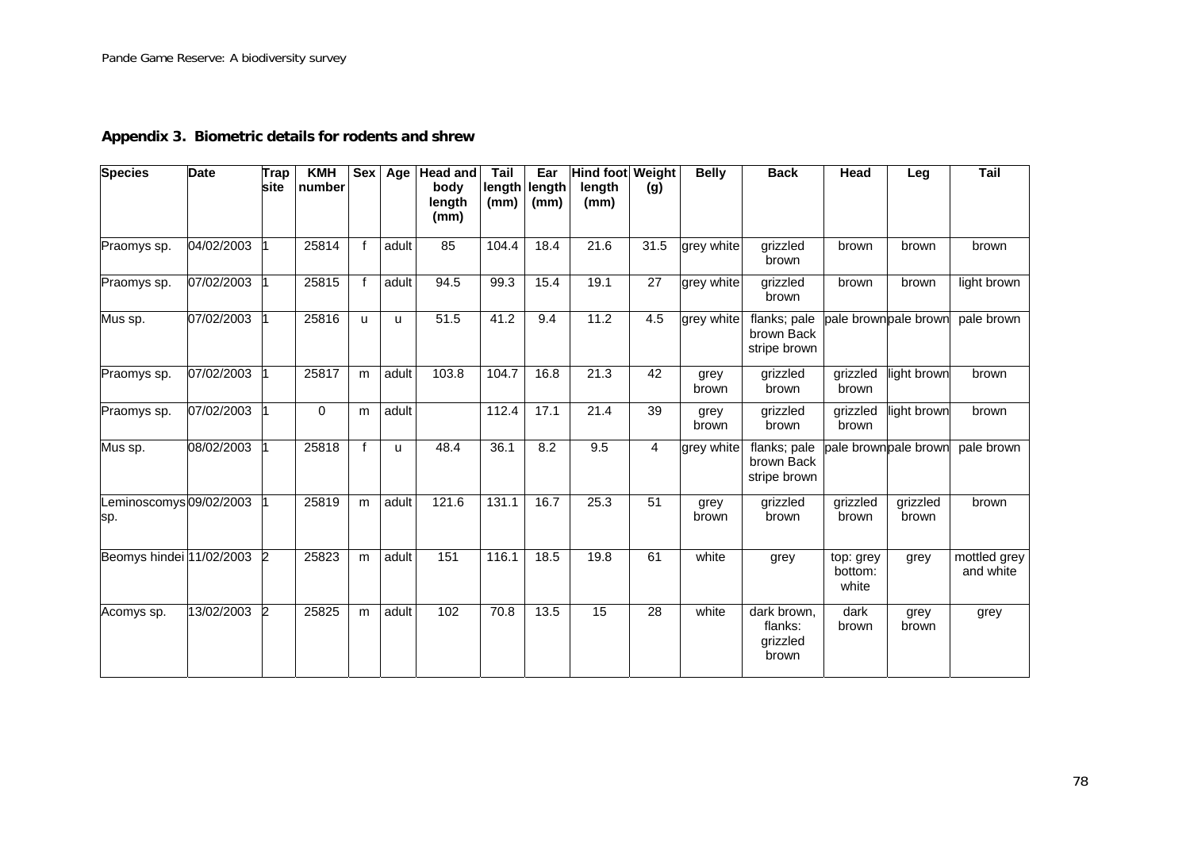## Appendix 3. Biometric details for rodents and shrew

| Species | Date | Trap site | KMH number | Sex | Age | Head and body length (mm) | Tail length (mm) | Ear length (mm) | Hind foot length (mm) | Weight (g) | Belly | Back | Head | Leg | Tail |
|---|---|---|---|---|---|---|---|---|---|---|---|---|---|---|---|
| Praomys sp. | 04/02/2003 | 1 | 25814 | f | adult | 85 | 104.4 | 18.4 | 21.6 | 31.5 | grey white | grizzled brown | brown | brown | brown |
| Praomys sp. | 07/02/2003 | 1 | 25815 | f | adult | 94.5 | 99.3 | 15.4 | 19.1 | 27 | grey white | grizzled brown | brown | brown | light brown |
| Mus sp. | 07/02/2003 | 1 | 25816 | u | u | 51.5 | 41.2 | 9.4 | 11.2 | 4.5 | grey white | flanks; pale brown Back stripe brown | pale brown | pale brown | pale brown |
| Praomys sp. | 07/02/2003 | 1 | 25817 | m | adult | 103.8 | 104.7 | 16.8 | 21.3 | 42 | grey brown | grizzled brown | grizzled brown | light brown | brown |
| Praomys sp. | 07/02/2003 | 1 | 0 | m | adult | | 112.4 | 17.1 | 21.4 | 39 | grey brown | grizzled brown | grizzled brown | light brown | brown |
| Mus sp. | 08/02/2003 | 1 | 25818 | f | u | 48.4 | 36.1 | 8.2 | 9.5 | 4 | grey white | flanks; pale brown Back stripe brown | pale brown | pale brown | pale brown |
| Leminoscomys sp. | 09/02/2003 | 1 | 25819 | m | adult | 121.6 | 131.1 | 16.7 | 25.3 | 51 | grey brown | grizzled brown | grizzled brown | grizzled brown | brown |
| Beomys hindei | 11/02/2003 | 2 | 25823 | m | adult | 151 | 116.1 | 18.5 | 19.8 | 61 | white | grey | top: grey bottom: white | grey | mottled grey and white |
| Acomys sp. | 13/02/2003 | 2 | 25825 | m | adult | 102 | 70.8 | 13.5 | 15 | 28 | white | dark brown, flanks: grizzled brown | dark brown | grey brown | grey |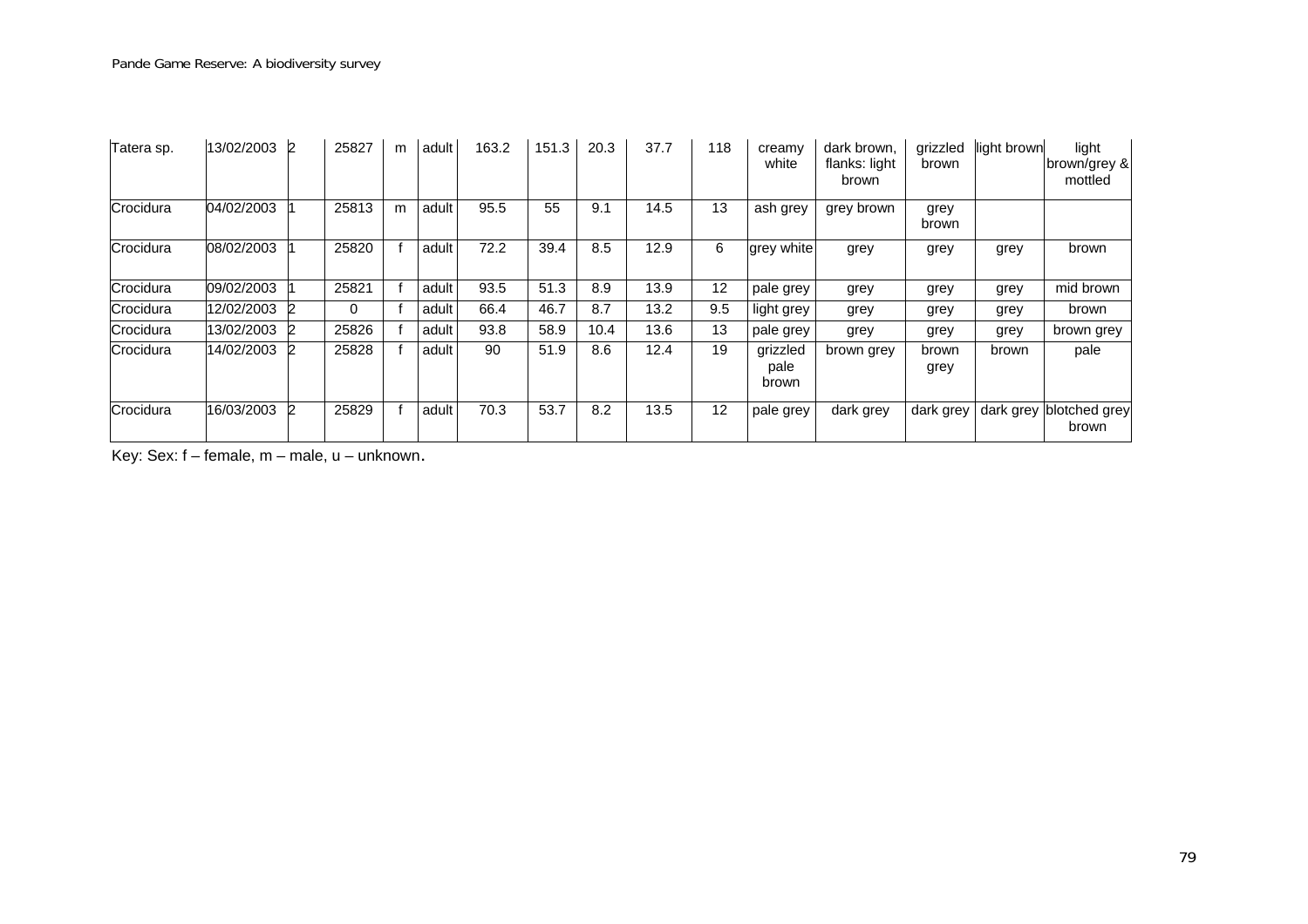| | | | | | | | | | | | | | | | |
|---|---|---|---|---|---|---|---|---|---|---|---|---|---|---|---|
| Tatera sp. | 13/02/2003 | 2 | 25827 | m | adult | 163.2 | 151.3 | 20.3 | 37.7 | 118 | creamy white | dark brown, flanks: light brown | grizzled brown | light brown | light brown/grey & mottled |
| Crocidura | 04/02/2003 | 1 | 25813 | m | adult | 95.5 | 55 | 9.1 | 14.5 | 13 | ash grey | grey brown | grey brown | | |
| Crocidura | 08/02/2003 | 1 | 25820 | f | adult | 72.2 | 39.4 | 8.5 | 12.9 | 6 | grey white | grey | grey | grey | brown |
| Crocidura | 09/02/2003 | 1 | 25821 | f | adult | 93.5 | 51.3 | 8.9 | 13.9 | 12 | pale grey | grey | grey | grey | mid brown |
| Crocidura | 12/02/2003 | 2 | 0 | f | adult | 66.4 | 46.7 | 8.7 | 13.2 | 9.5 | light grey | grey | grey | grey | brown |
| Crocidura | 13/02/2003 | 2 | 25826 | f | adult | 93.8 | 58.9 | 10.4 | 13.6 | 13 | pale grey | grey | grey | grey | brown grey |
| Crocidura | 14/02/2003 | 2 | 25828 | f | adult | 90 | 51.9 | 8.6 | 12.4 | 19 | grizzled pale brown | brown grey | brown grey | brown | pale |
| Crocidura | 16/03/2003 | 2 | 25829 | f | adult | 70.3 | 53.7 | 8.2 | 13.5 | 12 | pale grey | dark grey | dark grey | dark grey | blotched grey brown |

Key: Sex: f – female, m – male, u – unknown.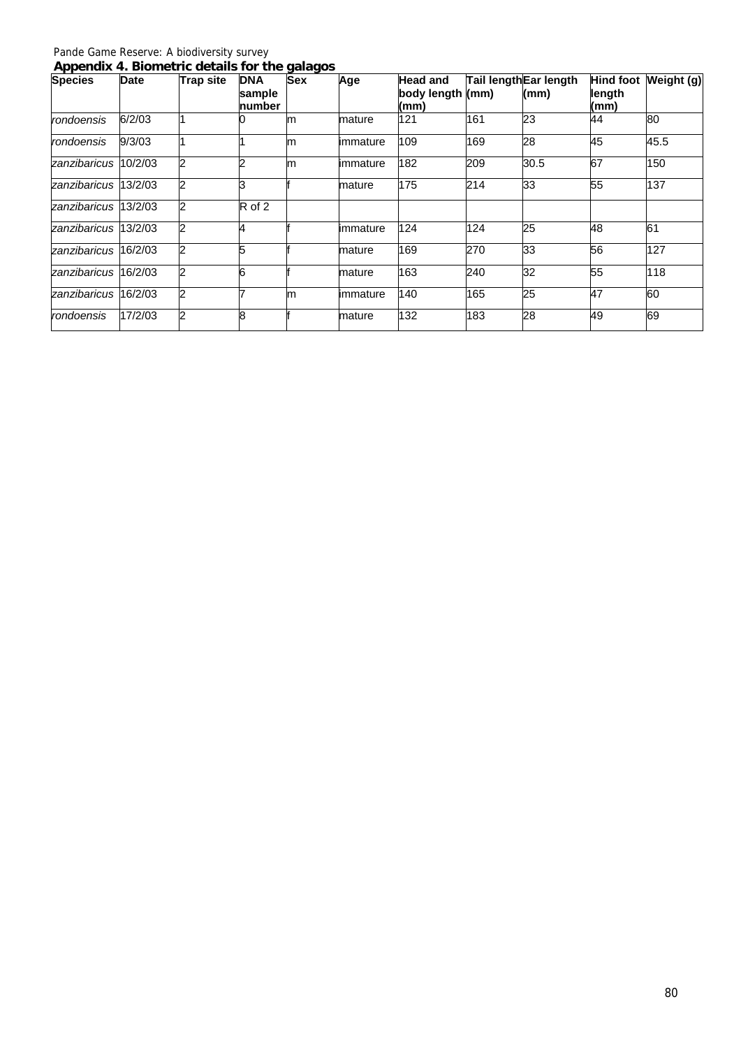## Appendix 4. Biometric details for the galagos

| Species | Date | Trap site | DNA sample number | Sex | Age | Head and body length (mm) | Tail length (mm) | Ear length (mm) | Hind foot length (mm) | Weight (g) |
|---|---|---|---|---|---|---|---|---|---|---|
| *rondoensis* | 6/2/03 | 1 | 0 | m | mature | 121 | 161 | 23 | 44 | 80 |
| *rondoensis* | 9/3/03 | 1 | 1 | m | immature | 109 | 169 | 28 | 45 | 45.5 |
| *zanzibaricus* | 10/2/03 | 2 | 2 | m | immature | 182 | 209 | 30.5 | 67 | 150 |
| *zanzibaricus* | 13/2/03 | 2 | 3 | f | mature | 175 | 214 | 33 | 55 | 137 |
| *zanzibaricus* | 13/2/03 | 2 | R of 2 | | | | | | | |
| *zanzibaricus* | 13/2/03 | 2 | 4 | f | immature | 124 | 124 | 25 | 48 | 61 |
| *zanzibaricus* | 16/2/03 | 2 | 5 | f | mature | 169 | 270 | 33 | 56 | 127 |
| *zanzibaricus* | 16/2/03 | 2 | 6 | f | mature | 163 | 240 | 32 | 55 | 118 |
| *zanzibaricus* | 16/2/03 | 2 | 7 | m | immature | 140 | 165 | 25 | 47 | 60 |
| *rondoensis* | 17/2/03 | 2 | 8 | f | mature | 132 | 183 | 28 | 49 | 69 |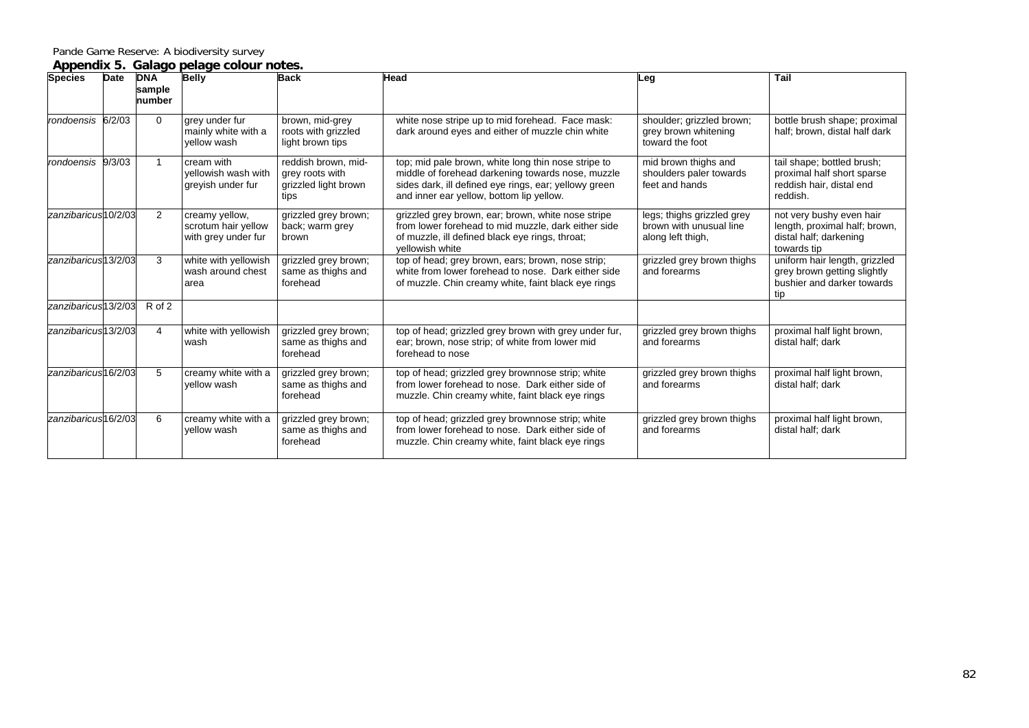Pande Game Reserve: A biodiversity survey

**Appendix 5. Galago pelage colour notes.**

| Species | Date | DNA sample number | Belly | Back | Head | Leg | Tail |
|---|---|---|---|---|---|---|---|
| *rondoensis* | 6/2/03 | 0 | grey under fur mainly white with a yellow wash | brown, mid-grey roots with grizzled light brown tips | white nose stripe up to mid forehead. Face mask: dark around eyes and either of muzzle chin white | shoulder; grizzled brown; grey brown whitening toward the foot | bottle brush shape; proximal half; brown, distal half dark |
| *rondoensis* | 9/3/03 | 1 | cream with yellowish wash with greyish under fur | reddish brown, mid-grey roots with grizzled light brown tips | top; mid pale brown, white long thin nose stripe to middle of forehead darkening towards nose, muzzle sides dark, ill defined eye rings, ear; yellowy green and inner ear yellow, bottom lip yellow. | mid brown thighs and shoulders paler towards feet and hands | tail shape; bottled brush; proximal half short sparse reddish hair, distal end reddish. |
| *zanzibaricus* | 10/2/03 | 2 | creamy yellow, scrotum hair yellow with grey under fur | grizzled grey brown; back; warm grey brown | grizzled grey brown, ear; brown, white nose stripe from lower forehead to mid muzzle, dark either side of muzzle, ill defined black eye rings, throat; yellowish white | legs; thighs grizzled grey brown with unusual line along left thigh, | not very bushy even hair length, proximal half; brown, distal half; darkening towards tip |
| *zanzibaricus* | 13/2/03 | 3 | white with yellowish wash around chest area | grizzled grey brown; same as thighs and forehead | top of head; grey brown, ears; brown, nose strip; white from lower forehead to nose. Dark either side of muzzle. Chin creamy white, faint black eye rings | grizzled grey brown thighs and forearms | uniform hair length, grizzled grey brown getting slightly bushier and darker towards tip |
| *zanzibaricus* | 13/2/03 | R of 2 | | | | | |
| *zanzibaricus* | 13/2/03 | 4 | white with yellowish wash | grizzled grey brown; same as thighs and forehead | top of head; grizzled grey brown with grey under fur, ear; brown, nose strip; of white from lower mid forehead to nose | grizzled grey brown thighs and forearms | proximal half light brown, distal half; dark |
| *zanzibaricus* | 16/2/03 | 5 | creamy white with a yellow wash | grizzled grey brown; same as thighs and forehead | top of head; grizzled grey brownnose strip; white from lower forehead to nose. Dark either side of muzzle. Chin creamy white, faint black eye rings | grizzled grey brown thighs and forearms | proximal half light brown, distal half; dark |
| *zanzibaricus* | 16/2/03 | 6 | creamy white with a yellow wash | grizzled grey brown; same as thighs and forehead | top of head; grizzled grey brownnose strip; white from lower forehead to nose. Dark either side of muzzle. Chin creamy white, faint black eye rings | grizzled grey brown thighs and forearms | proximal half light brown, distal half; dark |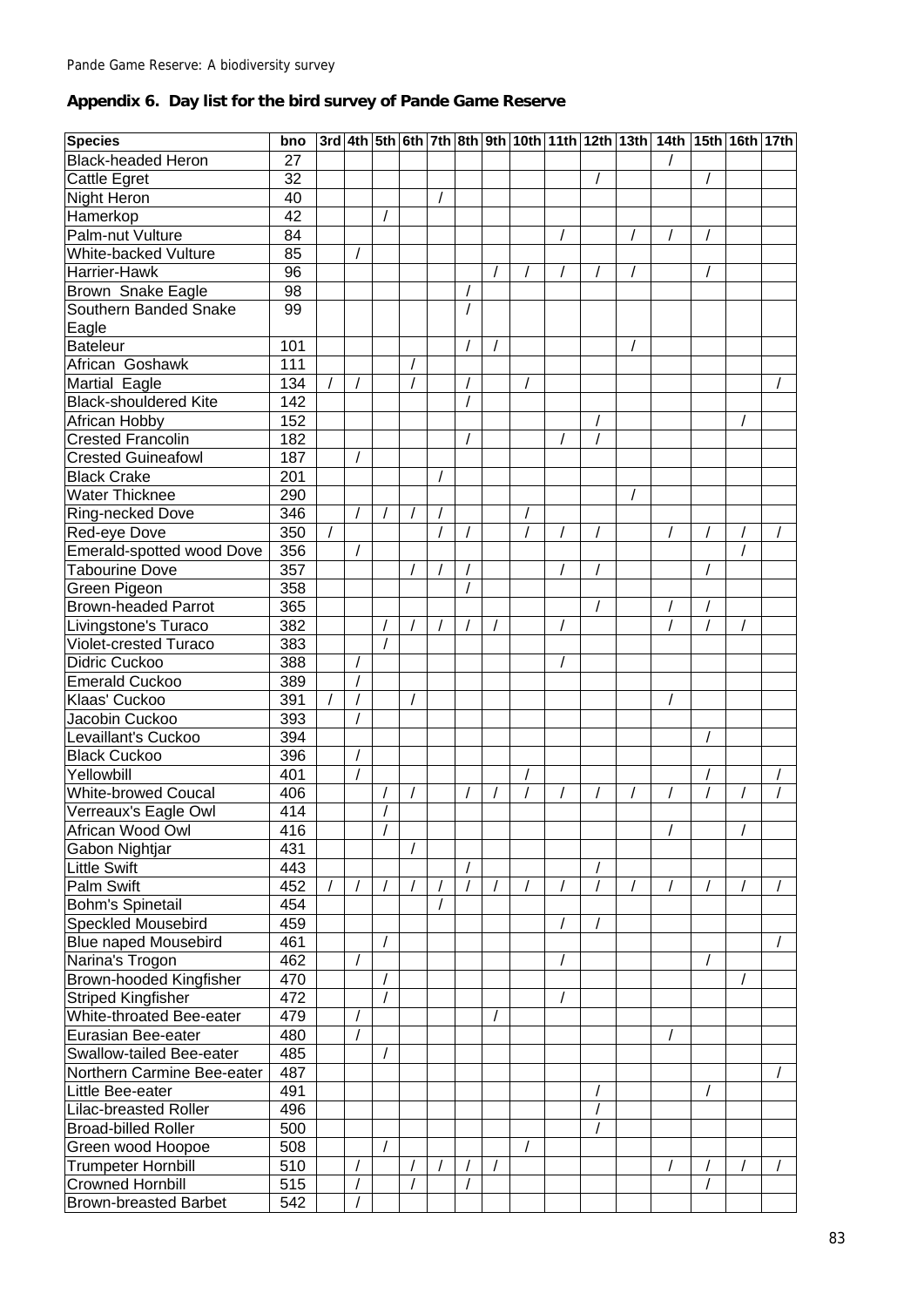## Appendix 6. Day list for the bird survey of Pande Game Reserve

| Species | bno | 3rd | 4th | 5th | 6th | 7th | 8th | 9th | 10th | 11th | 12th | 13th | 14th | 15th | 16th | 17th |
|---|---|---|---|---|---|---|---|---|---|---|---|---|---|---|---|---|
| Black-headed Heron | 27 | | | | | | | | | | | | / | | | |
| Cattle Egret | 32 | | | | | | | | | | / | | | / | | |
| Night Heron | 40 | | | | | / | | | | | | | | | | |
| Hamerkop | 42 | | | / | | | | | | | | | | | | |
| Palm-nut Vulture | 84 | | | | | | | | | / | | / | / | / | | |
| White-backed Vulture | 85 | | / | | | | | | | | | | | | | |
| Harrier-Hawk | 96 | | | | | | | / | / | / | / | / | | / | | |
| Brown Snake Eagle | 98 | | | | | | / | | | | | | | | | |
| Southern Banded Snake Eagle | 99 | | | | | | / | | | | | | | | | |
| Bateleur | 101 | | | | | | / | / | | | | / | | | | |
| African Goshawk | 111 | | | | / | | | | | | | | | | | |
| Martial Eagle | 134 | / | / | | / | | / | | / | | | | | | | / |
| Black-shouldered Kite | 142 | | | | | | / | | | | | | | | | |
| African Hobby | 152 | | | | | | | | | | / | | | | / | |
| Crested Francolin | 182 | | | | | | / | | | / | / | | | | | |
| Crested Guineafowl | 187 | | / | | | | | | | | | | | | | |
| Black Crake | 201 | | | | | / | | | | | | | | | | |
| Water Thicknee | 290 | | | | | | | | | | | / | | | | |
| Ring-necked Dove | 346 | | / | / | / | / | | | / | | | | | | | |
| Red-eye Dove | 350 | / | | | | / | / | | / | / | / | | / | / | / | / |
| Emerald-spotted wood Dove | 356 | | / | | | | | | | | | | | | / | |
| Tabourine Dove | 357 | | | | / | / | / | | | / | / | | | / | | |
| Green Pigeon | 358 | | | | | | / | | | | | | | | | |
| Brown-headed Parrot | 365 | | | | | | | | | | / | | / | / | | |
| Livingstone's Turaco | 382 | | | / | / | / | / | / | | / | | | / | / | / | |
| Violet-crested Turaco | 383 | | | / | | | | | | | | | | | | |
| Didric Cuckoo | 388 | | / | | | | | | | / | | | | | | |
| Emerald Cuckoo | 389 | | / | | | | | | | | | | | | | |
| Klaas' Cuckoo | 391 | / | / | | / | | | | | | | | / | | | |
| Jacobin Cuckoo | 393 | | / | | | | | | | | | | | | | |
| Levaillant's Cuckoo | 394 | | | | | | | | | | | | | / | | |
| Black Cuckoo | 396 | | / | | | | | | | | | | | | | |
| Yellowbill | 401 | | / | | | | | | / | | | | | / | | / |
| White-browed Coucal | 406 | | | / | / | | / | / | / | / | / | / | / | / | / | / |
| Verreaux's Eagle Owl | 414 | | | / | | | | | | | | | | | | |
| African Wood Owl | 416 | | | / | | | | | | | | | / | | / | |
| Gabon Nightjar | 431 | | | | / | | | | | | | | | | | |
| Little Swift | 443 | | | | | | / | | | | / | | | | | |
| Palm Swift | 452 | / | / | / | / | / | / | / | / | / | / | / | / | / | / | / |
| Bohm's Spinetail | 454 | | | | | / | | | | | | | | | | |
| Speckled Mousebird | 459 | | | | | | | | | / | / | | | | | |
| Blue naped Mousebird | 461 | | | / | | | | | | | | | | | | / |
| Narina's Trogon | 462 | | / | | | | | | | / | | | | / | | |
| Brown-hooded Kingfisher | 470 | | | / | | | | | | | | | | | / | |
| Striped Kingfisher | 472 | | | / | | | | | | / | | | | | | |
| White-throated Bee-eater | 479 | | / | | | | | / | | | | | | | | |
| Eurasian Bee-eater | 480 | | / | | | | | | | | | | / | | | |
| Swallow-tailed Bee-eater | 485 | | | / | | | | | | | | | | | | |
| Northern Carmine Bee-eater | 487 | | | | | | | | | | | | | | | / |
| Little Bee-eater | 491 | | | | | | | | | | / | | | / | | |
| Lilac-breasted Roller | 496 | | | | | | | | | | / | | | | | |
| Broad-billed Roller | 500 | | | | | | | | | | / | | | | | |
| Green wood Hoopoe | 508 | | | / | | | | | / | | | | | | | |
| Trumpeter Hornbill | 510 | | / | | / | / | / | / | | | | | / | / | / | / |
| Crowned Hornbill | 515 | | / | | / | | / | | | | | | | / | | |
| Brown-breasted Barbet | 542 | | / | | | | | | | | | | | | | |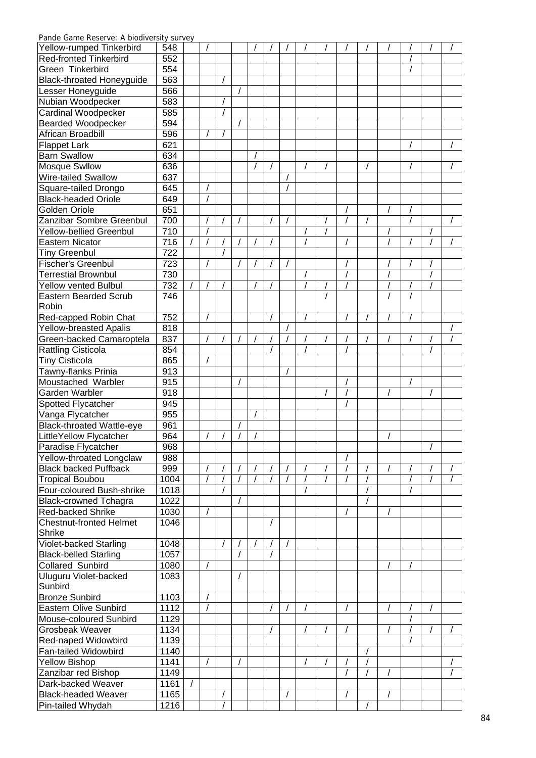| | | | | | | | | | | | | | | | | |
|---|---|---|---|---|---|---|---|---|---|---|---|---|---|---|---|---|
| Yellow-rumped Tinkerbird | 548 | | / | | | / | / | / | / | / | / | / | / | / | / | / |
| Red-fronted Tinkerbird | 552 | | | | | | | | | | | | | / | | |
| Green Tinkerbird | 554 | | | | | | | | | | | | | / | | |
| Black-throated Honeyguide | 563 | | | / | | | | | | | | | | | | |
| Lesser Honeyguide | 566 | | | | / | | | | | | | | | | | |
| Nubian Woodpecker | 583 | | | / | | | | | | | | | | | | |
| Cardinal Woodpecker | 585 | | | / | | | | | | | | | | | | |
| Bearded Woodpecker | 594 | | | | / | | | | | | | | | | | |
| African Broadbill | 596 | | / | / | | | | | | | | | | | | |
| Flappet Lark | 621 | | | | | | | | | | | | | / | | / |
| Barn Swallow | 634 | | | | | / | | | | | | | | | | |
| Mosque Swllow | 636 | | | | | / | / | | / | / | | / | | / | | / |
| Wire-tailed Swallow | 637 | | | | | | | / | | | | | | | | |
| Square-tailed Drongo | 645 | | / | | | | | / | | | | | | | | |
| Black-headed Oriole | 649 | | / | | | | | | | | | | | | | |
| Golden Oriole | 651 | | | | | | | | | | / | | / | / | | |
| Zanzibar Sombre Greenbul | 700 | | / | / | / | | / | / | | / | / | / | | / | | / |
| Yellow-bellied Greenbul | 710 | | / | | | | | | / | / | | | / | | / | |
| Eastern Nicator | 716 | / | / | / | / | / | / | | / | | / | | / | / | / | / |
| Tiny Greenbul | 722 | | | / | | | | | | | | | | | | |
| Fischer's Greenbul | 723 | | / | | / | / | / | / | | | / | | / | / | / | |
| Terrestrial Brownbul | 730 | | | | | | | | / | | / | | / | | / | |
| Yellow vented Bulbul | 732 | / | / | / | | / | / | | / | / | / | | / | / | / | |
| Eastern Bearded Scrub Robin | 746 | | | | | | | | | / | | | / | / | | |
| Red-capped Robin Chat | 752 | | / | | | | / | | / | | / | / | / | / | | |
| Yellow-breasted Apalis | 818 | | | | | | | / | | | | | | | | / |
| Green-backed Camaroptela | 837 | | / | / | / | / | / | / | / | / | / | / | / | / | / | / |
| Rattling Cisticola | 854 | | | | | | / | | / | | / | | | | / | |
| Tiny Cisticola | 865 | | / | | | | | | | | | | | | | |
| Tawny-flanks Prinia | 913 | | | | | | | / | | | | | | | | |
| Moustached Warbler | 915 | | | | / | | | | | | / | | | / | | |
| Garden Warbler | 918 | | | | | | | | | / | / | | / | | / | |
| Spotted Flycatcher | 945 | | | | | | | | | | / | | | | | |
| Vanga Flycatcher | 955 | | | | | / | | | | | | | | | | |
| Black-throated Wattle-eye | 961 | | | | / | | | | | | | | | | | |
| LittleYellow Flycatcher | 964 | | / | / | / | / | | | | | | | / | | | |
| Paradise Flycatcher | 968 | | | | | | | | | | | | | | / | |
| Yellow-throated Longclaw | 988 | | | | | | | | | | / | | | | | |
| Black backed Puffback | 999 | | / | / | / | / | / | / | / | / | / | / | / | / | / | / |
| Tropical Boubou | 1004 | | / | / | / | / | / | / | / | / | / | / | | / | / | / |
| Four-coloured Bush-shrike | 1018 | | | / | | | | | / | | | / | | / | | |
| Black-crowned Tchagra | 1022 | | | | / | | | | | | | / | | | | |
| Red-backed Shrike | 1030 | | / | | | | | | | | / | | / | | | |
| Chestnut-fronted Helmet Shrike | 1046 | | | | | | / | | | | | | | | | |
| Violet-backed Starling | 1048 | | | / | / | / | / | / | | | | | | | | |
| Black-belled Starling | 1057 | | | | / | | / | | | | | | | | | |
| Collared Sunbird | 1080 | | / | | | | | | | | | | / | / | | |
| Uluguru Violet-backed Sunbird | 1083 | | | | / | | | | | | | | | | | |
| Bronze Sunbird | 1103 | | / | | | | | | | | | | | | | |
| Eastern Olive Sunbird | 1112 | | / | | | | / | / | / | | / | | / | / | / | |
| Mouse-coloured Sunbird | 1129 | | | | | | | | | | | | | / | | |
| Grosbeak Weaver | 1134 | | | | | | / | | / | / | / | | / | / | / | / |
| Red-naped Widowbird | 1139 | | | | | | | | | | | | | / | | |
| Fan-tailed Widowbird | 1140 | | | | | | | | | | | / | | | | |
| Yellow Bishop | 1141 | | / | | / | | | | / | / | / | / | | | | / |
| Zanzibar red Bishop | 1149 | | | | | | | | | | / | / | / | | | / |
| Dark-backed Weaver | 1161 | / | | | | | | | | | | | | | | |
| Black-headed Weaver | 1165 | | | / | | | | / | | | / | | / | | | |
| Pin-tailed Whydah | 1216 | | | / | | | | | | | | / | | | | |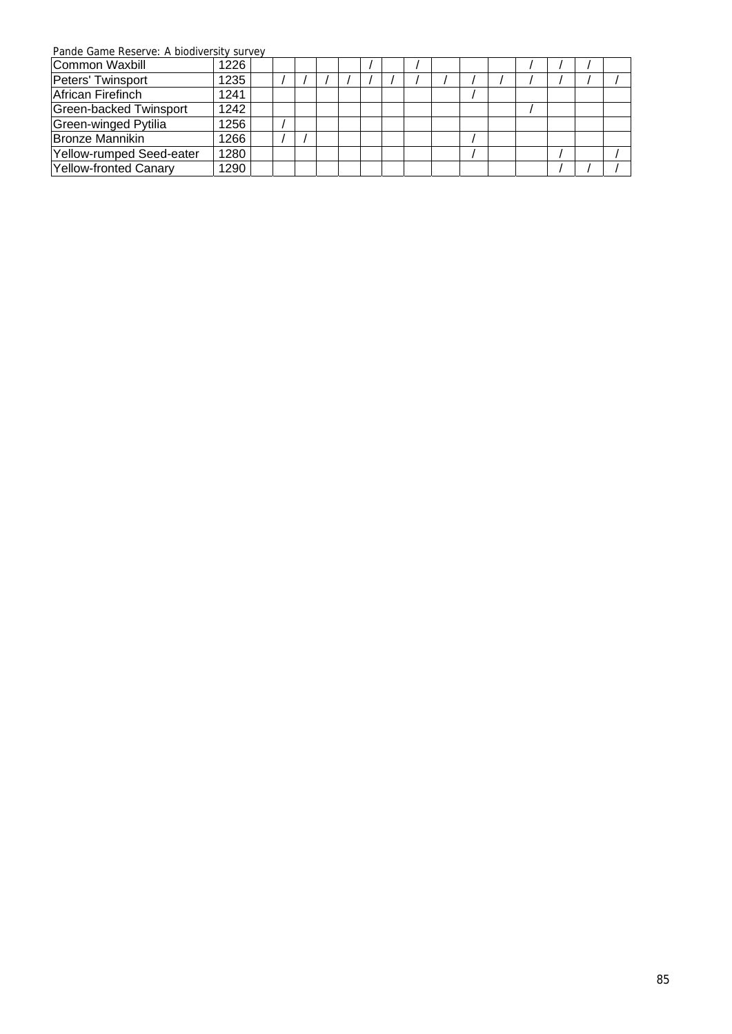| | | | | | | | | | | | | | | | | |
|---|---|---|---|---|---|---|---|---|---|---|---|---|---|---|---|---|
| Common Waxbill | 1226 | | | | | | / | | / | | | | / | / | / | |
| Peters' Twinsport | 1235 | | / | / | / | / | / | / | / | / | / | / | / | / | / | / |
| African Firefinch | 1241 | | | | | | | | | | / | | | | | |
| Green-backed Twinsport | 1242 | | | | | | | | | | | | / | | | |
| Green-winged Pytilia | 1256 | | / | | | | | | | | | | | | | |
| Bronze Mannikin | 1266 | | / | / | | | | | | | / | | | | | |
| Yellow-rumped Seed-eater | 1280 | | | | | | | | | | / | | | / | | / |
| Yellow-fronted Canary | 1290 | | | | | | | | | | | | | / | / | / |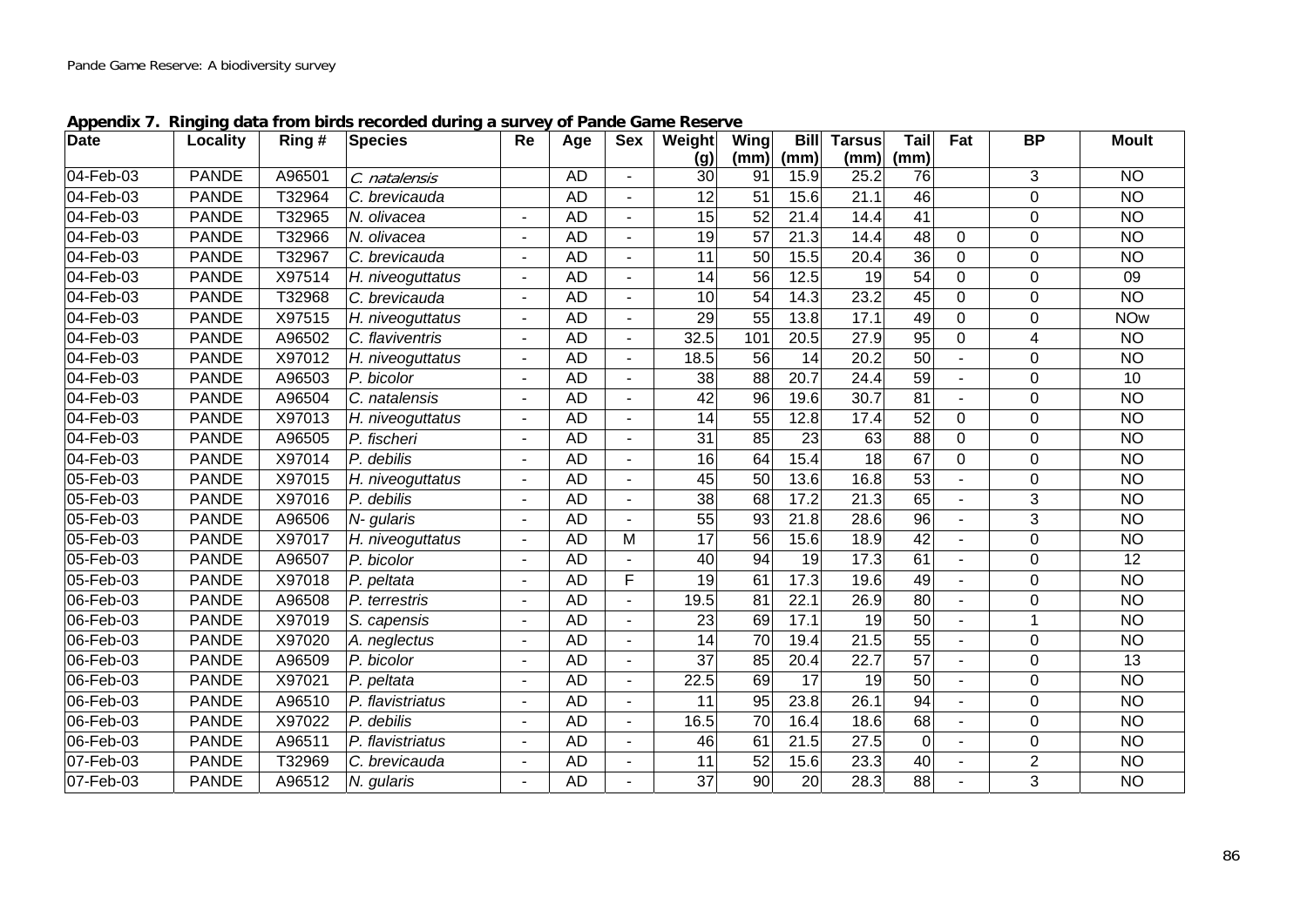**Appendix 7. Ringing data from birds recorded during a survey of Pande Game Reserve**

| Date | Locality | Ring # | Species | Re | Age | Sex | Weight (g) | Wing (mm) | Bill (mm) | Tarsus (mm) | Tail (mm) | Fat | BP | Moult |
|---|---|---|---|---|---|---|---|---|---|---|---|---|---|---|
| 04-Feb-03 | PANDE | A96501 | *C. natalensis* | | AD | - | 30 | 91 | 15.9 | 25.2 | 76 | | 3 | NO |
| 04-Feb-03 | PANDE | T32964 | *C. brevicauda* | | AD | - | 12 | 51 | 15.6 | 21.1 | 46 | | 0 | NO |
| 04-Feb-03 | PANDE | T32965 | *N. olivacea* | - | AD | - | 15 | 52 | 21.4 | 14.4 | 41 | | 0 | NO |
| 04-Feb-03 | PANDE | T32966 | *N. olivacea* | - | AD | - | 19 | 57 | 21.3 | 14.4 | 48 | 0 | 0 | NO |
| 04-Feb-03 | PANDE | T32967 | *C. brevicauda* | - | AD | - | 11 | 50 | 15.5 | 20.4 | 36 | 0 | 0 | NO |
| 04-Feb-03 | PANDE | X97514 | *H. niveoguttatus* | - | AD | - | 14 | 56 | 12.5 | 19 | 54 | 0 | 0 | 09 |
| 04-Feb-03 | PANDE | T32968 | *C. brevicauda* | - | AD | - | 10 | 54 | 14.3 | 23.2 | 45 | 0 | 0 | NO |
| 04-Feb-03 | PANDE | X97515 | *H. niveoguttatus* | - | AD | - | 29 | 55 | 13.8 | 17.1 | 49 | 0 | 0 | NOw |
| 04-Feb-03 | PANDE | A96502 | *C. flaviventris* | - | AD | - | 32.5 | 101 | 20.5 | 27.9 | 95 | 0 | 4 | NO |
| 04-Feb-03 | PANDE | X97012 | *H. niveoguttatus* | - | AD | - | 18.5 | 56 | 14 | 20.2 | 50 | - | 0 | NO |
| 04-Feb-03 | PANDE | A96503 | *P. bicolor* | - | AD | - | 38 | 88 | 20.7 | 24.4 | 59 | - | 0 | 10 |
| 04-Feb-03 | PANDE | A96504 | *C. natalensis* | - | AD | - | 42 | 96 | 19.6 | 30.7 | 81 | - | 0 | NO |
| 04-Feb-03 | PANDE | X97013 | *H. niveoguttatus* | - | AD | - | 14 | 55 | 12.8 | 17.4 | 52 | 0 | 0 | NO |
| 04-Feb-03 | PANDE | A96505 | *P. fischeri* | - | AD | - | 31 | 85 | 23 | 63 | 88 | 0 | 0 | NO |
| 04-Feb-03 | PANDE | X97014 | *P. debilis* | - | AD | - | 16 | 64 | 15.4 | 18 | 67 | 0 | 0 | NO |
| 05-Feb-03 | PANDE | X97015 | *H. niveoguttatus* | - | AD | - | 45 | 50 | 13.6 | 16.8 | 53 | - | 0 | NO |
| 05-Feb-03 | PANDE | X97016 | *P. debilis* | - | AD | - | 38 | 68 | 17.2 | 21.3 | 65 | - | 3 | NO |
| 05-Feb-03 | PANDE | A96506 | *N- gularis* | - | AD | - | 55 | 93 | 21.8 | 28.6 | 96 | - | 3 | NO |
| 05-Feb-03 | PANDE | X97017 | *H. niveoguttatus* | - | AD | M | 17 | 56 | 15.6 | 18.9 | 42 | - | 0 | NO |
| 05-Feb-03 | PANDE | A96507 | *P. bicolor* | - | AD | - | 40 | 94 | 19 | 17.3 | 61 | - | 0 | 12 |
| 05-Feb-03 | PANDE | X97018 | *P. peltata* | - | AD | F | 19 | 61 | 17.3 | 19.6 | 49 | - | 0 | NO |
| 06-Feb-03 | PANDE | A96508 | *P. terrestris* | - | AD | - | 19.5 | 81 | 22.1 | 26.9 | 80 | - | 0 | NO |
| 06-Feb-03 | PANDE | X97019 | *S. capensis* | - | AD | - | 23 | 69 | 17.1 | 19 | 50 | - | 1 | NO |
| 06-Feb-03 | PANDE | X97020 | *A. neglectus* | - | AD | - | 14 | 70 | 19.4 | 21.5 | 55 | - | 0 | NO |
| 06-Feb-03 | PANDE | A96509 | *P. bicolor* | - | AD | - | 37 | 85 | 20.4 | 22.7 | 57 | - | 0 | 13 |
| 06-Feb-03 | PANDE | X97021 | *P. peltata* | - | AD | - | 22.5 | 69 | 17 | 19 | 50 | - | 0 | NO |
| 06-Feb-03 | PANDE | A96510 | *P. flavistriatus* | - | AD | - | 11 | 95 | 23.8 | 26.1 | 94 | - | 0 | NO |
| 06-Feb-03 | PANDE | X97022 | *P. debilis* | - | AD | - | 16.5 | 70 | 16.4 | 18.6 | 68 | - | 0 | NO |
| 06-Feb-03 | PANDE | A96511 | *P. flavistriatus* | - | AD | - | 46 | 61 | 21.5 | 27.5 | 0 | - | 0 | NO |
| 07-Feb-03 | PANDE | T32969 | *C. brevicauda* | - | AD | - | 11 | 52 | 15.6 | 23.3 | 40 | - | 2 | NO |
| 07-Feb-03 | PANDE | A96512 | *N. gularis* | - | AD | - | 37 | 90 | 20 | 28.3 | 88 | - | 3 | NO |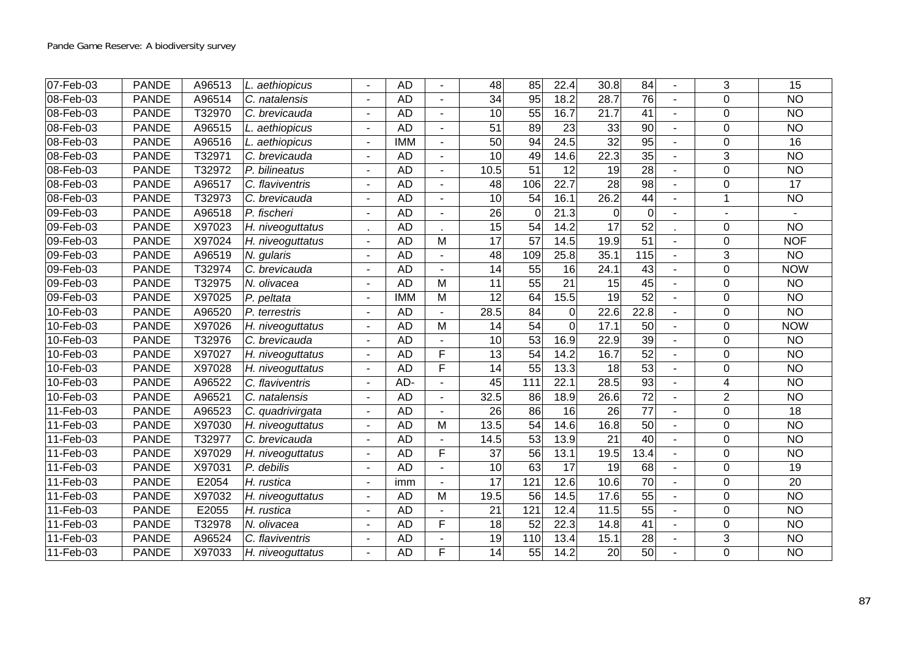| | | | | | | | | | | | | | | |
|---|---|---|---|---|---|---|---|---|---|---|---|---|---|---|
| 07-Feb-03 | PANDE | A96513 | *L. aethiopicus* | - | AD | - | 48 | 85 | 22.4 | 30.8 | 84 | - | 3 | 15 |
| 08-Feb-03 | PANDE | A96514 | *C. natalensis* | - | AD | - | 34 | 95 | 18.2 | 28.7 | 76 | - | 0 | NO |
| 08-Feb-03 | PANDE | T32970 | *C. brevicauda* | - | AD | - | 10 | 55 | 16.7 | 21.7 | 41 | - | 0 | NO |
| 08-Feb-03 | PANDE | A96515 | *L. aethiopicus* | - | AD | - | 51 | 89 | 23 | 33 | 90 | - | 0 | NO |
| 08-Feb-03 | PANDE | A96516 | *L. aethiopicus* | - | IMM | - | 50 | 94 | 24.5 | 32 | 95 | - | 0 | 16 |
| 08-Feb-03 | PANDE | T32971 | *C. brevicauda* | - | AD | - | 10 | 49 | 14.6 | 22.3 | 35 | - | 3 | NO |
| 08-Feb-03 | PANDE | T32972 | *P. bilineatus* | - | AD | - | 10.5 | 51 | 12 | 19 | 28 | - | 0 | NO |
| 08-Feb-03 | PANDE | A96517 | *C. flaviventris* | - | AD | - | 48 | 106 | 22.7 | 28 | 98 | - | 0 | 17 |
| 08-Feb-03 | PANDE | T32973 | *C. brevicauda* | - | AD | - | 10 | 54 | 16.1 | 26.2 | 44 | - | 1 | NO |
| 09-Feb-03 | PANDE | A96518 | *P. fischeri* | - | AD | - | 26 | 0 | 21.3 | 0 | 0 | - | - | - |
| 09-Feb-03 | PANDE | X97023 | *H. niveoguttatus* | . | AD | . | 15 | 54 | 14.2 | 17 | 52 | . | 0 | NO |
| 09-Feb-03 | PANDE | X97024 | *H. niveoguttatus* | - | AD | M | 17 | 57 | 14.5 | 19.9 | 51 | - | 0 | NOF |
| 09-Feb-03 | PANDE | A96519 | *N. gularis* | - | AD | - | 48 | 109 | 25.8 | 35.1 | 115 | - | 3 | NO |
| 09-Feb-03 | PANDE | T32974 | *C. brevicauda* | - | AD | - | 14 | 55 | 16 | 24.1 | 43 | - | 0 | NOW |
| 09-Feb-03 | PANDE | T32975 | *N. olivacea* | - | AD | M | 11 | 55 | 21 | 15 | 45 | - | 0 | NO |
| 09-Feb-03 | PANDE | X97025 | *P. peltata* | - | IMM | M | 12 | 64 | 15.5 | 19 | 52 | - | 0 | NO |
| 10-Feb-03 | PANDE | A96520 | *P. terrestris* | - | AD | - | 28.5 | 84 | 0 | 22.6 | 22.8 | - | 0 | NO |
| 10-Feb-03 | PANDE | X97026 | *H. niveoguttatus* | - | AD | M | 14 | 54 | 0 | 17.1 | 50 | - | 0 | NOW |
| 10-Feb-03 | PANDE | T32976 | *C. brevicauda* | - | AD | - | 10 | 53 | 16.9 | 22.9 | 39 | - | 0 | NO |
| 10-Feb-03 | PANDE | X97027 | *H. niveoguttatus* | - | AD | F | 13 | 54 | 14.2 | 16.7 | 52 | - | 0 | NO |
| 10-Feb-03 | PANDE | X97028 | *H. niveoguttatus* | - | AD | F | 14 | 55 | 13.3 | 18 | 53 | - | 0 | NO |
| 10-Feb-03 | PANDE | A96522 | *C. flaviventris* | - | AD- | - | 45 | 111 | 22.1 | 28.5 | 93 | - | 4 | NO |
| 10-Feb-03 | PANDE | A96521 | *C. natalensis* | - | AD | - | 32.5 | 86 | 18.9 | 26.6 | 72 | - | 2 | NO |
| 11-Feb-03 | PANDE | A96523 | *C. quadrivirgata* | - | AD | - | 26 | 86 | 16 | 26 | 77 | - | 0 | 18 |
| 11-Feb-03 | PANDE | X97030 | *H. niveoguttatus* | - | AD | M | 13.5 | 54 | 14.6 | 16.8 | 50 | - | 0 | NO |
| 11-Feb-03 | PANDE | T32977 | *C. brevicauda* | - | AD | - | 14.5 | 53 | 13.9 | 21 | 40 | - | 0 | NO |
| 11-Feb-03 | PANDE | X97029 | *H. niveoguttatus* | - | AD | F | 37 | 56 | 13.1 | 19.5 | 13.4 | - | 0 | NO |
| 11-Feb-03 | PANDE | X97031 | *P. debilis* | - | AD | - | 10 | 63 | 17 | 19 | 68 | - | 0 | 19 |
| 11-Feb-03 | PANDE | E2054 | *H. rustica* | - | imm | - | 17 | 121 | 12.6 | 10.6 | 70 | - | 0 | 20 |
| 11-Feb-03 | PANDE | X97032 | *H. niveoguttatus* | - | AD | M | 19.5 | 56 | 14.5 | 17.6 | 55 | - | 0 | NO |
| 11-Feb-03 | PANDE | E2055 | *H. rustica* | - | AD | - | 21 | 121 | 12.4 | 11.5 | 55 | - | 0 | NO |
| 11-Feb-03 | PANDE | T32978 | *N. olivacea* | - | AD | F | 18 | 52 | 22.3 | 14.8 | 41 | - | 0 | NO |
| 11-Feb-03 | PANDE | A96524 | *C. flaviventris* | - | AD | - | 19 | 110 | 13.4 | 15.1 | 28 | - | 3 | NO |
| 11-Feb-03 | PANDE | X97033 | *H. niveoguttatus* | - | AD | F | 14 | 55 | 14.2 | 20 | 50 | - | 0 | NO |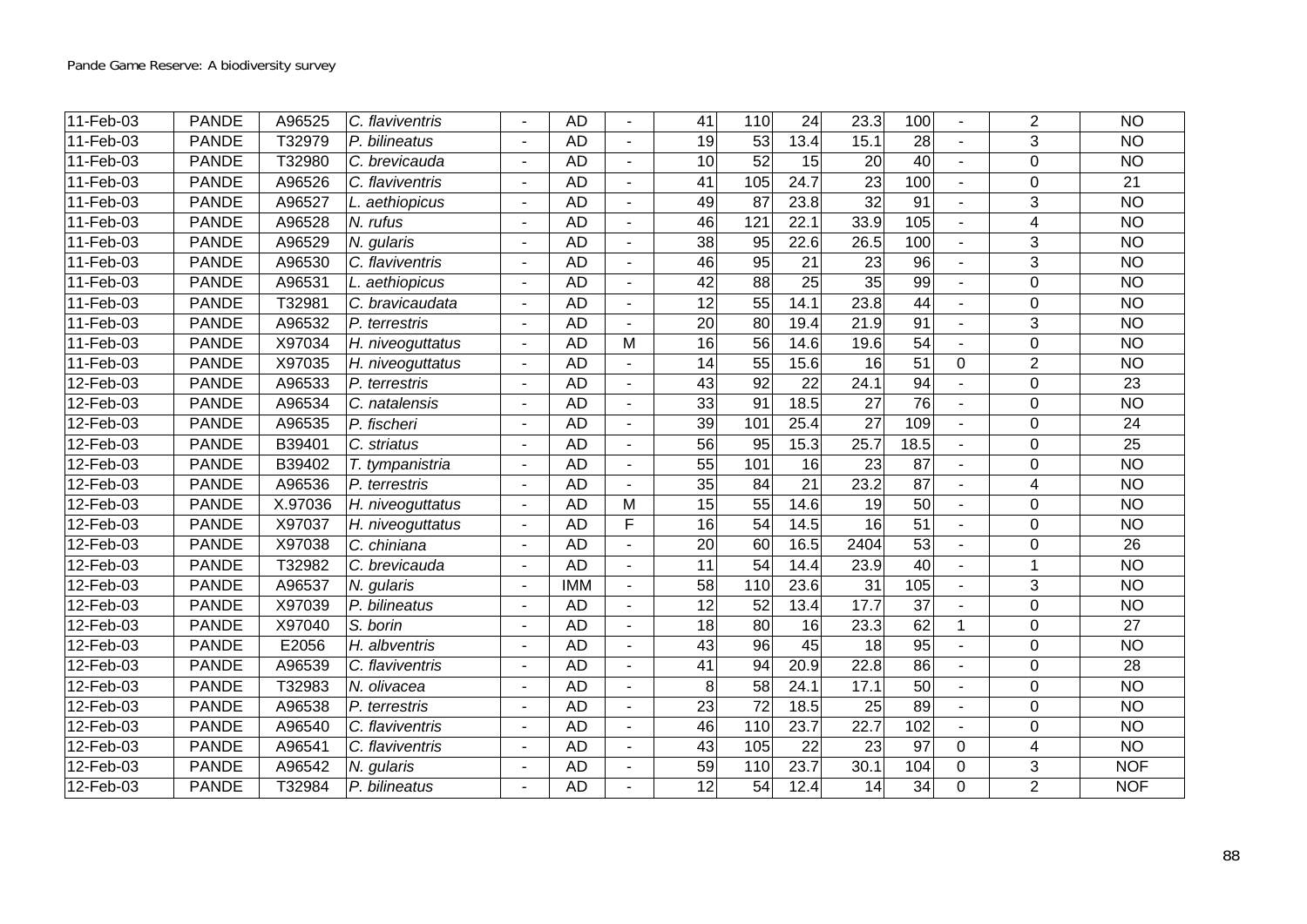| | | | | | | | | | | | | | | |
|---|---|---|---|---|---|---|---|---|---|---|---|---|---|---|
| 11-Feb-03 | PANDE | A96525 | *C. flaviventris* | - | AD | - | 41 | 110 | 24 | 23.3 | 100 | - | 2 | NO |
| 11-Feb-03 | PANDE | T32979 | *P. bilineatus* | - | AD | - | 19 | 53 | 13.4 | 15.1 | 28 | - | 3 | NO |
| 11-Feb-03 | PANDE | T32980 | *C. brevicauda* | - | AD | - | 10 | 52 | 15 | 20 | 40 | - | 0 | NO |
| 11-Feb-03 | PANDE | A96526 | *C. flaviventris* | - | AD | - | 41 | 105 | 24.7 | 23 | 100 | - | 0 | 21 |
| 11-Feb-03 | PANDE | A96527 | *L. aethiopicus* | - | AD | - | 49 | 87 | 23.8 | 32 | 91 | - | 3 | NO |
| 11-Feb-03 | PANDE | A96528 | *N. rufus* | - | AD | - | 46 | 121 | 22.1 | 33.9 | 105 | - | 4 | NO |
| 11-Feb-03 | PANDE | A96529 | *N. gularis* | - | AD | - | 38 | 95 | 22.6 | 26.5 | 100 | - | 3 | NO |
| 11-Feb-03 | PANDE | A96530 | *C. flaviventris* | - | AD | - | 46 | 95 | 21 | 23 | 96 | - | 3 | NO |
| 11-Feb-03 | PANDE | A96531 | *L. aethiopicus* | - | AD | - | 42 | 88 | 25 | 35 | 99 | - | 0 | NO |
| 11-Feb-03 | PANDE | T32981 | *C. bravicaudata* | - | AD | - | 12 | 55 | 14.1 | 23.8 | 44 | - | 0 | NO |
| 11-Feb-03 | PANDE | A96532 | *P. terrestris* | - | AD | - | 20 | 80 | 19.4 | 21.9 | 91 | - | 3 | NO |
| 11-Feb-03 | PANDE | X97034 | *H. niveoguttatus* | - | AD | M | 16 | 56 | 14.6 | 19.6 | 54 | - | 0 | NO |
| 11-Feb-03 | PANDE | X97035 | *H. niveoguttatus* | - | AD | - | 14 | 55 | 15.6 | 16 | 51 | 0 | 2 | NO |
| 12-Feb-03 | PANDE | A96533 | *P. terrestris* | - | AD | - | 43 | 92 | 22 | 24.1 | 94 | - | 0 | 23 |
| 12-Feb-03 | PANDE | A96534 | *C. natalensis* | - | AD | - | 33 | 91 | 18.5 | 27 | 76 | - | 0 | NO |
| 12-Feb-03 | PANDE | A96535 | *P. fischeri* | - | AD | - | 39 | 101 | 25.4 | 27 | 109 | - | 0 | 24 |
| 12-Feb-03 | PANDE | B39401 | *C. striatus* | - | AD | - | 56 | 95 | 15.3 | 25.7 | 18.5 | - | 0 | 25 |
| 12-Feb-03 | PANDE | B39402 | *T. tympanistria* | - | AD | - | 55 | 101 | 16 | 23 | 87 | - | 0 | NO |
| 12-Feb-03 | PANDE | A96536 | *P. terrestris* | - | AD | - | 35 | 84 | 21 | 23.2 | 87 | - | 4 | NO |
| 12-Feb-03 | PANDE | X.97036 | *H. niveoguttatus* | - | AD | M | 15 | 55 | 14.6 | 19 | 50 | - | 0 | NO |
| 12-Feb-03 | PANDE | X97037 | *H. niveoguttatus* | - | AD | F | 16 | 54 | 14.5 | 16 | 51 | - | 0 | NO |
| 12-Feb-03 | PANDE | X97038 | *C. chiniana* | - | AD | - | 20 | 60 | 16.5 | 2404 | 53 | - | 0 | 26 |
| 12-Feb-03 | PANDE | T32982 | *C. brevicauda* | - | AD | - | 11 | 54 | 14.4 | 23.9 | 40 | - | 1 | NO |
| 12-Feb-03 | PANDE | A96537 | *N. gularis* | - | IMM | - | 58 | 110 | 23.6 | 31 | 105 | - | 3 | NO |
| 12-Feb-03 | PANDE | X97039 | *P. bilineatus* | - | AD | - | 12 | 52 | 13.4 | 17.7 | 37 | - | 0 | NO |
| 12-Feb-03 | PANDE | X97040 | *S. borin* | - | AD | - | 18 | 80 | 16 | 23.3 | 62 | 1 | 0 | 27 |
| 12-Feb-03 | PANDE | E2056 | *H. albventris* | - | AD | - | 43 | 96 | 45 | 18 | 95 | - | 0 | NO |
| 12-Feb-03 | PANDE | A96539 | *C. flaviventris* | - | AD | - | 41 | 94 | 20.9 | 22.8 | 86 | - | 0 | 28 |
| 12-Feb-03 | PANDE | T32983 | *N. olivacea* | - | AD | - | 8 | 58 | 24.1 | 17.1 | 50 | - | 0 | NO |
| 12-Feb-03 | PANDE | A96538 | *P. terrestris* | - | AD | - | 23 | 72 | 18.5 | 25 | 89 | - | 0 | NO |
| 12-Feb-03 | PANDE | A96540 | *C. flaviventris* | - | AD | - | 46 | 110 | 23.7 | 22.7 | 102 | - | 0 | NO |
| 12-Feb-03 | PANDE | A96541 | *C. flaviventris* | - | AD | - | 43 | 105 | 22 | 23 | 97 | 0 | 4 | NO |
| 12-Feb-03 | PANDE | A96542 | *N. gularis* | - | AD | - | 59 | 110 | 23.7 | 30.1 | 104 | 0 | 3 | NOF |
| 12-Feb-03 | PANDE | T32984 | *P. bilineatus* | - | AD | - | 12 | 54 | 12.4 | 14 | 34 | 0 | 2 | NOF |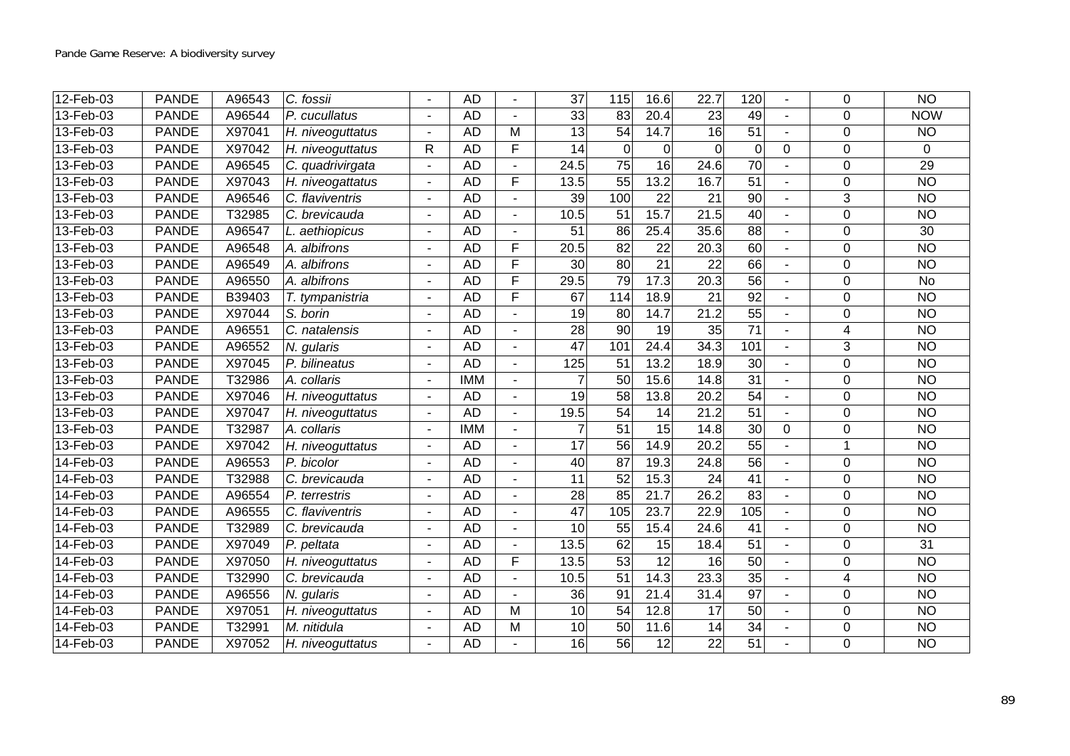| | | | | | | | | | | | | | | |
|---|---|---|---|---|---|---|---|---|---|---|---|---|---|---|
| 12-Feb-03 | PANDE | A96543 | *C. fossii* | - | AD | - | 37 | 115 | 16.6 | 22.7 | 120 | - | 0 | NO |
| 13-Feb-03 | PANDE | A96544 | *P. cucullatus* | - | AD | - | 33 | 83 | 20.4 | 23 | 49 | - | 0 | NOW |
| 13-Feb-03 | PANDE | X97041 | *H. niveoguttatus* | - | AD | M | 13 | 54 | 14.7 | 16 | 51 | - | 0 | NO |
| 13-Feb-03 | PANDE | X97042 | *H. niveoguttatus* | R | AD | F | 14 | 0 | 0 | 0 | 0 | 0 | 0 | 0 |
| 13-Feb-03 | PANDE | A96545 | *C. quadrivirgata* | - | AD | - | 24.5 | 75 | 16 | 24.6 | 70 | - | 0 | 29 |
| 13-Feb-03 | PANDE | X97043 | *H. niveogattatus* | - | AD | F | 13.5 | 55 | 13.2 | 16.7 | 51 | - | 0 | NO |
| 13-Feb-03 | PANDE | A96546 | *C. flaviventris* | - | AD | - | 39 | 100 | 22 | 21 | 90 | - | 3 | NO |
| 13-Feb-03 | PANDE | T32985 | *C. brevicauda* | - | AD | - | 10.5 | 51 | 15.7 | 21.5 | 40 | - | 0 | NO |
| 13-Feb-03 | PANDE | A96547 | *L. aethiopicus* | - | AD | - | 51 | 86 | 25.4 | 35.6 | 88 | - | 0 | 30 |
| 13-Feb-03 | PANDE | A96548 | *A. albifrons* | - | AD | F | 20.5 | 82 | 22 | 20.3 | 60 | - | 0 | NO |
| 13-Feb-03 | PANDE | A96549 | *A. albifrons* | - | AD | F | 30 | 80 | 21 | 22 | 66 | - | 0 | NO |
| 13-Feb-03 | PANDE | A96550 | *A. albifrons* | - | AD | F | 29.5 | 79 | 17.3 | 20.3 | 56 | - | 0 | No |
| 13-Feb-03 | PANDE | B39403 | *T. tympanistria* | - | AD | F | 67 | 114 | 18.9 | 21 | 92 | - | 0 | NO |
| 13-Feb-03 | PANDE | X97044 | *S. borin* | - | AD | - | 19 | 80 | 14.7 | 21.2 | 55 | - | 0 | NO |
| 13-Feb-03 | PANDE | A96551 | *C. natalensis* | - | AD | - | 28 | 90 | 19 | 35 | 71 | - | 4 | NO |
| 13-Feb-03 | PANDE | A96552 | *N. gularis* | - | AD | - | 47 | 101 | 24.4 | 34.3 | 101 | - | 3 | NO |
| 13-Feb-03 | PANDE | X97045 | *P. bilineatus* | - | AD | - | 125 | 51 | 13.2 | 18.9 | 30 | - | 0 | NO |
| 13-Feb-03 | PANDE | T32986 | *A. collaris* | - | IMM | - | 7 | 50 | 15.6 | 14.8 | 31 | - | 0 | NO |
| 13-Feb-03 | PANDE | X97046 | *H. niveoguttatus* | - | AD | - | 19 | 58 | 13.8 | 20.2 | 54 | - | 0 | NO |
| 13-Feb-03 | PANDE | X97047 | *H. niveoguttatus* | - | AD | - | 19.5 | 54 | 14 | 21.2 | 51 | - | 0 | NO |
| 13-Feb-03 | PANDE | T32987 | *A. collaris* | - | IMM | - | 7 | 51 | 15 | 14.8 | 30 | 0 | 0 | NO |
| 13-Feb-03 | PANDE | X97042 | *H. niveoguttatus* | - | AD | - | 17 | 56 | 14.9 | 20.2 | 55 | - | 1 | NO |
| 14-Feb-03 | PANDE | A96553 | *P. bicolor* | - | AD | - | 40 | 87 | 19.3 | 24.8 | 56 | - | 0 | NO |
| 14-Feb-03 | PANDE | T32988 | *C. brevicauda* | - | AD | - | 11 | 52 | 15.3 | 24 | 41 | - | 0 | NO |
| 14-Feb-03 | PANDE | A96554 | *P. terrestris* | - | AD | - | 28 | 85 | 21.7 | 26.2 | 83 | - | 0 | NO |
| 14-Feb-03 | PANDE | A96555 | *C. flaviventris* | - | AD | - | 47 | 105 | 23.7 | 22.9 | 105 | - | 0 | NO |
| 14-Feb-03 | PANDE | T32989 | *C. brevicauda* | - | AD | - | 10 | 55 | 15.4 | 24.6 | 41 | - | 0 | NO |
| 14-Feb-03 | PANDE | X97049 | *P. peltata* | - | AD | - | 13.5 | 62 | 15 | 18.4 | 51 | - | 0 | 31 |
| 14-Feb-03 | PANDE | X97050 | *H. niveoguttatus* | - | AD | F | 13.5 | 53 | 12 | 16 | 50 | - | 0 | NO |
| 14-Feb-03 | PANDE | T32990 | *C. brevicauda* | - | AD | - | 10.5 | 51 | 14.3 | 23.3 | 35 | - | 4 | NO |
| 14-Feb-03 | PANDE | A96556 | *N. gularis* | - | AD | - | 36 | 91 | 21.4 | 31.4 | 97 | - | 0 | NO |
| 14-Feb-03 | PANDE | X97051 | *H. niveoguttatus* | - | AD | M | 10 | 54 | 12.8 | 17 | 50 | - | 0 | NO |
| 14-Feb-03 | PANDE | T32991 | *M. nitidula* | - | AD | M | 10 | 50 | 11.6 | 14 | 34 | - | 0 | NO |
| 14-Feb-03 | PANDE | X97052 | *H. niveoguttatus* | - | AD | - | 16 | 56 | 12 | 22 | 51 | - | 0 | NO |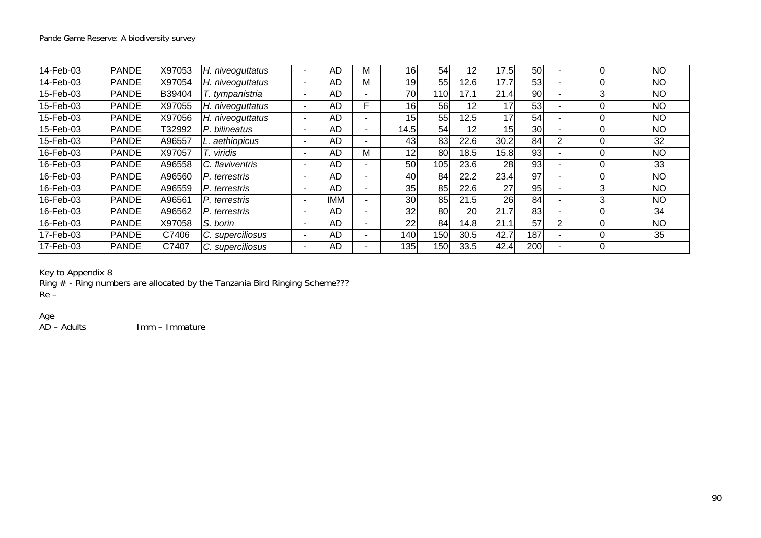| | | | | | | | | | | | | | | |
|---|---|---|---|---|---|---|---|---|---|---|---|---|---|---|
| 14-Feb-03 | PANDE | X97053 | *H. niveoguttatus* | - | AD | M | 16 | 54 | 12 | 17.5 | 50 | - | 0 | NO |
| 14-Feb-03 | PANDE | X97054 | *H. niveoguttatus* | - | AD | M | 19 | 55 | 12.6 | 17.7 | 53 | - | 0 | NO |
| 15-Feb-03 | PANDE | B39404 | *T. tympanistria* | - | AD | - | 70 | 110 | 17.1 | 21.4 | 90 | - | 3 | NO |
| 15-Feb-03 | PANDE | X97055 | *H. niveoguttatus* | - | AD | F | 16 | 56 | 12 | 17 | 53 | - | 0 | NO |
| 15-Feb-03 | PANDE | X97056 | *H. niveoguttatus* | - | AD | - | 15 | 55 | 12.5 | 17 | 54 | - | 0 | NO |
| 15-Feb-03 | PANDE | T32992 | *P. bilineatus* | - | AD | - | 14.5 | 54 | 12 | 15 | 30 | - | 0 | NO |
| 15-Feb-03 | PANDE | A96557 | *L. aethiopicus* | - | AD | - | 43 | 83 | 22.6 | 30.2 | 84 | 2 | 0 | 32 |
| 16-Feb-03 | PANDE | X97057 | *T. viridis* | - | AD | M | 12 | 80 | 18.5 | 15.8 | 93 | - | 0 | NO |
| 16-Feb-03 | PANDE | A96558 | *C. flaviventris* | - | AD | - | 50 | 105 | 23.6 | 28 | 93 | - | 0 | 33 |
| 16-Feb-03 | PANDE | A96560 | *P. terrestris* | - | AD | - | 40 | 84 | 22.2 | 23.4 | 97 | - | 0 | NO |
| 16-Feb-03 | PANDE | A96559 | *P. terrestris* | - | AD | - | 35 | 85 | 22.6 | 27 | 95 | - | 3 | NO |
| 16-Feb-03 | PANDE | A96561 | *P. terrestris* | - | IMM | - | 30 | 85 | 21.5 | 26 | 84 | - | 3 | NO |
| 16-Feb-03 | PANDE | A96562 | *P. terrestris* | - | AD | - | 32 | 80 | 20 | 21.7 | 83 | - | 0 | 34 |
| 16-Feb-03 | PANDE | X97058 | *S. borin* | - | AD | - | 22 | 84 | 14.8 | 21.1 | 57 | 2 | 0 | NO |
| 17-Feb-03 | PANDE | C7406 | *C. superciliosus* | - | AD | - | 140 | 150 | 30.5 | 42.7 | 187 | - | 0 | 35 |
| 17-Feb-03 | PANDE | C7407 | *C. superciliosus* | - | AD | - | 135 | 150 | 33.5 | 42.4 | 200 | - | 0 | |

Key to Appendix 8

Ring # - Ring numbers are allocated by the Tanzania Bird Ringing Scheme???

Re –

<u>Age</u>

AD – Adults Imm – Immature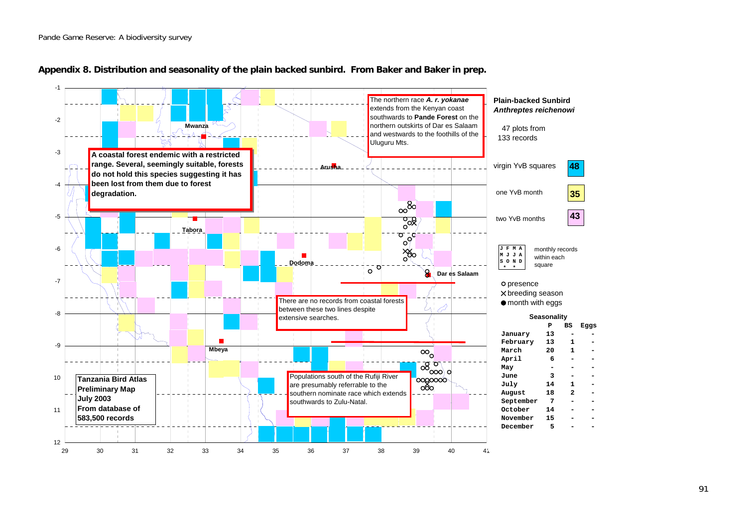## Appendix 8. Distribution and seasonality of the plain backed sunbird. From Baker and Baker in prep.

The northern race ***A. r. yokanae*** extends from the Kenyan coast southwards to **Pande Forest** on the northern outskirts of Dar es Salaam and westwards to the foothills of the Uluguru Mts.

**A coastal forest endemic with a restricted range. Several, seemingly suitable, forests do not hold this species suggesting it has been lost from them due to forest degradation.**

There are no records from coastal forests between these two lines despite extensive searches.

Populations south of the Rufiji River are presumably referrable to the southern nominate race which extends southwards to Zulu-Natal.

**Tanzania Bird Atlas Preliminary Map July 2003 From database of 583,500 records**

Mwanza, Arusha, Tabora, Dodoma, Dar es Salaam, Mbeya

**Plain-backed Sunbird**
***Anthreptes reichenowi***

47 plots from 133 records

| | |
|---|---|
| virgin YvB squares | 48 |
| one YvB month | 35 |
| two YvB months | 43 |

```
J F M A
M J J A
S O N D
```
monthly records within each square

- ○ presence
- × breeding season
- ● month with eggs

**Seasonality**

| | P | BS | Eggs |
|---|---|---|---|
| January | 13 | - | - |
| February | 13 | 1 | - |
| March | 20 | 1 | - |
| April | 6 | - | - |
| May | - | - | - |
| June | 3 | - | - |
| July | 14 | 1 | - |
| August | 18 | 2 | - |
| September | 7 | - | - |
| October | 14 | - | - |
| November | 15 | - | - |
| December | 5 | - | - |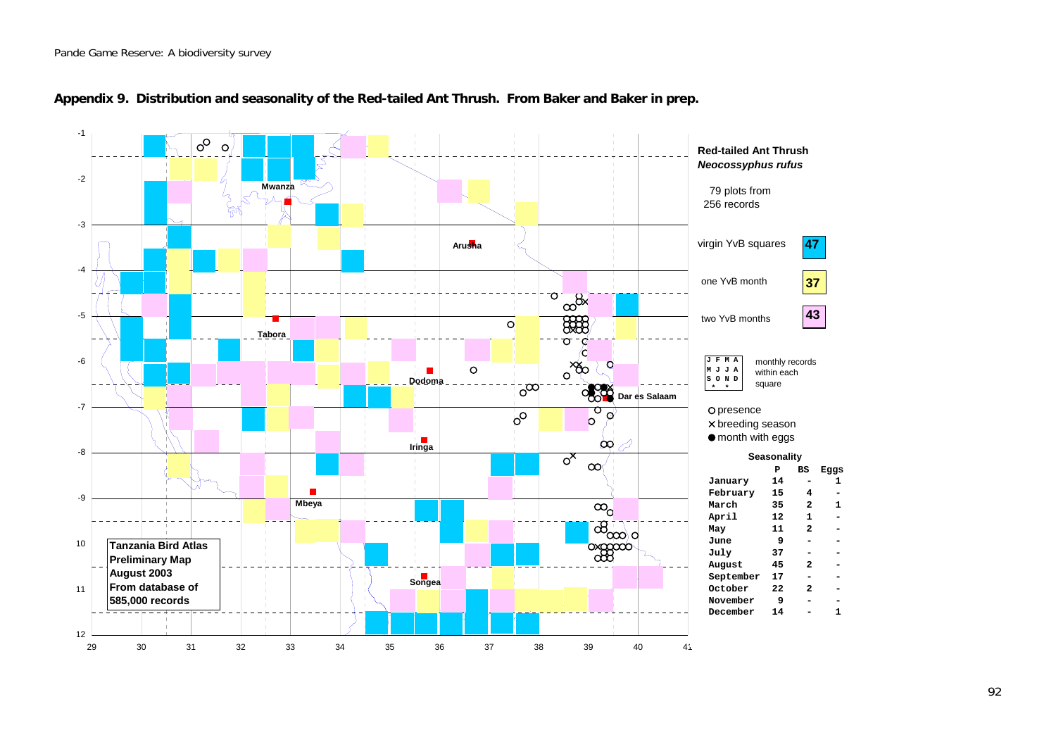## Appendix 9. Distribution and seasonality of the Red-tailed Ant Thrush. From Baker and Baker in prep.

**Red-tailed Ant Thrush**
***Neocossyphus rufus***

79 plots from
256 records

virgin YvB squares **47**

one YvB month **37**

two YvB months **43**

| J | F | M | A |
|---|---|---|---|
| M | J | J | A |
| S | O | N | D |

monthly records within each square

○ presence
× breeding season
● month with eggs

**Seasonality**

| | P | BS | Eggs |
|---|---|---|---|
| January | 14 | - | 1 |
| February | 15 | 4 | - |
| March | 35 | 2 | 1 |
| April | 12 | 1 | - |
| May | 11 | 2 | - |
| June | 9 | - | - |
| July | 37 | - | - |
| August | 45 | 2 | - |
| September | 17 | - | - |
| October | 22 | 2 | - |
| November | 9 | - | - |
| December | 14 | - | 1 |

**Tanzania Bird Atlas**
**Preliminary Map**
**August 2003**
**From database of**
**585,000 records**

Mwanza, Arusha, Tabora, Dodoma, Dar es Salaam, Iringa, Mbeya, Songea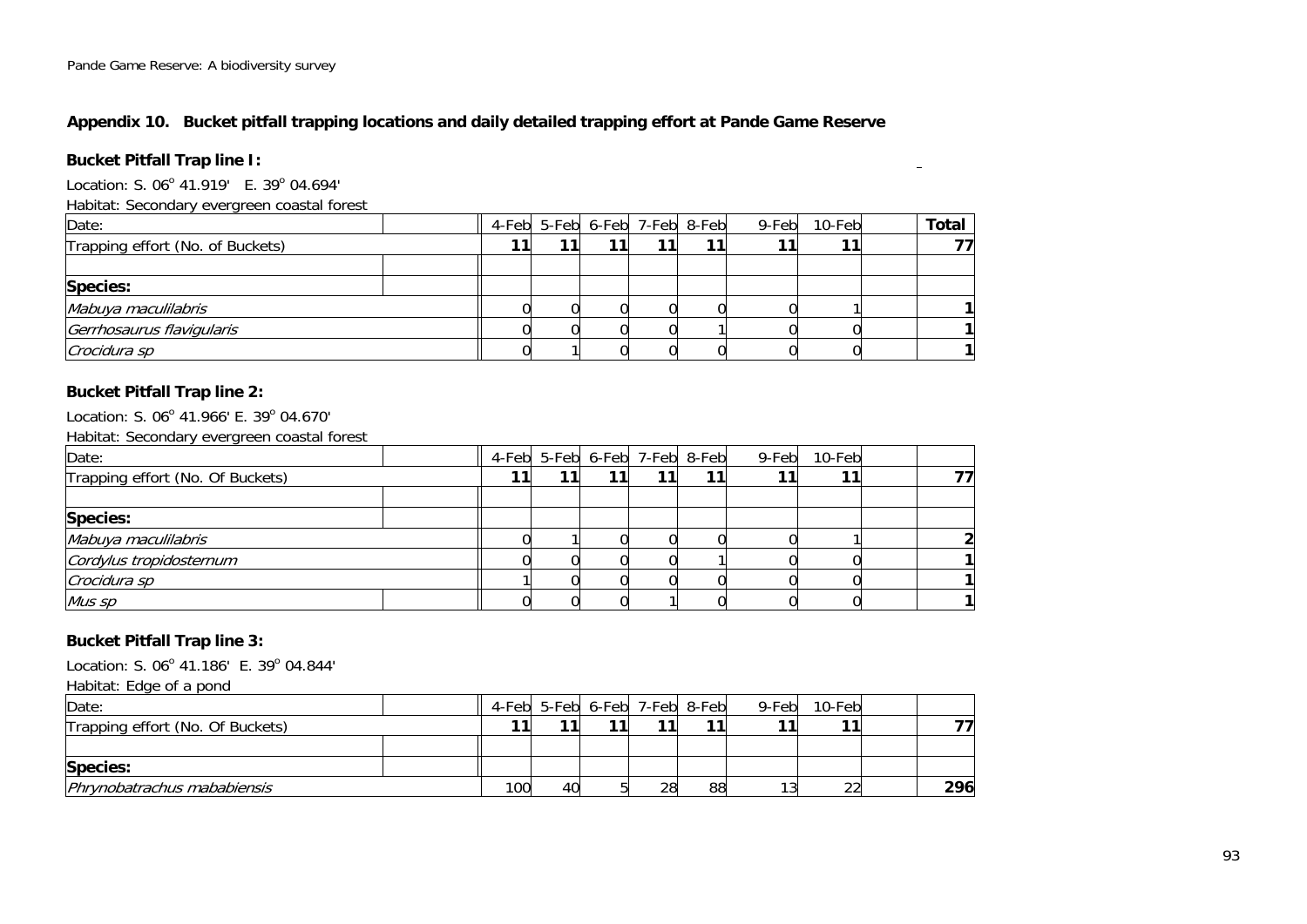## Appendix 10. Bucket pitfall trapping locations and daily detailed trapping effort at Pande Game Reserve

### Bucket Pitfall Trap line I:

Location: S. 06° 41.919' E. 39° 04.694'

Habitat: Secondary evergreen coastal forest

| Date: | 4-Feb | 5-Feb | 6-Feb | 7-Feb | 8-Feb | 9-Feb | 10-Feb | Total |
|---|---|---|---|---|---|---|---|---|
| Trapping effort (No. of Buckets) | **11** | **11** | **11** | **11** | **11** | **11** | **11** | **77** |
| | | | | | | | | |
| **Species:** | | | | | | | | |
| *Mabuya maculilabris* | 0 | 0 | 0 | 0 | 0 | 0 | 1 | **1** |
| *Gerrhosaurus flavigularis* | 0 | 0 | 0 | 0 | 1 | 0 | 0 | **1** |
| *Crocidura sp* | 0 | 1 | 0 | 0 | 0 | 0 | 0 | **1** |

### Bucket Pitfall Trap line 2:

Location: S. 06° 41.966' E. 39° 04.670'

Habitat: Secondary evergreen coastal forest

| Date: | 4-Feb | 5-Feb | 6-Feb | 7-Feb | 8-Feb | 9-Feb | 10-Feb | |
|---|---|---|---|---|---|---|---|---|
| Trapping effort (No. Of Buckets) | **11** | **11** | **11** | **11** | **11** | **11** | **11** | **77** |
| | | | | | | | | |
| **Species:** | | | | | | | | |
| *Mabuya maculilabris* | 0 | 1 | 0 | 0 | 0 | 0 | 1 | **2** |
| *Cordylus tropidosternum* | 0 | 0 | 0 | 0 | 1 | 0 | 0 | **1** |
| *Crocidura sp* | 1 | 0 | 0 | 0 | 0 | 0 | 0 | **1** |
| *Mus sp* | 0 | 0 | 0 | 1 | 0 | 0 | 0 | **1** |

### Bucket Pitfall Trap line 3:

Location: S. 06° 41.186' E. 39° 04.844'

Habitat: Edge of a pond

| Date: | 4-Feb | 5-Feb | 6-Feb | 7-Feb | 8-Feb | 9-Feb | 10-Feb | |
|---|---|---|---|---|---|---|---|---|
| Trapping effort (No. Of Buckets) | **11** | **11** | **11** | **11** | **11** | **11** | **11** | **77** |
| | | | | | | | | |
| **Species:** | | | | | | | | |
| *Phrynobatrachus mababiensis* | 100 | 40 | 5 | 28 | 88 | 13 | 22 | **296** |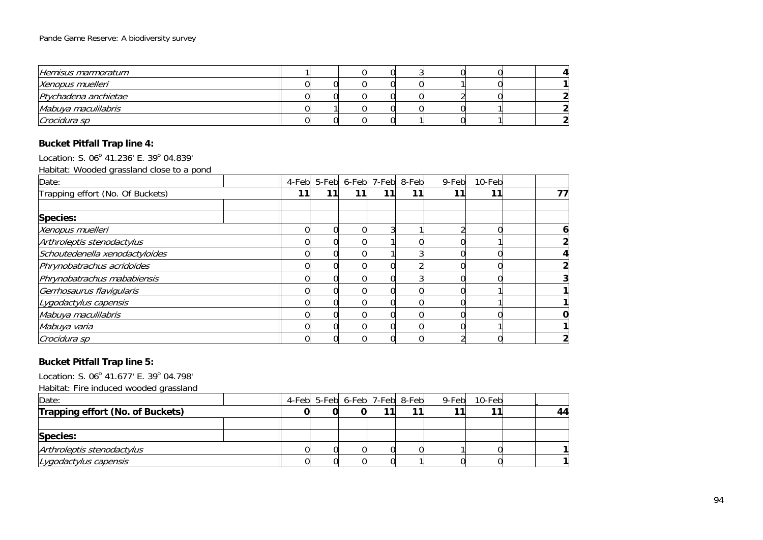| | | | | | | | | | | |
|---|---|---|---|---|---|---|---|---|---|---|
| *Hemisus marmoratum* | | 1 | | 0 | 0 | 3 | 0 | 0 | | **4** |
| *Xenopus muelleri* | | 0 | 0 | 0 | 0 | 0 | 1 | 0 | | **1** |
| *Ptychadena anchietae* | | 0 | 0 | 0 | 0 | 0 | 2 | 0 | | **2** |
| *Mabuya maculilabris* | | 0 | 1 | 0 | 0 | 0 | 0 | 1 | | **2** |
| *Crocidura sp* | | 0 | 0 | 0 | 0 | 1 | 0 | 1 | | **2** |

**Bucket Pitfall Trap line 4:**

Location: S. 06° 41.236' E. 39° 04.839'

Habitat: Wooded grassland close to a pond

| Date: | | 4-Feb | 5-Feb | 6-Feb | 7-Feb | 8-Feb | 9-Feb | 10-Feb | | |
|---|---|---|---|---|---|---|---|---|---|---|
| Trapping effort (No. Of Buckets) | | **11** | **11** | **11** | **11** | **11** | **11** | **11** | | **77** |
| | | | | | | | | | | |
| **Species:** | | | | | | | | | | |
| *Xenopus muelleri* | | 0 | 0 | 0 | 3 | 1 | 2 | 0 | | **6** |
| *Arthroleptis stenodactylus* | | 0 | 0 | 0 | 1 | 0 | 0 | 1 | | **2** |
| *Schoutedenella xenodactyloides* | | 0 | 0 | 0 | 1 | 3 | 0 | 0 | | **4** |
| *Phrynobatrachus acridoides* | | 0 | 0 | 0 | 0 | 2 | 0 | 0 | | **2** |
| *Phrynobatrachus mababiensis* | | 0 | 0 | 0 | 0 | 3 | 0 | 0 | | **3** |
| *Gerrhosaurus flavigularis* | | 0 | 0 | 0 | 0 | 0 | 0 | 1 | | **1** |
| *Lygodactylus capensis* | | 0 | 0 | 0 | 0 | 0 | 0 | 1 | | **1** |
| *Mabuya maculilabris* | | 0 | 0 | 0 | 0 | 0 | 0 | 0 | | **0** |
| *Mabuya varia* | | 0 | 0 | 0 | 0 | 0 | 0 | 1 | | **1** |
| *Crocidura sp* | | 0 | 0 | 0 | 0 | 0 | 2 | 0 | | **2** |

**Bucket Pitfall Trap line 5:**

Location: S. 06° 41.677' E. 39° 04.798'

Habitat: Fire induced wooded grassland

| Date: | | 4-Feb | 5-Feb | 6-Feb | 7-Feb | 8-Feb | 9-Feb | 10-Feb | | |
|---|---|---|---|---|---|---|---|---|---|---|
| **Trapping effort (No. of Buckets)** | | **0** | **0** | **0** | **11** | **11** | **11** | **11** | | **44** |
| | | | | | | | | | | |
| **Species:** | | | | | | | | | | |
| *Arthroleptis stenodactylus* | | 0 | 0 | 0 | 0 | 0 | 1 | 0 | | **1** |
| *Lygodactylus capensis* | | 0 | 0 | 0 | 0 | 1 | 0 | 0 | | **1** |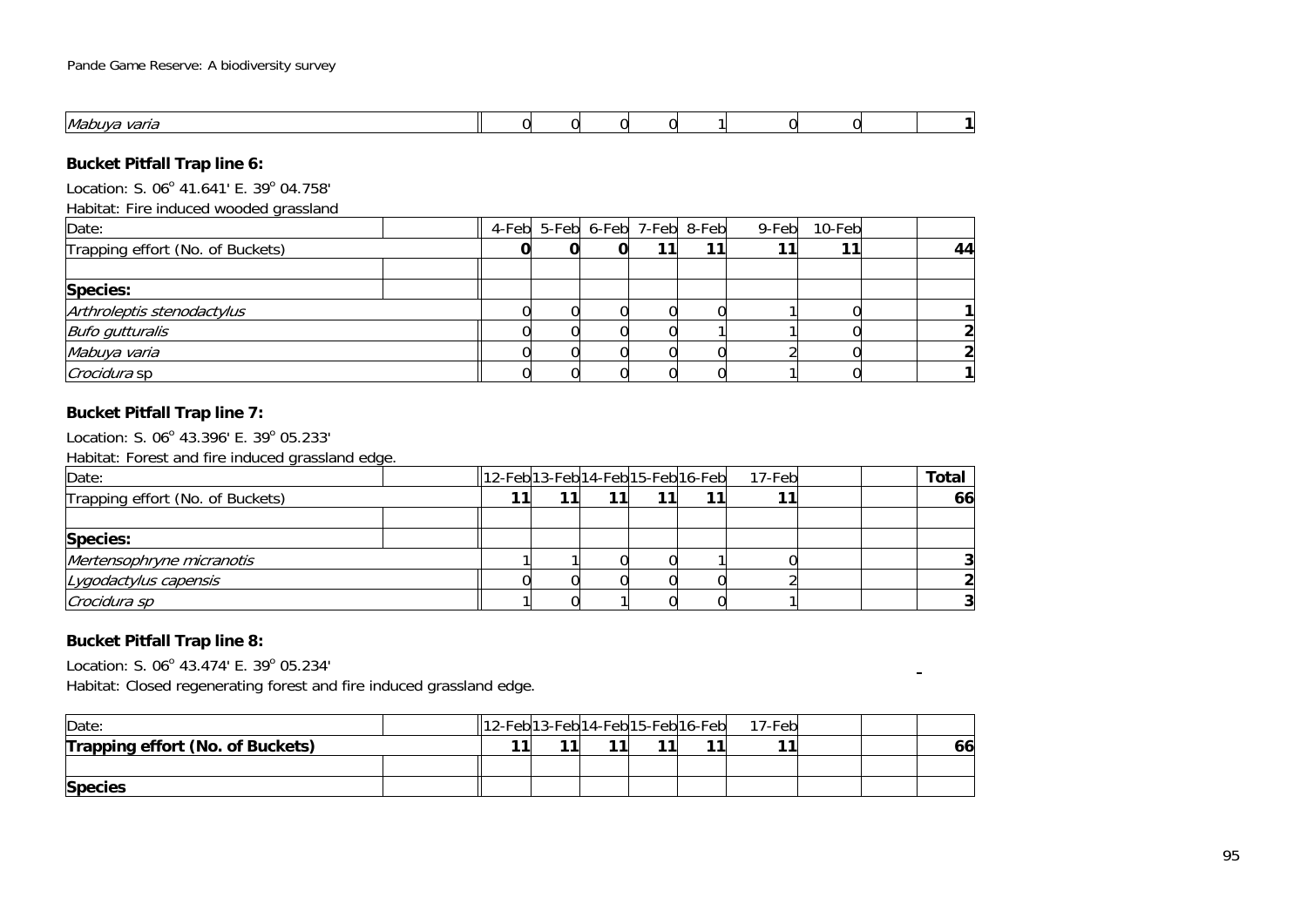| *Mabuya varia* | | 0 | 0 | 0 | 0 | 1 | 0 | 0 | | 1 |
|---|---|---|---|---|---|---|---|---|---|---|

**Bucket Pitfall Trap line 6:**

Location: S. 06° 41.641' E. 39° 04.758'

Habitat: Fire induced wooded grassland

| Date: | | 4-Feb | 5-Feb | 6-Feb | 7-Feb | 8-Feb | 9-Feb | 10-Feb | | |
|---|---|---|---|---|---|---|---|---|---|---|
| Trapping effort (No. of Buckets) | | **0** | **0** | **0** | **11** | **11** | **11** | **11** | | **44** |
| | | | | | | | | | | |
| **Species:** | | | | | | | | | | |
| *Arthroleptis stenodactylus* | | 0 | 0 | 0 | 0 | 0 | 1 | 0 | | **1** |
| *Bufo gutturalis* | | 0 | 0 | 0 | 0 | 1 | 1 | 0 | | **2** |
| *Mabuya varia* | | 0 | 0 | 0 | 0 | 0 | 2 | 0 | | **2** |
| *Crocidura* sp | | 0 | 0 | 0 | 0 | 0 | 1 | 0 | | **1** |

**Bucket Pitfall Trap line 7:**

Location: S. 06° 43.396' E. 39° 05.233'

Habitat: Forest and fire induced grassland edge.

| Date: | | 12-Feb | 13-Feb | 14-Feb | 15-Feb | 16-Feb | 17-Feb | | | **Total** |
|---|---|---|---|---|---|---|---|---|---|---|
| Trapping effort (No. of Buckets) | | **11** | **11** | **11** | **11** | **11** | **11** | | | **66** |
| | | | | | | | | | | |
| **Species:** | | | | | | | | | | |
| *Mertensophryne micranotis* | | 1 | 1 | 0 | 0 | 1 | 0 | | | **3** |
| *Lygodactylus capensis* | | 0 | 0 | 0 | 0 | 0 | 2 | | | **2** |
| *Crocidura sp* | | 1 | 0 | 1 | 0 | 0 | 1 | | | **3** |

**Bucket Pitfall Trap line 8:**

Location: S. 06° 43.474' E. 39° 05.234'

Habitat: Closed regenerating forest and fire induced grassland edge.

| Date: | | 12-Feb | 13-Feb | 14-Feb | 15-Feb | 16-Feb | 17-Feb | | | |
|---|---|---|---|---|---|---|---|---|---|---|
| **Trapping effort (No. of Buckets)** | | **11** | **11** | **11** | **11** | **11** | **11** | | | **66** |
| | | | | | | | | | | |
| **Species** | | | | | | | | | | |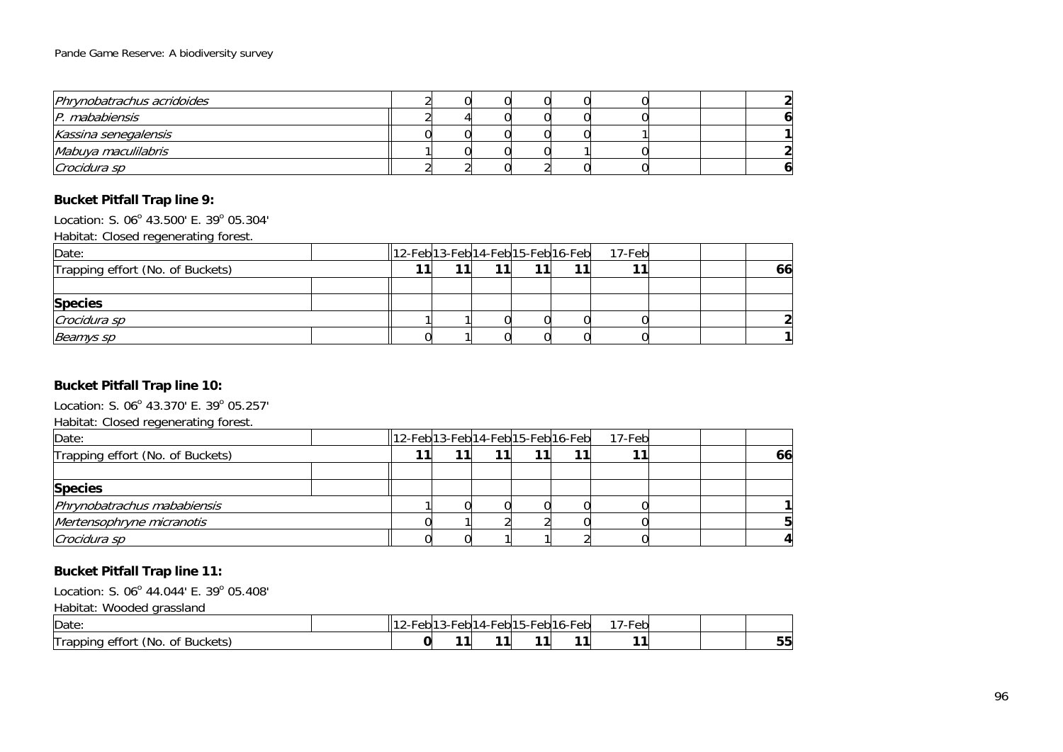| | | | | | | | | | |
|---|---|---|---|---|---|---|---|---|---|
| *Phrynobatrachus acridoides* | 2 | 0 | 0 | 0 | 0 | 0 | | | **2** |
| *P. mababiensis* | 2 | 4 | 0 | 0 | 0 | 0 | | | **6** |
| *Kassina senegalensis* | 0 | 0 | 0 | 0 | 0 | 1 | | | **1** |
| *Mabuya maculilabris* | 1 | 0 | 0 | 0 | 1 | 0 | | | **2** |
| *Crocidura sp* | 2 | 2 | 0 | 2 | 0 | 0 | | | **6** |

### Bucket Pitfall Trap line 9:

Location: S. 06° 43.500' E. 39° 05.304'

Habitat: Closed regenerating forest.

| Date: | 12-Feb | 13-Feb | 14-Feb | 15-Feb | 16-Feb | 17-Feb | | | |
|---|---|---|---|---|---|---|---|---|---|
| Trapping effort (No. of Buckets) | **11** | **11** | **11** | **11** | **11** | **11** | | | **66** |
| | | | | | | | | | |
| **Species** | | | | | | | | | |
| *Crocidura sp* | 1 | 1 | 0 | 0 | 0 | 0 | | | **2** |
| *Beamys sp* | 0 | 1 | 0 | 0 | 0 | 0 | | | **1** |

### Bucket Pitfall Trap line 10:

Location: S. 06° 43.370' E. 39° 05.257'

Habitat: Closed regenerating forest.

| Date: | 12-Feb | 13-Feb | 14-Feb | 15-Feb | 16-Feb | 17-Feb | | | |
|---|---|---|---|---|---|---|---|---|---|
| Trapping effort (No. of Buckets) | **11** | **11** | **11** | **11** | **11** | **11** | | | **66** |
| | | | | | | | | | |
| **Species** | | | | | | | | | |
| *Phrynobatrachus mababiensis* | 1 | 0 | 0 | 0 | 0 | 0 | | | **1** |
| *Mertensophryne micranotis* | 0 | 1 | 2 | 2 | 0 | 0 | | | **5** |
| *Crocidura sp* | 0 | 0 | 1 | 1 | 2 | 0 | | | **4** |

### Bucket Pitfall Trap line 11:

Location: S. 06° 44.044' E. 39° 05.408'

Habitat: Wooded grassland

| Date: | 12-Feb | 13-Feb | 14-Feb | 15-Feb | 16-Feb | 17-Feb | | | |
|---|---|---|---|---|---|---|---|---|---|
| Trapping effort (No. of Buckets) | **0** | **11** | **11** | **11** | **11** | **11** | | | **55** |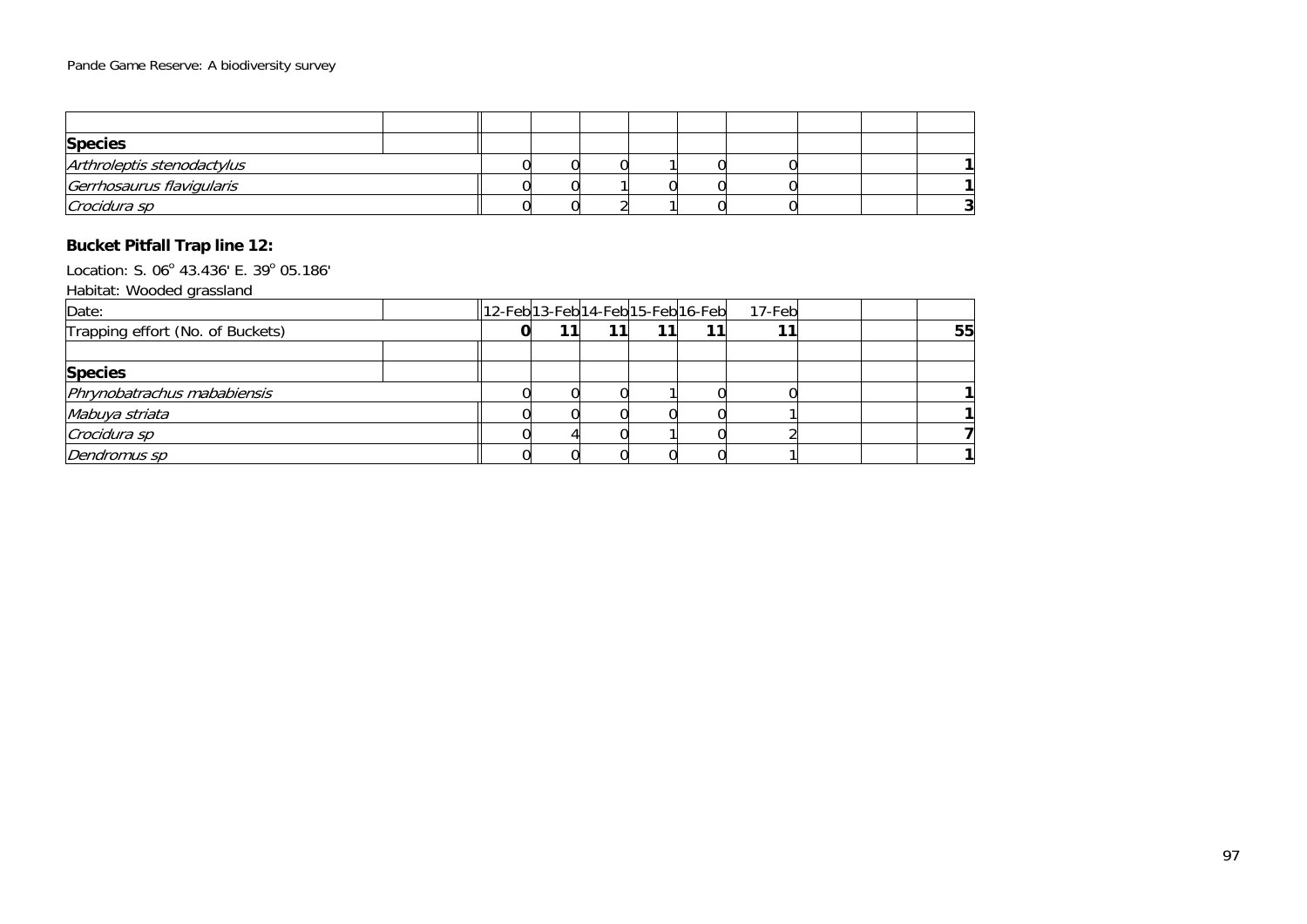| | | | | | | | | | | |
|---|---|---|---|---|---|---|---|---|---|---|
| | | | | | | | | | | |
| **Species** | | | | | | | | | | |
| *Arthroleptis stenodactylus* | | 0 | 0 | 0 | 1 | 0 | 0 | | | **1** |
| *Gerrhosaurus flavigularis* | | 0 | 0 | 1 | 0 | 0 | 0 | | | **1** |
| *Crocidura sp* | | 0 | 0 | 2 | 1 | 0 | 0 | | | **3** |

### Bucket Pitfall Trap line 12:

Location: S. 06° 43.436' E. 39° 05.186'

Habitat: Wooded grassland

| | | | | | | | | | | |
|---|---|---|---|---|---|---|---|---|---|---|
| Date: | | 12-Feb | 13-Feb | 14-Feb | 15-Feb | 16-Feb | 17-Feb | | | |
| Trapping effort (No. of Buckets) | | **0** | **11** | **11** | **11** | **11** | **11** | | | **55** |
| | | | | | | | | | | |
| **Species** | | | | | | | | | | |
| *Phrynobatrachus mababiensis* | | 0 | 0 | 0 | 1 | 0 | 0 | | | **1** |
| *Mabuya striata* | | 0 | 0 | 0 | 0 | 0 | 1 | | | **1** |
| *Crocidura sp* | | 0 | 4 | 0 | 1 | 0 | 2 | | | **7** |
| *Dendromus sp* | | 0 | 0 | 0 | 0 | 0 | 1 | | | **1** |